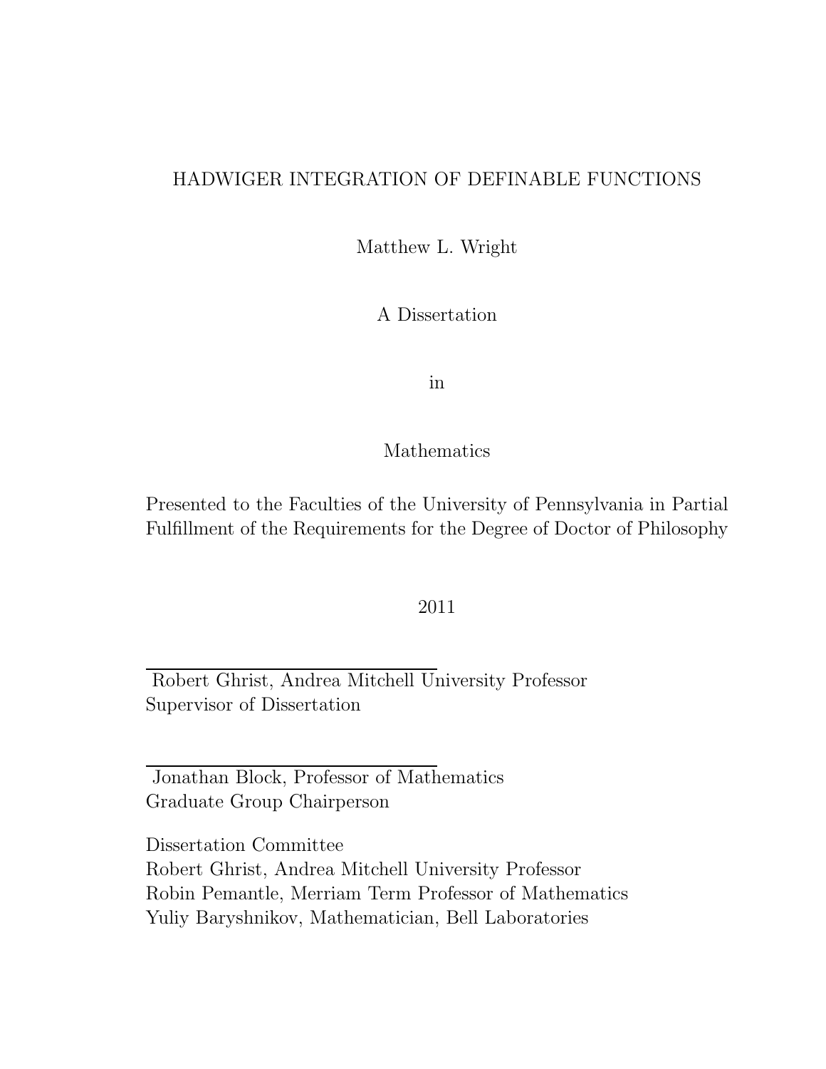# HADWIGER INTEGRATION OF DEFINABLE FUNCTIONS

Matthew L. Wright

A Dissertation

in

Mathematics

Presented to the Faculties of the University of Pennsylvania in Partial Fulfillment of the Requirements for the Degree of Doctor of Philosophy

2011

Robert Ghrist, Andrea Mitchell University Professor
Supervisor of Dissertation

Jonathan Block, Professor of Mathematics
Graduate Group Chairperson

Dissertation Committee
Robert Ghrist, Andrea Mitchell University Professor
Robin Pemantle, Merriam Term Professor of Mathematics
Yuliy Baryshnikov, Mathematician, Bell Laboratories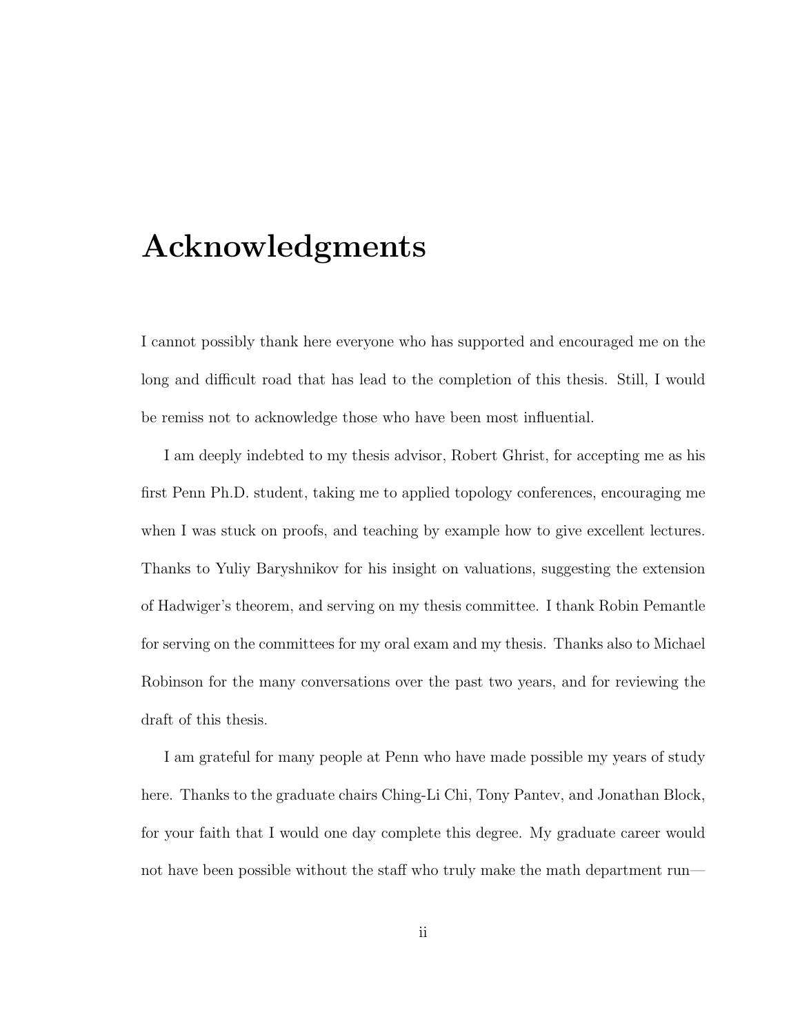# Acknowledgments

I cannot possibly thank here everyone who has supported and encouraged me on the long and difficult road that has lead to the completion of this thesis. Still, I would be remiss not to acknowledge those who have been most influential.

I am deeply indebted to my thesis advisor, Robert Ghrist, for accepting me as his first Penn Ph.D. student, taking me to applied topology conferences, encouraging me when I was stuck on proofs, and teaching by example how to give excellent lectures. Thanks to Yuliy Baryshnikov for his insight on valuations, suggesting the extension of Hadwiger's theorem, and serving on my thesis committee. I thank Robin Pemantle for serving on the committees for my oral exam and my thesis. Thanks also to Michael Robinson for the many conversations over the past two years, and for reviewing the draft of this thesis.

I am grateful for many people at Penn who have made possible my years of study here. Thanks to the graduate chairs Ching-Li Chi, Tony Pantev, and Jonathan Block, for your faith that I would one day complete this degree. My graduate career would not have been possible without the staff who truly make the math department run—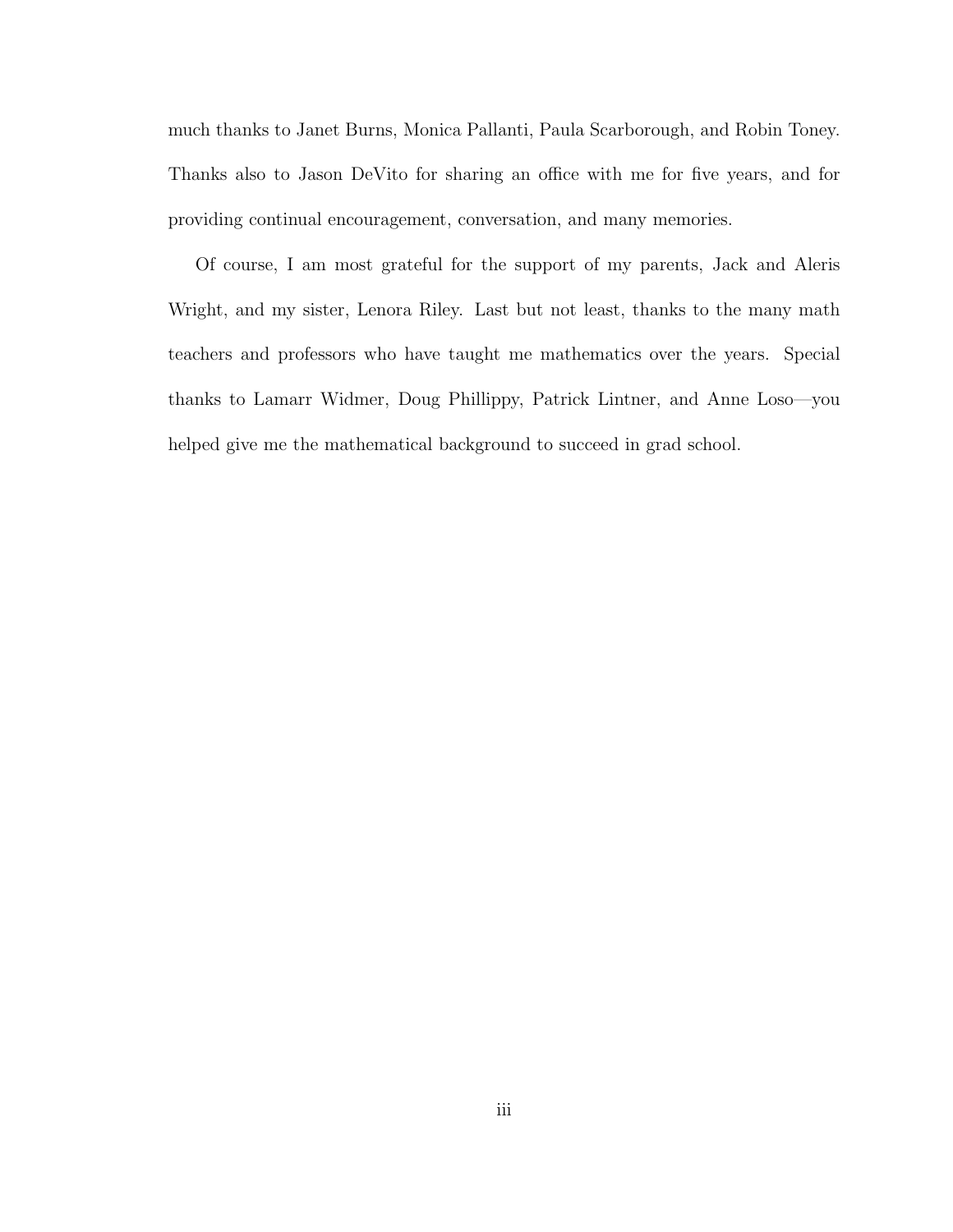much thanks to Janet Burns, Monica Pallanti, Paula Scarborough, and Robin Toney. Thanks also to Jason DeVito for sharing an office with me for five years, and for providing continual encouragement, conversation, and many memories.

Of course, I am most grateful for the support of my parents, Jack and Aleris Wright, and my sister, Lenora Riley. Last but not least, thanks to the many math teachers and professors who have taught me mathematics over the years. Special thanks to Lamarr Widmer, Doug Phillippy, Patrick Lintner, and Anne Loso—you helped give me the mathematical background to succeed in grad school.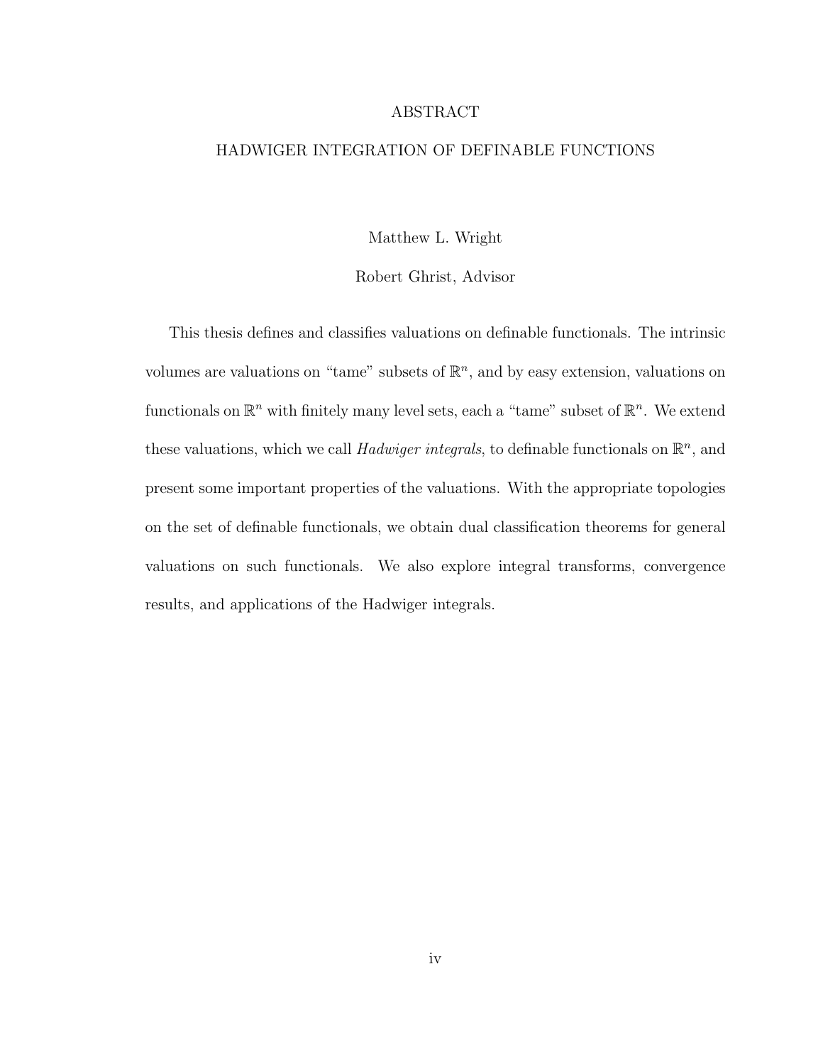# ABSTRACT

## HADWIGER INTEGRATION OF DEFINABLE FUNCTIONS

Matthew L. Wright

Robert Ghrist, Advisor

This thesis defines and classifies valuations on definable functionals. The intrinsic volumes are valuations on "tame" subsets of $\mathbb{R}^n$, and by easy extension, valuations on functionals on $\mathbb{R}^n$ with finitely many level sets, each a "tame" subset of $\mathbb{R}^n$. We extend these valuations, which we call *Hadwiger integrals*, to definable functionals on $\mathbb{R}^n$, and present some important properties of the valuations. With the appropriate topologies on the set of definable functionals, we obtain dual classification theorems for general valuations on such functionals. We also explore integral transforms, convergence results, and applications of the Hadwiger integrals.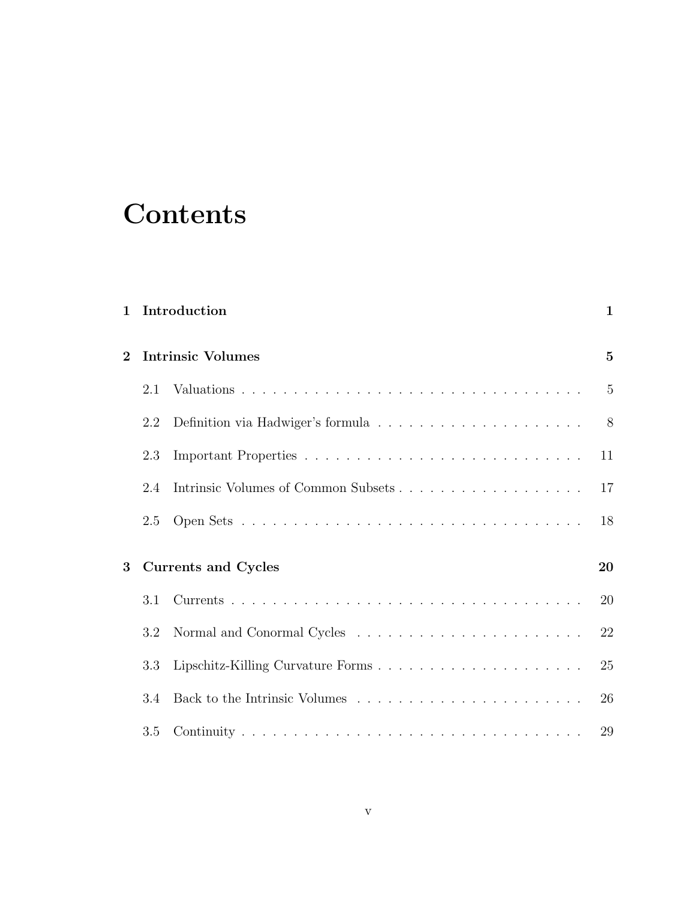# Contents

| | | |
|---|---|---|
| **1** | **Introduction** | **1** |
| **2** | **Intrinsic Volumes** | **5** |
| 2.1 | Valuations | 5 |
| 2.2 | Definition via Hadwiger's formula | 8 |
| 2.3 | Important Properties | 11 |
| 2.4 | Intrinsic Volumes of Common Subsets | 17 |
| 2.5 | Open Sets | 18 |
| **3** | **Currents and Cycles** | **20** |
| 3.1 | Currents | 20 |
| 3.2 | Normal and Conormal Cycles | 22 |
| 3.3 | Lipschitz-Killing Curvature Forms | 25 |
| 3.4 | Back to the Intrinsic Volumes | 26 |
| 3.5 | Continuity | 29 |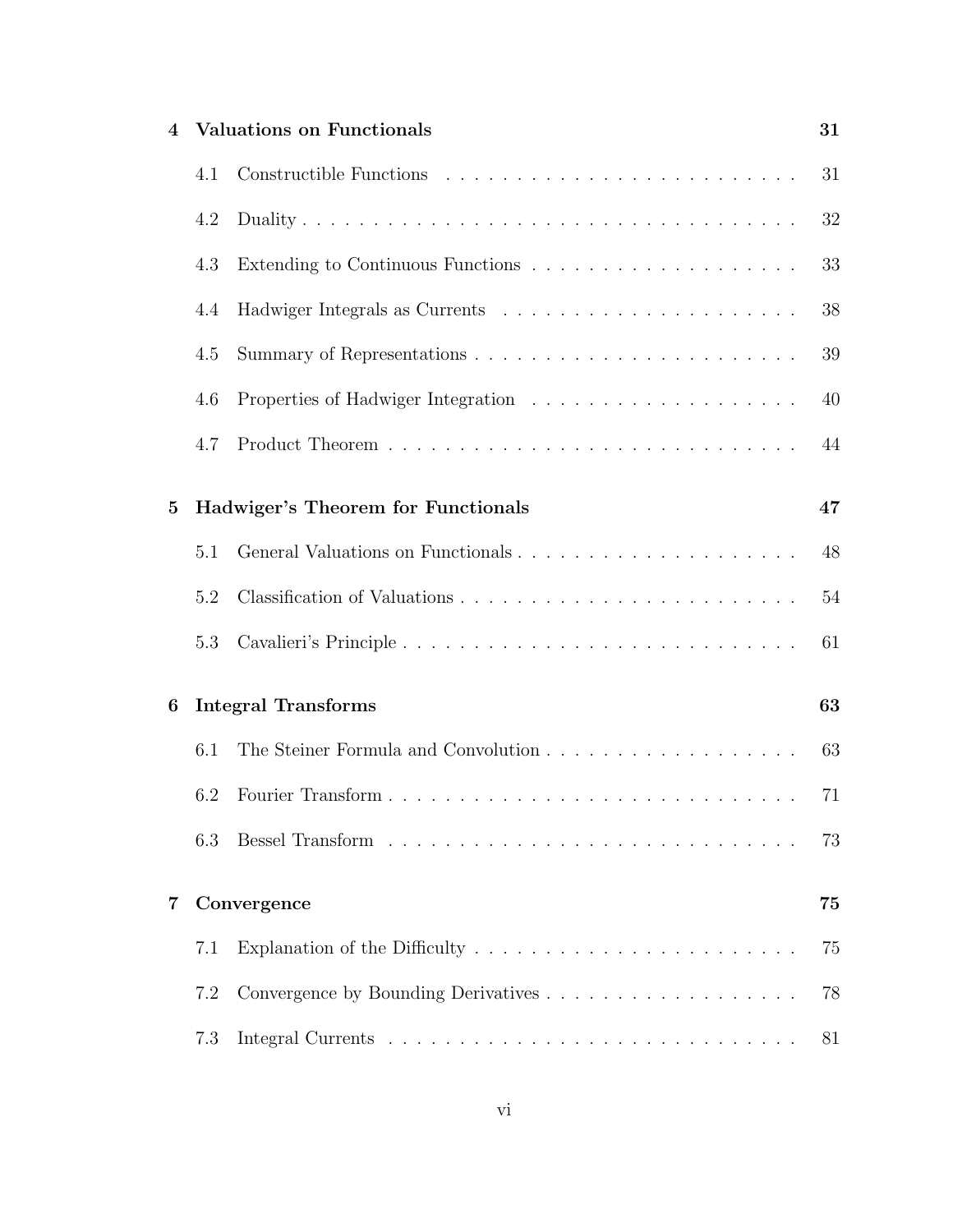**4 Valuations on Functionals** **31**

4.1 Constructible Functions . . . . . . . . . . . . . . . . . . . . . . . . . 31

4.2 Duality . . . . . . . . . . . . . . . . . . . . . . . . . . . . . . . . . . . 32

4.3 Extending to Continuous Functions . . . . . . . . . . . . . . . . . . . 33

4.4 Hadwiger Integrals as Currents . . . . . . . . . . . . . . . . . . . . . 38

4.5 Summary of Representations . . . . . . . . . . . . . . . . . . . . . . . 39

4.6 Properties of Hadwiger Integration . . . . . . . . . . . . . . . . . . . 40

4.7 Product Theorem . . . . . . . . . . . . . . . . . . . . . . . . . . . . . 44

**5 Hadwiger's Theorem for Functionals** **47**

5.1 General Valuations on Functionals . . . . . . . . . . . . . . . . . . . . 48

5.2 Classification of Valuations . . . . . . . . . . . . . . . . . . . . . . . . 54

5.3 Cavalieri's Principle . . . . . . . . . . . . . . . . . . . . . . . . . . . . 61

**6 Integral Transforms** **63**

6.1 The Steiner Formula and Convolution . . . . . . . . . . . . . . . . . . 63

6.2 Fourier Transform . . . . . . . . . . . . . . . . . . . . . . . . . . . . . 71

6.3 Bessel Transform . . . . . . . . . . . . . . . . . . . . . . . . . . . . . 73

**7 Convergence** **75**

7.1 Explanation of the Difficulty . . . . . . . . . . . . . . . . . . . . . . . 75

7.2 Convergence by Bounding Derivatives . . . . . . . . . . . . . . . . . . 78

7.3 Integral Currents . . . . . . . . . . . . . . . . . . . . . . . . . . . . . 81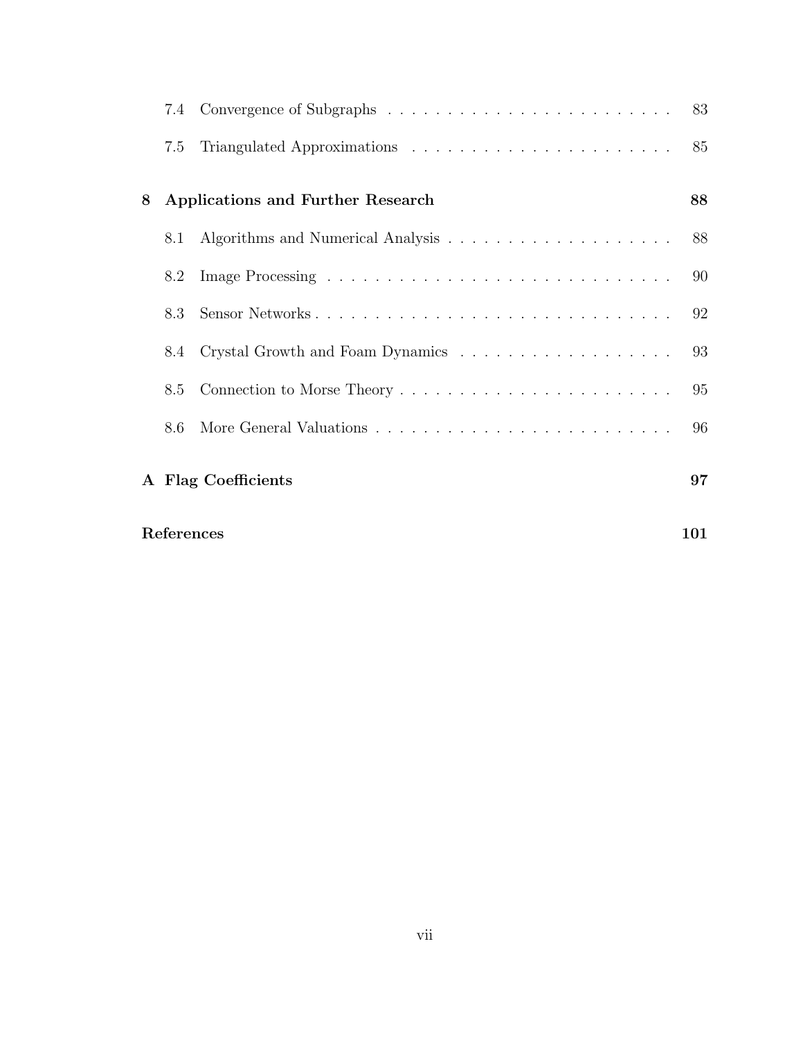7.4 Convergence of Subgraphs . . . . . . . . . . . . . . . . . . . . . . . . 83

7.5 Triangulated Approximations . . . . . . . . . . . . . . . . . . . . . . 85

**8 Applications and Further Research** **88**

8.1 Algorithms and Numerical Analysis . . . . . . . . . . . . . . . . . . . . 88

8.2 Image Processing . . . . . . . . . . . . . . . . . . . . . . . . . . . . . 90

8.3 Sensor Networks . . . . . . . . . . . . . . . . . . . . . . . . . . . . . 92

8.4 Crystal Growth and Foam Dynamics . . . . . . . . . . . . . . . . . . 93

8.5 Connection to Morse Theory . . . . . . . . . . . . . . . . . . . . . . . 95

8.6 More General Valuations . . . . . . . . . . . . . . . . . . . . . . . . . 96

**A Flag Coefficients** **97**

**References** **101**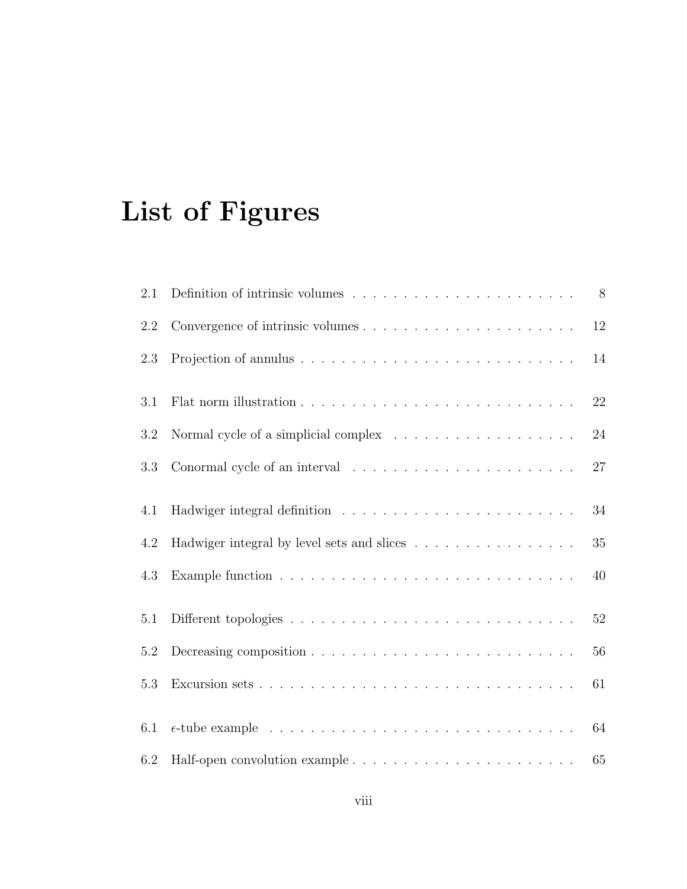# List of Figures

| | | |
|---|---|---|
| 2.1 | Definition of intrinsic volumes | 8 |
| 2.2 | Convergence of intrinsic volumes | 12 |
| 2.3 | Projection of annulus | 14 |
| 3.1 | Flat norm illustration | 22 |
| 3.2 | Normal cycle of a simplicial complex | 24 |
| 3.3 | Conormal cycle of an interval | 27 |
| 4.1 | Hadwiger integral definition | 34 |
| 4.2 | Hadwiger integral by level sets and slices | 35 |
| 4.3 | Example function | 40 |
| 5.1 | Different topologies | 52 |
| 5.2 | Decreasing composition | 56 |
| 5.3 | Excursion sets | 61 |
| 6.1 | $\epsilon$-tube example | 64 |
| 6.2 | Half-open convolution example | 65 |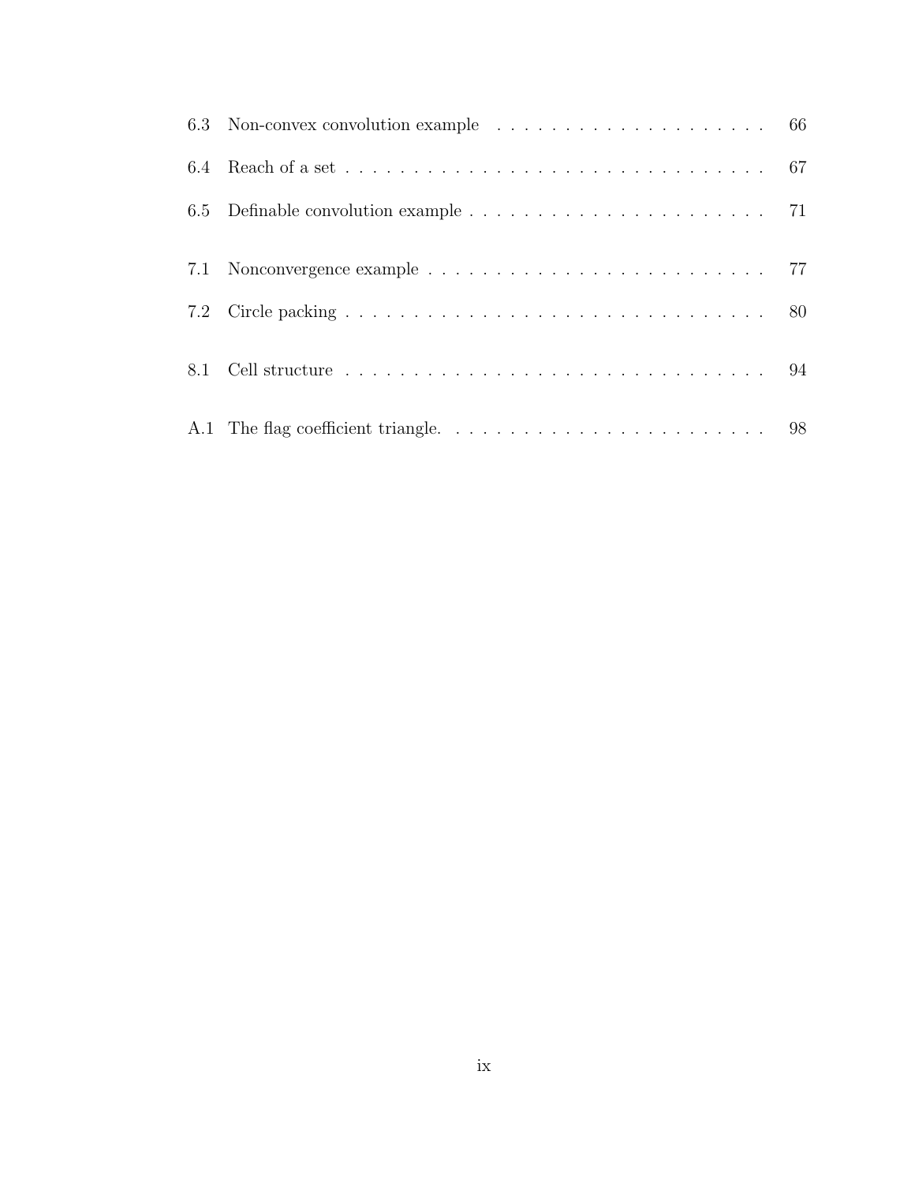6.3 Non-convex convolution example . . . . . . . . . . . . . . . . . . . . 66

6.4 Reach of a set . . . . . . . . . . . . . . . . . . . . . . . . . . . . . . . . 67

6.5 Definable convolution example . . . . . . . . . . . . . . . . . . . . . . 71

7.1 Nonconvergence example . . . . . . . . . . . . . . . . . . . . . . . . . 77

7.2 Circle packing . . . . . . . . . . . . . . . . . . . . . . . . . . . . . . . . 80

8.1 Cell structure . . . . . . . . . . . . . . . . . . . . . . . . . . . . . . . . 94

A.1 The flag coefficient triangle. . . . . . . . . . . . . . . . . . . . . . . . . 98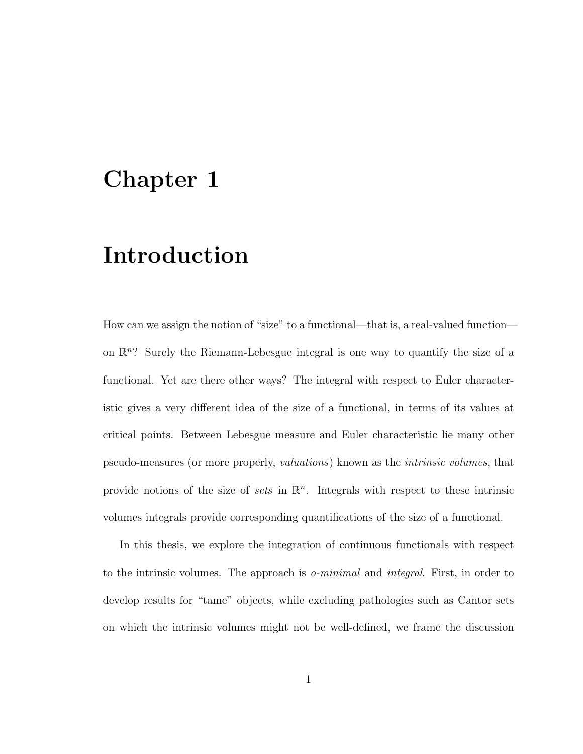# Chapter 1

# Introduction

How can we assign the notion of "size" to a functional—that is, a real-valued function—on $\mathbb{R}^n$? Surely the Riemann-Lebesgue integral is one way to quantify the size of a functional. Yet are there other ways? The integral with respect to Euler characteristic gives a very different idea of the size of a functional, in terms of its values at critical points. Between Lebesgue measure and Euler characteristic lie many other pseudo-measures (or more properly, *valuations*) known as the *intrinsic volumes*, that provide notions of the size of *sets* in $\mathbb{R}^n$. Integrals with respect to these intrinsic volumes integrals provide corresponding quantifications of the size of a functional.

In this thesis, we explore the integration of continuous functionals with respect to the intrinsic volumes. The approach is *o-minimal* and *integral*. First, in order to develop results for "tame" objects, while excluding pathologies such as Cantor sets on which the intrinsic volumes might not be well-defined, we frame the discussion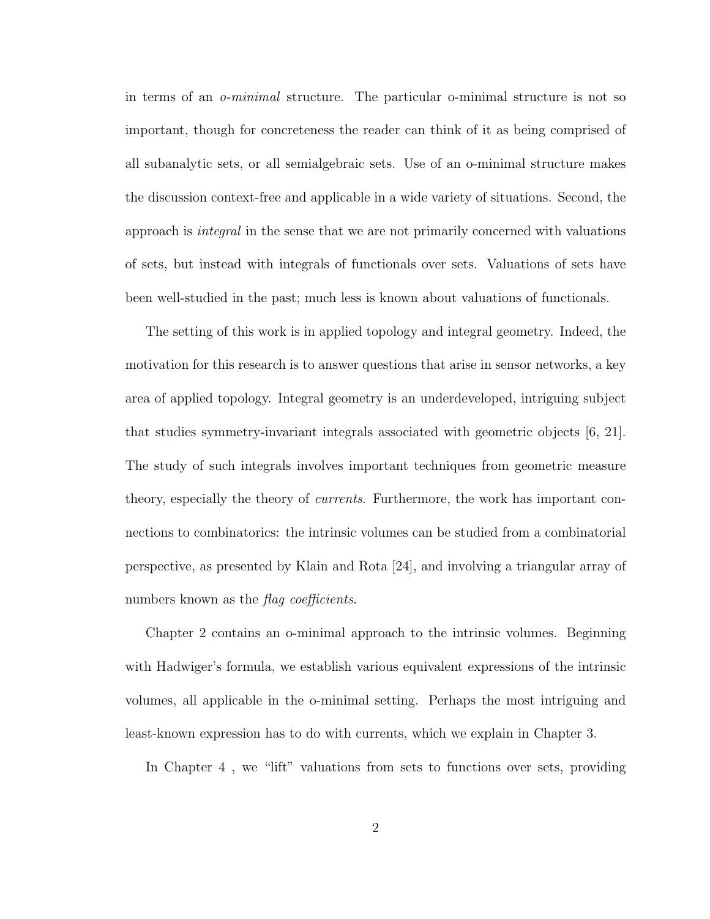in terms of an *o-minimal* structure. The particular o-minimal structure is not so important, though for concreteness the reader can think of it as being comprised of all subanalytic sets, or all semialgebraic sets. Use of an o-minimal structure makes the discussion context-free and applicable in a wide variety of situations. Second, the approach is *integral* in the sense that we are not primarily concerned with valuations of sets, but instead with integrals of functionals over sets. Valuations of sets have been well-studied in the past; much less is known about valuations of functionals.

The setting of this work is in applied topology and integral geometry. Indeed, the motivation for this research is to answer questions that arise in sensor networks, a key area of applied topology. Integral geometry is an underdeveloped, intriguing subject that studies symmetry-invariant integrals associated with geometric objects [6, 21]. The study of such integrals involves important techniques from geometric measure theory, especially the theory of *currents*. Furthermore, the work has important connections to combinatorics: the intrinsic volumes can be studied from a combinatorial perspective, as presented by Klain and Rota [24], and involving a triangular array of numbers known as the *flag coefficients*.

Chapter 2 contains an o-minimal approach to the intrinsic volumes. Beginning with Hadwiger's formula, we establish various equivalent expressions of the intrinsic volumes, all applicable in the o-minimal setting. Perhaps the most intriguing and least-known expression has to do with currents, which we explain in Chapter 3.

In Chapter 4 , we "lift" valuations from sets to functions over sets, providing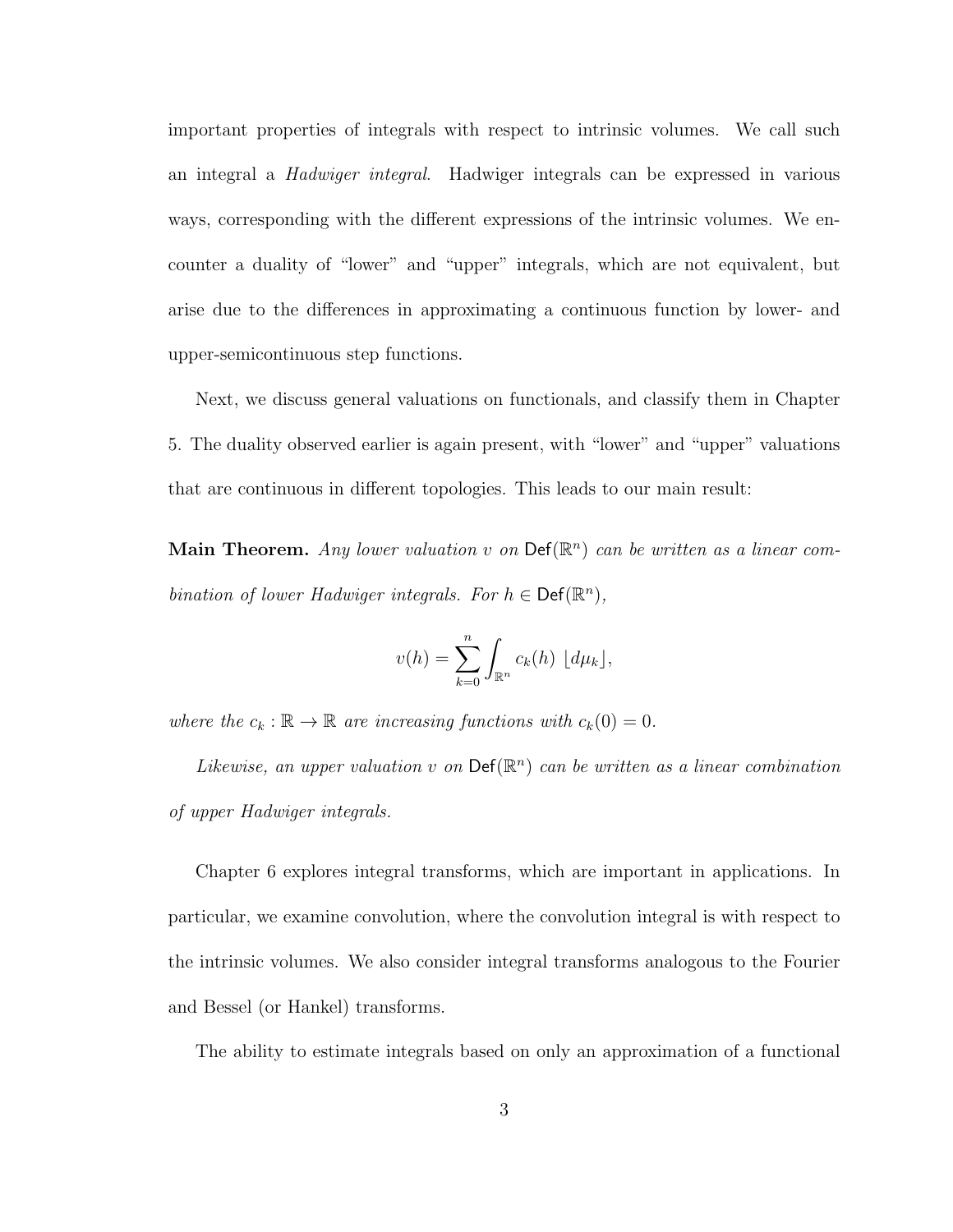important properties of integrals with respect to intrinsic volumes. We call such an integral a *Hadwiger integral*. Hadwiger integrals can be expressed in various ways, corresponding with the different expressions of the intrinsic volumes. We encounter a duality of "lower" and "upper" integrals, which are not equivalent, but arise due to the differences in approximating a continuous function by lower- and upper-semicontinuous step functions.

Next, we discuss general valuations on functionals, and classify them in Chapter 5. The duality observed earlier is again present, with "lower" and "upper" valuations that are continuous in different topologies. This leads to our main result:

**Main Theorem.** *Any lower valuation $v$ on $\mathsf{Def}(\mathbb{R}^n)$ can be written as a linear combination of lower Hadwiger integrals. For $h \in \mathsf{Def}(\mathbb{R}^n)$,*

$$v(h) = \sum_{k=0}^{n} \int_{\mathbb{R}^n} c_k(h) \, \lfloor d\mu_k \rfloor,$$

*where the $c_k : \mathbb{R} \to \mathbb{R}$ are increasing functions with $c_k(0) = 0$.*

*Likewise, an upper valuation $v$ on $\mathsf{Def}(\mathbb{R}^n)$ can be written as a linear combination of upper Hadwiger integrals.*

Chapter 6 explores integral transforms, which are important in applications. In particular, we examine convolution, where the convolution integral is with respect to the intrinsic volumes. We also consider integral transforms analogous to the Fourier and Bessel (or Hankel) transforms.

The ability to estimate integrals based on only an approximation of a functional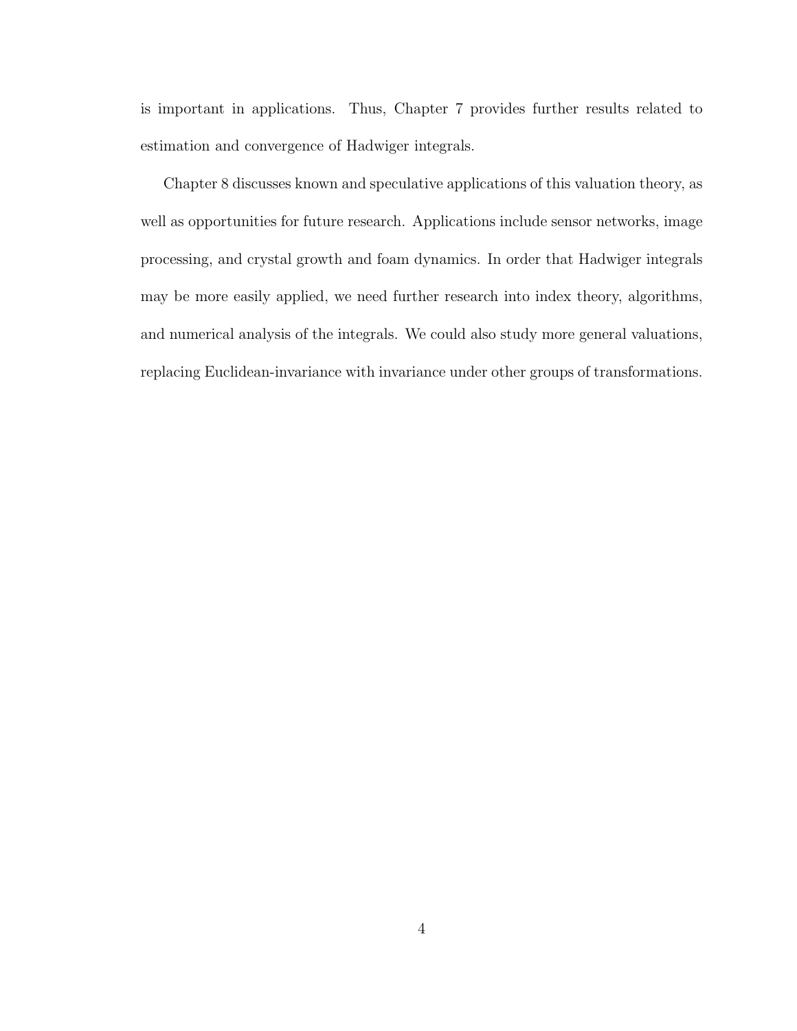is important in applications. Thus, Chapter 7 provides further results related to estimation and convergence of Hadwiger integrals.

Chapter 8 discusses known and speculative applications of this valuation theory, as well as opportunities for future research. Applications include sensor networks, image processing, and crystal growth and foam dynamics. In order that Hadwiger integrals may be more easily applied, we need further research into index theory, algorithms, and numerical analysis of the integrals. We could also study more general valuations, replacing Euclidean-invariance with invariance under other groups of transformations.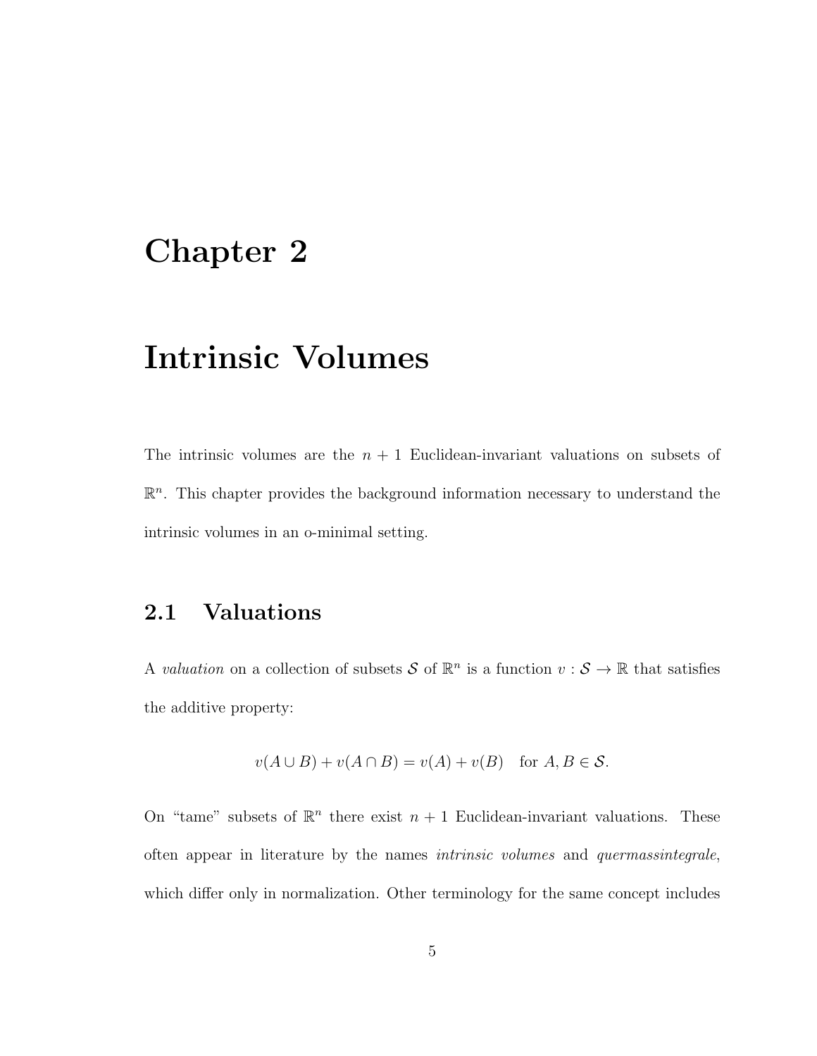# Chapter 2

# Intrinsic Volumes

The intrinsic volumes are the $n + 1$ Euclidean-invariant valuations on subsets of $\mathbb{R}^n$. This chapter provides the background information necessary to understand the intrinsic volumes in an o-minimal setting.

## 2.1 Valuations

A *valuation* on a collection of subsets $\mathcal{S}$ of $\mathbb{R}^n$ is a function $v : \mathcal{S} \to \mathbb{R}$ that satisfies the additive property:

$$v(A \cup B) + v(A \cap B) = v(A) + v(B) \quad \text{for } A, B \in \mathcal{S}.$$

On "tame" subsets of $\mathbb{R}^n$ there exist $n + 1$ Euclidean-invariant valuations. These often appear in literature by the names *intrinsic volumes* and *quermassintegrale*, which differ only in normalization. Other terminology for the same concept includes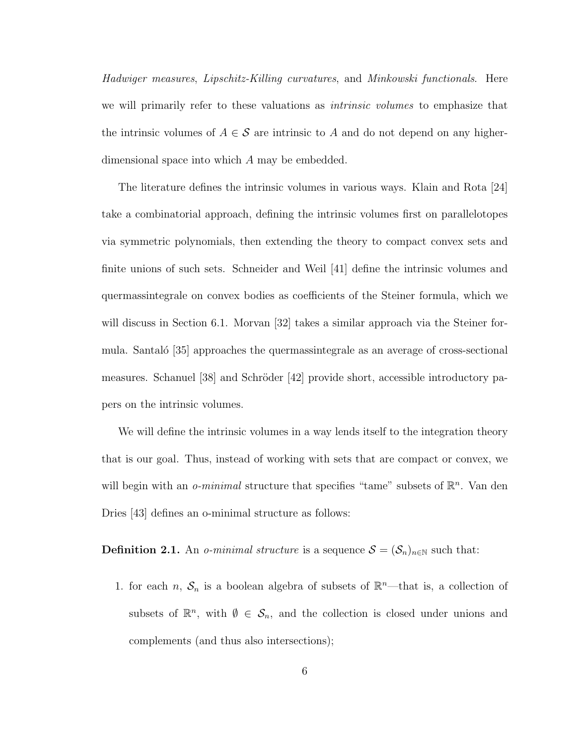*Hadwiger measures*, *Lipschitz-Killing curvatures*, and *Minkowski functionals*. Here we will primarily refer to these valuations as *intrinsic volumes* to emphasize that the intrinsic volumes of $A \in \mathcal{S}$ are intrinsic to $A$ and do not depend on any higher-dimensional space into which $A$ may be embedded.

The literature defines the intrinsic volumes in various ways. Klain and Rota [24] take a combinatorial approach, defining the intrinsic volumes first on parallelotopes via symmetric polynomials, then extending the theory to compact convex sets and finite unions of such sets. Schneider and Weil [41] define the intrinsic volumes and quermassintegrale on convex bodies as coefficients of the Steiner formula, which we will discuss in Section 6.1. Morvan [32] takes a similar approach via the Steiner formula. Santaló [35] approaches the quermassintegrale as an average of cross-sectional measures. Schanuel [38] and Schröder [42] provide short, accessible introductory papers on the intrinsic volumes.

We will define the intrinsic volumes in a way lends itself to the integration theory that is our goal. Thus, instead of working with sets that are compact or convex, we will begin with an *o-minimal* structure that specifies "tame" subsets of $\mathbb{R}^n$. Van den Dries [43] defines an o-minimal structure as follows:

**Definition 2.1.** An *o-minimal structure* is a sequence $\mathcal{S} = (\mathcal{S}_n)_{n \in \mathbb{N}}$ such that:

1. for each $n$, $\mathcal{S}_n$ is a boolean algebra of subsets of $\mathbb{R}^n$—that is, a collection of subsets of $\mathbb{R}^n$, with $\emptyset \in \mathcal{S}_n$, and the collection is closed under unions and complements (and thus also intersections);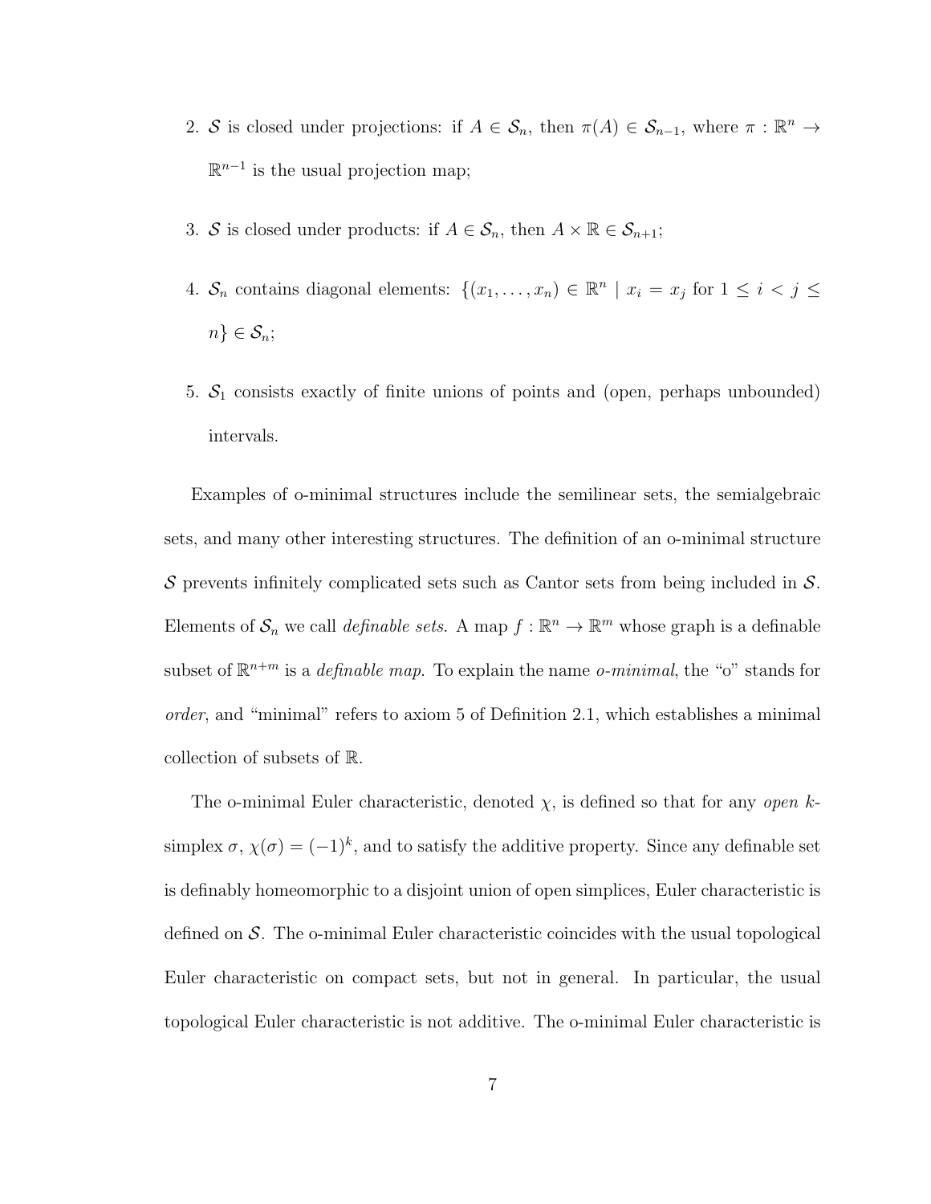2. $\mathcal{S}$ is closed under projections: if $A \in \mathcal{S}_n$, then $\pi(A) \in \mathcal{S}_{n-1}$, where $\pi : \mathbb{R}^n \to \mathbb{R}^{n-1}$ is the usual projection map;

3. $\mathcal{S}$ is closed under products: if $A \in \mathcal{S}_n$, then $A \times \mathbb{R} \in \mathcal{S}_{n+1}$;

4. $\mathcal{S}_n$ contains diagonal elements: $\{(x_1, \ldots, x_n) \in \mathbb{R}^n \mid x_i = x_j \text{ for } 1 \leq i < j \leq n\} \in \mathcal{S}_n$;

5. $\mathcal{S}_1$ consists exactly of finite unions of points and (open, perhaps unbounded) intervals.

Examples of o-minimal structures include the semilinear sets, the semialgebraic sets, and many other interesting structures. The definition of an o-minimal structure $\mathcal{S}$ prevents infinitely complicated sets such as Cantor sets from being included in $\mathcal{S}$. Elements of $\mathcal{S}_n$ we call *definable sets*. A map $f : \mathbb{R}^n \to \mathbb{R}^m$ whose graph is a definable subset of $\mathbb{R}^{n+m}$ is a *definable map*. To explain the name *o-minimal*, the "o" stands for *order*, and "minimal" refers to axiom 5 of Definition 2.1, which establishes a minimal collection of subsets of $\mathbb{R}$.

The o-minimal Euler characteristic, denoted $\chi$, is defined so that for any *open* $k$-simplex $\sigma$, $\chi(\sigma) = (-1)^k$, and to satisfy the additive property. Since any definable set is definably homeomorphic to a disjoint union of open simplices, Euler characteristic is defined on $\mathcal{S}$. The o-minimal Euler characteristic coincides with the usual topological Euler characteristic on compact sets, but not in general. In particular, the usual topological Euler characteristic is not additive. The o-minimal Euler characteristic is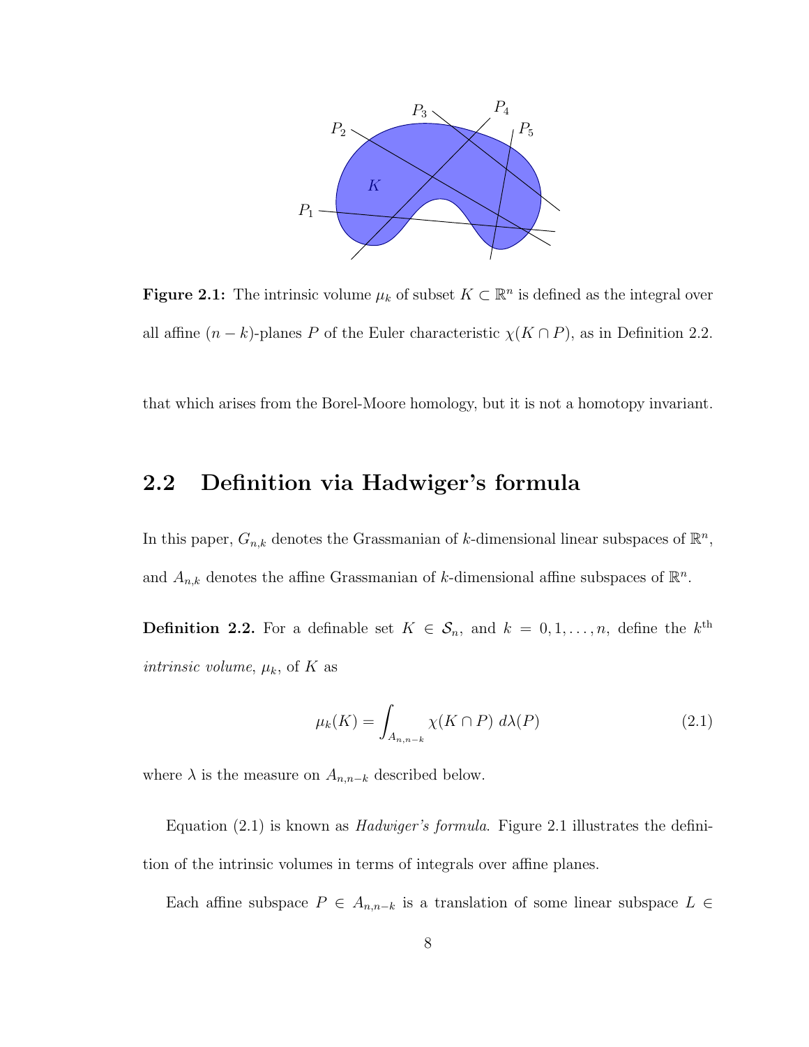**Figure 2.1:** The intrinsic volume $\mu_k$ of subset $K \subset \mathbb{R}^n$ is defined as the integral over all affine $(n-k)$-planes $P$ of the Euler characteristic $\chi(K \cap P)$, as in Definition 2.2.

that which arises from the Borel-Moore homology, but it is not a homotopy invariant.

## 2.2 Definition via Hadwiger's formula

In this paper, $G_{n,k}$ denotes the Grassmanian of $k$-dimensional linear subspaces of $\mathbb{R}^n$, and $A_{n,k}$ denotes the affine Grassmanian of $k$-dimensional affine subspaces of $\mathbb{R}^n$.

**Definition 2.2.** For a definable set $K \in \mathcal{S}_n$, and $k = 0, 1, \ldots, n$, define the $k^{\text{th}}$ *intrinsic volume*, $\mu_k$, of $K$ as

$$\mu_k(K) = \int_{A_{n,n-k}} \chi(K \cap P) \; d\lambda(P) \tag{2.1}$$

where $\lambda$ is the measure on $A_{n,n-k}$ described below.

Equation (2.1) is known as *Hadwiger's formula*. Figure 2.1 illustrates the definition of the intrinsic volumes in terms of integrals over affine planes.

Each affine subspace $P \in A_{n,n-k}$ is a translation of some linear subspace $L \in$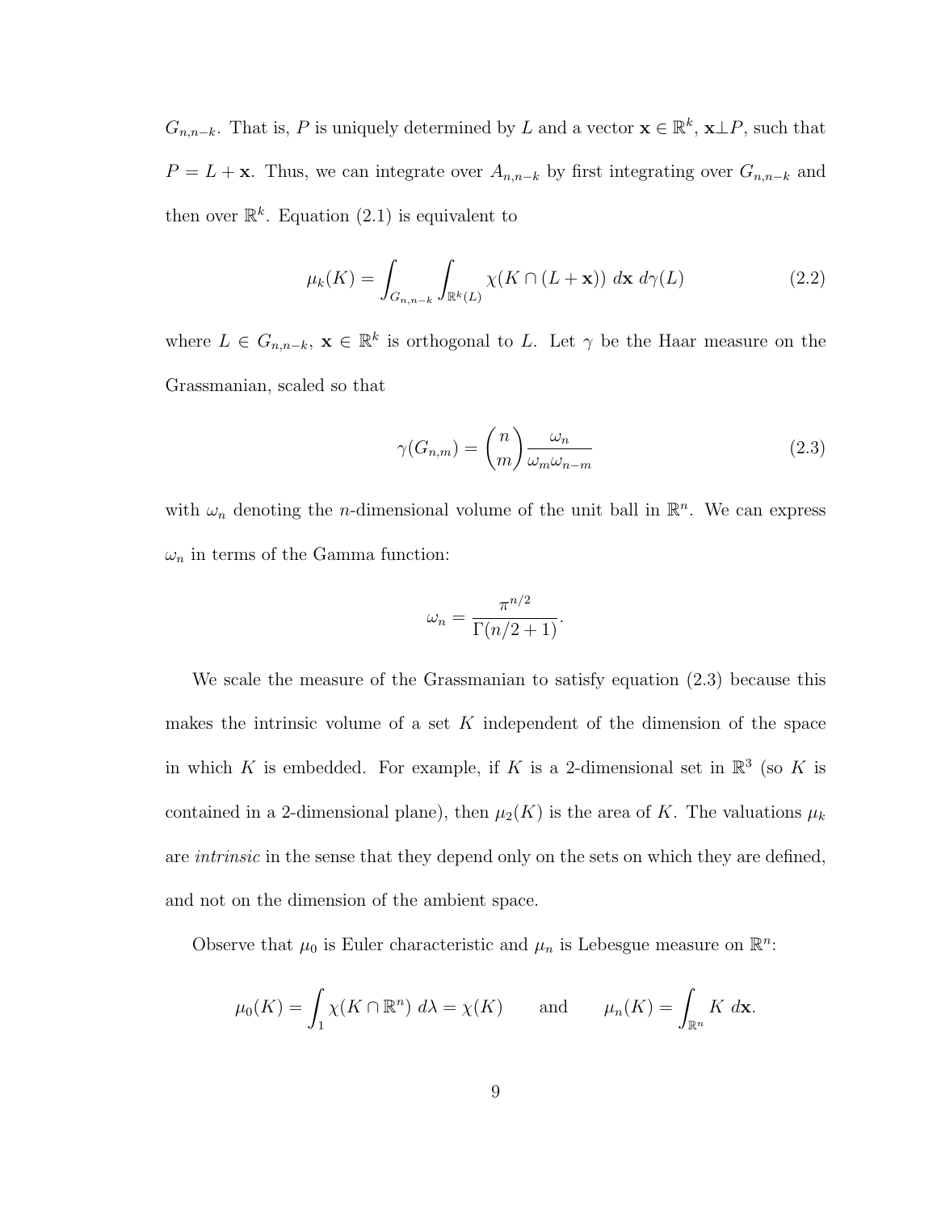$G_{n,n-k}$. That is, $P$ is uniquely determined by $L$ and a vector $\mathbf{x} \in \mathbb{R}^k$, $\mathbf{x} \perp P$, such that $P = L + \mathbf{x}$. Thus, we can integrate over $A_{n,n-k}$ by first integrating over $G_{n,n-k}$ and then over $\mathbb{R}^k$. Equation (2.1) is equivalent to

$$\mu_k(K) = \int_{G_{n,n-k}} \int_{\mathbb{R}^k(L)} \chi(K \cap (L + \mathbf{x}))\, d\mathbf{x}\, d\gamma(L) \tag{2.2}$$

where $L \in G_{n,n-k}$, $\mathbf{x} \in \mathbb{R}^k$ is orthogonal to $L$. Let $\gamma$ be the Haar measure on the Grassmanian, scaled so that

$$\gamma(G_{n,m}) = \binom{n}{m} \frac{\omega_n}{\omega_m \omega_{n-m}} \tag{2.3}$$

with $\omega_n$ denoting the $n$-dimensional volume of the unit ball in $\mathbb{R}^n$. We can express $\omega_n$ in terms of the Gamma function:

$$\omega_n = \frac{\pi^{n/2}}{\Gamma(n/2 + 1)}.$$

We scale the measure of the Grassmanian to satisfy equation (2.3) because this makes the intrinsic volume of a set $K$ independent of the dimension of the space in which $K$ is embedded. For example, if $K$ is a 2-dimensional set in $\mathbb{R}^3$ (so $K$ is contained in a 2-dimensional plane), then $\mu_2(K)$ is the area of $K$. The valuations $\mu_k$ are *intrinsic* in the sense that they depend only on the sets on which they are defined, and not on the dimension of the ambient space.

Observe that $\mu_0$ is Euler characteristic and $\mu_n$ is Lebesgue measure on $\mathbb{R}^n$:

$$\mu_0(K) = \int_1 \chi(K \cap \mathbb{R}^n)\, d\lambda = \chi(K) \qquad \text{and} \qquad \mu_n(K) = \int_{\mathbb{R}^n} K\, d\mathbf{x}.$$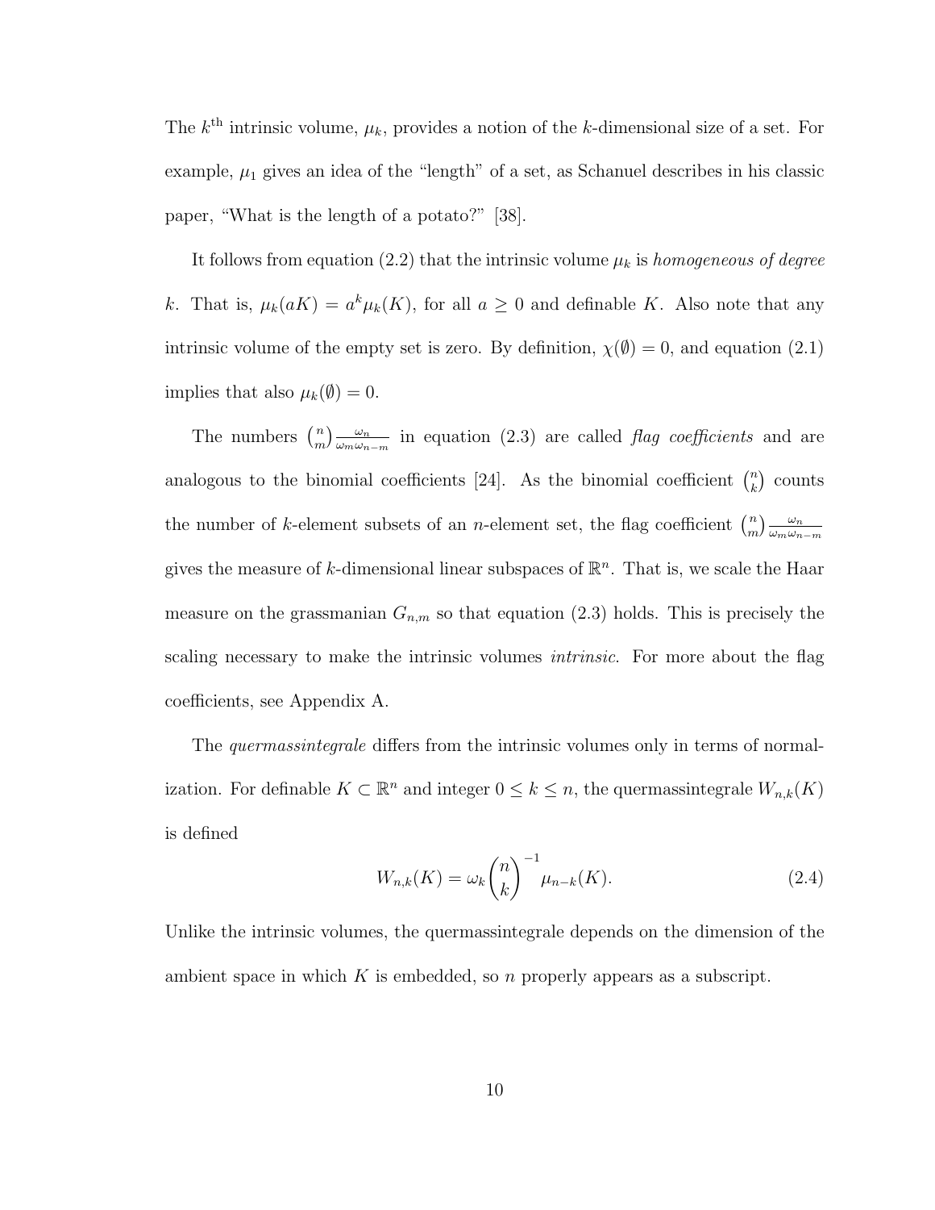The $k^{\text{th}}$ intrinsic volume, $\mu_k$, provides a notion of the $k$-dimensional size of a set. For example, $\mu_1$ gives an idea of the "length" of a set, as Schanuel describes in his classic paper, "What is the length of a potato?" [38].

It follows from equation (2.2) that the intrinsic volume $\mu_k$ is *homogeneous of degree* $k$. That is, $\mu_k(aK) = a^k \mu_k(K)$, for all $a \geq 0$ and definable $K$. Also note that any intrinsic volume of the empty set is zero. By definition, $\chi(\emptyset) = 0$, and equation (2.1) implies that also $\mu_k(\emptyset) = 0$.

The numbers $\binom{n}{m} \frac{\omega_n}{\omega_m \omega_{n-m}}$ in equation (2.3) are called *flag coefficients* and are analogous to the binomial coefficients [24]. As the binomial coefficient $\binom{n}{k}$ counts the number of $k$-element subsets of an $n$-element set, the flag coefficient $\binom{n}{m} \frac{\omega_n}{\omega_m \omega_{n-m}}$ gives the measure of $k$-dimensional linear subspaces of $\mathbb{R}^n$. That is, we scale the Haar measure on the grassmanian $G_{n,m}$ so that equation (2.3) holds. This is precisely the scaling necessary to make the intrinsic volumes *intrinsic*. For more about the flag coefficients, see Appendix A.

The *quermassintegrale* differs from the intrinsic volumes only in terms of normalization. For definable $K \subset \mathbb{R}^n$ and integer $0 \leq k \leq n$, the quermassintegrale $W_{n,k}(K)$ is defined

$$W_{n,k}(K) = \omega_k \binom{n}{k}^{-1} \mu_{n-k}(K). \tag{2.4}$$

Unlike the intrinsic volumes, the quermassintegrale depends on the dimension of the ambient space in which $K$ is embedded, so $n$ properly appears as a subscript.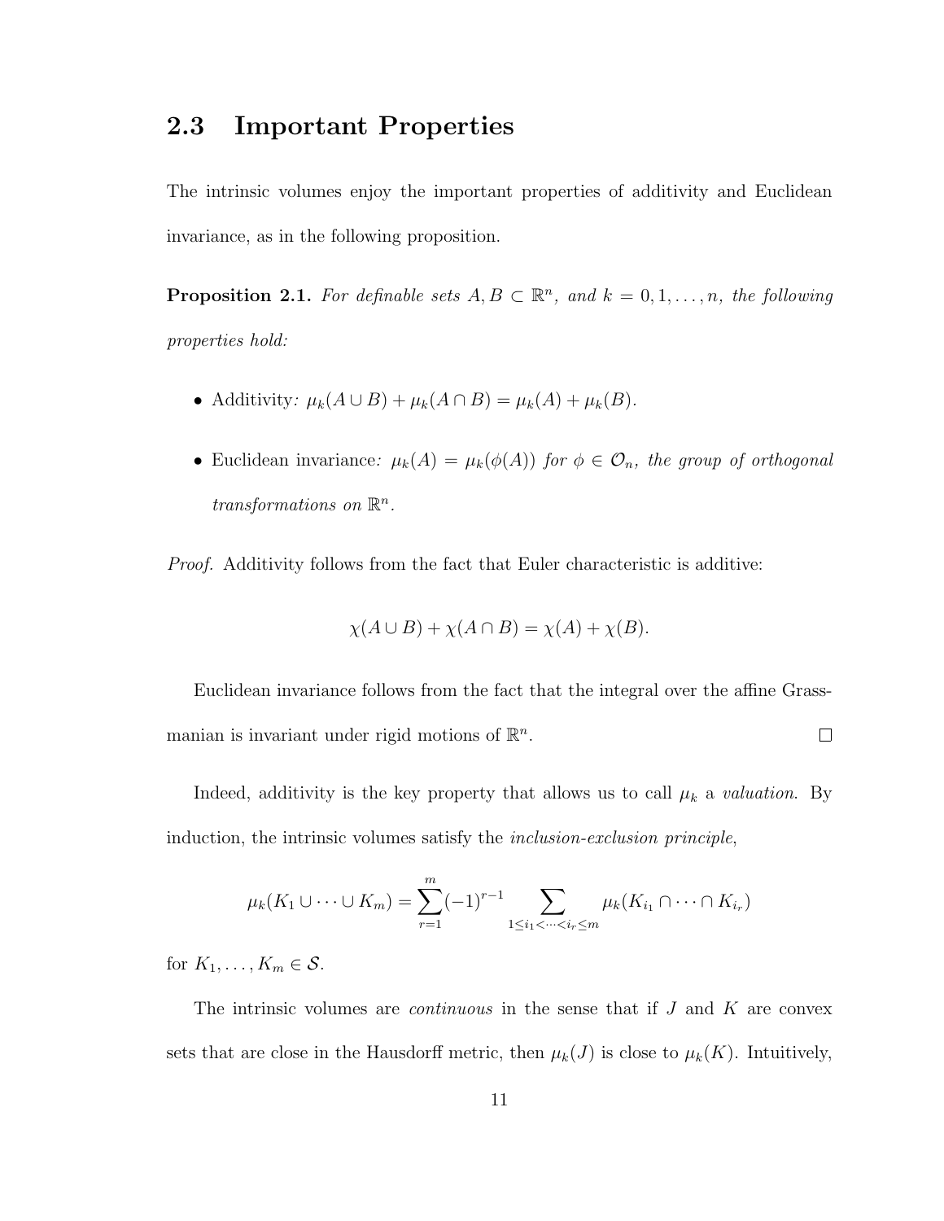## 2.3 Important Properties

The intrinsic volumes enjoy the important properties of additivity and Euclidean invariance, as in the following proposition.

**Proposition 2.1.** *For definable sets $A, B \subset \mathbb{R}^n$, and $k = 0, 1, \ldots, n$, the following properties hold:*

- Additivity*: $\mu_k(A \cup B) + \mu_k(A \cap B) = \mu_k(A) + \mu_k(B)$.*
- Euclidean invariance*: $\mu_k(A) = \mu_k(\phi(A))$ for $\phi \in \mathcal{O}_n$, the group of orthogonal transformations on $\mathbb{R}^n$.*

*Proof.* Additivity follows from the fact that Euler characteristic is additive:

$$\chi(A \cup B) + \chi(A \cap B) = \chi(A) + \chi(B).$$

Euclidean invariance follows from the fact that the integral over the affine Grassmanian is invariant under rigid motions of $\mathbb{R}^n$. □

Indeed, additivity is the key property that allows us to call $\mu_k$ a *valuation*. By induction, the intrinsic volumes satisfy the *inclusion-exclusion principle*,

$$\mu_k(K_1 \cup \cdots \cup K_m) = \sum_{r=1}^{m} (-1)^{r-1} \sum_{1 \leq i_1 < \cdots < i_r \leq m} \mu_k(K_{i_1} \cap \cdots \cap K_{i_r})$$

for $K_1, \ldots, K_m \in \mathcal{S}$.

The intrinsic volumes are *continuous* in the sense that if $J$ and $K$ are convex sets that are close in the Hausdorff metric, then $\mu_k(J)$ is close to $\mu_k(K)$. Intuitively,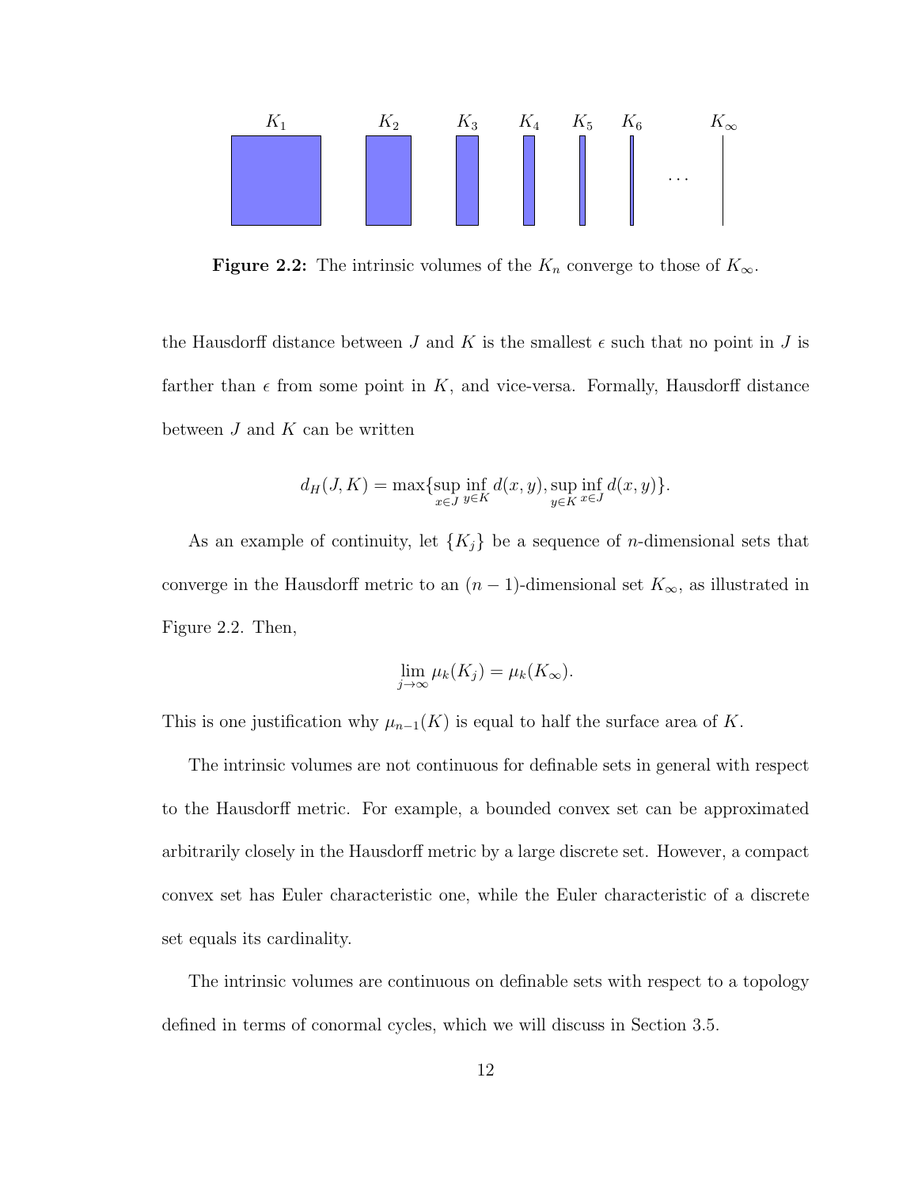**Figure 2.2:** The intrinsic volumes of the $K_n$ converge to those of $K_\infty$.

the Hausdorff distance between $J$ and $K$ is the smallest $\epsilon$ such that no point in $J$ is farther than $\epsilon$ from some point in $K$, and vice-versa. Formally, Hausdorff distance between $J$ and $K$ can be written

$$d_H(J, K) = \max\{\sup_{x \in J} \inf_{y \in K} d(x, y), \sup_{y \in K} \inf_{x \in J} d(x, y)\}.$$

As an example of continuity, let $\{K_j\}$ be a sequence of $n$-dimensional sets that converge in the Hausdorff metric to an $(n-1)$-dimensional set $K_\infty$, as illustrated in Figure 2.2. Then,

$$\lim_{j \to \infty} \mu_k(K_j) = \mu_k(K_\infty).$$

This is one justification why $\mu_{n-1}(K)$ is equal to half the surface area of $K$.

The intrinsic volumes are not continuous for definable sets in general with respect to the Hausdorff metric. For example, a bounded convex set can be approximated arbitrarily closely in the Hausdorff metric by a large discrete set. However, a compact convex set has Euler characteristic one, while the Euler characteristic of a discrete set equals its cardinality.

The intrinsic volumes are continuous on definable sets with respect to a topology defined in terms of conormal cycles, which we will discuss in Section 3.5.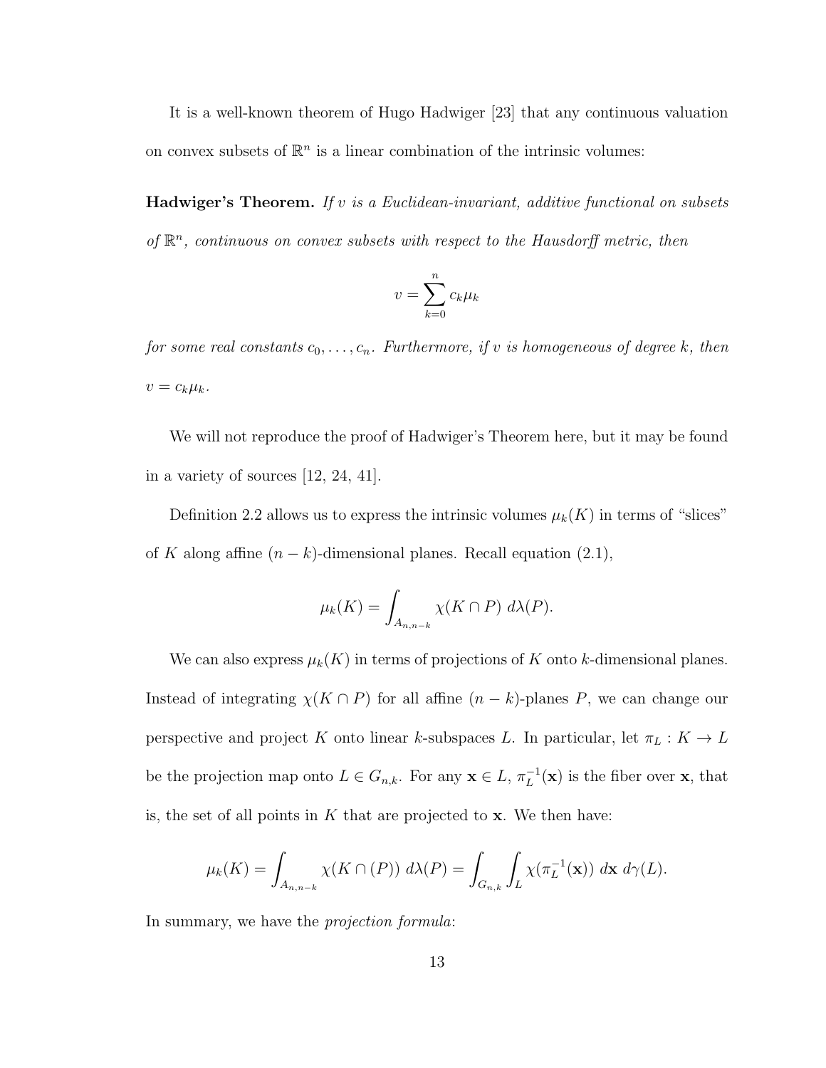It is a well-known theorem of Hugo Hadwiger [23] that any continuous valuation on convex subsets of $\mathbb{R}^n$ is a linear combination of the intrinsic volumes:

**Hadwiger's Theorem.** *If $v$ is a Euclidean-invariant, additive functional on subsets of $\mathbb{R}^n$, continuous on convex subsets with respect to the Hausdorff metric, then*

$$v = \sum_{k=0}^{n} c_k \mu_k$$

*for some real constants $c_0, \ldots, c_n$. Furthermore, if $v$ is homogeneous of degree $k$, then $v = c_k \mu_k$.*

We will not reproduce the proof of Hadwiger's Theorem here, but it may be found in a variety of sources [12, 24, 41].

Definition 2.2 allows us to express the intrinsic volumes $\mu_k(K)$ in terms of "slices" of $K$ along affine $(n-k)$-dimensional planes. Recall equation (2.1),

$$\mu_k(K) = \int_{A_{n,n-k}} \chi(K \cap P)\, d\lambda(P).$$

We can also express $\mu_k(K)$ in terms of projections of $K$ onto $k$-dimensional planes. Instead of integrating $\chi(K \cap P)$ for all affine $(n-k)$-planes $P$, we can change our perspective and project $K$ onto linear $k$-subspaces $L$. In particular, let $\pi_L : K \to L$ be the projection map onto $L \in G_{n,k}$. For any $\mathbf{x} \in L$, $\pi_L^{-1}(\mathbf{x})$ is the fiber over $\mathbf{x}$, that is, the set of all points in $K$ that are projected to $\mathbf{x}$. We then have:

$$\mu_k(K) = \int_{A_{n,n-k}} \chi(K \cap (P))\, d\lambda(P) = \int_{G_{n,k}} \int_L \chi(\pi_L^{-1}(\mathbf{x}))\, d\mathbf{x}\, d\gamma(L).$$

In summary, we have the *projection formula*: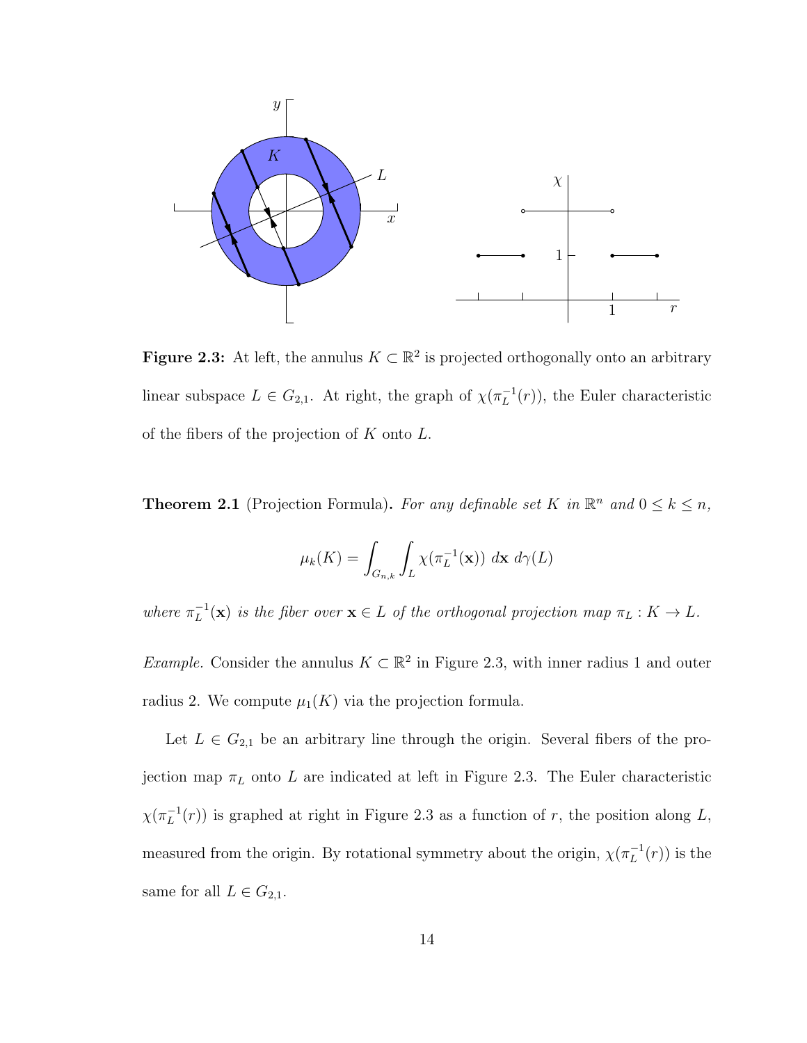**Figure 2.3:** At left, the annulus $K \subset \mathbb{R}^2$ is projected orthogonally onto an arbitrary linear subspace $L \in G_{2,1}$. At right, the graph of $\chi(\pi_L^{-1}(r))$, the Euler characteristic of the fibers of the projection of $K$ onto $L$.

**Theorem 2.1** (Projection Formula)**.** *For any definable set $K$ in $\mathbb{R}^n$ and $0 \leq k \leq n$,*

$$\mu_k(K) = \int_{G_{n,k}} \int_L \chi(\pi_L^{-1}(\mathbf{x}))\ d\mathbf{x}\ d\gamma(L)$$

*where $\pi_L^{-1}(\mathbf{x})$ is the fiber over $\mathbf{x} \in L$ of the orthogonal projection map $\pi_L : K \to L$.*

*Example.* Consider the annulus $K \subset \mathbb{R}^2$ in Figure 2.3, with inner radius 1 and outer radius 2. We compute $\mu_1(K)$ via the projection formula.

Let $L \in G_{2,1}$ be an arbitrary line through the origin. Several fibers of the projection map $\pi_L$ onto $L$ are indicated at left in Figure 2.3. The Euler characteristic $\chi(\pi_L^{-1}(r))$ is graphed at right in Figure 2.3 as a function of $r$, the position along $L$, measured from the origin. By rotational symmetry about the origin, $\chi(\pi_L^{-1}(r))$ is the same for all $L \in G_{2,1}$.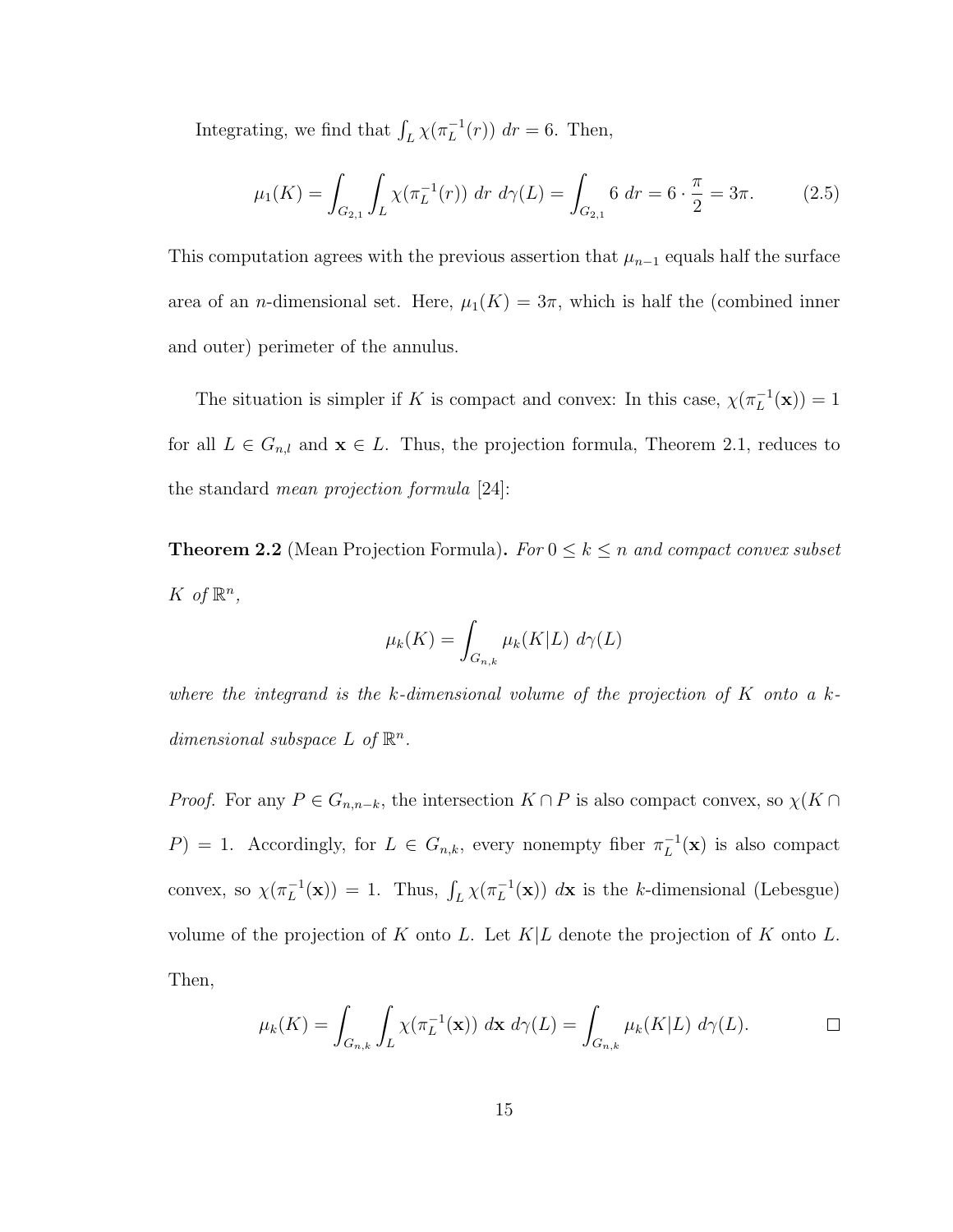Integrating, we find that $\int_L \chi(\pi_L^{-1}(r))\ dr = 6$. Then,

$$\mu_1(K) = \int_{G_{2,1}} \int_L \chi(\pi_L^{-1}(r))\ dr\ d\gamma(L) = \int_{G_{2,1}} 6\ dr = 6 \cdot \frac{\pi}{2} = 3\pi. \tag{2.5}$$

This computation agrees with the previous assertion that $\mu_{n-1}$ equals half the surface area of an $n$-dimensional set. Here, $\mu_1(K) = 3\pi$, which is half the (combined inner and outer) perimeter of the annulus.

The situation is simpler if $K$ is compact and convex: In this case, $\chi(\pi_L^{-1}(\mathbf{x})) = 1$ for all $L \in G_{n,l}$ and $\mathbf{x} \in L$. Thus, the projection formula, Theorem 2.1, reduces to the standard *mean projection formula* [24]:

**Theorem 2.2** (Mean Projection Formula)**.** *For $0 \leq k \leq n$ and compact convex subset $K$ of $\mathbb{R}^n$,*

$$\mu_k(K) = \int_{G_{n,k}} \mu_k(K|L)\ d\gamma(L)$$

*where the integrand is the $k$-dimensional volume of the projection of $K$ onto a $k$-dimensional subspace $L$ of $\mathbb{R}^n$.*

*Proof.* For any $P \in G_{n,n-k}$, the intersection $K \cap P$ is also compact convex, so $\chi(K \cap P) = 1$. Accordingly, for $L \in G_{n,k}$, every nonempty fiber $\pi_L^{-1}(\mathbf{x})$ is also compact convex, so $\chi(\pi_L^{-1}(\mathbf{x})) = 1$. Thus, $\int_L \chi(\pi_L^{-1}(\mathbf{x}))\ d\mathbf{x}$ is the $k$-dimensional (Lebesgue) volume of the projection of $K$ onto $L$. Let $K|L$ denote the projection of $K$ onto $L$. Then,

$$\mu_k(K) = \int_{G_{n,k}} \int_L \chi(\pi_L^{-1}(\mathbf{x}))\ d\mathbf{x}\ d\gamma(L) = \int_{G_{n,k}} \mu_k(K|L)\ d\gamma(L).$$

□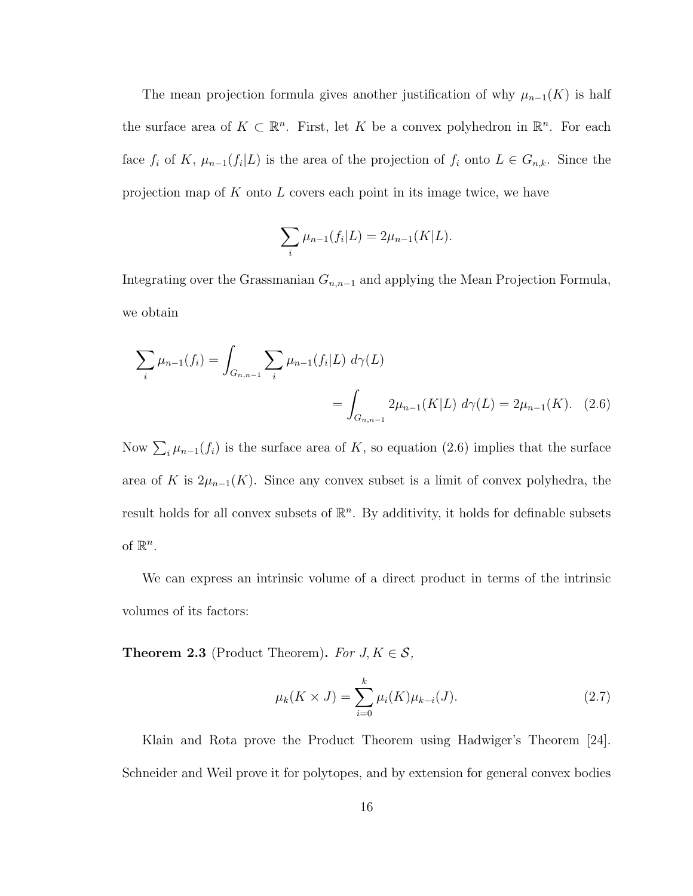The mean projection formula gives another justification of why $\mu_{n-1}(K)$ is half the surface area of $K \subset \mathbb{R}^n$. First, let $K$ be a convex polyhedron in $\mathbb{R}^n$. For each face $f_i$ of $K$, $\mu_{n-1}(f_i|L)$ is the area of the projection of $f_i$ onto $L \in G_{n,k}$. Since the projection map of $K$ onto $L$ covers each point in its image twice, we have

$$\sum_i \mu_{n-1}(f_i|L) = 2\mu_{n-1}(K|L).$$

Integrating over the Grassmanian $G_{n,n-1}$ and applying the Mean Projection Formula, we obtain

$$\begin{aligned}\sum_i \mu_{n-1}(f_i) &= \int_{G_{n,n-1}} \sum_i \mu_{n-1}(f_i|L)\ d\gamma(L) \\ &= \int_{G_{n,n-1}} 2\mu_{n-1}(K|L)\ d\gamma(L) = 2\mu_{n-1}(K). \quad (2.6)\end{aligned}$$

Now $\sum_i \mu_{n-1}(f_i)$ is the surface area of $K$, so equation (2.6) implies that the surface area of $K$ is $2\mu_{n-1}(K)$. Since any convex subset is a limit of convex polyhedra, the result holds for all convex subsets of $\mathbb{R}^n$. By additivity, it holds for definable subsets of $\mathbb{R}^n$.

We can express an intrinsic volume of a direct product in terms of the intrinsic volumes of its factors:

**Theorem 2.3** (Product Theorem)**.** *For $J, K \in \mathcal{S}$,*

$$\mu_k(K \times J) = \sum_{i=0}^{k} \mu_i(K)\mu_{k-i}(J). \quad (2.7)$$

Klain and Rota prove the Product Theorem using Hadwiger's Theorem [24]. Schneider and Weil prove it for polytopes, and by extension for general convex bodies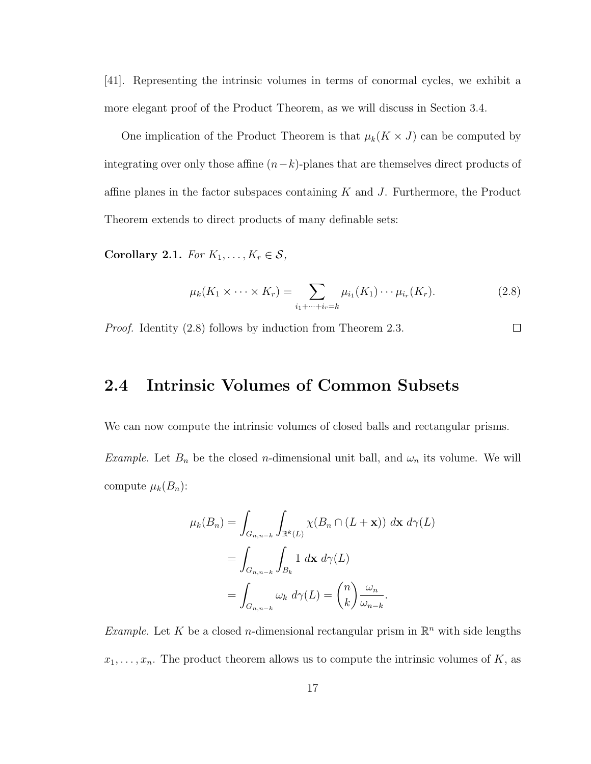[41]. Representing the intrinsic volumes in terms of conormal cycles, we exhibit a more elegant proof of the Product Theorem, as we will discuss in Section 3.4.

One implication of the Product Theorem is that $\mu_k(K \times J)$ can be computed by integrating over only those affine $(n-k)$-planes that are themselves direct products of affine planes in the factor subspaces containing $K$ and $J$. Furthermore, the Product Theorem extends to direct products of many definable sets:

**Corollary 2.1.** *For $K_1, \ldots, K_r \in \mathcal{S}$,*

$$\mu_k(K_1 \times \cdots \times K_r) = \sum_{i_1 + \cdots + i_r = k} \mu_{i_1}(K_1) \cdots \mu_{i_r}(K_r). \tag{2.8}$$

*Proof.* Identity (2.8) follows by induction from Theorem 2.3. $\square$

## 2.4 Intrinsic Volumes of Common Subsets

We can now compute the intrinsic volumes of closed balls and rectangular prisms.

*Example.* Let $B_n$ be the closed $n$-dimensional unit ball, and $\omega_n$ its volume. We will compute $\mu_k(B_n)$:

$$\begin{aligned}
\mu_k(B_n) &= \int_{G_{n,n-k}} \int_{\mathbb{R}^k(L)} \chi(B_n \cap (L + \mathbf{x})) \; d\mathbf{x} \; d\gamma(L) \\
&= \int_{G_{n,n-k}} \int_{B_k} 1 \; d\mathbf{x} \; d\gamma(L) \\
&= \int_{G_{n,n-k}} \omega_k \; d\gamma(L) = \binom{n}{k} \frac{\omega_n}{\omega_{n-k}}.
\end{aligned}$$

*Example.* Let $K$ be a closed $n$-dimensional rectangular prism in $\mathbb{R}^n$ with side lengths $x_1, \ldots, x_n$. The product theorem allows us to compute the intrinsic volumes of $K$, as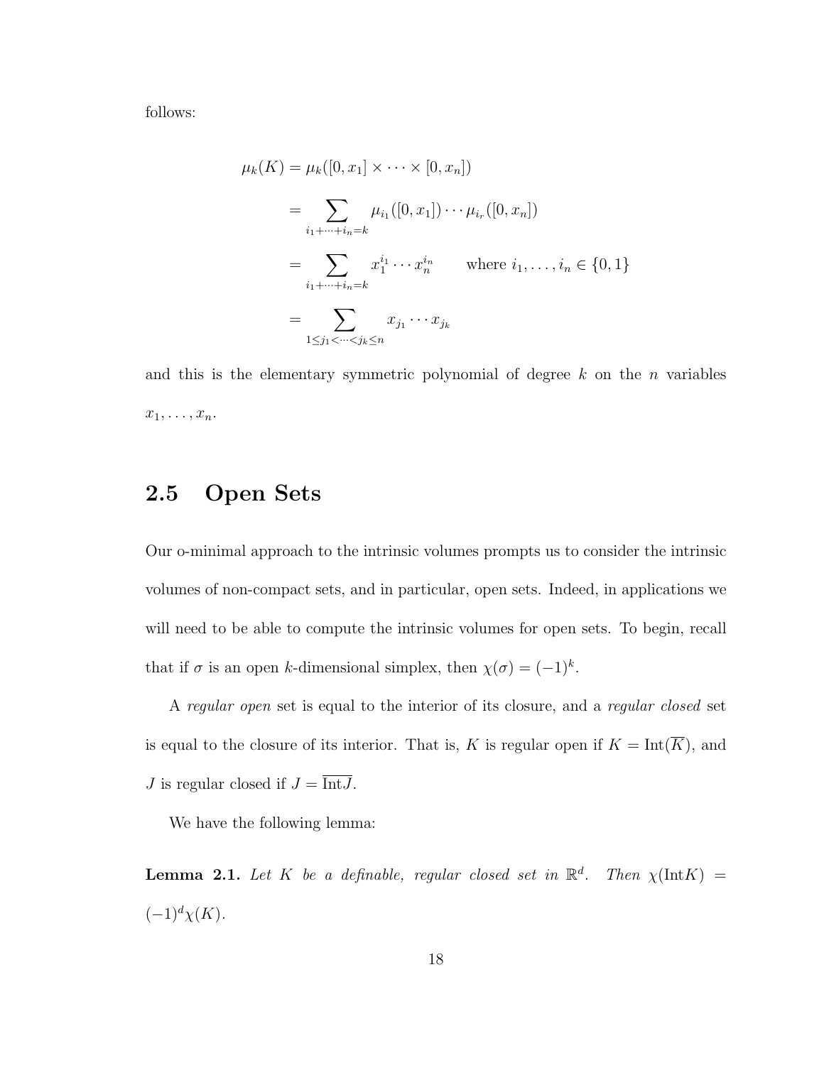follows:

$$
\begin{aligned}
\mu_k(K) &= \mu_k([0, x_1] \times \cdots \times [0, x_n]) \\
&= \sum_{i_1 + \cdots + i_n = k} \mu_{i_1}([0, x_1]) \cdots \mu_{i_r}([0, x_n]) \\
&= \sum_{i_1 + \cdots + i_n = k} x_1^{i_1} \cdots x_n^{i_n} \qquad \text{where } i_1, \ldots, i_n \in \{0, 1\} \\
&= \sum_{1 \leq j_1 < \cdots < j_k \leq n} x_{j_1} \cdots x_{j_k}
\end{aligned}
$$

and this is the elementary symmetric polynomial of degree $k$ on the $n$ variables $x_1, \ldots, x_n$.

## 2.5 Open Sets

Our o-minimal approach to the intrinsic volumes prompts us to consider the intrinsic volumes of non-compact sets, and in particular, open sets. Indeed, in applications we will need to be able to compute the intrinsic volumes for open sets. To begin, recall that if $\sigma$ is an open $k$-dimensional simplex, then $\chi(\sigma) = (-1)^k$.

A *regular open* set is equal to the interior of its closure, and a *regular closed* set is equal to the closure of its interior. That is, $K$ is regular open if $K = \text{Int}(\overline{K})$, and $J$ is regular closed if $J = \overline{\text{Int}J}$.

We have the following lemma:

**Lemma 2.1.** *Let $K$ be a definable, regular closed set in $\mathbb{R}^d$. Then $\chi(\text{Int}K) = (-1)^d \chi(K)$.*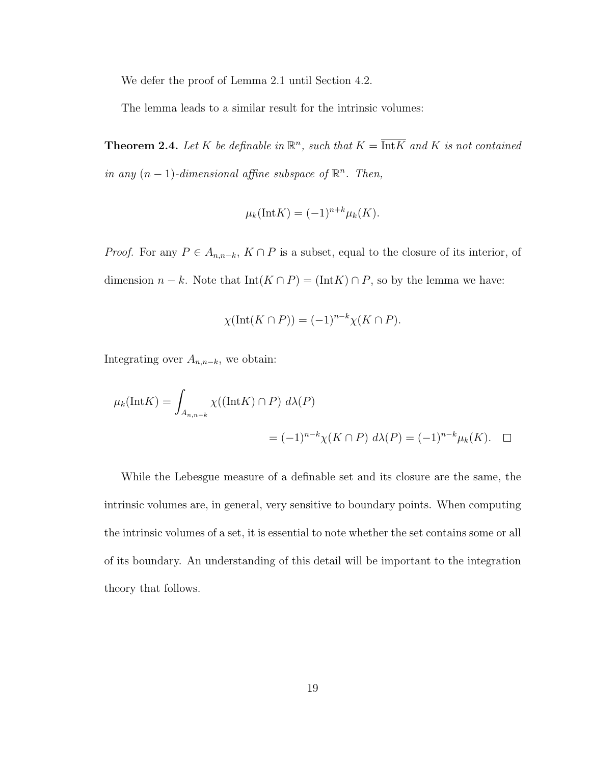We defer the proof of Lemma 2.1 until Section 4.2.

The lemma leads to a similar result for the intrinsic volumes:

**Theorem 2.4.** *Let $K$ be definable in $\mathbb{R}^n$, such that $K = \overline{\text{Int}K}$ and $K$ is not contained in any $(n-1)$-dimensional affine subspace of $\mathbb{R}^n$. Then,*

$$\mu_k(\text{Int}K) = (-1)^{n+k}\mu_k(K).$$

*Proof.* For any $P \in A_{n,n-k}$, $K \cap P$ is a subset, equal to the closure of its interior, of dimension $n-k$. Note that $\text{Int}(K \cap P) = (\text{Int}K) \cap P$, so by the lemma we have:

$$\chi(\text{Int}(K \cap P)) = (-1)^{n-k}\chi(K \cap P).$$

Integrating over $A_{n,n-k}$, we obtain:

$$\begin{aligned}\mu_k(\text{Int}K) &= \int_{A_{n,n-k}} \chi((\text{Int}K) \cap P)\ d\lambda(P) \\ &= (-1)^{n-k}\chi(K \cap P)\ d\lambda(P) = (-1)^{n-k}\mu_k(K).\end{aligned}$$

$\square$

While the Lebesgue measure of a definable set and its closure are the same, the intrinsic volumes are, in general, very sensitive to boundary points. When computing the intrinsic volumes of a set, it is essential to note whether the set contains some or all of its boundary. An understanding of this detail will be important to the integration theory that follows.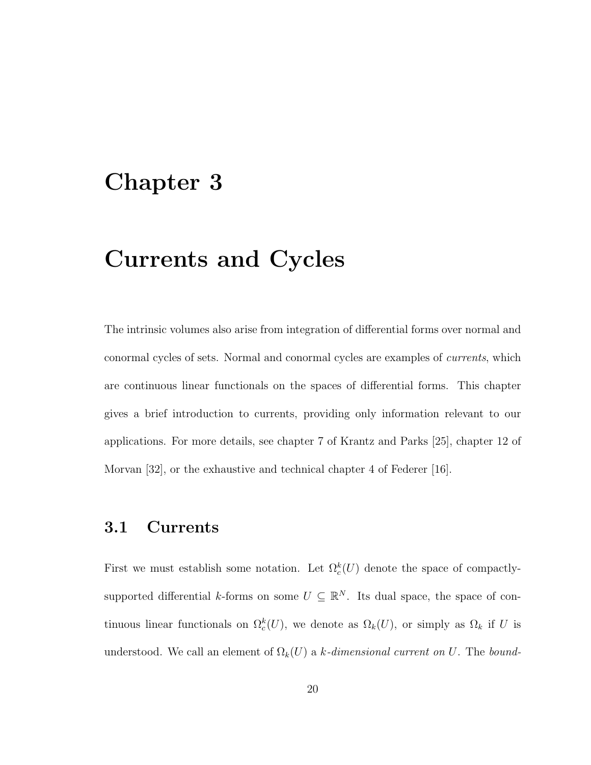# Chapter 3

# Currents and Cycles

The intrinsic volumes also arise from integration of differential forms over normal and conormal cycles of sets. Normal and conormal cycles are examples of *currents*, which are continuous linear functionals on the spaces of differential forms. This chapter gives a brief introduction to currents, providing only information relevant to our applications. For more details, see chapter 7 of Krantz and Parks [25], chapter 12 of Morvan [32], or the exhaustive and technical chapter 4 of Federer [16].

## 3.1 Currents

First we must establish some notation. Let $\Omega_c^k(U)$ denote the space of compactly-supported differential $k$-forms on some $U \subseteq \mathbb{R}^N$. Its dual space, the space of continuous linear functionals on $\Omega_c^k(U)$, we denote as $\Omega_k(U)$, or simply as $\Omega_k$ if $U$ is understood. We call an element of $\Omega_k(U)$ a *$k$-dimensional current on $U$*. The *bound-*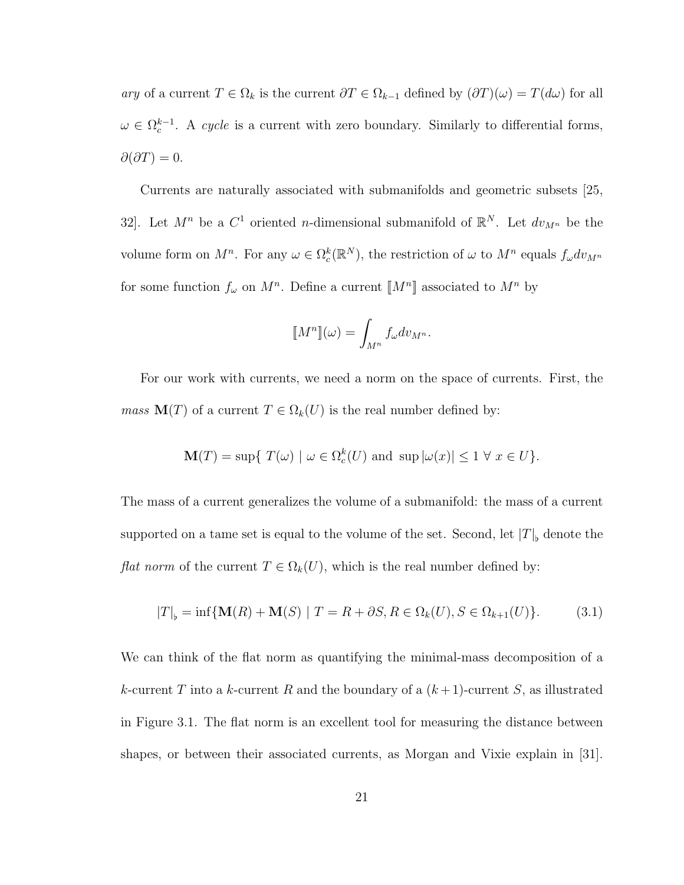*ary* of a current $T \in \Omega_k$ is the current $\partial T \in \Omega_{k-1}$ defined by $(\partial T)(\omega) = T(d\omega)$ for all $\omega \in \Omega_c^{k-1}$. A *cycle* is a current with zero boundary. Similarly to differential forms, $\partial(\partial T) = 0$.

Currents are naturally associated with submanifolds and geometric subsets [25, 32]. Let $M^n$ be a $C^1$ oriented $n$-dimensional submanifold of $\mathbb{R}^N$. Let $dv_{M^n}$ be the volume form on $M^n$. For any $\omega \in \Omega_c^k(\mathbb{R}^N)$, the restriction of $\omega$ to $M^n$ equals $f_\omega dv_{M^n}$ for some function $f_\omega$ on $M^n$. Define a current $[\![M^n]\!]$ associated to $M^n$ by

$$[\![M^n]\!](\omega) = \int_{M^n} f_\omega dv_{M^n}.$$

For our work with currents, we need a norm on the space of currents. First, the *mass* $\mathbf{M}(T)$ of a current $T \in \Omega_k(U)$ is the real number defined by:

$$\mathbf{M}(T) = \sup\{\, T(\omega) \mid \omega \in \Omega_c^k(U) \text{ and } \sup|\omega(x)| \leq 1 \; \forall \; x \in U\}.$$

The mass of a current generalizes the volume of a submanifold: the mass of a current supported on a tame set is equal to the volume of the set. Second, let $|T|_\flat$ denote the *flat norm* of the current $T \in \Omega_k(U)$, which is the real number defined by:

$$|T|_\flat = \inf\{\mathbf{M}(R) + \mathbf{M}(S) \mid T = R + \partial S, R \in \Omega_k(U), S \in \Omega_{k+1}(U)\}. \tag{3.1}$$

We can think of the flat norm as quantifying the minimal-mass decomposition of a $k$-current $T$ into a $k$-current $R$ and the boundary of a $(k+1)$-current $S$, as illustrated in Figure 3.1. The flat norm is an excellent tool for measuring the distance between shapes, or between their associated currents, as Morgan and Vixie explain in [31].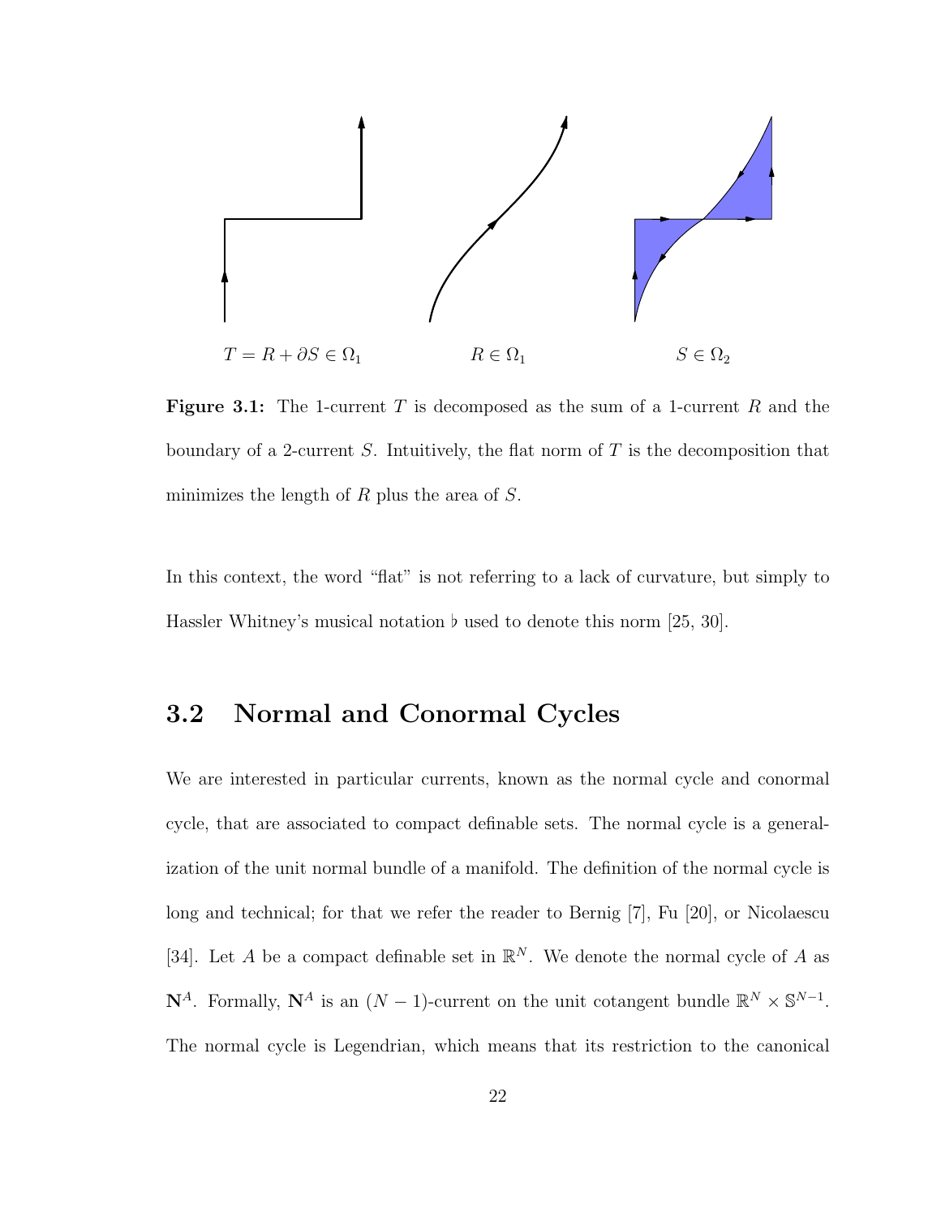$T = R + \partial S \in \Omega_1$  $R \in \Omega_1$  $S \in \Omega_2$

**Figure 3.1:** The 1-current $T$ is decomposed as the sum of a 1-current $R$ and the boundary of a 2-current $S$. Intuitively, the flat norm of $T$ is the decomposition that minimizes the length of $R$ plus the area of $S$.

In this context, the word "flat" is not referring to a lack of curvature, but simply to Hassler Whitney's musical notation $\flat$ used to denote this norm [25, 30].

## 3.2 Normal and Conormal Cycles

We are interested in particular currents, known as the normal cycle and conormal cycle, that are associated to compact definable sets. The normal cycle is a generalization of the unit normal bundle of a manifold. The definition of the normal cycle is long and technical; for that we refer the reader to Bernig [7], Fu [20], or Nicolaescu [34]. Let $A$ be a compact definable set in $\mathbb{R}^N$. We denote the normal cycle of $A$ as $\mathbf{N}^A$. Formally, $\mathbf{N}^A$ is an $(N-1)$-current on the unit cotangent bundle $\mathbb{R}^N \times \mathbb{S}^{N-1}$. The normal cycle is Legendrian, which means that its restriction to the canonical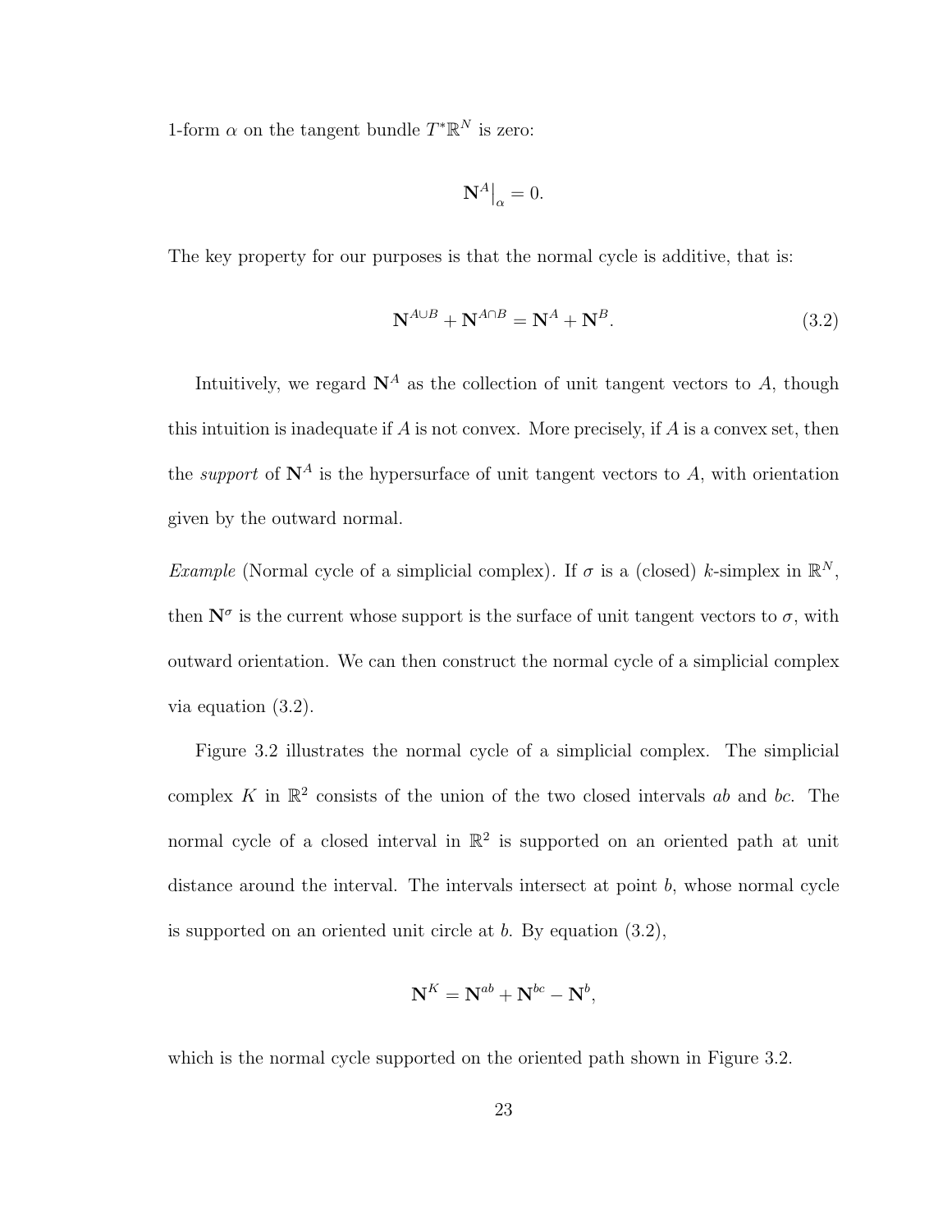1-form $\alpha$ on the tangent bundle $T^*\mathbb{R}^N$ is zero:

$$\mathbf{N}^A\big|_\alpha = 0.$$

The key property for our purposes is that the normal cycle is additive, that is:

$$\mathbf{N}^{A\cup B} + \mathbf{N}^{A\cap B} = \mathbf{N}^A + \mathbf{N}^B. \tag{3.2}$$

Intuitively, we regard $\mathbf{N}^A$ as the collection of unit tangent vectors to $A$, though this intuition is inadequate if $A$ is not convex. More precisely, if $A$ is a convex set, then the *support* of $\mathbf{N}^A$ is the hypersurface of unit tangent vectors to $A$, with orientation given by the outward normal.

*Example* (Normal cycle of a simplicial complex). If $\sigma$ is a (closed) $k$-simplex in $\mathbb{R}^N$, then $\mathbf{N}^\sigma$ is the current whose support is the surface of unit tangent vectors to $\sigma$, with outward orientation. We can then construct the normal cycle of a simplicial complex via equation (3.2).

Figure 3.2 illustrates the normal cycle of a simplicial complex. The simplicial complex $K$ in $\mathbb{R}^2$ consists of the union of the two closed intervals $ab$ and $bc$. The normal cycle of a closed interval in $\mathbb{R}^2$ is supported on an oriented path at unit distance around the interval. The intervals intersect at point $b$, whose normal cycle is supported on an oriented unit circle at $b$. By equation (3.2),

$$\mathbf{N}^K = \mathbf{N}^{ab} + \mathbf{N}^{bc} - \mathbf{N}^b,$$

which is the normal cycle supported on the oriented path shown in Figure 3.2.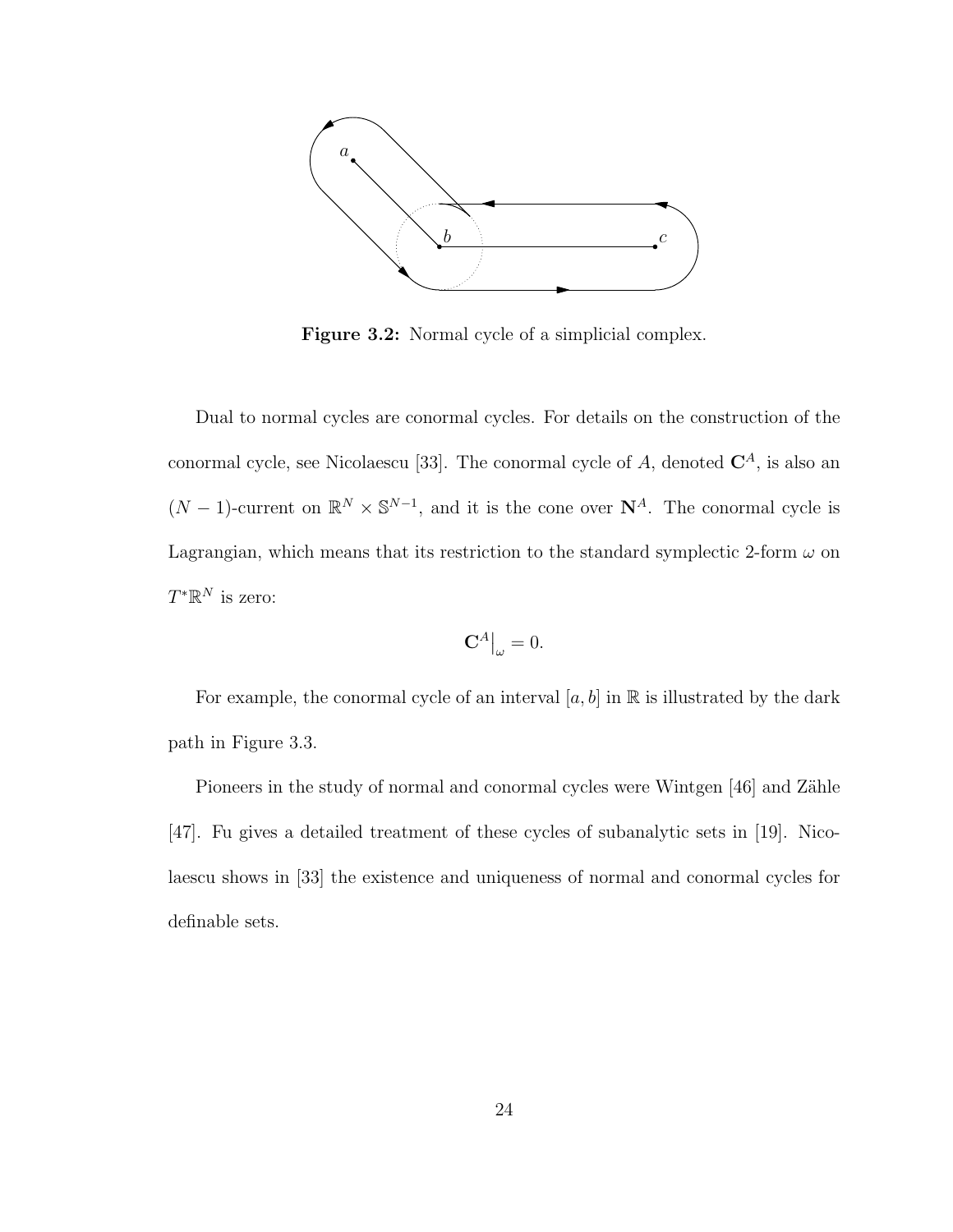**Figure 3.2:** Normal cycle of a simplicial complex.

Dual to normal cycles are conormal cycles. For details on the construction of the conormal cycle, see Nicolaescu [33]. The conormal cycle of $A$, denoted $\mathbf{C}^A$, is also an $(N-1)$-current on $\mathbb{R}^N \times \mathbb{S}^{N-1}$, and it is the cone over $\mathbf{N}^A$. The conormal cycle is Lagrangian, which means that its restriction to the standard symplectic 2-form $\omega$ on $T^*\mathbb{R}^N$ is zero:

$$\mathbf{C}^A\big|_\omega = 0.$$

For example, the conormal cycle of an interval $[a, b]$ in $\mathbb{R}$ is illustrated by the dark path in Figure 3.3.

Pioneers in the study of normal and conormal cycles were Wintgen [46] and Zähle [47]. Fu gives a detailed treatment of these cycles of subanalytic sets in [19]. Nicolaescu shows in [33] the existence and uniqueness of normal and conormal cycles for definable sets.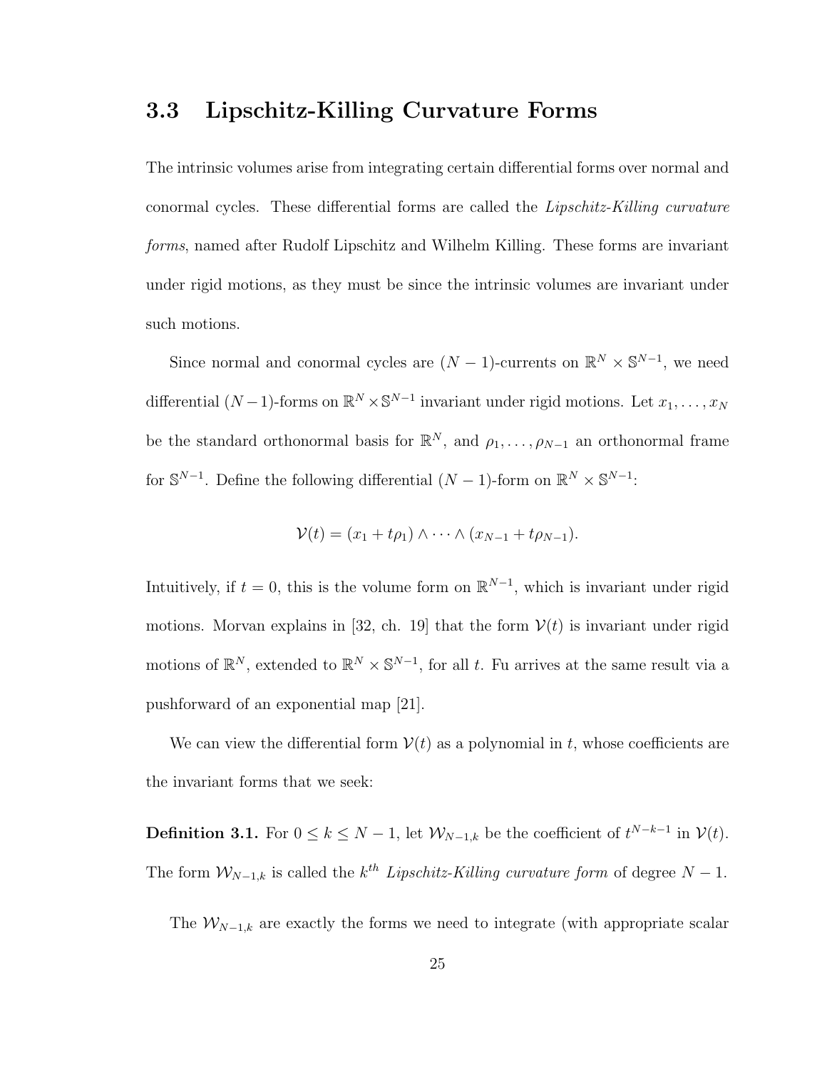## 3.3 Lipschitz-Killing Curvature Forms

The intrinsic volumes arise from integrating certain differential forms over normal and conormal cycles. These differential forms are called the *Lipschitz-Killing curvature forms*, named after Rudolf Lipschitz and Wilhelm Killing. These forms are invariant under rigid motions, as they must be since the intrinsic volumes are invariant under such motions.

Since normal and conormal cycles are $(N-1)$-currents on $\mathbb{R}^N \times \mathbb{S}^{N-1}$, we need differential $(N-1)$-forms on $\mathbb{R}^N \times \mathbb{S}^{N-1}$ invariant under rigid motions. Let $x_1, \ldots, x_N$ be the standard orthonormal basis for $\mathbb{R}^N$, and $\rho_1, \ldots, \rho_{N-1}$ an orthonormal frame for $\mathbb{S}^{N-1}$. Define the following differential $(N-1)$-form on $\mathbb{R}^N \times \mathbb{S}^{N-1}$:

$$\mathcal{V}(t) = (x_1 + t\rho_1) \wedge \cdots \wedge (x_{N-1} + t\rho_{N-1}).$$

Intuitively, if $t = 0$, this is the volume form on $\mathbb{R}^{N-1}$, which is invariant under rigid motions. Morvan explains in [32, ch. 19] that the form $\mathcal{V}(t)$ is invariant under rigid motions of $\mathbb{R}^N$, extended to $\mathbb{R}^N \times \mathbb{S}^{N-1}$, for all $t$. Fu arrives at the same result via a pushforward of an exponential map [21].

We can view the differential form $\mathcal{V}(t)$ as a polynomial in $t$, whose coefficients are the invariant forms that we seek:

**Definition 3.1.** For $0 \leq k \leq N-1$, let $\mathcal{W}_{N-1,k}$ be the coefficient of $t^{N-k-1}$ in $\mathcal{V}(t)$. The form $\mathcal{W}_{N-1,k}$ is called the $k^{th}$ *Lipschitz-Killing curvature form* of degree $N-1$.

The $\mathcal{W}_{N-1,k}$ are exactly the forms we need to integrate (with appropriate scalar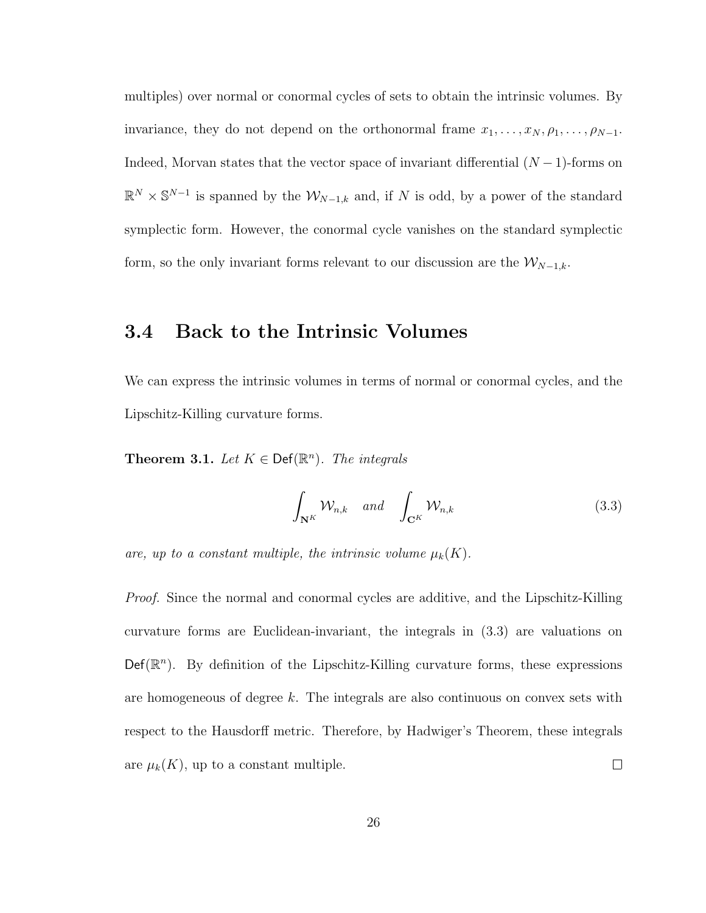multiples) over normal or conormal cycles of sets to obtain the intrinsic volumes. By invariance, they do not depend on the orthonormal frame $x_1, \ldots, x_N, \rho_1, \ldots, \rho_{N-1}$. Indeed, Morvan states that the vector space of invariant differential $(N-1)$-forms on $\mathbb{R}^N \times \mathbb{S}^{N-1}$ is spanned by the $\mathcal{W}_{N-1,k}$ and, if $N$ is odd, by a power of the standard symplectic form. However, the conormal cycle vanishes on the standard symplectic form, so the only invariant forms relevant to our discussion are the $\mathcal{W}_{N-1,k}$.

## 3.4 Back to the Intrinsic Volumes

We can express the intrinsic volumes in terms of normal or conormal cycles, and the Lipschitz-Killing curvature forms.

**Theorem 3.1.** *Let $K \in \mathsf{Def}(\mathbb{R}^n)$. The integrals*

$$\int_{\mathbf{N}^K} \mathcal{W}_{n,k} \quad \text{and} \quad \int_{\mathbf{C}^K} \mathcal{W}_{n,k} \tag{3.3}$$

*are, up to a constant multiple, the intrinsic volume $\mu_k(K)$.*

*Proof.* Since the normal and conormal cycles are additive, and the Lipschitz-Killing curvature forms are Euclidean-invariant, the integrals in (3.3) are valuations on $\mathsf{Def}(\mathbb{R}^n)$. By definition of the Lipschitz-Killing curvature forms, these expressions are homogeneous of degree $k$. The integrals are also continuous on convex sets with respect to the Hausdorff metric. Therefore, by Hadwiger's Theorem, these integrals are $\mu_k(K)$, up to a constant multiple. $\square$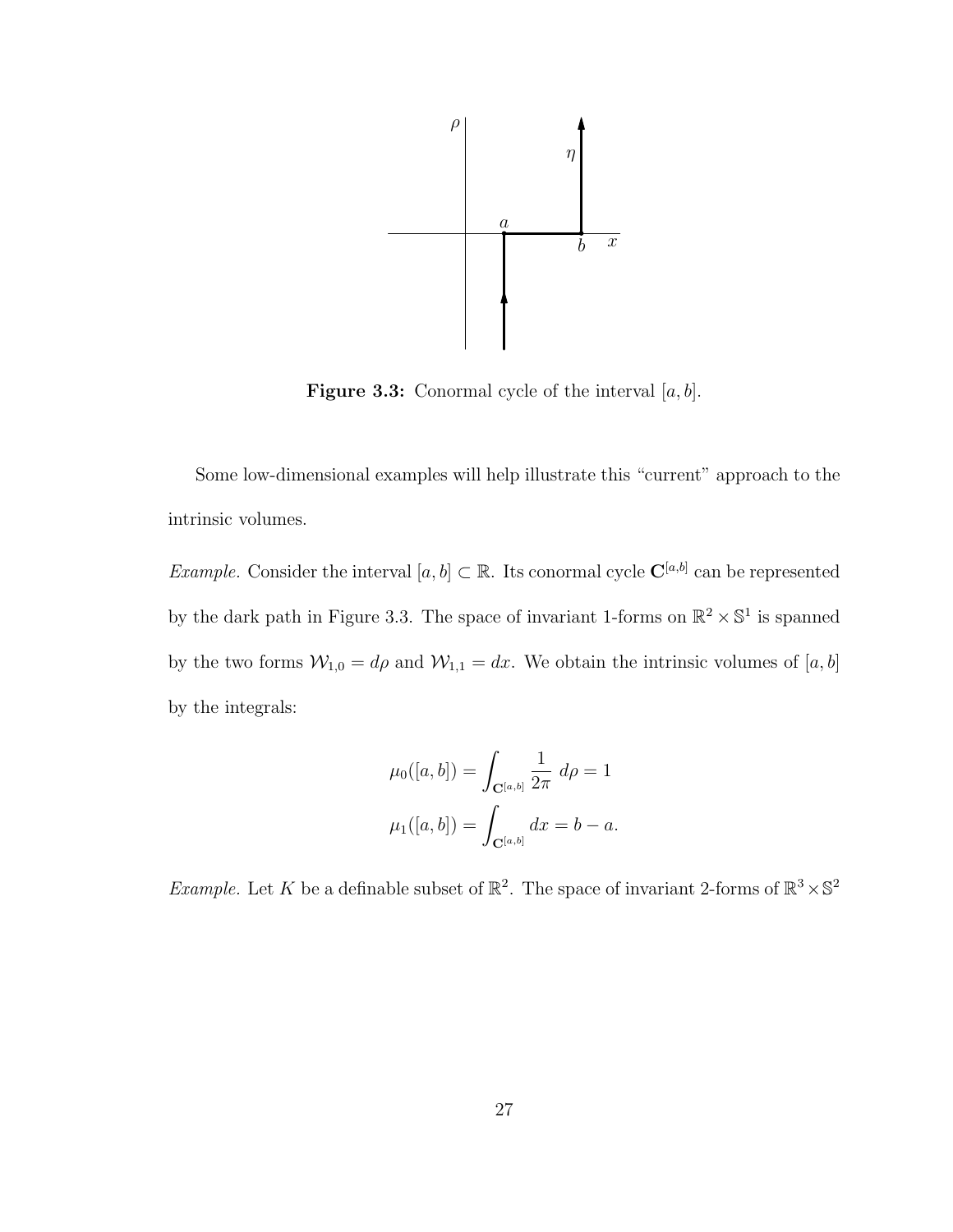**Figure 3.3:** Conormal cycle of the interval $[a, b]$.

Some low-dimensional examples will help illustrate this "current" approach to the intrinsic volumes.

*Example.* Consider the interval $[a, b] \subset \mathbb{R}$. Its conormal cycle $\mathbf{C}^{[a,b]}$ can be represented by the dark path in Figure 3.3. The space of invariant 1-forms on $\mathbb{R}^2 \times \mathbb{S}^1$ is spanned by the two forms $\mathcal{W}_{1,0} = d\rho$ and $\mathcal{W}_{1,1} = dx$. We obtain the intrinsic volumes of $[a, b]$ by the integrals:

$$\mu_0([a, b]) = \int_{\mathbf{C}^{[a,b]}} \frac{1}{2\pi} \; d\rho = 1$$

$$\mu_1([a, b]) = \int_{\mathbf{C}^{[a,b]}} dx = b - a.$$

*Example.* Let $K$ be a definable subset of $\mathbb{R}^2$. The space of invariant 2-forms of $\mathbb{R}^3 \times \mathbb{S}^2$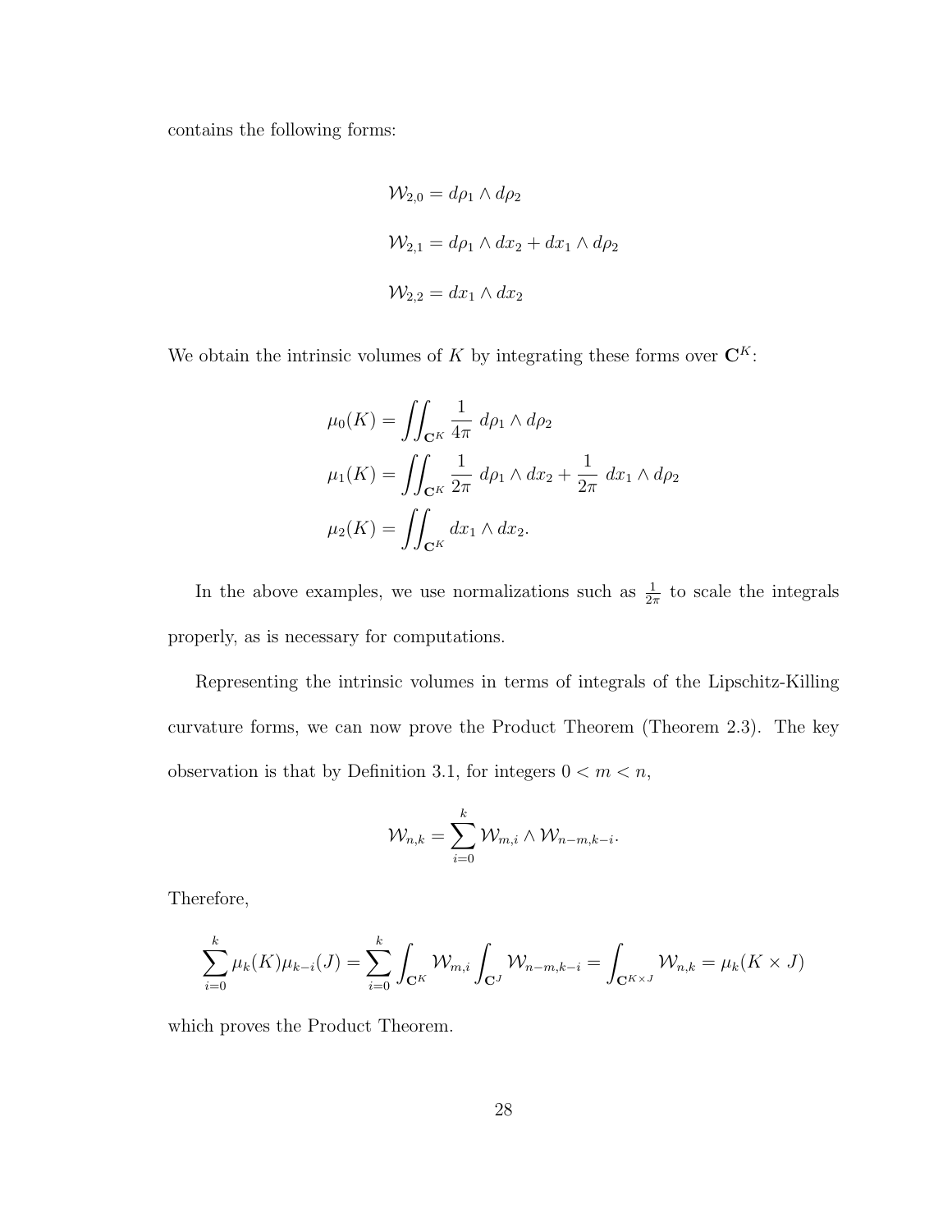contains the following forms:

$$\mathcal{W}_{2,0} = d\rho_1 \wedge d\rho_2$$

$$\mathcal{W}_{2,1} = d\rho_1 \wedge dx_2 + dx_1 \wedge d\rho_2$$

$$\mathcal{W}_{2,2} = dx_1 \wedge dx_2$$

We obtain the intrinsic volumes of $K$ by integrating these forms over $\mathbf{C}^K$:

$$\mu_0(K) = \iint_{\mathbf{C}^K} \frac{1}{4\pi}\ d\rho_1 \wedge d\rho_2$$

$$\mu_1(K) = \iint_{\mathbf{C}^K} \frac{1}{2\pi}\ d\rho_1 \wedge dx_2 + \frac{1}{2\pi}\ dx_1 \wedge d\rho_2$$

$$\mu_2(K) = \iint_{\mathbf{C}^K} dx_1 \wedge dx_2.$$

In the above examples, we use normalizations such as $\frac{1}{2\pi}$ to scale the integrals properly, as is necessary for computations.

Representing the intrinsic volumes in terms of integrals of the Lipschitz-Killing curvature forms, we can now prove the Product Theorem (Theorem 2.3). The key observation is that by Definition 3.1, for integers $0 < m < n$,

$$\mathcal{W}_{n,k} = \sum_{i=0}^{k} \mathcal{W}_{m,i} \wedge \mathcal{W}_{n-m,k-i}.$$

Therefore,

$$\sum_{i=0}^{k} \mu_k(K)\mu_{k-i}(J) = \sum_{i=0}^{k} \int_{\mathbf{C}^K} \mathcal{W}_{m,i} \int_{\mathbf{C}^J} \mathcal{W}_{n-m,k-i} = \int_{\mathbf{C}^{K \times J}} \mathcal{W}_{n,k} = \mu_k(K \times J)$$

which proves the Product Theorem.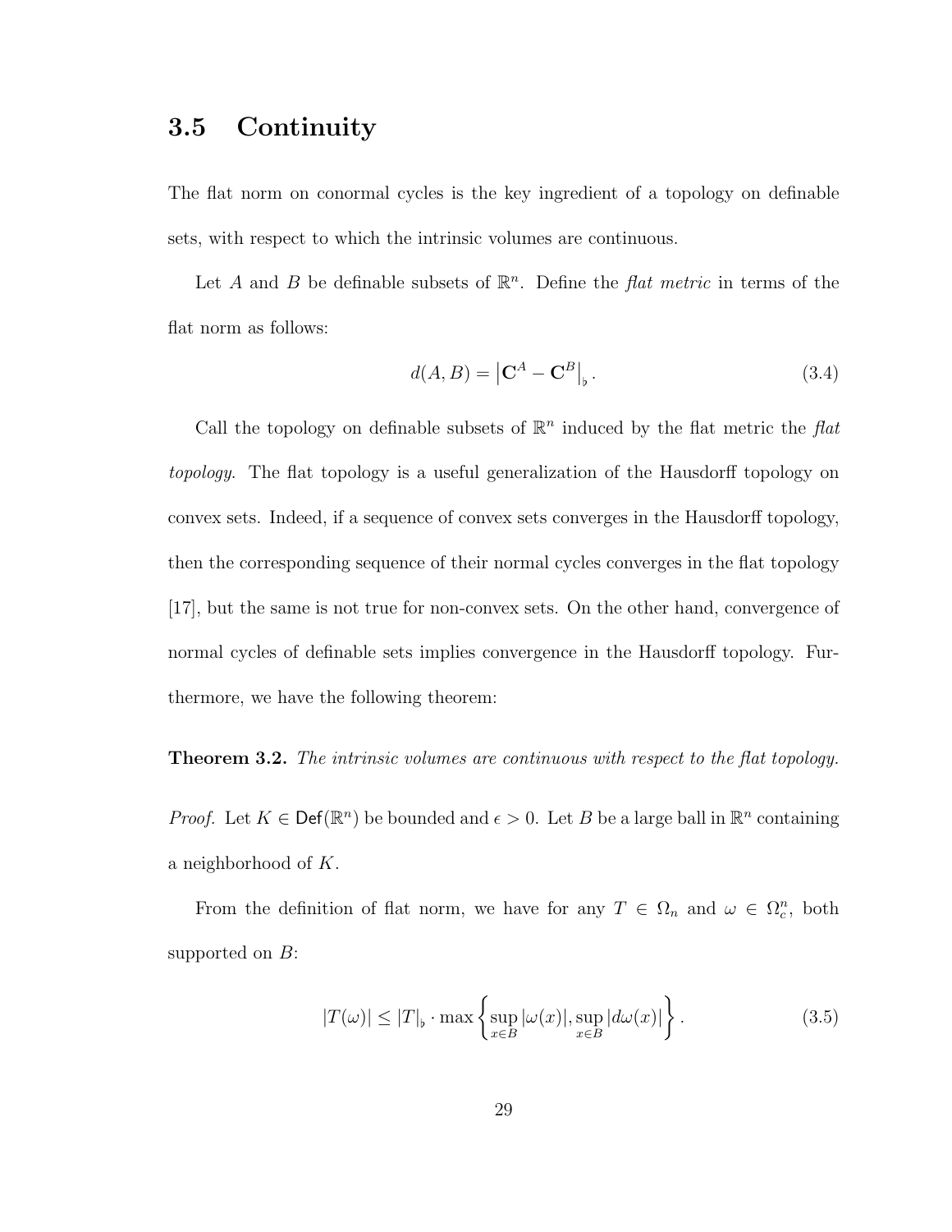## 3.5 Continuity

The flat norm on conormal cycles is the key ingredient of a topology on definable sets, with respect to which the intrinsic volumes are continuous.

Let $A$ and $B$ be definable subsets of $\mathbb{R}^n$. Define the *flat metric* in terms of the flat norm as follows:

$$d(A, B) = \left|\mathbf{C}^A - \mathbf{C}^B\right|_\flat . \tag{3.4}$$

Call the topology on definable subsets of $\mathbb{R}^n$ induced by the flat metric the *flat topology*. The flat topology is a useful generalization of the Hausdorff topology on convex sets. Indeed, if a sequence of convex sets converges in the Hausdorff topology, then the corresponding sequence of their normal cycles converges in the flat topology [17], but the same is not true for non-convex sets. On the other hand, convergence of normal cycles of definable sets implies convergence in the Hausdorff topology. Furthermore, we have the following theorem:

**Theorem 3.2.** *The intrinsic volumes are continuous with respect to the flat topology.*

*Proof.* Let $K \in \mathsf{Def}(\mathbb{R}^n)$ be bounded and $\epsilon > 0$. Let $B$ be a large ball in $\mathbb{R}^n$ containing a neighborhood of $K$.

From the definition of flat norm, we have for any $T \in \Omega_n$ and $\omega \in \Omega_c^n$, both supported on $B$:

$$|T(\omega)| \leq |T|_\flat \cdot \max \left\{ \sup_{x \in B} |\omega(x)|, \sup_{x \in B} |d\omega(x)| \right\} . \tag{3.5}$$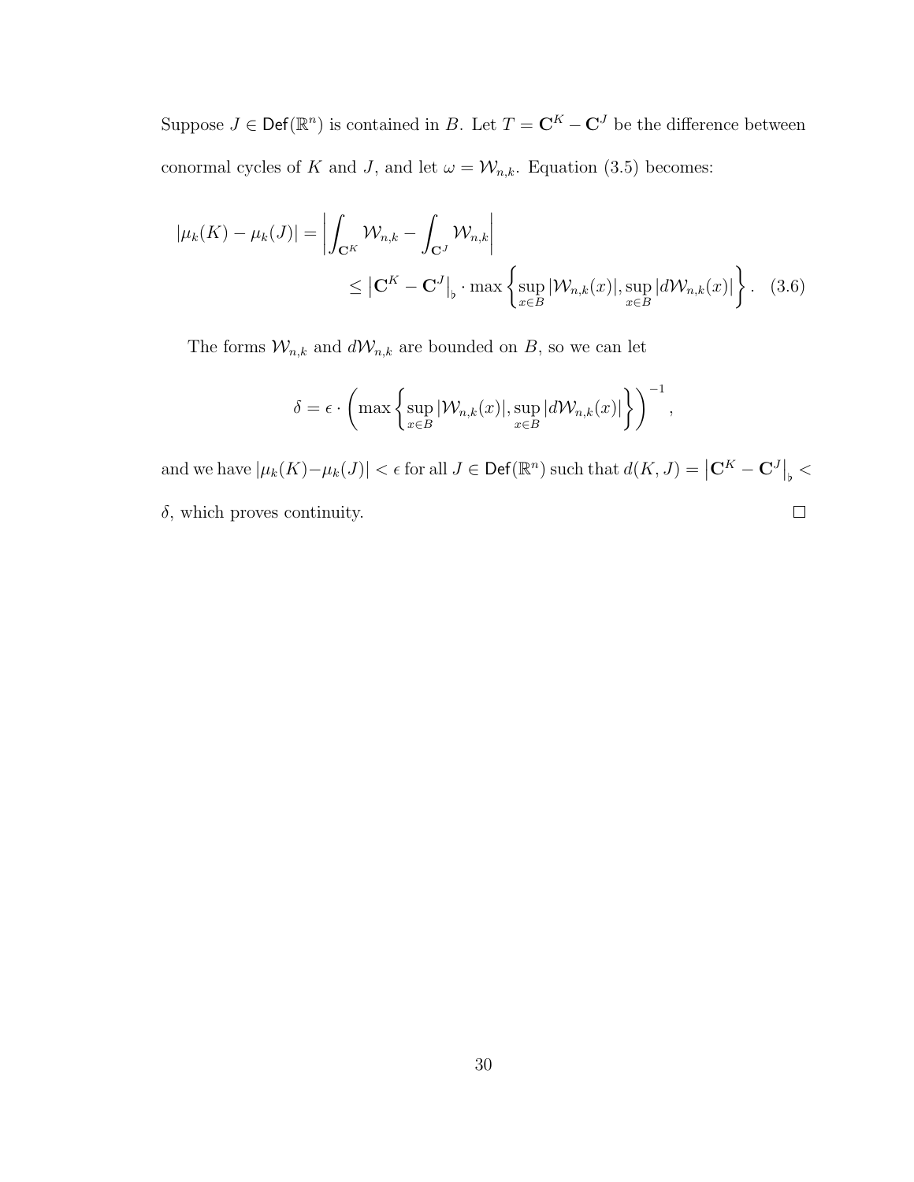Suppose $J \in \mathsf{Def}(\mathbb{R}^n)$ is contained in $B$. Let $T = \mathbf{C}^K - \mathbf{C}^J$ be the difference between conormal cycles of $K$ and $J$, and let $\omega = \mathcal{W}_{n,k}$. Equation (3.5) becomes:

$$
\begin{aligned}
|\mu_k(K) - \mu_k(J)| &= \left| \int_{\mathbf{C}^K} \mathcal{W}_{n,k} - \int_{\mathbf{C}^J} \mathcal{W}_{n,k} \right| \\
&\leq \left| \mathbf{C}^K - \mathbf{C}^J \right|_\flat \cdot \max \left\{ \sup_{x \in B} |\mathcal{W}_{n,k}(x)|, \sup_{x \in B} |d\mathcal{W}_{n,k}(x)| \right\}. \quad (3.6)
\end{aligned}
$$

The forms $\mathcal{W}_{n,k}$ and $d\mathcal{W}_{n,k}$ are bounded on $B$, so we can let

$$
\delta = \epsilon \cdot \left( \max \left\{ \sup_{x \in B} |\mathcal{W}_{n,k}(x)|, \sup_{x \in B} |d\mathcal{W}_{n,k}(x)| \right\} \right)^{-1},
$$

and we have $|\mu_k(K) - \mu_k(J)| < \epsilon$ for all $J \in \mathsf{Def}(\mathbb{R}^n)$ such that $d(K, J) = \left| \mathbf{C}^K - \mathbf{C}^J \right|_\flat < \delta$, which proves continuity. $\square$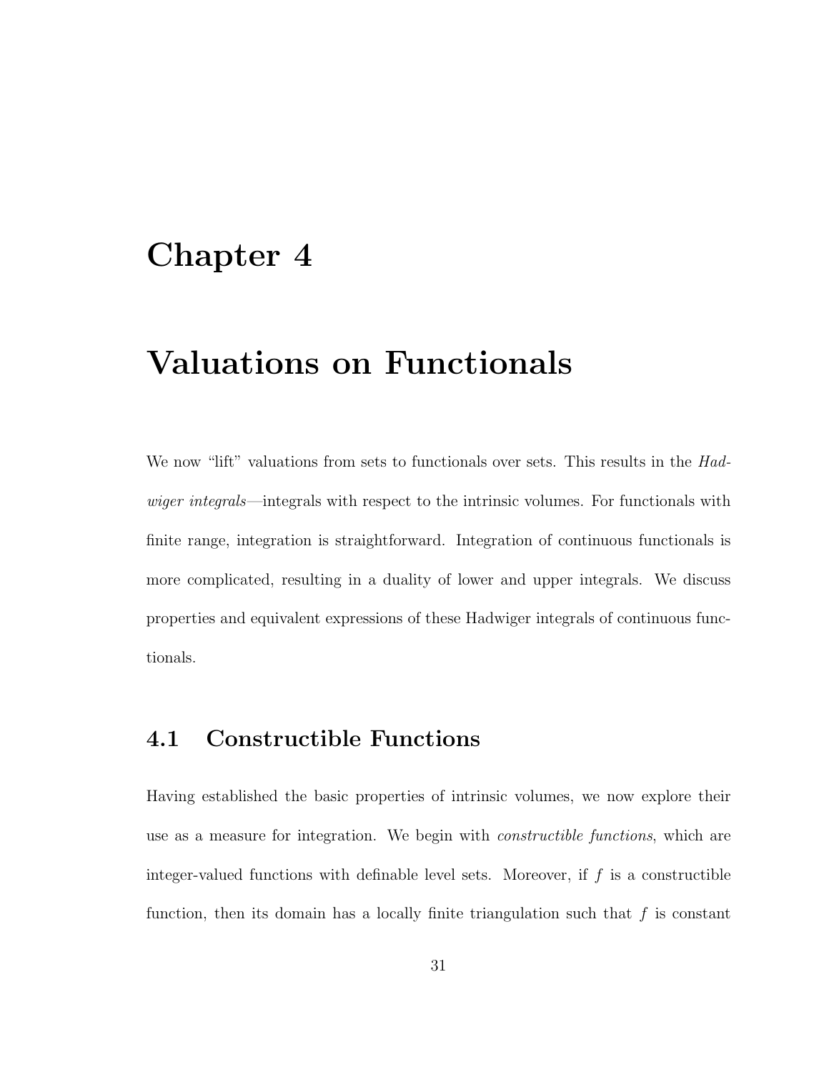# Chapter 4

# Valuations on Functionals

We now "lift" valuations from sets to functionals over sets. This results in the *Hadwiger integrals*—integrals with respect to the intrinsic volumes. For functionals with finite range, integration is straightforward. Integration of continuous functionals is more complicated, resulting in a duality of lower and upper integrals. We discuss properties and equivalent expressions of these Hadwiger integrals of continuous functionals.

## 4.1 Constructible Functions

Having established the basic properties of intrinsic volumes, we now explore their use as a measure for integration. We begin with *constructible functions*, which are integer-valued functions with definable level sets. Moreover, if $f$ is a constructible function, then its domain has a locally finite triangulation such that $f$ is constant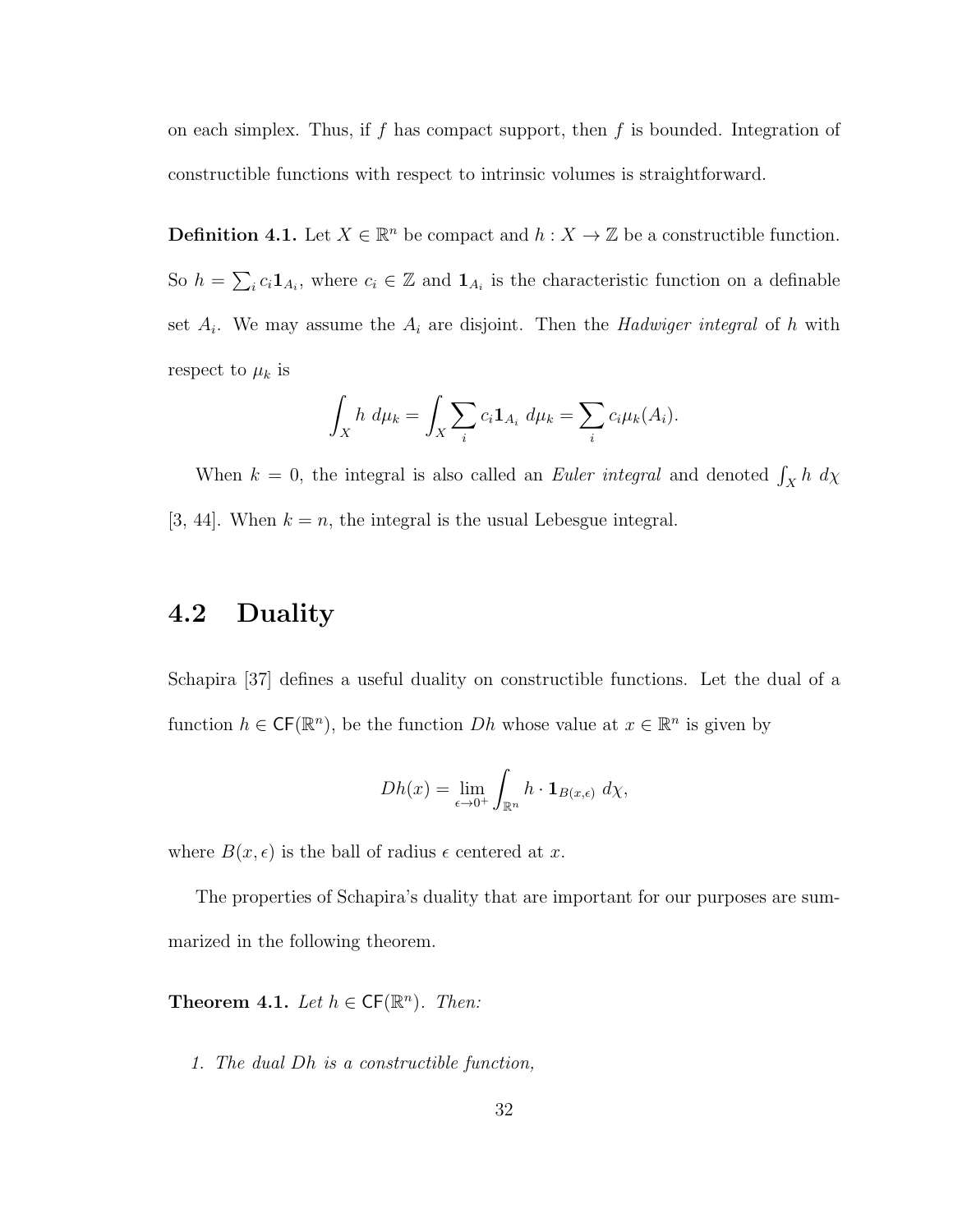on each simplex. Thus, if $f$ has compact support, then $f$ is bounded. Integration of constructible functions with respect to intrinsic volumes is straightforward.

**Definition 4.1.** Let $X \in \mathbb{R}^n$ be compact and $h : X \to \mathbb{Z}$ be a constructible function. So $h = \sum_i c_i \mathbf{1}_{A_i}$, where $c_i \in \mathbb{Z}$ and $\mathbf{1}_{A_i}$ is the characteristic function on a definable set $A_i$. We may assume the $A_i$ are disjoint. Then the *Hadwiger integral* of $h$ with respect to $\mu_k$ is

$$\int_X h \, d\mu_k = \int_X \sum_i c_i \mathbf{1}_{A_i} \, d\mu_k = \sum_i c_i \mu_k(A_i).$$

When $k = 0$, the integral is also called an *Euler integral* and denoted $\int_X h \, d\chi$ [3, 44]. When $k = n$, the integral is the usual Lebesgue integral.

## 4.2 Duality

Schapira [37] defines a useful duality on constructible functions. Let the dual of a function $h \in \mathsf{CF}(\mathbb{R}^n)$, be the function $Dh$ whose value at $x \in \mathbb{R}^n$ is given by

$$Dh(x) = \lim_{\epsilon \to 0^+} \int_{\mathbb{R}^n} h \cdot \mathbf{1}_{B(x,\epsilon)} \, d\chi,$$

where $B(x, \epsilon)$ is the ball of radius $\epsilon$ centered at $x$.

The properties of Schapira's duality that are important for our purposes are summarized in the following theorem.

**Theorem 4.1.** *Let $h \in \mathsf{CF}(\mathbb{R}^n)$. Then:*

1. *The dual $Dh$ is a constructible function,*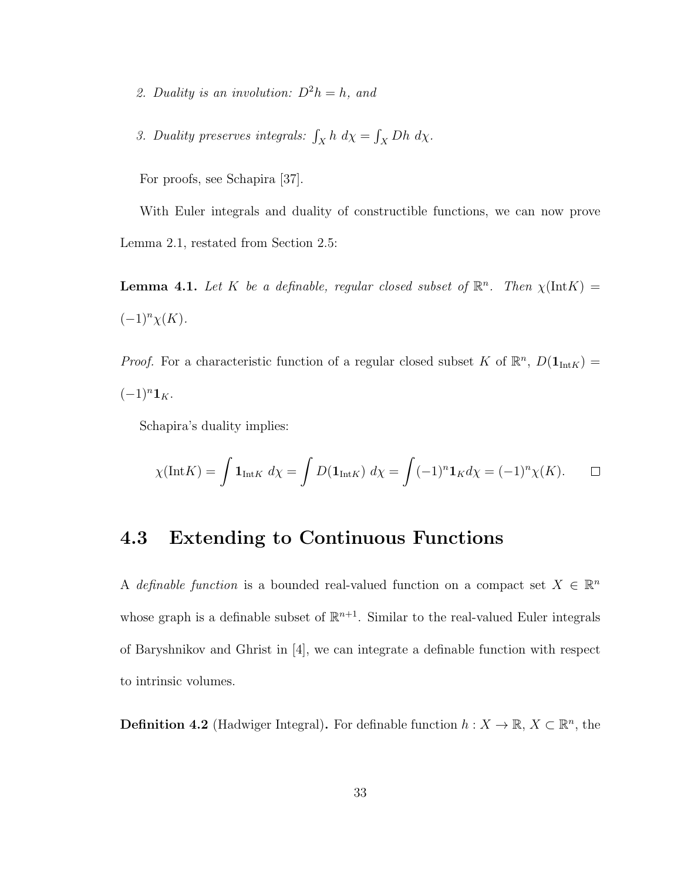2. *Duality is an involution:* $D^2 h = h$, *and*

3. *Duality preserves integrals:* $\int_X h \; d\chi = \int_X Dh \; d\chi$.

For proofs, see Schapira [37].

With Euler integrals and duality of constructible functions, we can now prove Lemma 2.1, restated from Section 2.5:

**Lemma 4.1.** *Let $K$ be a definable, regular closed subset of $\mathbb{R}^n$. Then $\chi(\mathrm{Int}K) = (-1)^n \chi(K)$.*

*Proof.* For a characteristic function of a regular closed subset $K$ of $\mathbb{R}^n$, $D(\mathbf{1}_{\mathrm{Int}K}) = (-1)^n \mathbf{1}_K$.

Schapira's duality implies:

$$\chi(\mathrm{Int}K) = \int \mathbf{1}_{\mathrm{Int}K} \; d\chi = \int D(\mathbf{1}_{\mathrm{Int}K}) \; d\chi = \int (-1)^n \mathbf{1}_K d\chi = (-1)^n \chi(K). \qquad \square$$

## 4.3 Extending to Continuous Functions

A *definable function* is a bounded real-valued function on a compact set $X \in \mathbb{R}^n$ whose graph is a definable subset of $\mathbb{R}^{n+1}$. Similar to the real-valued Euler integrals of Baryshnikov and Ghrist in [4], we can integrate a definable function with respect to intrinsic volumes.

**Definition 4.2** (Hadwiger Integral)**.** For definable function $h : X \to \mathbb{R}$, $X \subset \mathbb{R}^n$, the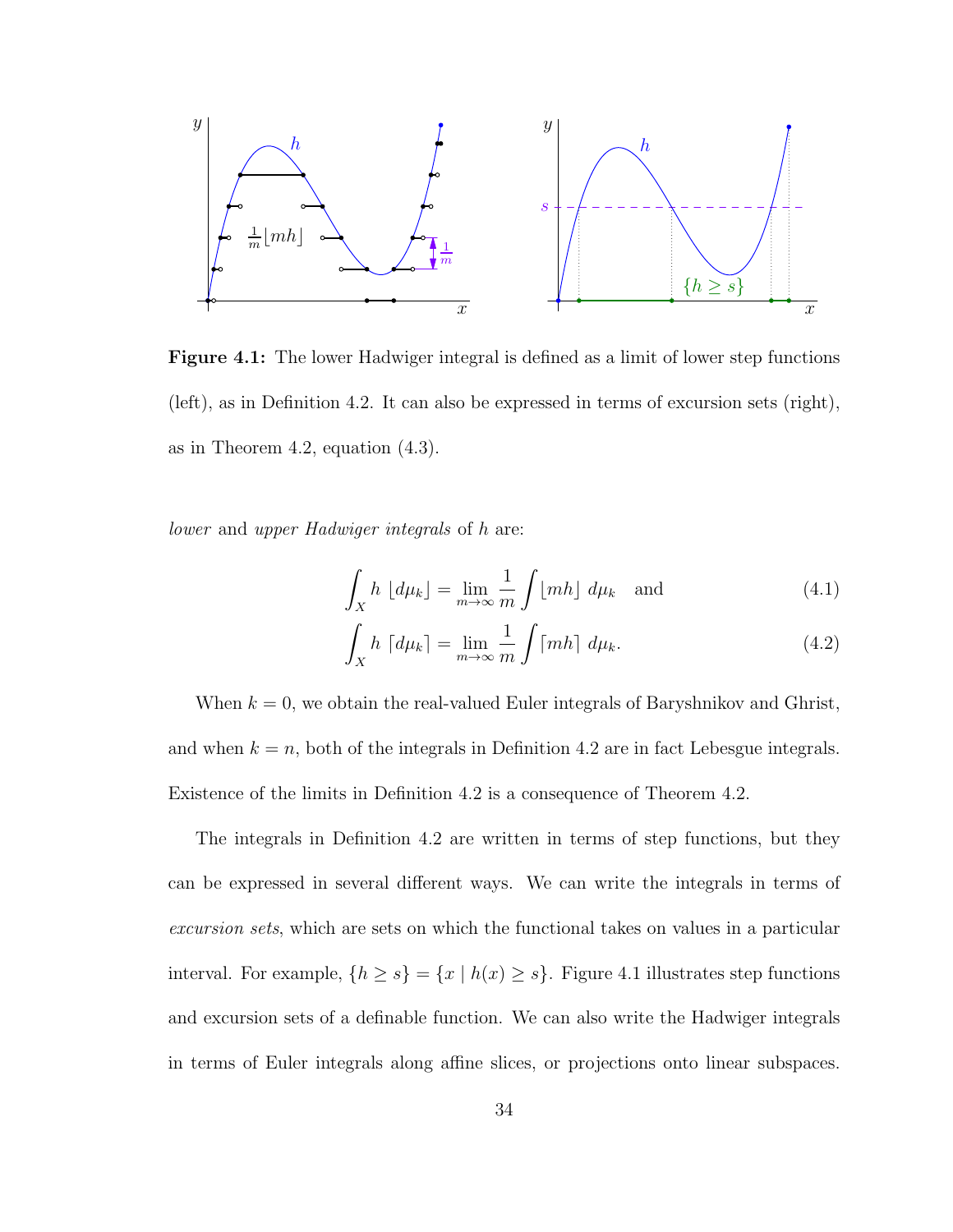**Figure 4.1:** The lower Hadwiger integral is defined as a limit of lower step functions (left), as in Definition 4.2. It can also be expressed in terms of excursion sets (right), as in Theorem 4.2, equation (4.3).

*lower* and *upper Hadwiger integrals* of $h$ are:

$$\int_X h \, \lfloor d\mu_k \rfloor = \lim_{m\to\infty} \frac{1}{m} \int \lfloor mh \rfloor \, d\mu_k \quad \text{and} \tag{4.1}$$

$$\int_X h \, \lceil d\mu_k \rceil = \lim_{m\to\infty} \frac{1}{m} \int \lceil mh \rceil \, d\mu_k. \tag{4.2}$$

When $k = 0$, we obtain the real-valued Euler integrals of Baryshnikov and Ghrist, and when $k = n$, both of the integrals in Definition 4.2 are in fact Lebesgue integrals. Existence of the limits in Definition 4.2 is a consequence of Theorem 4.2.

The integrals in Definition 4.2 are written in terms of step functions, but they can be expressed in several different ways. We can write the integrals in terms of *excursion sets*, which are sets on which the functional takes on values in a particular interval. For example, $\{h \geq s\} = \{x \mid h(x) \geq s\}$. Figure 4.1 illustrates step functions and excursion sets of a definable function. We can also write the Hadwiger integrals in terms of Euler integrals along affine slices, or projections onto linear subspaces.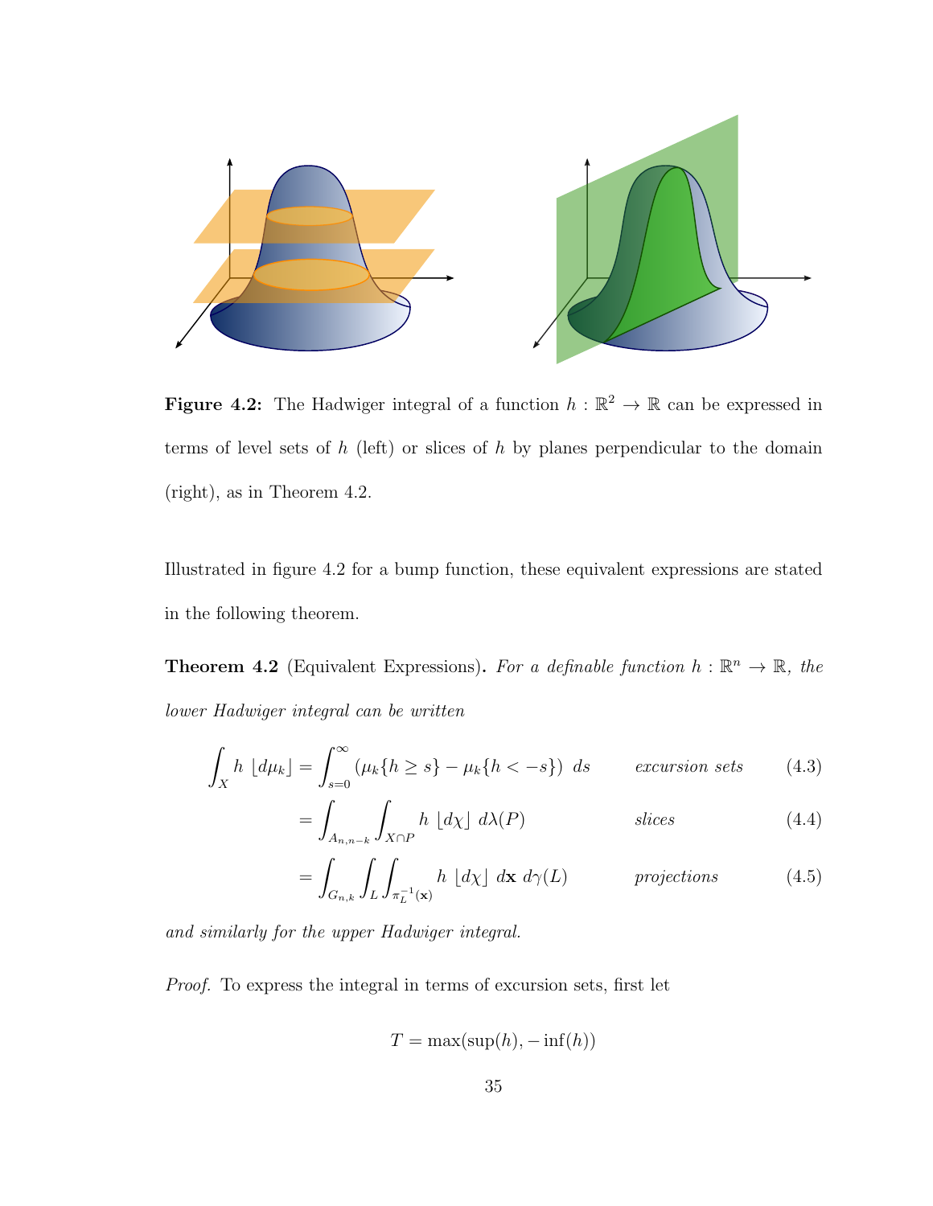**Figure 4.2:** The Hadwiger integral of a function $h : \mathbb{R}^2 \to \mathbb{R}$ can be expressed in terms of level sets of $h$ (left) or slices of $h$ by planes perpendicular to the domain (right), as in Theorem 4.2.

Illustrated in figure 4.2 for a bump function, these equivalent expressions are stated in the following theorem.

**Theorem 4.2** (Equivalent Expressions)**.** *For a definable function $h : \mathbb{R}^n \to \mathbb{R}$, the lower Hadwiger integral can be written*

$$\int_X h \lfloor d\mu_k \rfloor = \int_{s=0}^{\infty} \left(\mu_k\{h \geq s\} - \mu_k\{h < -s\}\right) \, ds \qquad \textit{excursion sets} \qquad (4.3)$$

$$= \int_{A_{n,n-k}} \int_{X \cap P} h \lfloor d\chi \rfloor \, d\lambda(P) \qquad \textit{slices} \qquad (4.4)$$

$$= \int_{G_{n,k}} \int_L \int_{\pi_L^{-1}(\mathbf{x})} h \lfloor d\chi \rfloor \, d\mathbf{x} \, d\gamma(L) \qquad \textit{projections} \qquad (4.5)$$

*and similarly for the upper Hadwiger integral.*

*Proof.* To express the integral in terms of excursion sets, first let

$$T = \max(\sup(h), -\inf(h))$$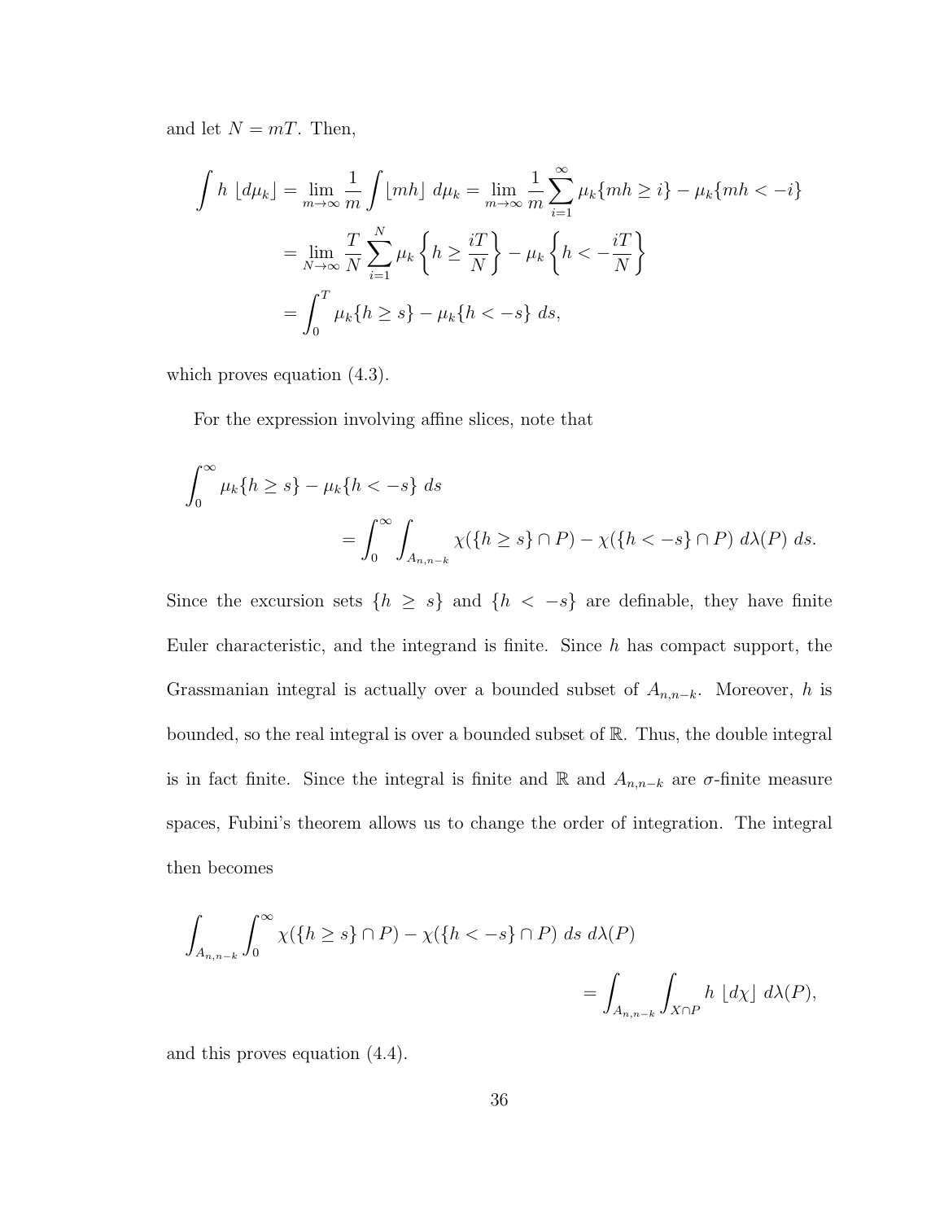and let $N = mT$. Then,

$$
\begin{aligned}
\int h \lfloor d\mu_k \rfloor = \lim_{m\to\infty} \frac{1}{m} \int \lfloor mh \rfloor \, d\mu_k &= \lim_{m\to\infty} \frac{1}{m} \sum_{i=1}^{\infty} \mu_k\{mh \geq i\} - \mu_k\{mh < -i\} \\
&= \lim_{N\to\infty} \frac{T}{N} \sum_{i=1}^{N} \mu_k \left\{ h \geq \frac{iT}{N} \right\} - \mu_k \left\{ h < -\frac{iT}{N} \right\} \\
&= \int_0^T \mu_k\{h \geq s\} - \mu_k\{h < -s\} \, ds,
\end{aligned}
$$

which proves equation (4.3).

For the expression involving affine slices, note that

$$
\begin{aligned}
&\int_0^{\infty} \mu_k\{h \geq s\} - \mu_k\{h < -s\} \, ds \\
&\qquad\qquad = \int_0^{\infty} \int_{A_{n,n-k}} \chi(\{h \geq s\} \cap P) - \chi(\{h < -s\} \cap P) \, d\lambda(P) \, ds.
\end{aligned}
$$

Since the excursion sets $\{h \geq s\}$ and $\{h < -s\}$ are definable, they have finite Euler characteristic, and the integrand is finite. Since $h$ has compact support, the Grassmanian integral is actually over a bounded subset of $A_{n,n-k}$. Moreover, $h$ is bounded, so the real integral is over a bounded subset of $\mathbb{R}$. Thus, the double integral is in fact finite. Since the integral is finite and $\mathbb{R}$ and $A_{n,n-k}$ are $\sigma$-finite measure spaces, Fubini's theorem allows us to change the order of integration. The integral then becomes

$$
\begin{aligned}
&\int_{A_{n,n-k}} \int_0^{\infty} \chi(\{h \geq s\} \cap P) - \chi(\{h < -s\} \cap P) \, ds \, d\lambda(P) \\
&\qquad\qquad = \int_{A_{n,n-k}} \int_{X\cap P} h \lfloor d\chi \rfloor \, d\lambda(P),
\end{aligned}
$$

and this proves equation (4.4).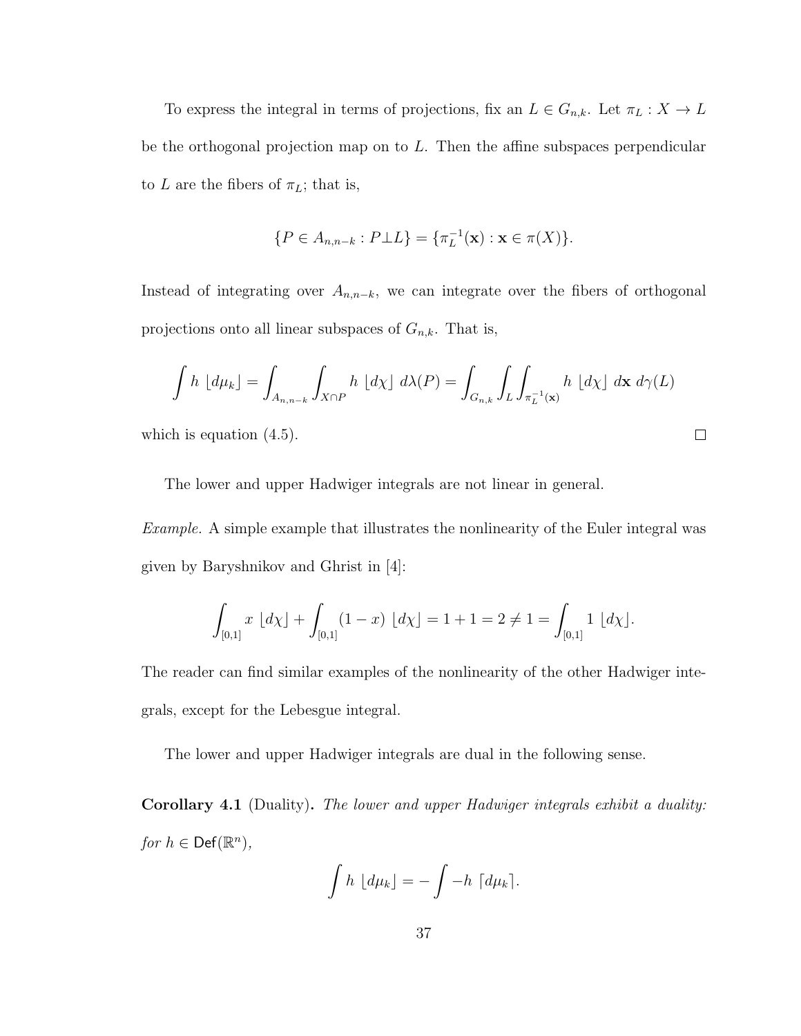To express the integral in terms of projections, fix an $L \in G_{n,k}$. Let $\pi_L : X \to L$ be the orthogonal projection map on to $L$. Then the affine subspaces perpendicular to $L$ are the fibers of $\pi_L$; that is,

$$\{P \in A_{n,n-k} : P \perp L\} = \{\pi_L^{-1}(\mathbf{x}) : \mathbf{x} \in \pi(X)\}.$$

Instead of integrating over $A_{n,n-k}$, we can integrate over the fibers of orthogonal projections onto all linear subspaces of $G_{n,k}$. That is,

$$\int h \; \lfloor d\mu_k \rfloor = \int_{A_{n,n-k}} \int_{X \cap P} h \; \lfloor d\chi \rfloor \; d\lambda(P) = \int_{G_{n,k}} \int_L \int_{\pi_L^{-1}(\mathbf{x})} h \; \lfloor d\chi \rfloor \; d\mathbf{x} \; d\gamma(L)$$

which is equation (4.5). □

The lower and upper Hadwiger integrals are not linear in general.

*Example.* A simple example that illustrates the nonlinearity of the Euler integral was given by Baryshnikov and Ghrist in [4]:

$$\int_{[0,1]} x \; \lfloor d\chi \rfloor + \int_{[0,1]} (1-x) \; \lfloor d\chi \rfloor = 1 + 1 = 2 \neq 1 = \int_{[0,1]} 1 \; \lfloor d\chi \rfloor.$$

The reader can find similar examples of the nonlinearity of the other Hadwiger integrals, except for the Lebesgue integral.

The lower and upper Hadwiger integrals are dual in the following sense.

**Corollary 4.1** (Duality)**.** *The lower and upper Hadwiger integrals exhibit a duality: for $h \in \mathsf{Def}(\mathbb{R}^n)$,*

$$\int h \; \lfloor d\mu_k \rfloor = -\int -h \; \lceil d\mu_k \rceil.$$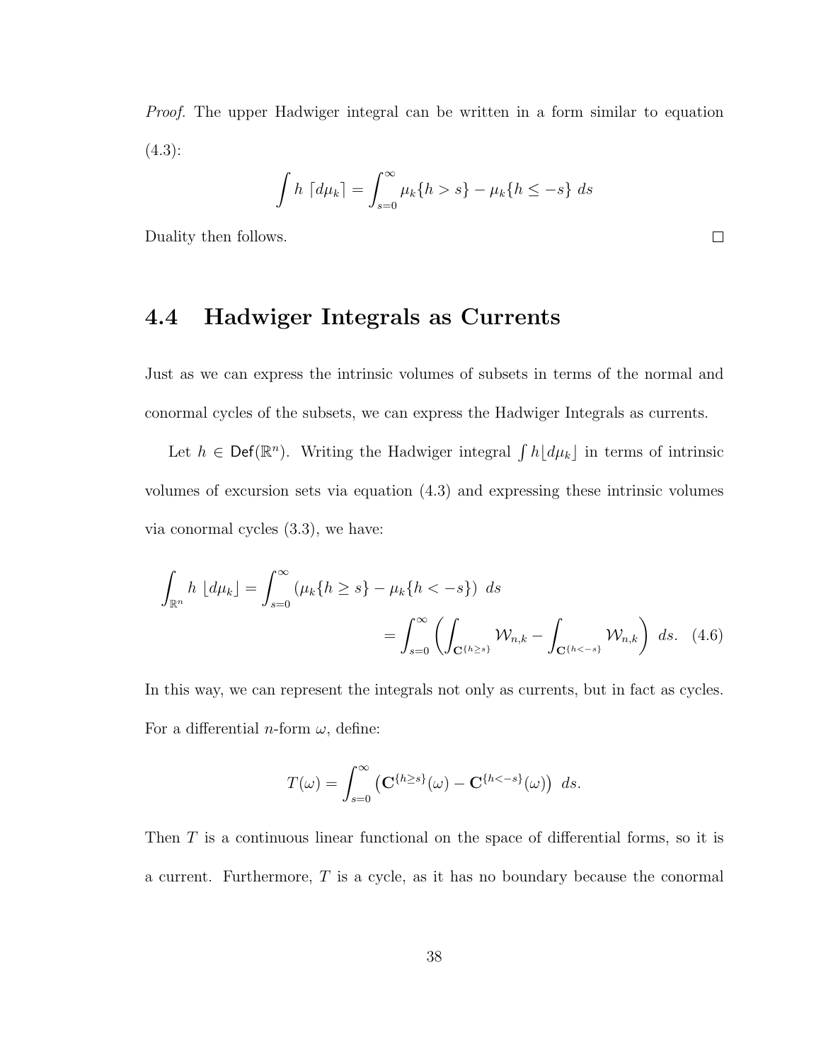*Proof.* The upper Hadwiger integral can be written in a form similar to equation (4.3):

$$\int h \, \lceil d\mu_k \rceil = \int_{s=0}^{\infty} \mu_k\{h > s\} - \mu_k\{h \leq -s\} \, ds$$

Duality then follows. $\square$

## 4.4 Hadwiger Integrals as Currents

Just as we can express the intrinsic volumes of subsets in terms of the normal and conormal cycles of the subsets, we can express the Hadwiger Integrals as currents.

Let $h \in \mathsf{Def}(\mathbb{R}^n)$. Writing the Hadwiger integral $\int h \lfloor d\mu_k \rfloor$ in terms of intrinsic volumes of excursion sets via equation (4.3) and expressing these intrinsic volumes via conormal cycles (3.3), we have:

$$\int_{\mathbb{R}^n} h \, \lfloor d\mu_k \rfloor = \int_{s=0}^{\infty} \left( \mu_k\{h \geq s\} - \mu_k\{h < -s\} \right) \, ds$$
$$= \int_{s=0}^{\infty} \left( \int_{\mathbf{C}^{\{h \geq s\}}} \mathcal{W}_{n,k} - \int_{\mathbf{C}^{\{h < -s\}}} \mathcal{W}_{n,k} \right) \, ds. \quad (4.6)$$

In this way, we can represent the integrals not only as currents, but in fact as cycles. For a differential $n$-form $\omega$, define:

$$T(\omega) = \int_{s=0}^{\infty} \left( \mathbf{C}^{\{h \geq s\}}(\omega) - \mathbf{C}^{\{h < -s\}}(\omega) \right) \, ds.$$

Then $T$ is a continuous linear functional on the space of differential forms, so it is a current. Furthermore, $T$ is a cycle, as it has no boundary because the conormal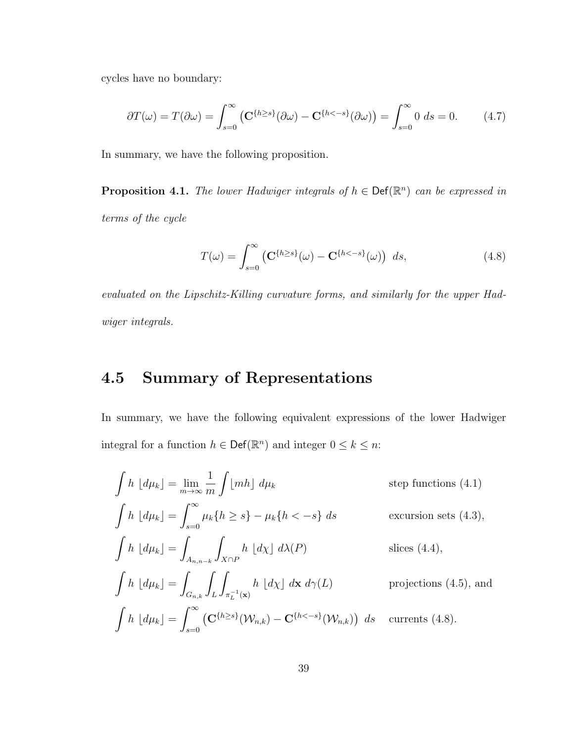cycles have no boundary:

$$\partial T(\omega) = T(\partial\omega) = \int_{s=0}^{\infty} \left(\mathbf{C}^{\{h\geq s\}}(\partial\omega) - \mathbf{C}^{\{h<-s\}}(\partial\omega)\right) = \int_{s=0}^{\infty} 0 \; ds = 0. \tag{4.7}$$

In summary, we have the following proposition.

**Proposition 4.1.** *The lower Hadwiger integrals of $h \in \mathsf{Def}(\mathbb{R}^n)$ can be expressed in terms of the cycle*

$$T(\omega) = \int_{s=0}^{\infty} \left(\mathbf{C}^{\{h\geq s\}}(\omega) - \mathbf{C}^{\{h<-s\}}(\omega)\right) \; ds, \tag{4.8}$$

*evaluated on the Lipschitz-Killing curvature forms, and similarly for the upper Hadwiger integrals.*

## 4.5 Summary of Representations

In summary, we have the following equivalent expressions of the lower Hadwiger integral for a function $h \in \mathsf{Def}(\mathbb{R}^n)$ and integer $0 \leq k \leq n$:

$$\int h \; \lfloor d\mu_k \rfloor = \lim_{m\to\infty} \frac{1}{m} \int \lfloor mh \rfloor \; d\mu_k \qquad \text{step functions (4.1)}$$

$$\int h \; \lfloor d\mu_k \rfloor = \int_{s=0}^{\infty} \mu_k\{h \geq s\} - \mu_k\{h < -s\} \; ds \qquad \text{excursion sets (4.3),}$$

$$\int h \; \lfloor d\mu_k \rfloor = \int_{A_{n,n-k}} \int_{X\cap P} h \; \lfloor d\chi \rfloor \; d\lambda(P) \qquad \text{slices (4.4),}$$

$$\int h \; \lfloor d\mu_k \rfloor = \int_{G_{n,k}} \int_L \int_{\pi_L^{-1}(\mathbf{x})} h \; \lfloor d\chi \rfloor \; d\mathbf{x} \; d\gamma(L) \qquad \text{projections (4.5), and}$$

$$\int h \; \lfloor d\mu_k \rfloor = \int_{s=0}^{\infty} \left(\mathbf{C}^{\{h\geq s\}}(\mathcal{W}_{n,k}) - \mathbf{C}^{\{h<-s\}}(\mathcal{W}_{n,k})\right) \; ds \qquad \text{currents (4.8).}$$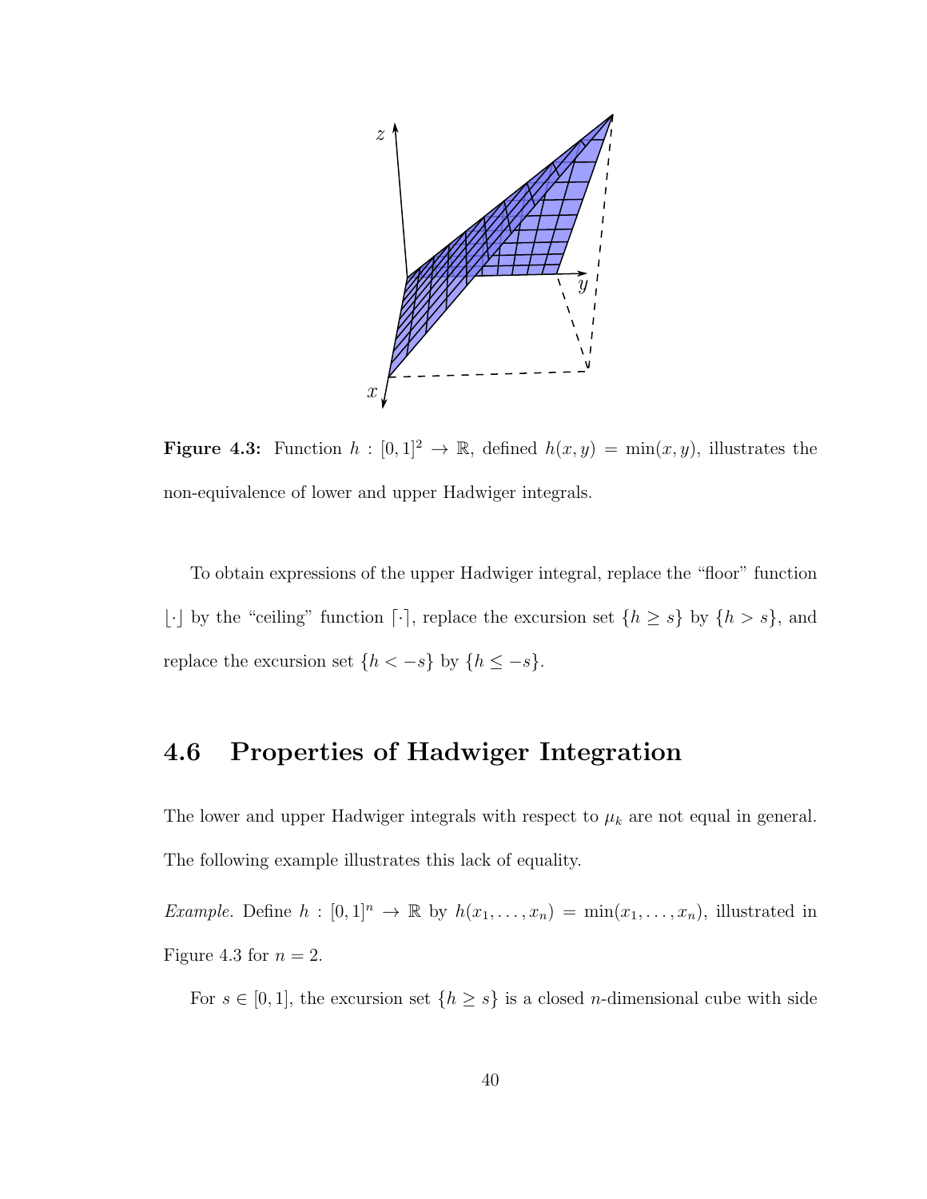**Figure 4.3:** Function $h : [0,1]^2 \to \mathbb{R}$, defined $h(x,y) = \min(x,y)$, illustrates the non-equivalence of lower and upper Hadwiger integrals.

To obtain expressions of the upper Hadwiger integral, replace the "floor" function $\lfloor \cdot \rfloor$ by the "ceiling" function $\lceil \cdot \rceil$, replace the excursion set $\{h \geq s\}$ by $\{h > s\}$, and replace the excursion set $\{h < -s\}$ by $\{h \leq -s\}$.

## 4.6 Properties of Hadwiger Integration

The lower and upper Hadwiger integrals with respect to $\mu_k$ are not equal in general. The following example illustrates this lack of equality.

*Example.* Define $h : [0,1]^n \to \mathbb{R}$ by $h(x_1, \ldots, x_n) = \min(x_1, \ldots, x_n)$, illustrated in Figure 4.3 for $n = 2$.

For $s \in [0,1]$, the excursion set $\{h \geq s\}$ is a closed $n$-dimensional cube with side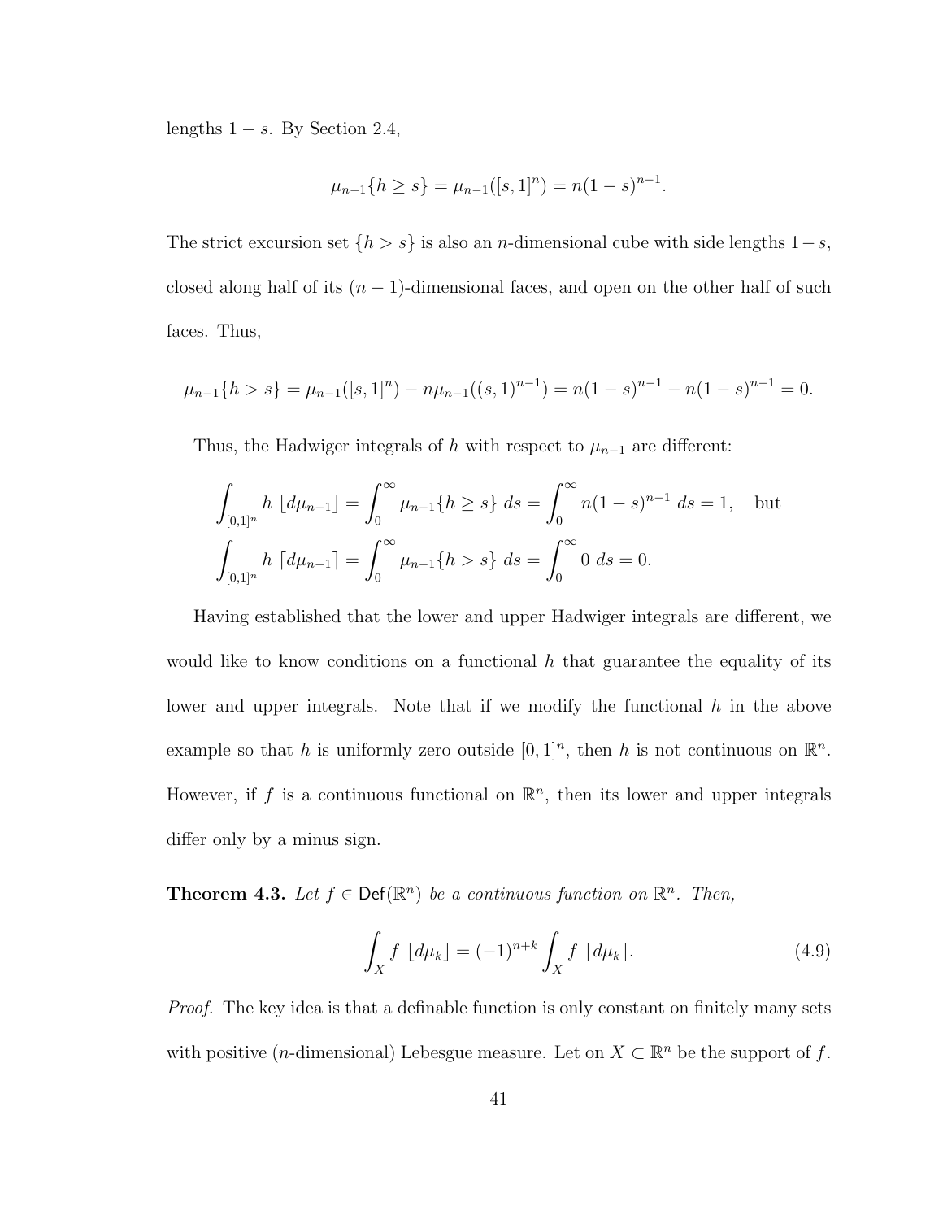lengths $1 - s$. By Section 2.4,

$$\mu_{n-1}\{h \geq s\} = \mu_{n-1}([s,1]^n) = n(1-s)^{n-1}.$$

The strict excursion set $\{h > s\}$ is also an $n$-dimensional cube with side lengths $1-s$, closed along half of its $(n-1)$-dimensional faces, and open on the other half of such faces. Thus,

$$\mu_{n-1}\{h > s\} = \mu_{n-1}([s,1]^n) - n\mu_{n-1}((s,1)^{n-1}) = n(1-s)^{n-1} - n(1-s)^{n-1} = 0.$$

Thus, the Hadwiger integrals of $h$ with respect to $\mu_{n-1}$ are different:

$$\int_{[0,1]^n} h \ \lfloor d\mu_{n-1} \rfloor = \int_0^\infty \mu_{n-1}\{h \geq s\} \ ds = \int_0^\infty n(1-s)^{n-1} \ ds = 1, \quad \text{but}$$
$$\int_{[0,1]^n} h \ \lceil d\mu_{n-1} \rceil = \int_0^\infty \mu_{n-1}\{h > s\} \ ds = \int_0^\infty 0 \ ds = 0.$$

Having established that the lower and upper Hadwiger integrals are different, we would like to know conditions on a functional $h$ that guarantee the equality of its lower and upper integrals. Note that if we modify the functional $h$ in the above example so that $h$ is uniformly zero outside $[0,1]^n$, then $h$ is not continuous on $\mathbb{R}^n$. However, if $f$ is a continuous functional on $\mathbb{R}^n$, then its lower and upper integrals differ only by a minus sign.

**Theorem 4.3.** *Let $f \in \mathsf{Def}(\mathbb{R}^n)$ be a continuous function on $\mathbb{R}^n$. Then,*

$$\int_X f \ \lfloor d\mu_k \rfloor = (-1)^{n+k} \int_X f \ \lceil d\mu_k \rceil. \tag{4.9}$$

*Proof.* The key idea is that a definable function is only constant on finitely many sets with positive ($n$-dimensional) Lebesgue measure. Let on $X \subset \mathbb{R}^n$ be the support of $f$.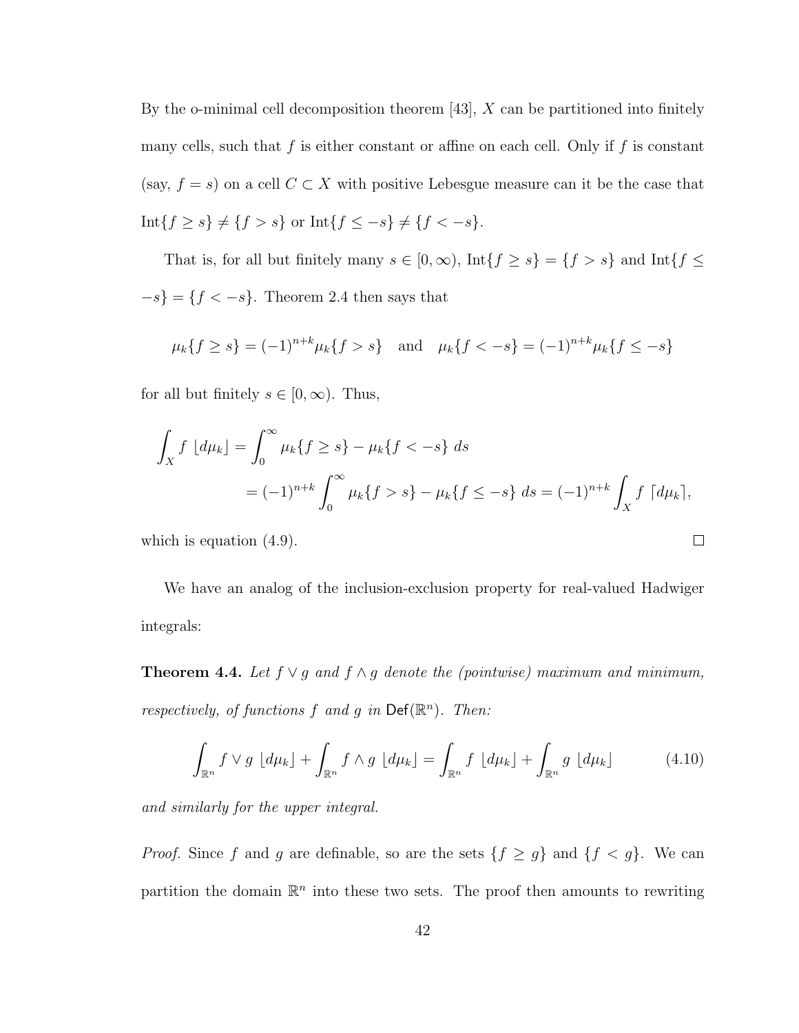By the o-minimal cell decomposition theorem [43], $X$ can be partitioned into finitely many cells, such that $f$ is either constant or affine on each cell. Only if $f$ is constant (say, $f = s$) on a cell $C \subset X$ with positive Lebesgue measure can it be the case that $\mathrm{Int}\{f \geq s\} \neq \{f > s\}$ or $\mathrm{Int}\{f \leq -s\} \neq \{f < -s\}$.

That is, for all but finitely many $s \in [0, \infty)$, $\mathrm{Int}\{f \geq s\} = \{f > s\}$ and $\mathrm{Int}\{f \leq -s\} = \{f < -s\}$. Theorem 2.4 then says that

$$\mu_k\{f \geq s\} = (-1)^{n+k} \mu_k\{f > s\} \quad \text{and} \quad \mu_k\{f < -s\} = (-1)^{n+k} \mu_k\{f \leq -s\}$$

for all but finitely $s \in [0, \infty)$. Thus,

$$\begin{aligned}
\int_X f \ \lfloor d\mu_k \rfloor &= \int_0^\infty \mu_k\{f \geq s\} - \mu_k\{f < -s\} \ ds \\
&= (-1)^{n+k} \int_0^\infty \mu_k\{f > s\} - \mu_k\{f \leq -s\} \ ds = (-1)^{n+k} \int_X f \ \lceil d\mu_k \rceil,
\end{aligned}$$

which is equation (4.9). $\square$

We have an analog of the inclusion-exclusion property for real-valued Hadwiger integrals:

**Theorem 4.4.** *Let $f \vee g$ and $f \wedge g$ denote the (pointwise) maximum and minimum, respectively, of functions $f$ and $g$ in $\mathsf{Def}(\mathbb{R}^n)$. Then:*

$$\int_{\mathbb{R}^n} f \vee g \ \lfloor d\mu_k \rfloor + \int_{\mathbb{R}^n} f \wedge g \ \lfloor d\mu_k \rfloor = \int_{\mathbb{R}^n} f \ \lfloor d\mu_k \rfloor + \int_{\mathbb{R}^n} g \ \lfloor d\mu_k \rfloor \tag{4.10}$$

*and similarly for the upper integral.*

*Proof.* Since $f$ and $g$ are definable, so are the sets $\{f \geq g\}$ and $\{f < g\}$. We can partition the domain $\mathbb{R}^n$ into these two sets. The proof then amounts to rewriting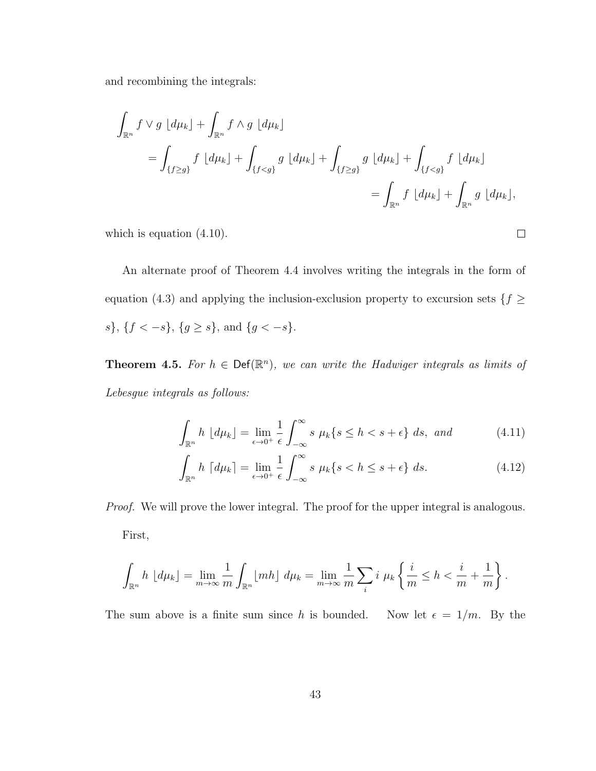and recombining the integrals:

$$\int_{\mathbb{R}^n} f \vee g \ \lfloor d\mu_k \rfloor + \int_{\mathbb{R}^n} f \wedge g \ \lfloor d\mu_k \rfloor$$

$$= \int_{\{f \geq g\}} f \ \lfloor d\mu_k \rfloor + \int_{\{f < g\}} g \ \lfloor d\mu_k \rfloor + \int_{\{f \geq g\}} g \ \lfloor d\mu_k \rfloor + \int_{\{f < g\}} f \ \lfloor d\mu_k \rfloor$$

$$= \int_{\mathbb{R}^n} f \ \lfloor d\mu_k \rfloor + \int_{\mathbb{R}^n} g \ \lfloor d\mu_k \rfloor,$$

which is equation (4.10). □

An alternate proof of Theorem 4.4 involves writing the integrals in the form of equation (4.3) and applying the inclusion-exclusion property to excursion sets $\{f \geq s\}$, $\{f < -s\}$, $\{g \geq s\}$, and $\{g < -s\}$.

**Theorem 4.5.** *For $h \in \mathsf{Def}(\mathbb{R}^n)$, we can write the Hadwiger integrals as limits of Lebesgue integrals as follows:*

$$\int_{\mathbb{R}^n} h \ \lfloor d\mu_k \rfloor = \lim_{\epsilon \to 0^+} \frac{1}{\epsilon} \int_{-\infty}^{\infty} s \ \mu_k\{s \leq h < s + \epsilon\} \ ds, \ \textit{and} \tag{4.11}$$

$$\int_{\mathbb{R}^n} h \ \lceil d\mu_k \rceil = \lim_{\epsilon \to 0^+} \frac{1}{\epsilon} \int_{-\infty}^{\infty} s \ \mu_k\{s < h \leq s + \epsilon\} \ ds. \tag{4.12}$$

*Proof.* We will prove the lower integral. The proof for the upper integral is analogous.

First,

$$\int_{\mathbb{R}^n} h \ \lfloor d\mu_k \rfloor = \lim_{m \to \infty} \frac{1}{m} \int_{\mathbb{R}^n} \lfloor mh \rfloor \ d\mu_k = \lim_{m \to \infty} \frac{1}{m} \sum_i i \ \mu_k \left\{ \frac{i}{m} \leq h < \frac{i}{m} + \frac{1}{m} \right\}.$$

The sum above is a finite sum since $h$ is bounded. Now let $\epsilon = 1/m$. By the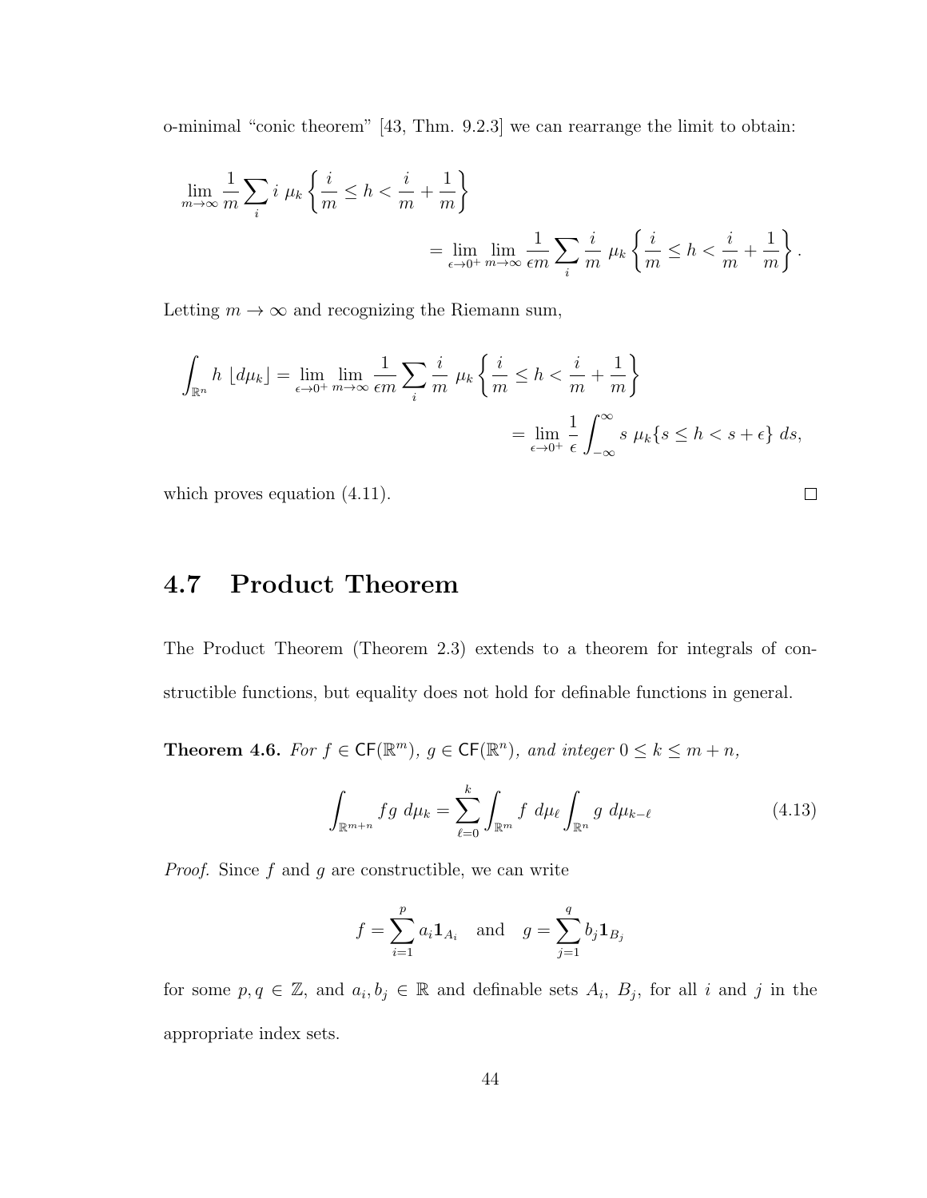o-minimal "conic theorem" [43, Thm. 9.2.3] we can rearrange the limit to obtain:

$$\lim_{m\to\infty} \frac{1}{m} \sum_i i \; \mu_k \left\{ \frac{i}{m} \leq h < \frac{i}{m} + \frac{1}{m} \right\}$$

$$= \lim_{\epsilon \to 0^+} \lim_{m\to\infty} \frac{1}{\epsilon m} \sum_i \frac{i}{m} \; \mu_k \left\{ \frac{i}{m} \leq h < \frac{i}{m} + \frac{1}{m} \right\}.$$

Letting $m \to \infty$ and recognizing the Riemann sum,

$$\int_{\mathbb{R}^n} h \; \lfloor d\mu_k \rfloor = \lim_{\epsilon \to 0^+} \lim_{m\to\infty} \frac{1}{\epsilon m} \sum_i \frac{i}{m} \; \mu_k \left\{ \frac{i}{m} \leq h < \frac{i}{m} + \frac{1}{m} \right\}$$

$$= \lim_{\epsilon \to 0^+} \frac{1}{\epsilon} \int_{-\infty}^{\infty} s \; \mu_k \{ s \leq h < s + \epsilon \} \; ds,$$

which proves equation (4.11). □

## 4.7 Product Theorem

The Product Theorem (Theorem 2.3) extends to a theorem for integrals of constructible functions, but equality does not hold for definable functions in general.

**Theorem 4.6.** *For $f \in \mathsf{CF}(\mathbb{R}^m)$, $g \in \mathsf{CF}(\mathbb{R}^n)$, and integer $0 \leq k \leq m + n$,*

$$\int_{\mathbb{R}^{m+n}} fg \; d\mu_k = \sum_{\ell=0}^{k} \int_{\mathbb{R}^m} f \; d\mu_\ell \int_{\mathbb{R}^n} g \; d\mu_{k-\ell} \tag{4.13}$$

*Proof.* Since $f$ and $g$ are constructible, we can write

$$f = \sum_{i=1}^{p} a_i \mathbf{1}_{A_i} \quad \text{and} \quad g = \sum_{j=1}^{q} b_j \mathbf{1}_{B_j}$$

for some $p, q \in \mathbb{Z}$, and $a_i, b_j \in \mathbb{R}$ and definable sets $A_i$, $B_j$, for all $i$ and $j$ in the appropriate index sets.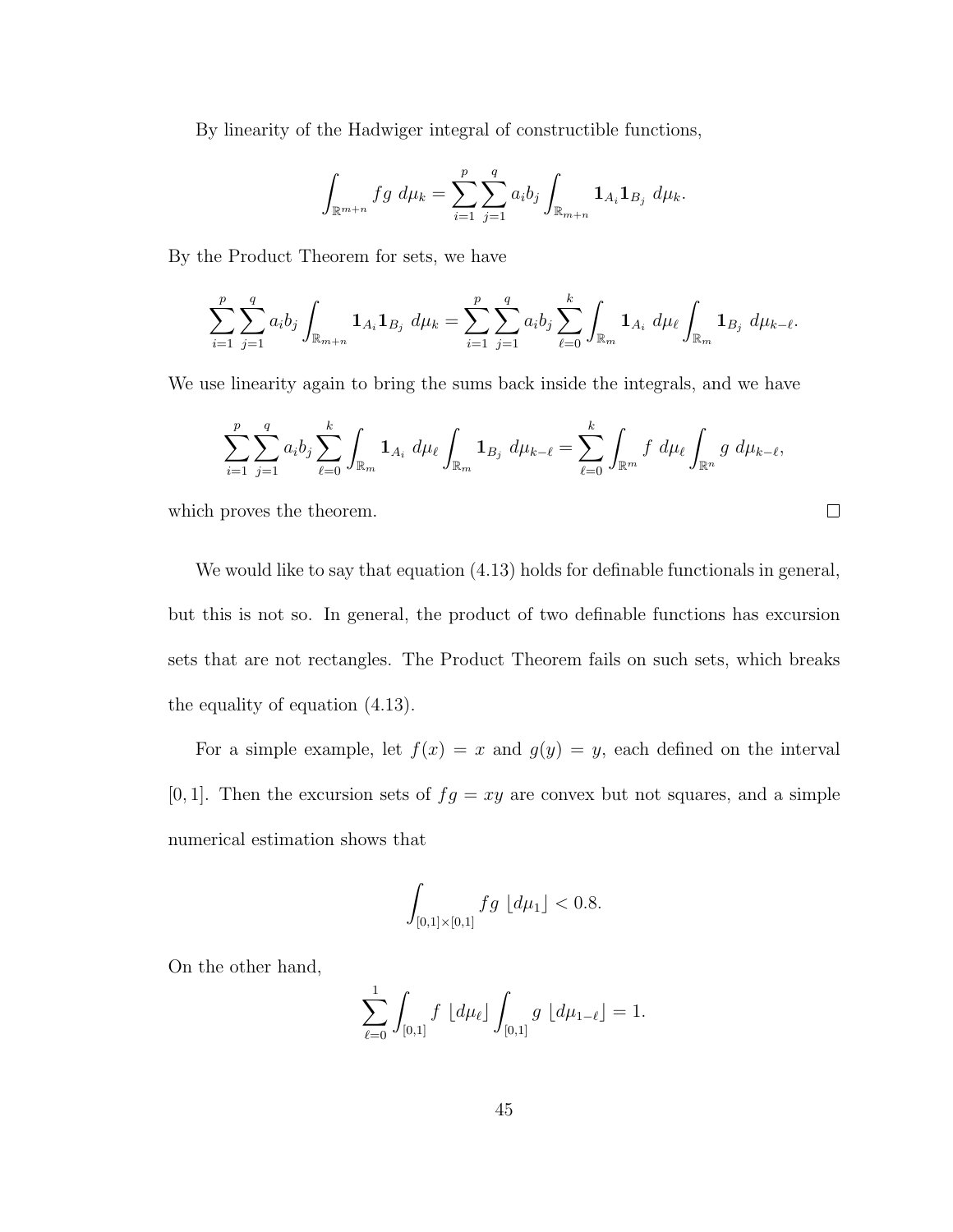By linearity of the Hadwiger integral of constructible functions,

$$\int_{\mathbb{R}^{m+n}} fg \; d\mu_k = \sum_{i=1}^{p} \sum_{j=1}^{q} a_i b_j \int_{\mathbb{R}_{m+n}} \mathbf{1}_{A_i} \mathbf{1}_{B_j} \; d\mu_k.$$

By the Product Theorem for sets, we have

$$\sum_{i=1}^{p} \sum_{j=1}^{q} a_i b_j \int_{\mathbb{R}_{m+n}} \mathbf{1}_{A_i} \mathbf{1}_{B_j} \; d\mu_k = \sum_{i=1}^{p} \sum_{j=1}^{q} a_i b_j \sum_{\ell=0}^{k} \int_{\mathbb{R}_m} \mathbf{1}_{A_i} \; d\mu_\ell \int_{\mathbb{R}_m} \mathbf{1}_{B_j} \; d\mu_{k-\ell}.$$

We use linearity again to bring the sums back inside the integrals, and we have

$$\sum_{i=1}^{p} \sum_{j=1}^{q} a_i b_j \sum_{\ell=0}^{k} \int_{\mathbb{R}_m} \mathbf{1}_{A_i} \; d\mu_\ell \int_{\mathbb{R}_m} \mathbf{1}_{B_j} \; d\mu_{k-\ell} = \sum_{\ell=0}^{k} \int_{\mathbb{R}^m} f \; d\mu_\ell \int_{\mathbb{R}^n} g \; d\mu_{k-\ell},$$

which proves the theorem. $\square$

We would like to say that equation (4.13) holds for definable functionals in general, but this is not so. In general, the product of two definable functions has excursion sets that are not rectangles. The Product Theorem fails on such sets, which breaks the equality of equation (4.13).

For a simple example, let $f(x) = x$ and $g(y) = y$, each defined on the interval $[0,1]$. Then the excursion sets of $fg = xy$ are convex but not squares, and a simple numerical estimation shows that

$$\int_{[0,1]\times[0,1]} fg \; \lfloor d\mu_1 \rfloor < 0.8.$$

On the other hand,

$$\sum_{\ell=0}^{1} \int_{[0,1]} f \; \lfloor d\mu_\ell \rfloor \int_{[0,1]} g \; \lfloor d\mu_{1-\ell} \rfloor = 1.$$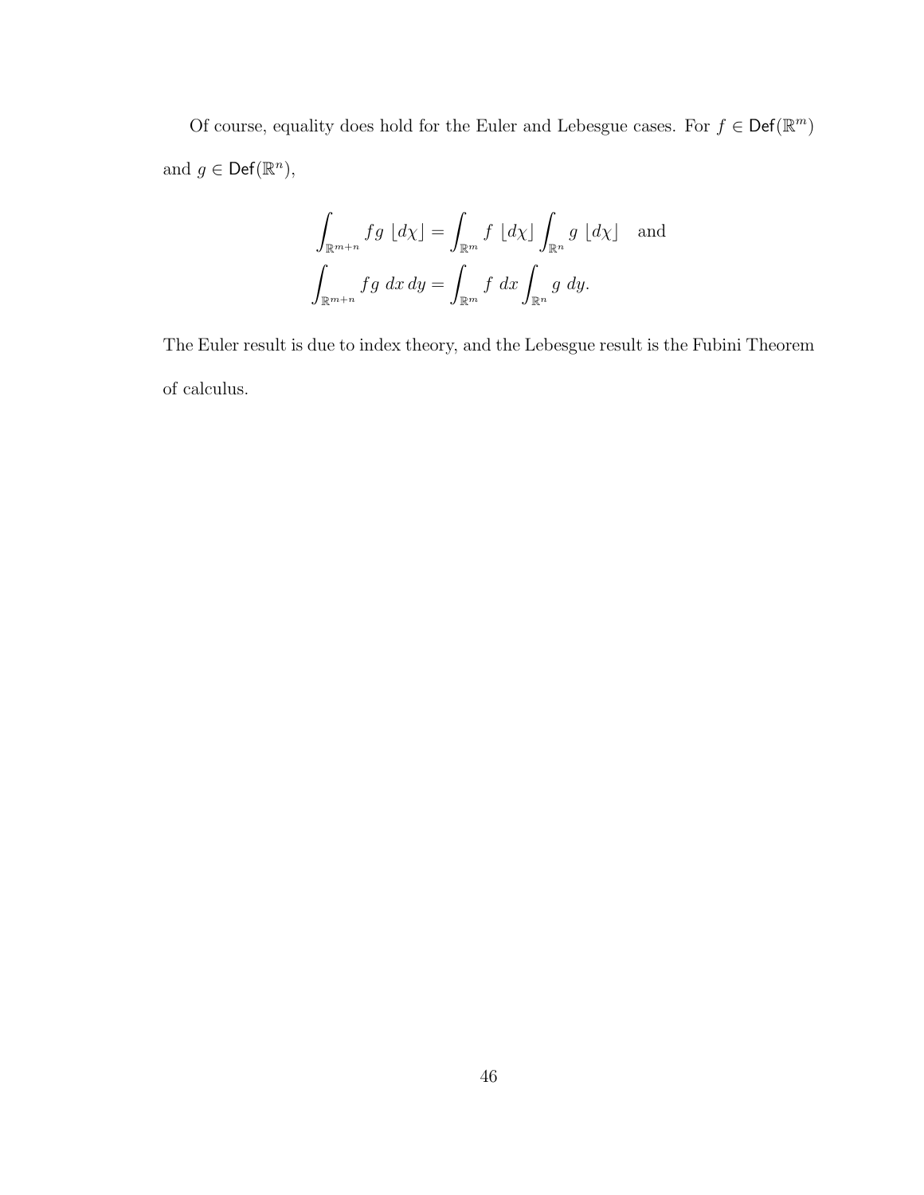Of course, equality does hold for the Euler and Lebesgue cases. For $f \in \mathsf{Def}(\mathbb{R}^m)$ and $g \in \mathsf{Def}(\mathbb{R}^n)$,

$$
\begin{aligned}
\int_{\mathbb{R}^{m+n}} fg \; \lfloor d\chi \rfloor &= \int_{\mathbb{R}^m} f \; \lfloor d\chi \rfloor \int_{\mathbb{R}^n} g \; \lfloor d\chi \rfloor \quad \text{and} \\
\int_{\mathbb{R}^{m+n}} fg \; dx \, dy &= \int_{\mathbb{R}^m} f \; dx \int_{\mathbb{R}^n} g \; dy.
\end{aligned}
$$

The Euler result is due to index theory, and the Lebesgue result is the Fubini Theorem of calculus.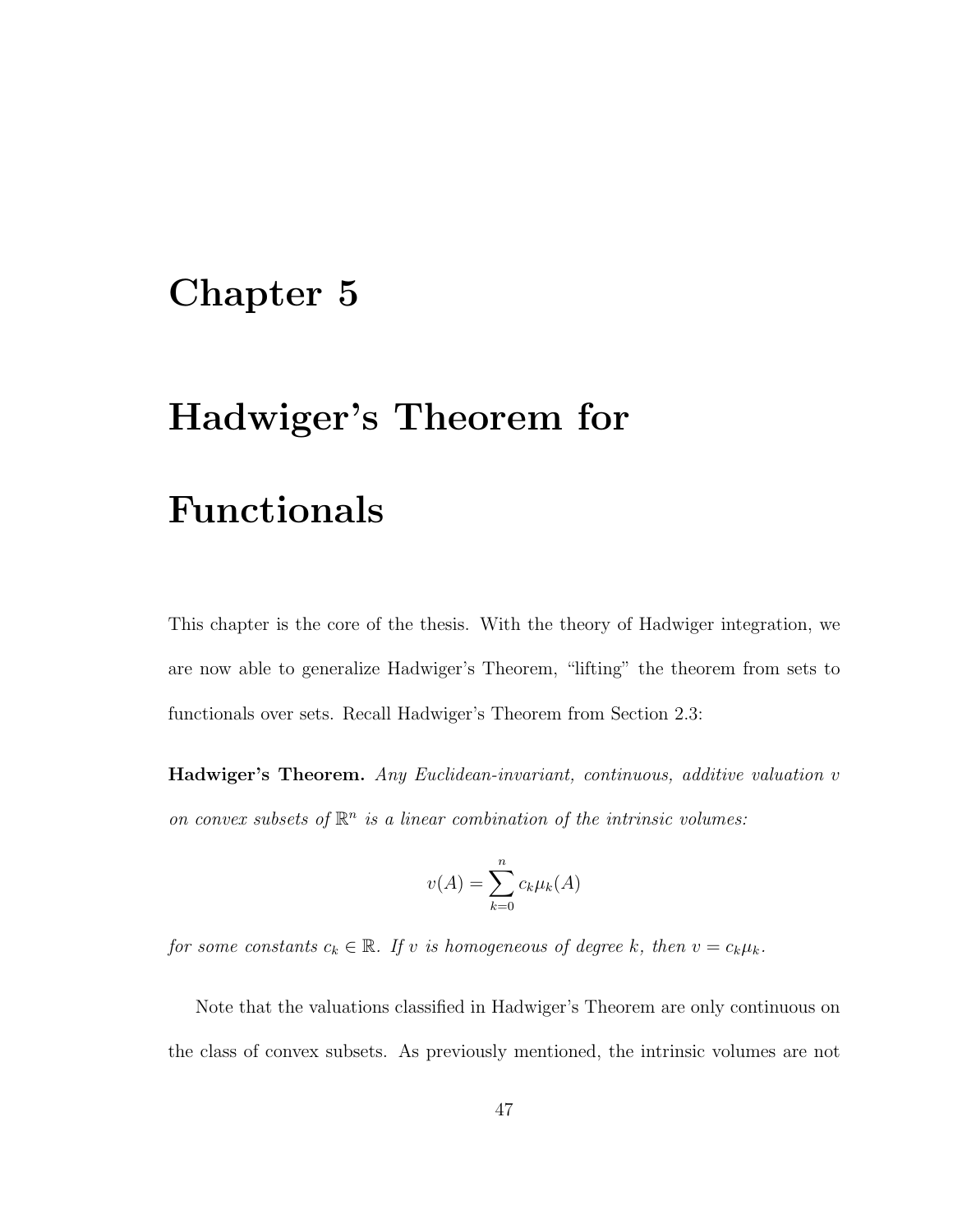# Chapter 5

# Hadwiger's Theorem for Functionals

This chapter is the core of the thesis. With the theory of Hadwiger integration, we are now able to generalize Hadwiger's Theorem, "lifting" the theorem from sets to functionals over sets. Recall Hadwiger's Theorem from Section 2.3:

**Hadwiger's Theorem.** *Any Euclidean-invariant, continuous, additive valuation $v$ on convex subsets of $\mathbb{R}^n$ is a linear combination of the intrinsic volumes:*

$$v(A) = \sum_{k=0}^{n} c_k \mu_k(A)$$

*for some constants $c_k \in \mathbb{R}$. If $v$ is homogeneous of degree $k$, then $v = c_k \mu_k$.*

Note that the valuations classified in Hadwiger's Theorem are only continuous on the class of convex subsets. As previously mentioned, the intrinsic volumes are not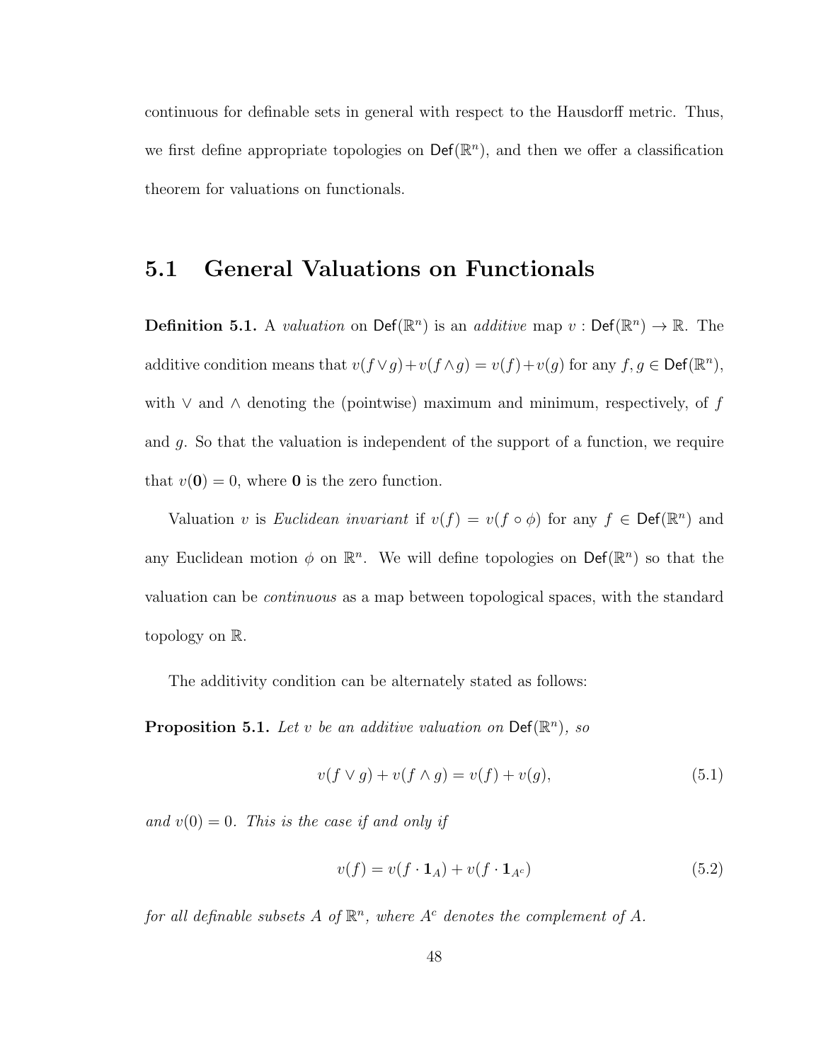continuous for definable sets in general with respect to the Hausdorff metric. Thus, we first define appropriate topologies on $\mathsf{Def}(\mathbb{R}^n)$, and then we offer a classification theorem for valuations on functionals.

## 5.1 General Valuations on Functionals

**Definition 5.1.** A *valuation* on $\mathsf{Def}(\mathbb{R}^n)$ is an *additive* map $v : \mathsf{Def}(\mathbb{R}^n) \to \mathbb{R}$. The additive condition means that $v(f \vee g) + v(f \wedge g) = v(f) + v(g)$ for any $f, g \in \mathsf{Def}(\mathbb{R}^n)$, with $\vee$ and $\wedge$ denoting the (pointwise) maximum and minimum, respectively, of $f$ and $g$. So that the valuation is independent of the support of a function, we require that $v(\mathbf{0}) = 0$, where $\mathbf{0}$ is the zero function.

Valuation $v$ is *Euclidean invariant* if $v(f) = v(f \circ \phi)$ for any $f \in \mathsf{Def}(\mathbb{R}^n)$ and any Euclidean motion $\phi$ on $\mathbb{R}^n$. We will define topologies on $\mathsf{Def}(\mathbb{R}^n)$ so that the valuation can be *continuous* as a map between topological spaces, with the standard topology on $\mathbb{R}$.

The additivity condition can be alternately stated as follows:

**Proposition 5.1.** *Let $v$ be an additive valuation on $\mathsf{Def}(\mathbb{R}^n)$, so*

$$v(f \vee g) + v(f \wedge g) = v(f) + v(g), \tag{5.1}$$

*and $v(0) = 0$. This is the case if and only if*

$$v(f) = v(f \cdot \mathbf{1}_A) + v(f \cdot \mathbf{1}_{A^c}) \tag{5.2}$$

*for all definable subsets $A$ of $\mathbb{R}^n$, where $A^c$ denotes the complement of $A$.*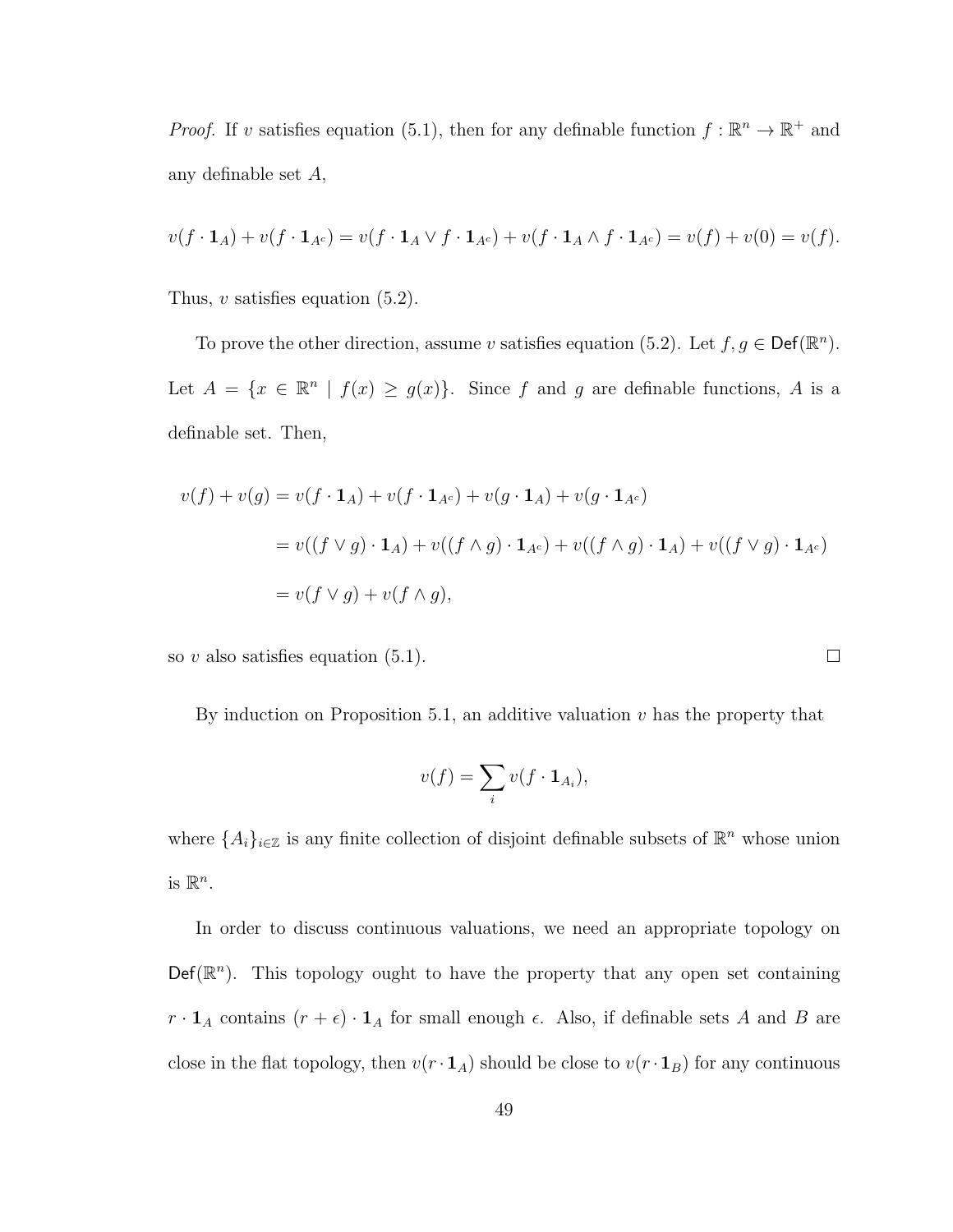*Proof.* If $v$ satisfies equation (5.1), then for any definable function $f : \mathbb{R}^n \to \mathbb{R}^+$ and any definable set $A$,

$$v(f \cdot \mathbf{1}_A) + v(f \cdot \mathbf{1}_{A^c}) = v(f \cdot \mathbf{1}_A \vee f \cdot \mathbf{1}_{A^c}) + v(f \cdot \mathbf{1}_A \wedge f \cdot \mathbf{1}_{A^c}) = v(f) + v(0) = v(f).$$

Thus, $v$ satisfies equation (5.2).

To prove the other direction, assume $v$ satisfies equation (5.2). Let $f, g \in \mathsf{Def}(\mathbb{R}^n)$. Let $A = \{x \in \mathbb{R}^n \mid f(x) \geq g(x)\}$. Since $f$ and $g$ are definable functions, $A$ is a definable set. Then,

$$\begin{aligned}
v(f) + v(g) &= v(f \cdot \mathbf{1}_A) + v(f \cdot \mathbf{1}_{A^c}) + v(g \cdot \mathbf{1}_A) + v(g \cdot \mathbf{1}_{A^c}) \\
&= v((f \vee g) \cdot \mathbf{1}_A) + v((f \wedge g) \cdot \mathbf{1}_{A^c}) + v((f \wedge g) \cdot \mathbf{1}_A) + v((f \vee g) \cdot \mathbf{1}_{A^c}) \\
&= v(f \vee g) + v(f \wedge g),
\end{aligned}$$

so $v$ also satisfies equation (5.1). □

By induction on Proposition 5.1, an additive valuation $v$ has the property that

$$v(f) = \sum_i v(f \cdot \mathbf{1}_{A_i}),$$

where $\{A_i\}_{i \in \mathbb{Z}}$ is any finite collection of disjoint definable subsets of $\mathbb{R}^n$ whose union is $\mathbb{R}^n$.

In order to discuss continuous valuations, we need an appropriate topology on $\mathsf{Def}(\mathbb{R}^n)$. This topology ought to have the property that any open set containing $r \cdot \mathbf{1}_A$ contains $(r + \epsilon) \cdot \mathbf{1}_A$ for small enough $\epsilon$. Also, if definable sets $A$ and $B$ are close in the flat topology, then $v(r \cdot \mathbf{1}_A)$ should be close to $v(r \cdot \mathbf{1}_B)$ for any continuous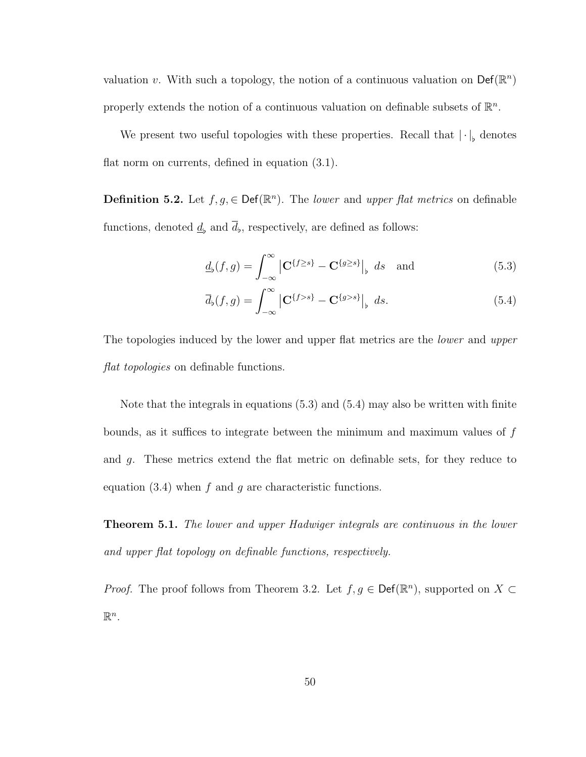valuation $v$. With such a topology, the notion of a continuous valuation on $\mathsf{Def}(\mathbb{R}^n)$ properly extends the notion of a continuous valuation on definable subsets of $\mathbb{R}^n$.

We present two useful topologies with these properties. Recall that $|\cdot|_\flat$ denotes flat norm on currents, defined in equation (3.1).

**Definition 5.2.** Let $f, g, \in \mathsf{Def}(\mathbb{R}^n)$. The *lower* and *upper flat metrics* on definable functions, denoted $\underline{d}_\flat$ and $\overline{d}_\flat$, respectively, are defined as follows:

$$\underline{d}_\flat(f, g) = \int_{-\infty}^{\infty} \left| \mathbf{C}^{\{f \geq s\}} - \mathbf{C}^{\{g \geq s\}} \right|_\flat \, ds \quad \text{and} \tag{5.3}$$

$$\overline{d}_\flat(f, g) = \int_{-\infty}^{\infty} \left| \mathbf{C}^{\{f > s\}} - \mathbf{C}^{\{g > s\}} \right|_\flat \, ds. \tag{5.4}$$

The topologies induced by the lower and upper flat metrics are the *lower* and *upper flat topologies* on definable functions.

Note that the integrals in equations (5.3) and (5.4) may also be written with finite bounds, as it suffices to integrate between the minimum and maximum values of $f$ and $g$. These metrics extend the flat metric on definable sets, for they reduce to equation (3.4) when $f$ and $g$ are characteristic functions.

**Theorem 5.1.** *The lower and upper Hadwiger integrals are continuous in the lower and upper flat topology on definable functions, respectively.*

*Proof.* The proof follows from Theorem 3.2. Let $f, g \in \mathsf{Def}(\mathbb{R}^n)$, supported on $X \subset \mathbb{R}^n$.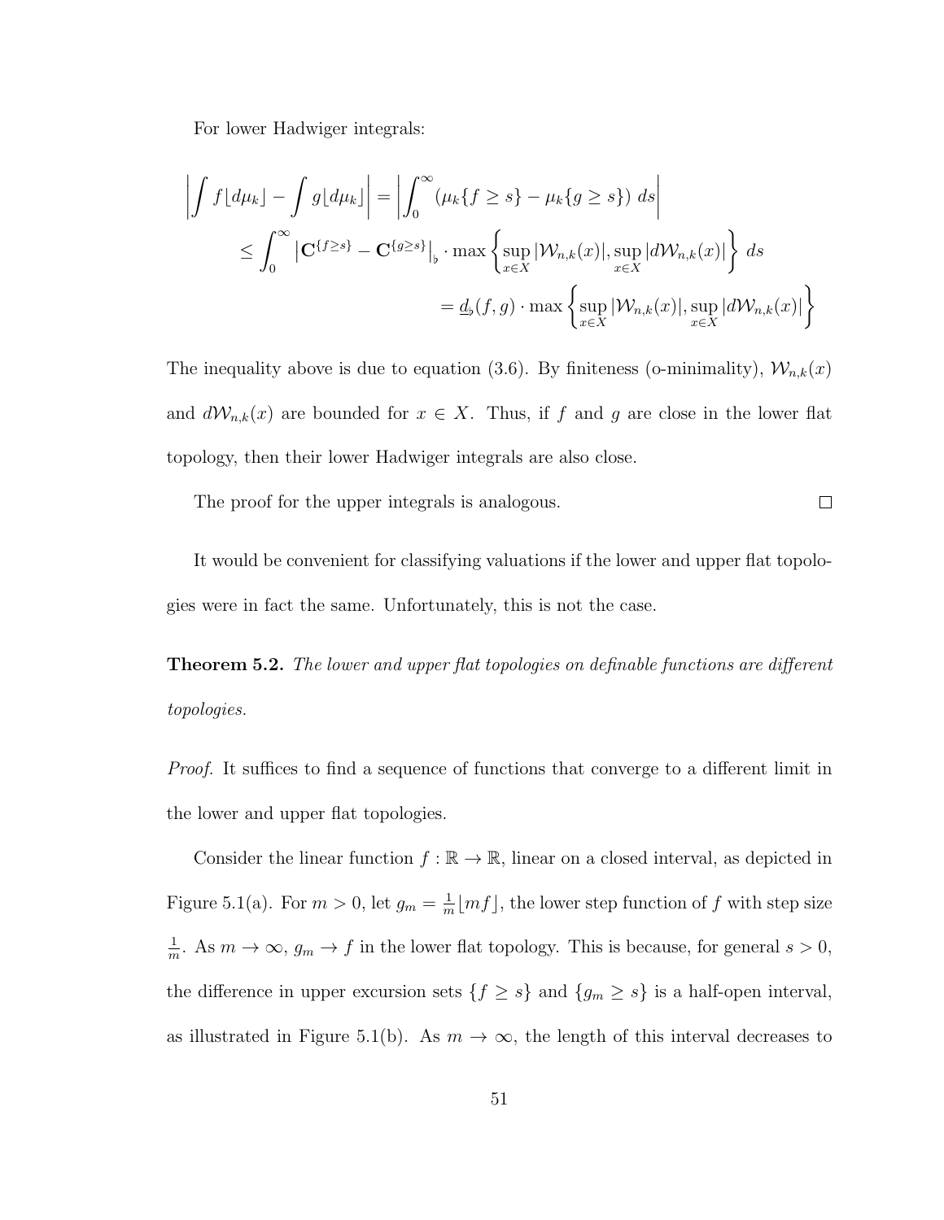For lower Hadwiger integrals:

$$
\begin{aligned}
\left| \int f \lfloor d\mu_k \rfloor - \int g \lfloor d\mu_k \rfloor \right| &= \left| \int_0^\infty \left( \mu_k\{f \geq s\} - \mu_k\{g \geq s\} \right) \, ds \right| \\
&\leq \int_0^\infty \left| \mathbf{C}^{\{f \geq s\}} - \mathbf{C}^{\{g \geq s\}} \right|_\flat \cdot \max \left\{ \sup_{x \in X} |\mathcal{W}_{n,k}(x)|, \sup_{x \in X} |d\mathcal{W}_{n,k}(x)| \right\} \, ds \\
&= \underline{d}_\flat(f, g) \cdot \max \left\{ \sup_{x \in X} |\mathcal{W}_{n,k}(x)|, \sup_{x \in X} |d\mathcal{W}_{n,k}(x)| \right\}
\end{aligned}
$$

The inequality above is due to equation (3.6). By finiteness (o-minimality), $\mathcal{W}_{n,k}(x)$ and $d\mathcal{W}_{n,k}(x)$ are bounded for $x \in X$. Thus, if $f$ and $g$ are close in the lower flat topology, then their lower Hadwiger integrals are also close.

The proof for the upper integrals is analogous. □

It would be convenient for classifying valuations if the lower and upper flat topologies were in fact the same. Unfortunately, this is not the case.

**Theorem 5.2.** *The lower and upper flat topologies on definable functions are different topologies.*

*Proof.* It suffices to find a sequence of functions that converge to a different limit in the lower and upper flat topologies.

Consider the linear function $f : \mathbb{R} \to \mathbb{R}$, linear on a closed interval, as depicted in Figure 5.1(a). For $m > 0$, let $g_m = \frac{1}{m}\lfloor mf \rfloor$, the lower step function of $f$ with step size $\frac{1}{m}$. As $m \to \infty$, $g_m \to f$ in the lower flat topology. This is because, for general $s > 0$, the difference in upper excursion sets $\{f \geq s\}$ and $\{g_m \geq s\}$ is a half-open interval, as illustrated in Figure 5.1(b). As $m \to \infty$, the length of this interval decreases to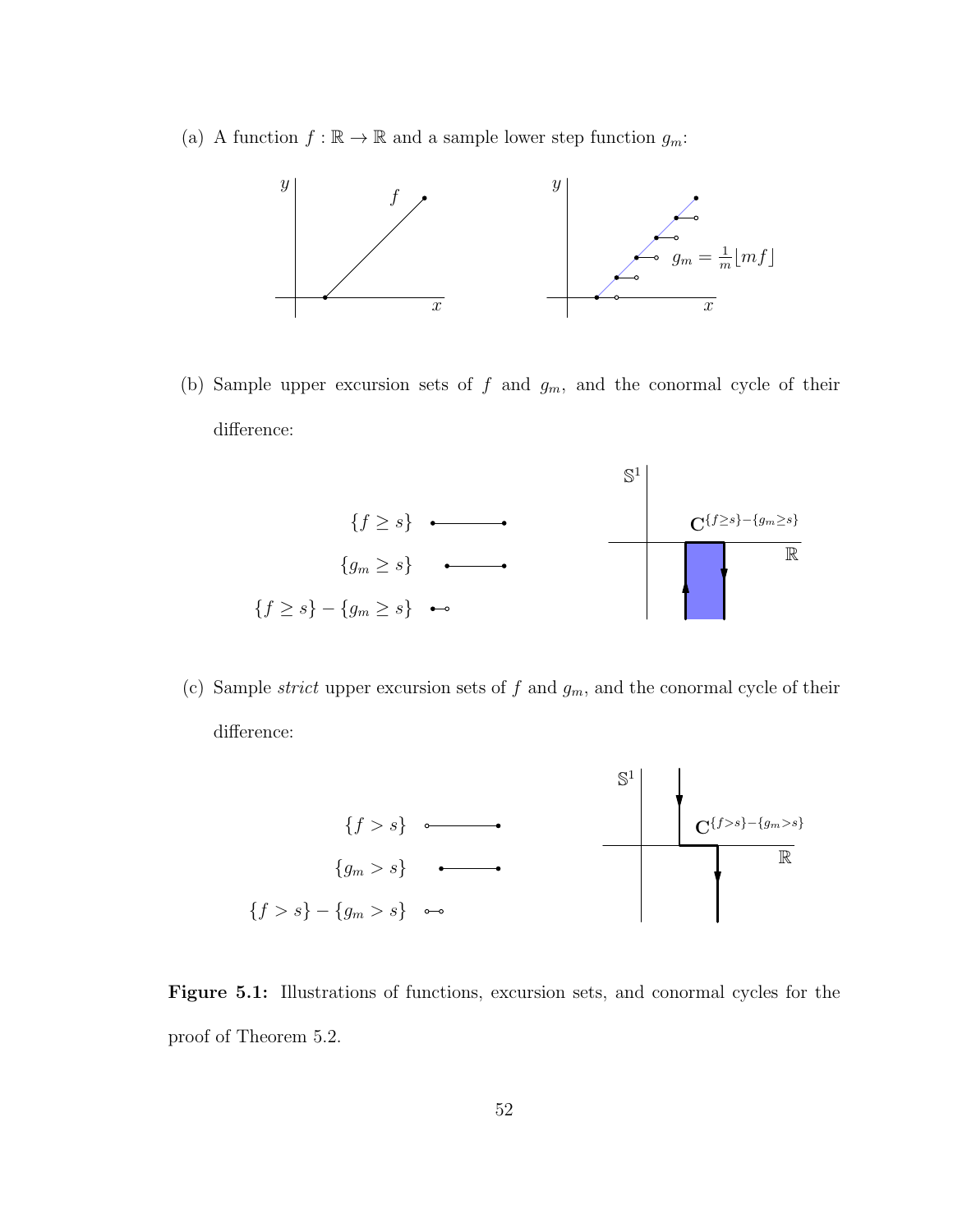(a) A function $f : \mathbb{R} \to \mathbb{R}$ and a sample lower step function $g_m$:

$g_m = \frac{1}{m}\lfloor mf \rfloor$

(b) Sample upper excursion sets of $f$ and $g_m$, and the conormal cycle of their difference:

$\{f \geq s\}$

$\{g_m \geq s\}$

$\{f \geq s\} - \{g_m \geq s\}$

$\mathbf{C}^{\{f \geq s\} - \{g_m \geq s\}}$

(c) Sample *strict* upper excursion sets of $f$ and $g_m$, and the conormal cycle of their difference:

$\{f > s\}$

$\{g_m > s\}$

$\{f > s\} - \{g_m > s\}$

$\mathbf{C}^{\{f > s\} - \{g_m > s\}}$

**Figure 5.1:** Illustrations of functions, excursion sets, and conormal cycles for the proof of Theorem 5.2.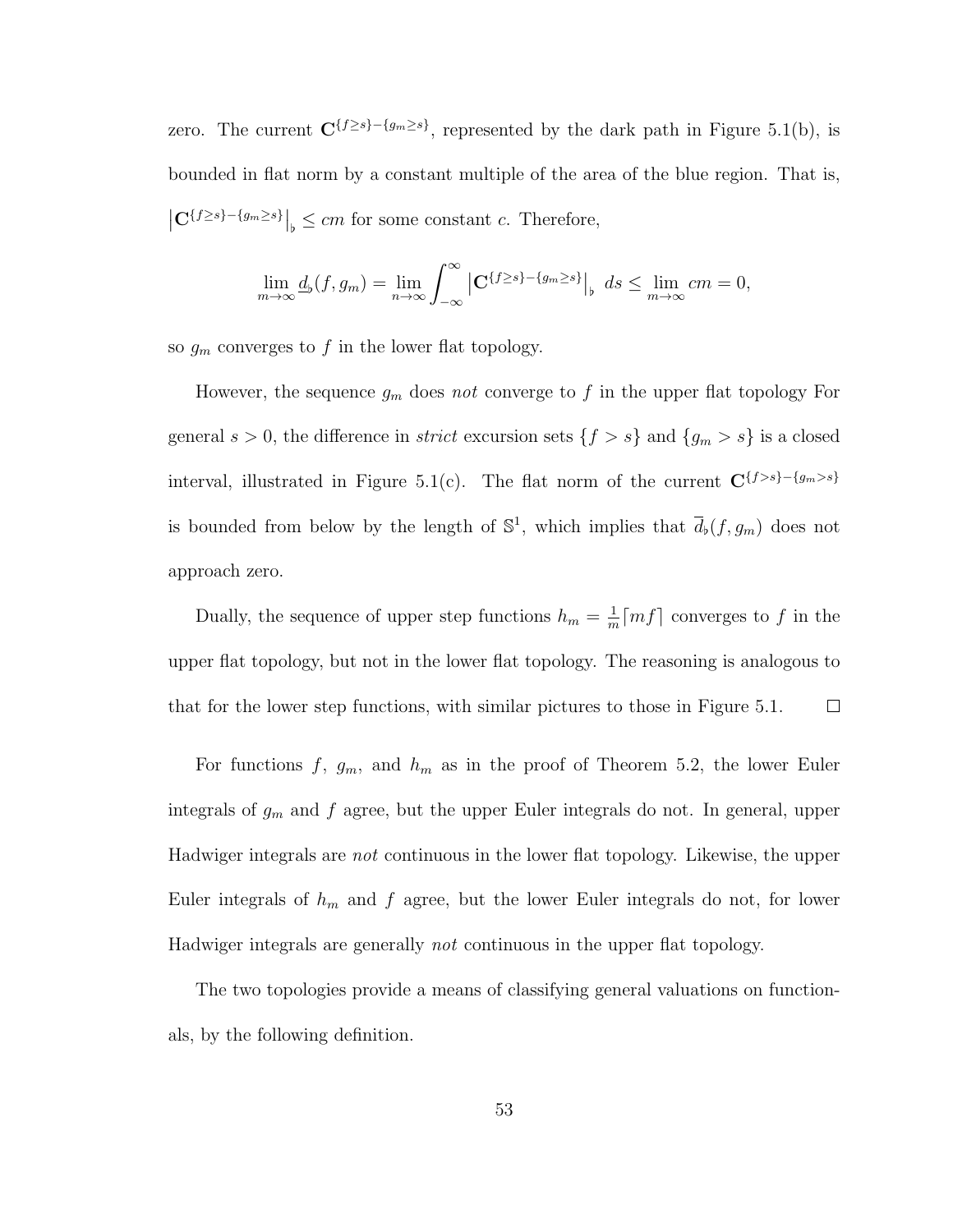zero. The current $\mathbf{C}^{\{f \geq s\} - \{g_m \geq s\}}$, represented by the dark path in Figure 5.1(b), is bounded in flat norm by a constant multiple of the area of the blue region. That is, $\left|\mathbf{C}^{\{f \geq s\} - \{g_m \geq s\}}\right|_\flat \leq cm$ for some constant $c$. Therefore,

$$\lim_{m \to \infty} \underline{d}_\flat(f, g_m) = \lim_{n \to \infty} \int_{-\infty}^{\infty} \left|\mathbf{C}^{\{f \geq s\} - \{g_m \geq s\}}\right|_\flat \, ds \leq \lim_{m \to \infty} cm = 0,$$

so $g_m$ converges to $f$ in the lower flat topology.

However, the sequence $g_m$ does *not* converge to $f$ in the upper flat topology For general $s > 0$, the difference in *strict* excursion sets $\{f > s\}$ and $\{g_m > s\}$ is a closed interval, illustrated in Figure 5.1(c). The flat norm of the current $\mathbf{C}^{\{f > s\} - \{g_m > s\}}$ is bounded from below by the length of $\mathbb{S}^1$, which implies that $\overline{d}_\flat(f, g_m)$ does not approach zero.

Dually, the sequence of upper step functions $h_m = \frac{1}{m}\lceil mf \rceil$ converges to $f$ in the upper flat topology, but not in the lower flat topology. The reasoning is analogous to that for the lower step functions, with similar pictures to those in Figure 5.1. $\square$

For functions $f$, $g_m$, and $h_m$ as in the proof of Theorem 5.2, the lower Euler integrals of $g_m$ and $f$ agree, but the upper Euler integrals do not. In general, upper Hadwiger integrals are *not* continuous in the lower flat topology. Likewise, the upper Euler integrals of $h_m$ and $f$ agree, but the lower Euler integrals do not, for lower Hadwiger integrals are generally *not* continuous in the upper flat topology.

The two topologies provide a means of classifying general valuations on functionals, by the following definition.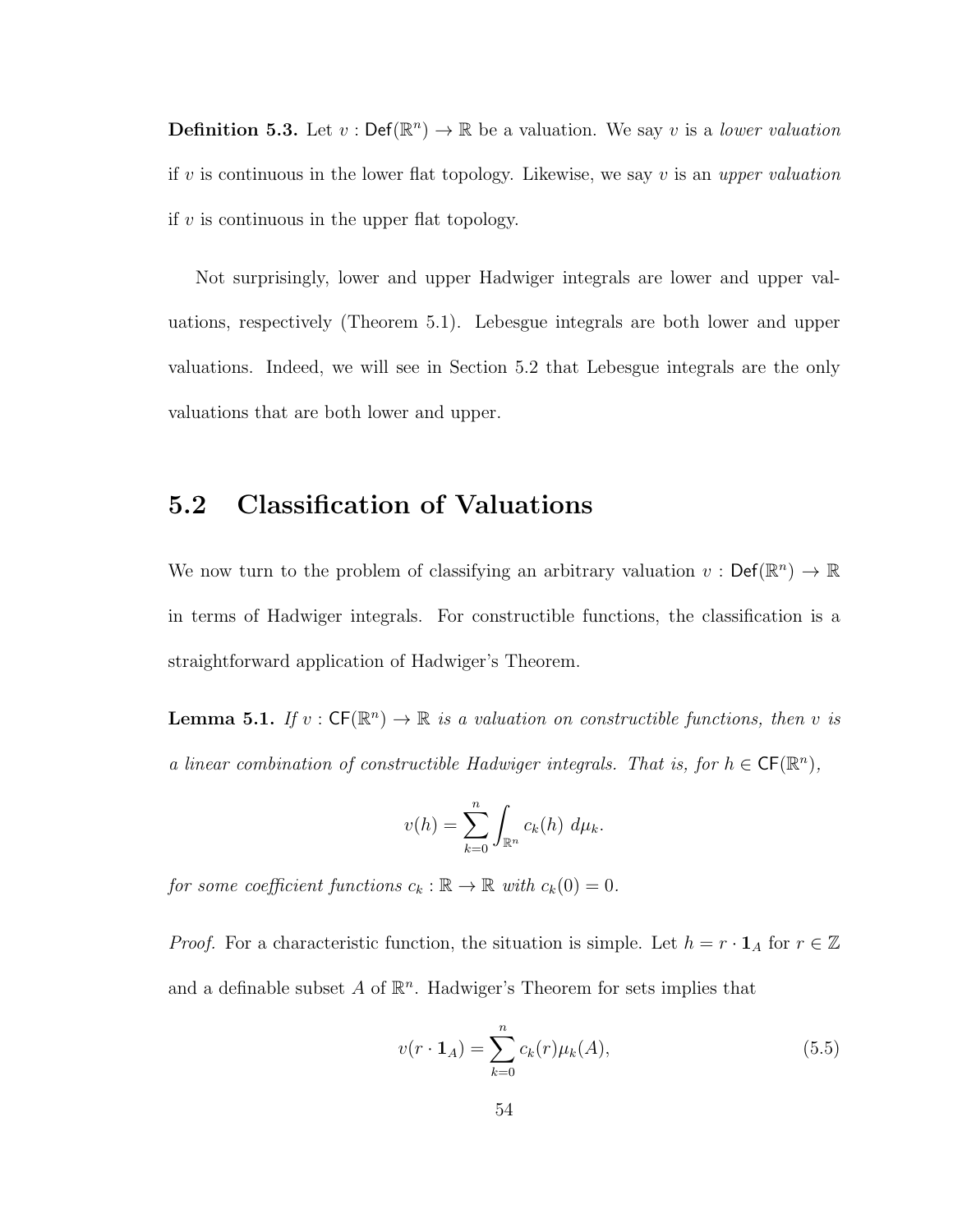**Definition 5.3.** Let $v : \mathsf{Def}(\mathbb{R}^n) \to \mathbb{R}$ be a valuation. We say $v$ is a *lower valuation* if $v$ is continuous in the lower flat topology. Likewise, we say $v$ is an *upper valuation* if $v$ is continuous in the upper flat topology.

Not surprisingly, lower and upper Hadwiger integrals are lower and upper valuations, respectively (Theorem 5.1). Lebesgue integrals are both lower and upper valuations. Indeed, we will see in Section 5.2 that Lebesgue integrals are the only valuations that are both lower and upper.

## 5.2 Classification of Valuations

We now turn to the problem of classifying an arbitrary valuation $v : \mathsf{Def}(\mathbb{R}^n) \to \mathbb{R}$ in terms of Hadwiger integrals. For constructible functions, the classification is a straightforward application of Hadwiger's Theorem.

**Lemma 5.1.** *If $v : \mathsf{CF}(\mathbb{R}^n) \to \mathbb{R}$ is a valuation on constructible functions, then $v$ is a linear combination of constructible Hadwiger integrals. That is, for $h \in \mathsf{CF}(\mathbb{R}^n)$,*

$$v(h) = \sum_{k=0}^{n} \int_{\mathbb{R}^n} c_k(h)\ d\mu_k.$$

*for some coefficient functions $c_k : \mathbb{R} \to \mathbb{R}$ with $c_k(0) = 0$.*

*Proof.* For a characteristic function, the situation is simple. Let $h = r \cdot \mathbf{1}_A$ for $r \in \mathbb{Z}$ and a definable subset $A$ of $\mathbb{R}^n$. Hadwiger's Theorem for sets implies that

$$v(r \cdot \mathbf{1}_A) = \sum_{k=0}^{n} c_k(r)\mu_k(A), \tag{5.5}$$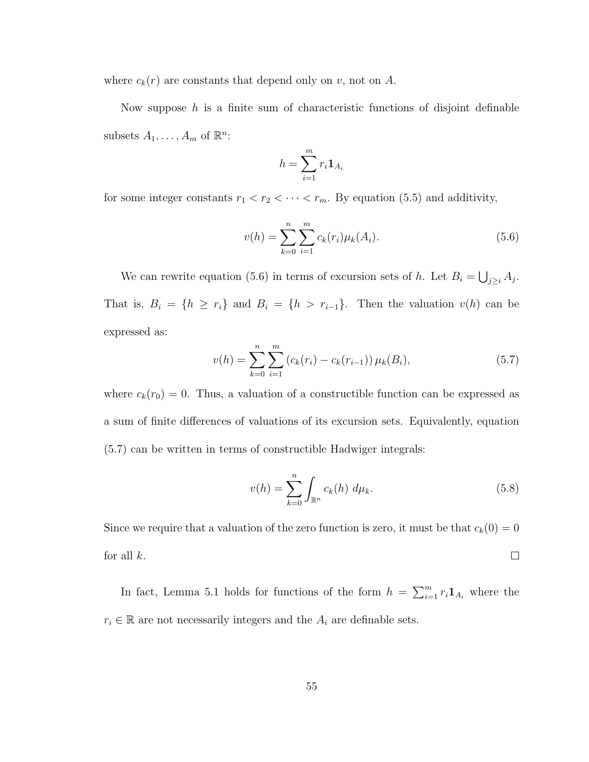where $c_k(r)$ are constants that depend only on $v$, not on $A$.

Now suppose $h$ is a finite sum of characteristic functions of disjoint definable subsets $A_1, \ldots, A_m$ of $\mathbb{R}^n$:

$$h = \sum_{i=1}^{m} r_i \mathbf{1}_{A_i}$$

for some integer constants $r_1 < r_2 < \cdots < r_m$. By equation (5.5) and additivity,

$$v(h) = \sum_{k=0}^{n} \sum_{i=1}^{m} c_k(r_i)\mu_k(A_i). \tag{5.6}$$

We can rewrite equation (5.6) in terms of excursion sets of $h$. Let $B_i = \bigcup_{j \geq i} A_j$. That is, $B_i = \{h \geq r_i\}$ and $B_i = \{h > r_{i-1}\}$. Then the valuation $v(h)$ can be expressed as:

$$v(h) = \sum_{k=0}^{n} \sum_{i=1}^{m} \left(c_k(r_i) - c_k(r_{i-1})\right) \mu_k(B_i), \tag{5.7}$$

where $c_k(r_0) = 0$. Thus, a valuation of a constructible function can be expressed as a sum of finite differences of valuations of its excursion sets. Equivalently, equation (5.7) can be written in terms of constructible Hadwiger integrals:

$$v(h) = \sum_{k=0}^{n} \int_{\mathbb{R}^n} c_k(h)\ d\mu_k. \tag{5.8}$$

Since we require that a valuation of the zero function is zero, it must be that $c_k(0) = 0$ for all $k$. $\square$

In fact, Lemma 5.1 holds for functions of the form $h = \sum_{i=1}^{m} r_i \mathbf{1}_{A_i}$ where the $r_i \in \mathbb{R}$ are not necessarily integers and the $A_i$ are definable sets.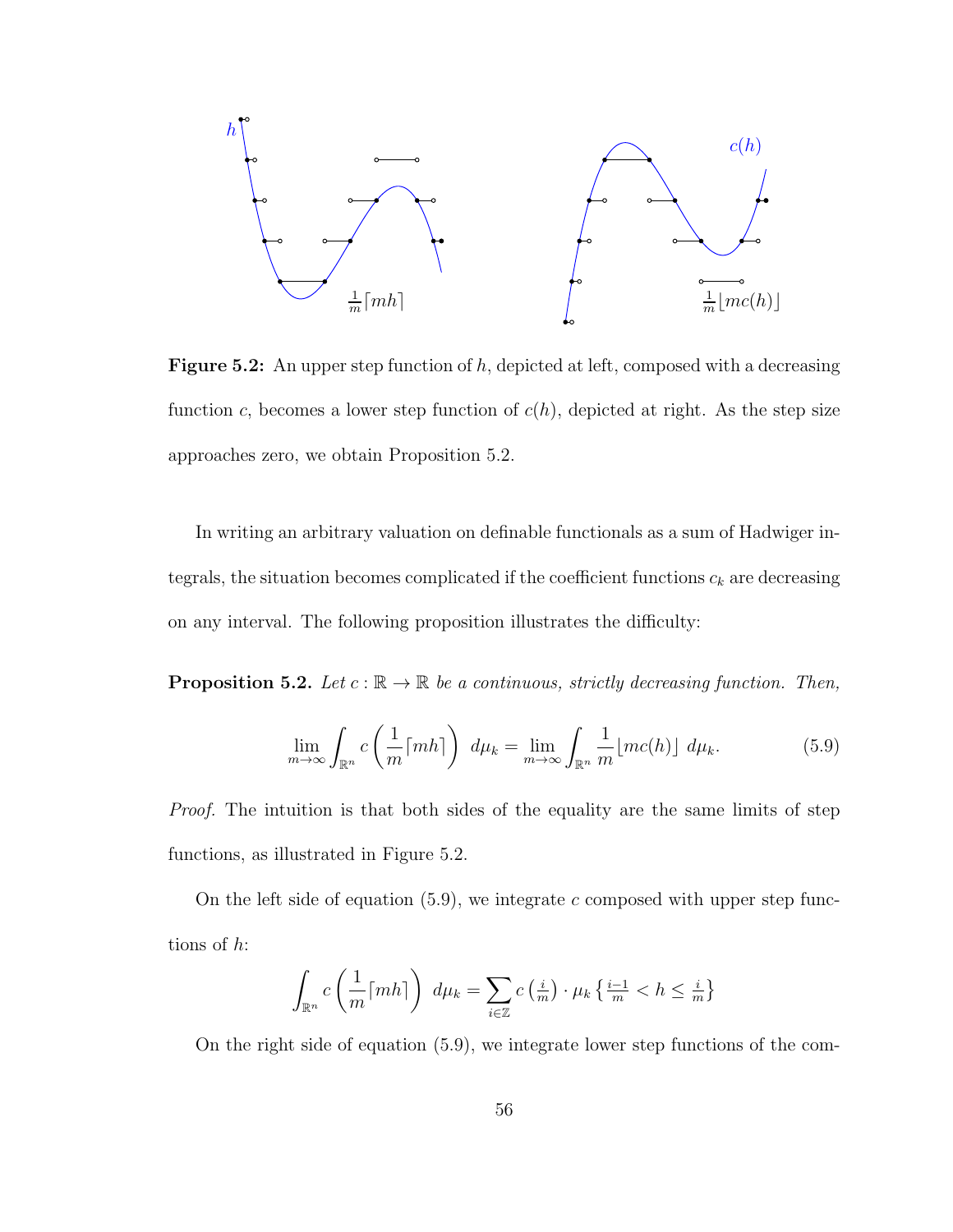**Figure 5.2:** An upper step function of $h$, depicted at left, composed with a decreasing function $c$, becomes a lower step function of $c(h)$, depicted at right. As the step size approaches zero, we obtain Proposition 5.2.

In writing an arbitrary valuation on definable functionals as a sum of Hadwiger integrals, the situation becomes complicated if the coefficient functions $c_k$ are decreasing on any interval. The following proposition illustrates the difficulty:

**Proposition 5.2.** *Let $c : \mathbb{R} \to \mathbb{R}$ be a continuous, strictly decreasing function. Then,*

$$\lim_{m\to\infty} \int_{\mathbb{R}^n} c\left(\frac{1}{m}\lceil mh \rceil\right)\, d\mu_k = \lim_{m\to\infty} \int_{\mathbb{R}^n} \frac{1}{m}\lfloor mc(h) \rfloor \, d\mu_k. \tag{5.9}$$

*Proof.* The intuition is that both sides of the equality are the same limits of step functions, as illustrated in Figure 5.2.

On the left side of equation (5.9), we integrate $c$ composed with upper step functions of $h$:

$$\int_{\mathbb{R}^n} c\left(\frac{1}{m}\lceil mh \rceil\right)\, d\mu_k = \sum_{i\in\mathbb{Z}} c\left(\tfrac{i}{m}\right) \cdot \mu_k \left\{ \tfrac{i-1}{m} < h \leq \tfrac{i}{m} \right\}$$

On the right side of equation (5.9), we integrate lower step functions of the com-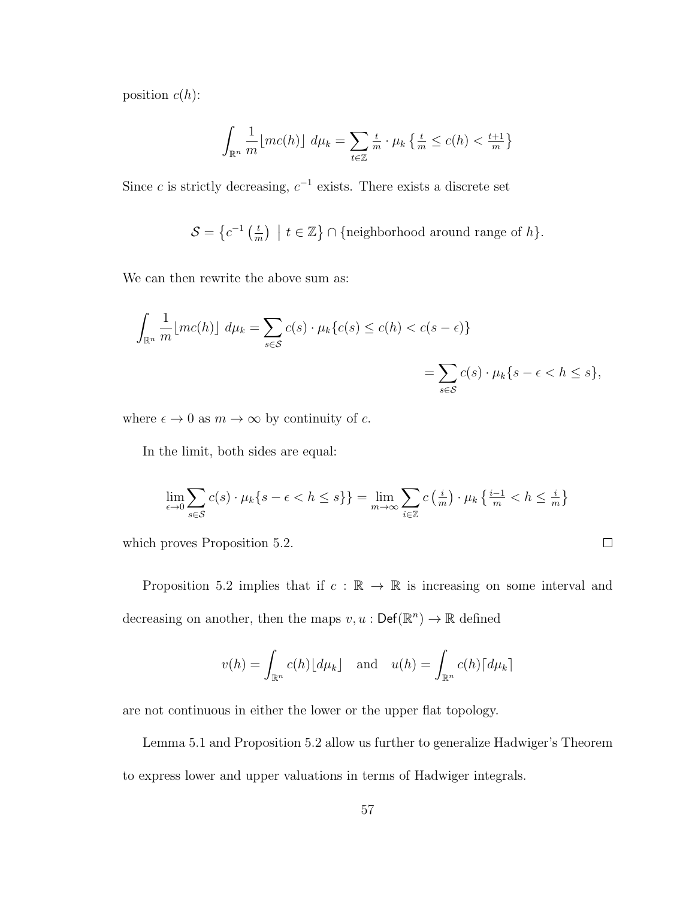position $c(h)$:

$$\int_{\mathbb{R}^n} \frac{1}{m} \lfloor mc(h) \rfloor \; d\mu_k = \sum_{t \in \mathbb{Z}} \tfrac{t}{m} \cdot \mu_k \left\{ \tfrac{t}{m} \leq c(h) < \tfrac{t+1}{m} \right\}$$

Since $c$ is strictly decreasing, $c^{-1}$ exists. There exists a discrete set

$$\mathcal{S} = \left\{ c^{-1} \left( \tfrac{t}{m} \right) \;\middle|\; t \in \mathbb{Z} \right\} \cap \{\text{neighborhood around range of } h\}.$$

We can then rewrite the above sum as:

$$\begin{aligned} \int_{\mathbb{R}^n} \frac{1}{m} \lfloor mc(h) \rfloor \; d\mu_k &= \sum_{s \in \mathcal{S}} c(s) \cdot \mu_k \{ c(s) \leq c(h) < c(s - \epsilon) \} \\ &= \sum_{s \in \mathcal{S}} c(s) \cdot \mu_k \{ s - \epsilon < h \leq s \}, \end{aligned}$$

where $\epsilon \to 0$ as $m \to \infty$ by continuity of $c$.

In the limit, both sides are equal:

$$\lim_{\epsilon \to 0} \sum_{s \in \mathcal{S}} c(s) \cdot \mu_k \{ s - \epsilon < h \leq s \} \} = \lim_{m \to \infty} \sum_{i \in \mathbb{Z}} c \left( \tfrac{i}{m} \right) \cdot \mu_k \left\{ \tfrac{i-1}{m} < h \leq \tfrac{i}{m} \right\}$$

which proves Proposition 5.2. □

Proposition 5.2 implies that if $c : \mathbb{R} \to \mathbb{R}$ is increasing on some interval and decreasing on another, then the maps $v, u : \mathsf{Def}(\mathbb{R}^n) \to \mathbb{R}$ defined

$$v(h) = \int_{\mathbb{R}^n} c(h) \lfloor d\mu_k \rfloor \quad \text{and} \quad u(h) = \int_{\mathbb{R}^n} c(h) \lceil d\mu_k \rceil$$

are not continuous in either the lower or the upper flat topology.

Lemma 5.1 and Proposition 5.2 allow us further to generalize Hadwiger's Theorem to express lower and upper valuations in terms of Hadwiger integrals.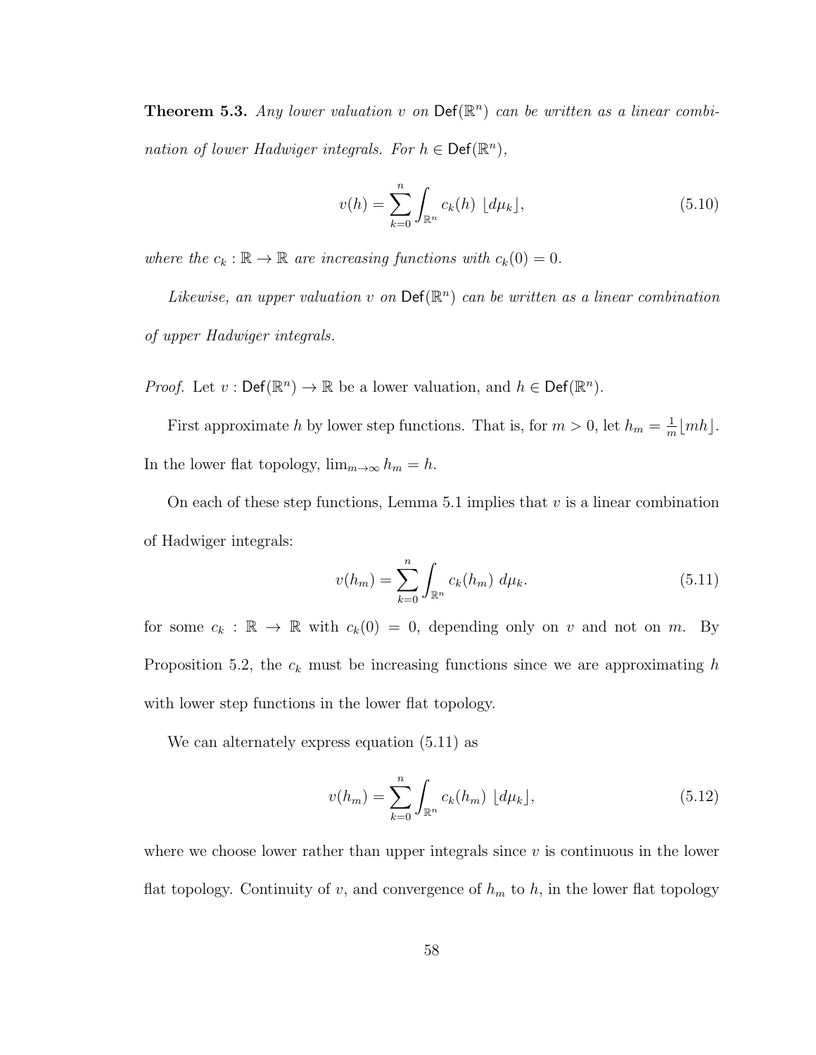**Theorem 5.3.** *Any lower valuation $v$ on $\mathsf{Def}(\mathbb{R}^n)$ can be written as a linear combination of lower Hadwiger integrals. For $h \in \mathsf{Def}(\mathbb{R}^n)$,*

$$v(h) = \sum_{k=0}^{n} \int_{\mathbb{R}^n} c_k(h) \; \lfloor d\mu_k \rfloor, \tag{5.10}$$

*where the $c_k : \mathbb{R} \to \mathbb{R}$ are increasing functions with $c_k(0) = 0$.*

*Likewise, an upper valuation $v$ on $\mathsf{Def}(\mathbb{R}^n)$ can be written as a linear combination of upper Hadwiger integrals.*

*Proof.* Let $v : \mathsf{Def}(\mathbb{R}^n) \to \mathbb{R}$ be a lower valuation, and $h \in \mathsf{Def}(\mathbb{R}^n)$.

First approximate $h$ by lower step functions. That is, for $m > 0$, let $h_m = \frac{1}{m}\lfloor mh \rfloor$. In the lower flat topology, $\lim_{m\to\infty} h_m = h$.

On each of these step functions, Lemma 5.1 implies that $v$ is a linear combination of Hadwiger integrals:

$$v(h_m) = \sum_{k=0}^{n} \int_{\mathbb{R}^n} c_k(h_m) \; d\mu_k. \tag{5.11}$$

for some $c_k : \mathbb{R} \to \mathbb{R}$ with $c_k(0) = 0$, depending only on $v$ and not on $m$. By Proposition 5.2, the $c_k$ must be increasing functions since we are approximating $h$ with lower step functions in the lower flat topology.

We can alternately express equation (5.11) as

$$v(h_m) = \sum_{k=0}^{n} \int_{\mathbb{R}^n} c_k(h_m) \; \lfloor d\mu_k \rfloor, \tag{5.12}$$

where we choose lower rather than upper integrals since $v$ is continuous in the lower flat topology. Continuity of $v$, and convergence of $h_m$ to $h$, in the lower flat topology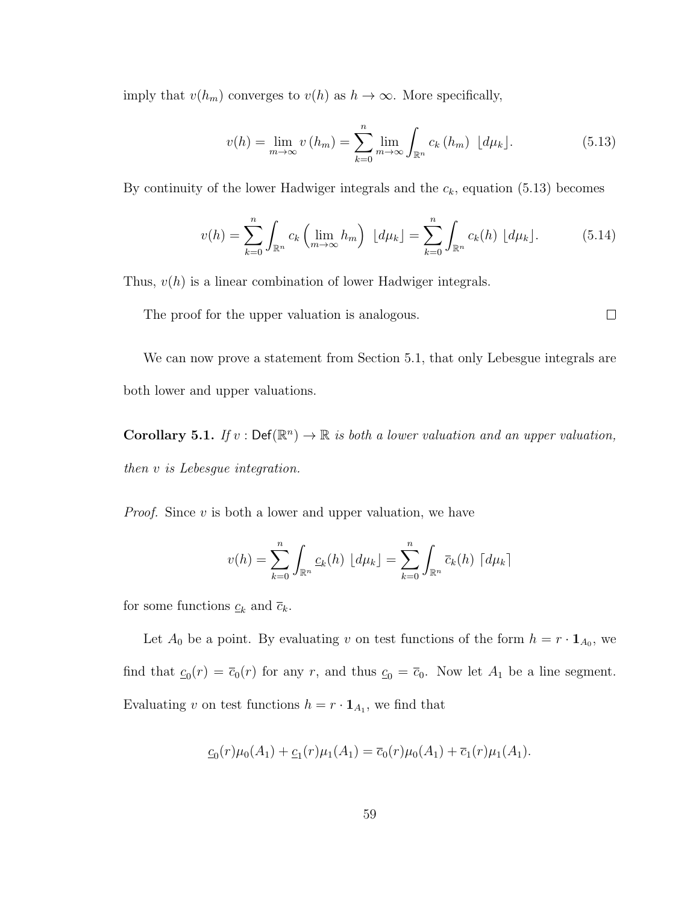imply that $v(h_m)$ converges to $v(h)$ as $h \to \infty$. More specifically,

$$v(h) = \lim_{m\to\infty} v(h_m) = \sum_{k=0}^{n} \lim_{m\to\infty} \int_{\mathbb{R}^n} c_k(h_m) \ \lfloor d\mu_k \rfloor. \tag{5.13}$$

By continuity of the lower Hadwiger integrals and the $c_k$, equation (5.13) becomes

$$v(h) = \sum_{k=0}^{n} \int_{\mathbb{R}^n} c_k\left(\lim_{m\to\infty} h_m\right) \ \lfloor d\mu_k \rfloor = \sum_{k=0}^{n} \int_{\mathbb{R}^n} c_k(h) \ \lfloor d\mu_k \rfloor. \tag{5.14}$$

Thus, $v(h)$ is a linear combination of lower Hadwiger integrals.

The proof for the upper valuation is analogous. □

We can now prove a statement from Section 5.1, that only Lebesgue integrals are both lower and upper valuations.

**Corollary 5.1.** *If $v : \mathsf{Def}(\mathbb{R}^n) \to \mathbb{R}$ is both a lower valuation and an upper valuation, then $v$ is Lebesgue integration.*

*Proof.* Since $v$ is both a lower and upper valuation, we have

$$v(h) = \sum_{k=0}^{n} \int_{\mathbb{R}^n} \underline{c}_k(h) \ \lfloor d\mu_k \rfloor = \sum_{k=0}^{n} \int_{\mathbb{R}^n} \overline{c}_k(h) \ \lceil d\mu_k \rceil$$

for some functions $\underline{c}_k$ and $\overline{c}_k$.

Let $A_0$ be a point. By evaluating $v$ on test functions of the form $h = r \cdot \mathbf{1}_{A_0}$, we find that $\underline{c}_0(r) = \overline{c}_0(r)$ for any $r$, and thus $\underline{c}_0 = \overline{c}_0$. Now let $A_1$ be a line segment. Evaluating $v$ on test functions $h = r \cdot \mathbf{1}_{A_1}$, we find that

$$\underline{c}_0(r)\mu_0(A_1) + \underline{c}_1(r)\mu_1(A_1) = \overline{c}_0(r)\mu_0(A_1) + \overline{c}_1(r)\mu_1(A_1).$$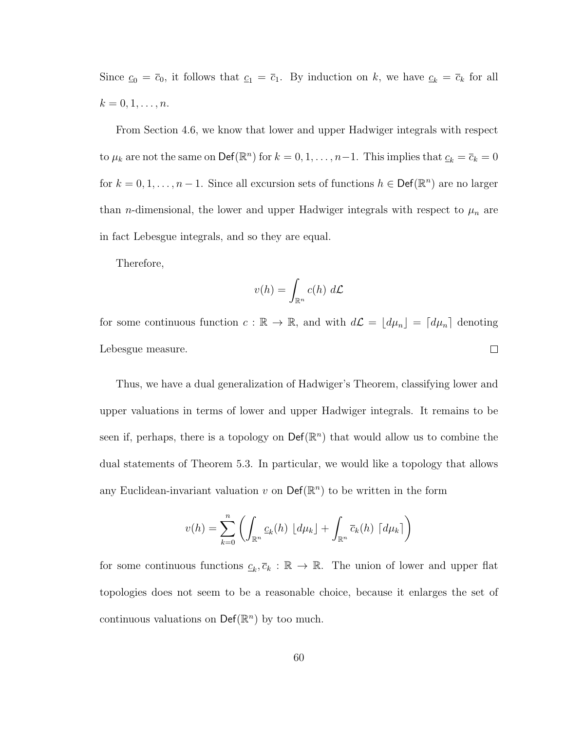Since $\underline{c}_0 = \overline{c}_0$, it follows that $\underline{c}_1 = \overline{c}_1$. By induction on $k$, we have $\underline{c}_k = \overline{c}_k$ for all $k = 0, 1, \ldots, n$.

From Section 4.6, we know that lower and upper Hadwiger integrals with respect to $\mu_k$ are not the same on $\mathsf{Def}(\mathbb{R}^n)$ for $k = 0, 1, \ldots, n-1$. This implies that $\underline{c}_k = \overline{c}_k = 0$ for $k = 0, 1, \ldots, n-1$. Since all excursion sets of functions $h \in \mathsf{Def}(\mathbb{R}^n)$ are no larger than $n$-dimensional, the lower and upper Hadwiger integrals with respect to $\mu_n$ are in fact Lebesgue integrals, and so they are equal.

Therefore,

$$v(h) = \int_{\mathbb{R}^n} c(h) \; d\mathcal{L}$$

for some continuous function $c : \mathbb{R} \to \mathbb{R}$, and with $d\mathcal{L} = \lfloor d\mu_n \rfloor = \lceil d\mu_n \rceil$ denoting Lebesgue measure. $\square$

Thus, we have a dual generalization of Hadwiger's Theorem, classifying lower and upper valuations in terms of lower and upper Hadwiger integrals. It remains to be seen if, perhaps, there is a topology on $\mathsf{Def}(\mathbb{R}^n)$ that would allow us to combine the dual statements of Theorem 5.3. In particular, we would like a topology that allows any Euclidean-invariant valuation $v$ on $\mathsf{Def}(\mathbb{R}^n)$ to be written in the form

$$v(h) = \sum_{k=0}^{n} \left( \int_{\mathbb{R}^n} \underline{c}_k(h) \; \lfloor d\mu_k \rfloor + \int_{\mathbb{R}^n} \overline{c}_k(h) \; \lceil d\mu_k \rceil \right)$$

for some continuous functions $\underline{c}_k, \overline{c}_k : \mathbb{R} \to \mathbb{R}$. The union of lower and upper flat topologies does not seem to be a reasonable choice, because it enlarges the set of continuous valuations on $\mathsf{Def}(\mathbb{R}^n)$ by too much.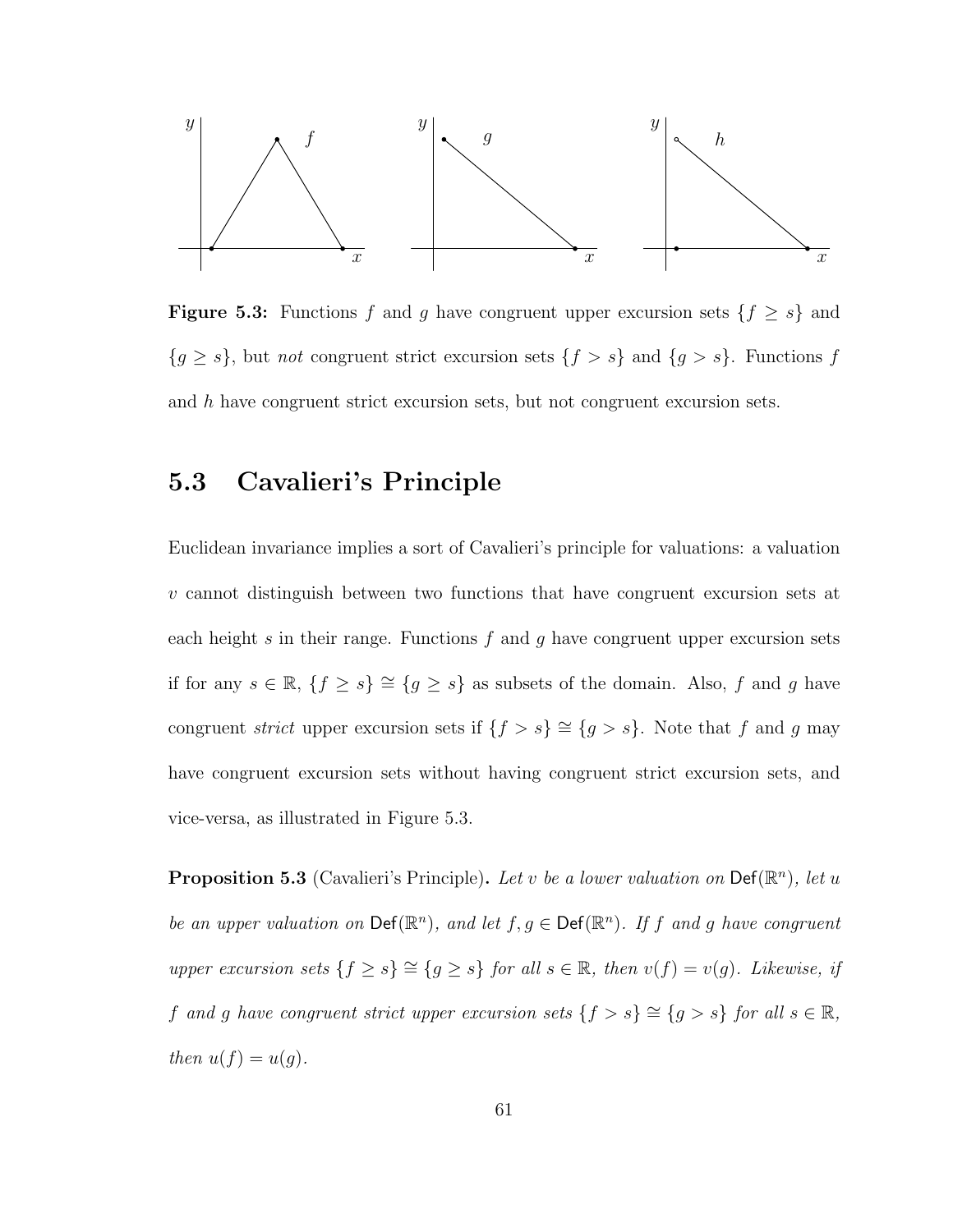**Figure 5.3:** Functions $f$ and $g$ have congruent upper excursion sets $\{f \geq s\}$ and $\{g \geq s\}$, but *not* congruent strict excursion sets $\{f > s\}$ and $\{g > s\}$. Functions $f$ and $h$ have congruent strict excursion sets, but not congruent excursion sets.

## 5.3 Cavalieri's Principle

Euclidean invariance implies a sort of Cavalieri's principle for valuations: a valuation $v$ cannot distinguish between two functions that have congruent excursion sets at each height $s$ in their range. Functions $f$ and $g$ have congruent upper excursion sets if for any $s \in \mathbb{R}$, $\{f \geq s\} \cong \{g \geq s\}$ as subsets of the domain. Also, $f$ and $g$ have congruent *strict* upper excursion sets if $\{f > s\} \cong \{g > s\}$. Note that $f$ and $g$ may have congruent excursion sets without having congruent strict excursion sets, and vice-versa, as illustrated in Figure 5.3.

**Proposition 5.3** (Cavalieri's Principle)**.** *Let $v$ be a lower valuation on $\mathsf{Def}(\mathbb{R}^n)$, let $u$ be an upper valuation on $\mathsf{Def}(\mathbb{R}^n)$, and let $f, g \in \mathsf{Def}(\mathbb{R}^n)$. If $f$ and $g$ have congruent upper excursion sets $\{f \geq s\} \cong \{g \geq s\}$ for all $s \in \mathbb{R}$, then $v(f) = v(g)$. Likewise, if $f$ and $g$ have congruent strict upper excursion sets $\{f > s\} \cong \{g > s\}$ for all $s \in \mathbb{R}$, then $u(f) = u(g)$.*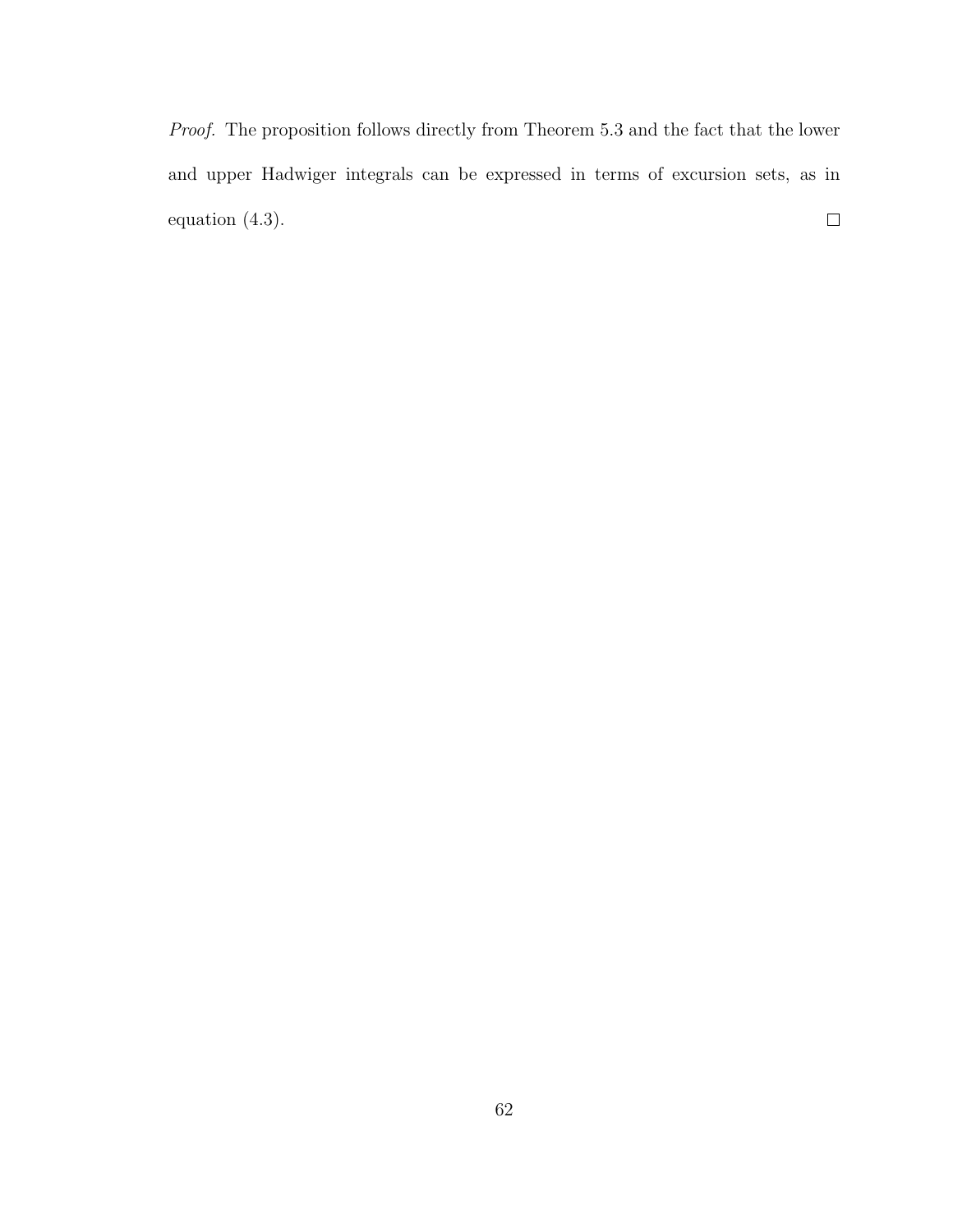*Proof.* The proposition follows directly from Theorem 5.3 and the fact that the lower and upper Hadwiger integrals can be expressed in terms of excursion sets, as in equation (4.3). □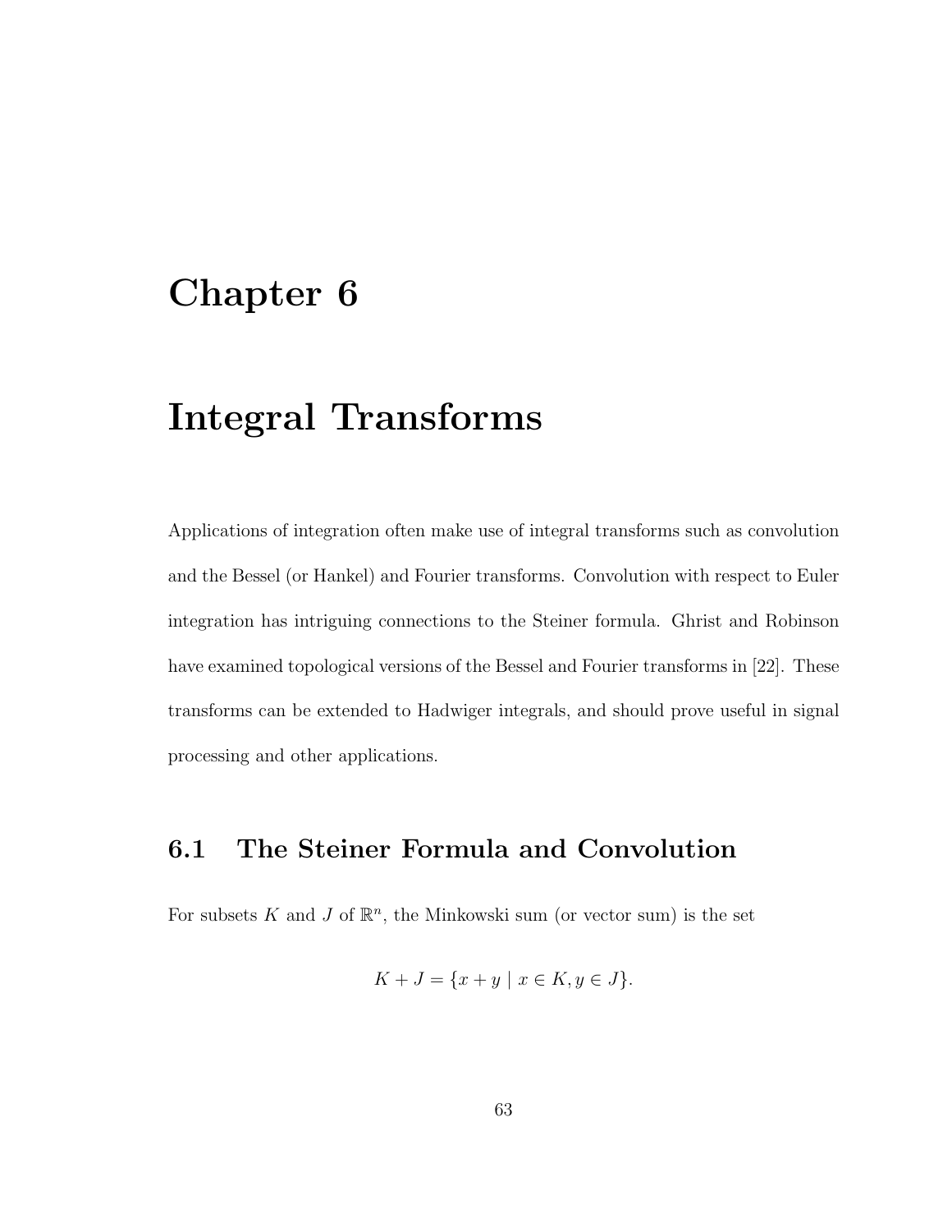# Chapter 6

# Integral Transforms

Applications of integration often make use of integral transforms such as convolution and the Bessel (or Hankel) and Fourier transforms. Convolution with respect to Euler integration has intriguing connections to the Steiner formula. Ghrist and Robinson have examined topological versions of the Bessel and Fourier transforms in [22]. These transforms can be extended to Hadwiger integrals, and should prove useful in signal processing and other applications.

## 6.1 The Steiner Formula and Convolution

For subsets $K$ and $J$ of $\mathbb{R}^n$, the Minkowski sum (or vector sum) is the set

$$K + J = \{x + y \mid x \in K, y \in J\}.$$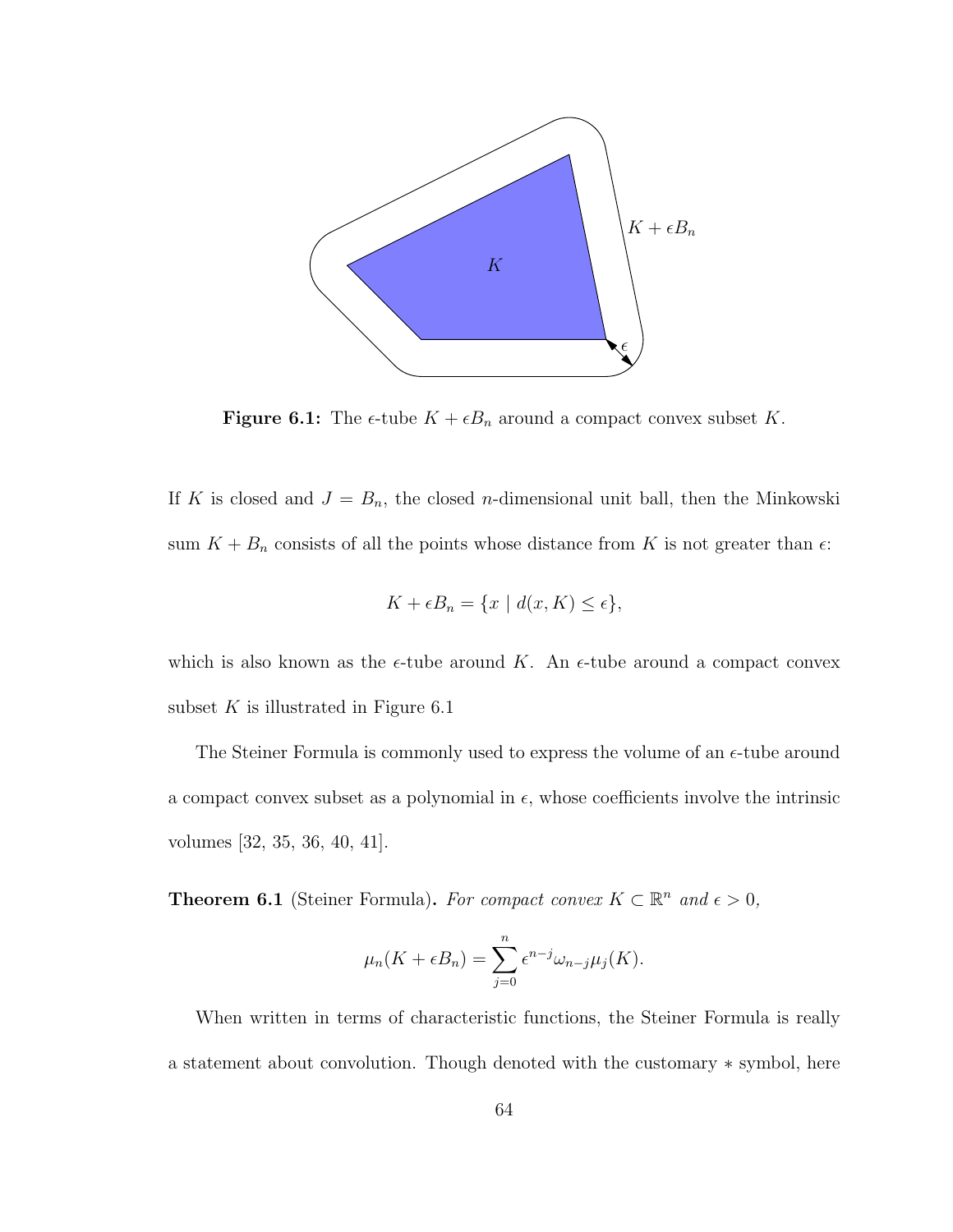**Figure 6.1:** The $\epsilon$-tube $K + \epsilon B_n$ around a compact convex subset $K$.

If $K$ is closed and $J = B_n$, the closed $n$-dimensional unit ball, then the Minkowski sum $K + B_n$ consists of all the points whose distance from $K$ is not greater than $\epsilon$:

$$K + \epsilon B_n = \{x \mid d(x, K) \leq \epsilon\},$$

which is also known as the $\epsilon$-tube around $K$. An $\epsilon$-tube around a compact convex subset $K$ is illustrated in Figure 6.1

The Steiner Formula is commonly used to express the volume of an $\epsilon$-tube around a compact convex subset as a polynomial in $\epsilon$, whose coefficients involve the intrinsic volumes [32, 35, 36, 40, 41].

**Theorem 6.1** (Steiner Formula)**.** *For compact convex $K \subset \mathbb{R}^n$ and $\epsilon > 0$,*

$$\mu_n(K + \epsilon B_n) = \sum_{j=0}^{n} \epsilon^{n-j} \omega_{n-j} \mu_j(K).$$

When written in terms of characteristic functions, the Steiner Formula is really a statement about convolution. Though denoted with the customary $*$ symbol, here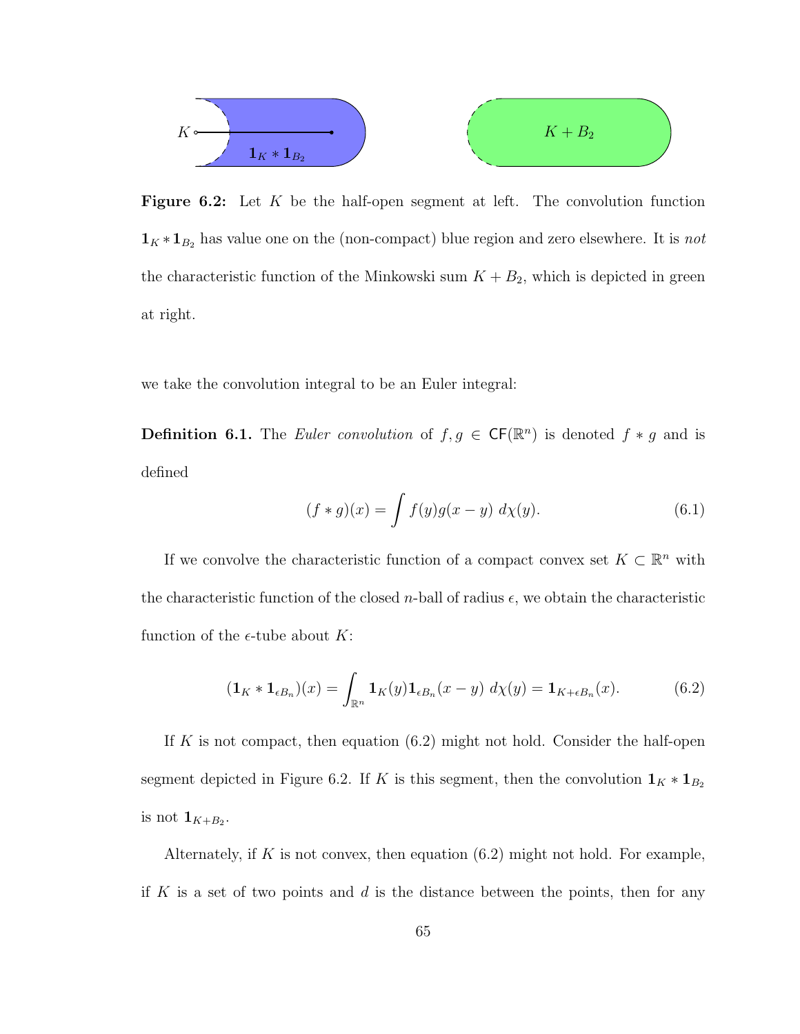**Figure 6.2:** Let $K$ be the half-open segment at left. The convolution function $\mathbf{1}_K * \mathbf{1}_{B_2}$ has value one on the (non-compact) blue region and zero elsewhere. It is *not* the characteristic function of the Minkowski sum $K + B_2$, which is depicted in green at right.

we take the convolution integral to be an Euler integral:

**Definition 6.1.** The *Euler convolution* of $f, g \in \mathsf{CF}(\mathbb{R}^n)$ is denoted $f * g$ and is defined

$$(f * g)(x) = \int f(y)g(x - y) \; d\chi(y). \tag{6.1}$$

If we convolve the characteristic function of a compact convex set $K \subset \mathbb{R}^n$ with the characteristic function of the closed $n$-ball of radius $\epsilon$, we obtain the characteristic function of the $\epsilon$-tube about $K$:

$$(\mathbf{1}_K * \mathbf{1}_{\epsilon B_n})(x) = \int_{\mathbb{R}^n} \mathbf{1}_K(y)\mathbf{1}_{\epsilon B_n}(x - y) \; d\chi(y) = \mathbf{1}_{K + \epsilon B_n}(x). \tag{6.2}$$

If $K$ is not compact, then equation (6.2) might not hold. Consider the half-open segment depicted in Figure 6.2. If $K$ is this segment, then the convolution $\mathbf{1}_K * \mathbf{1}_{B_2}$ is not $\mathbf{1}_{K+B_2}$.

Alternately, if $K$ is not convex, then equation (6.2) might not hold. For example, if $K$ is a set of two points and $d$ is the distance between the points, then for any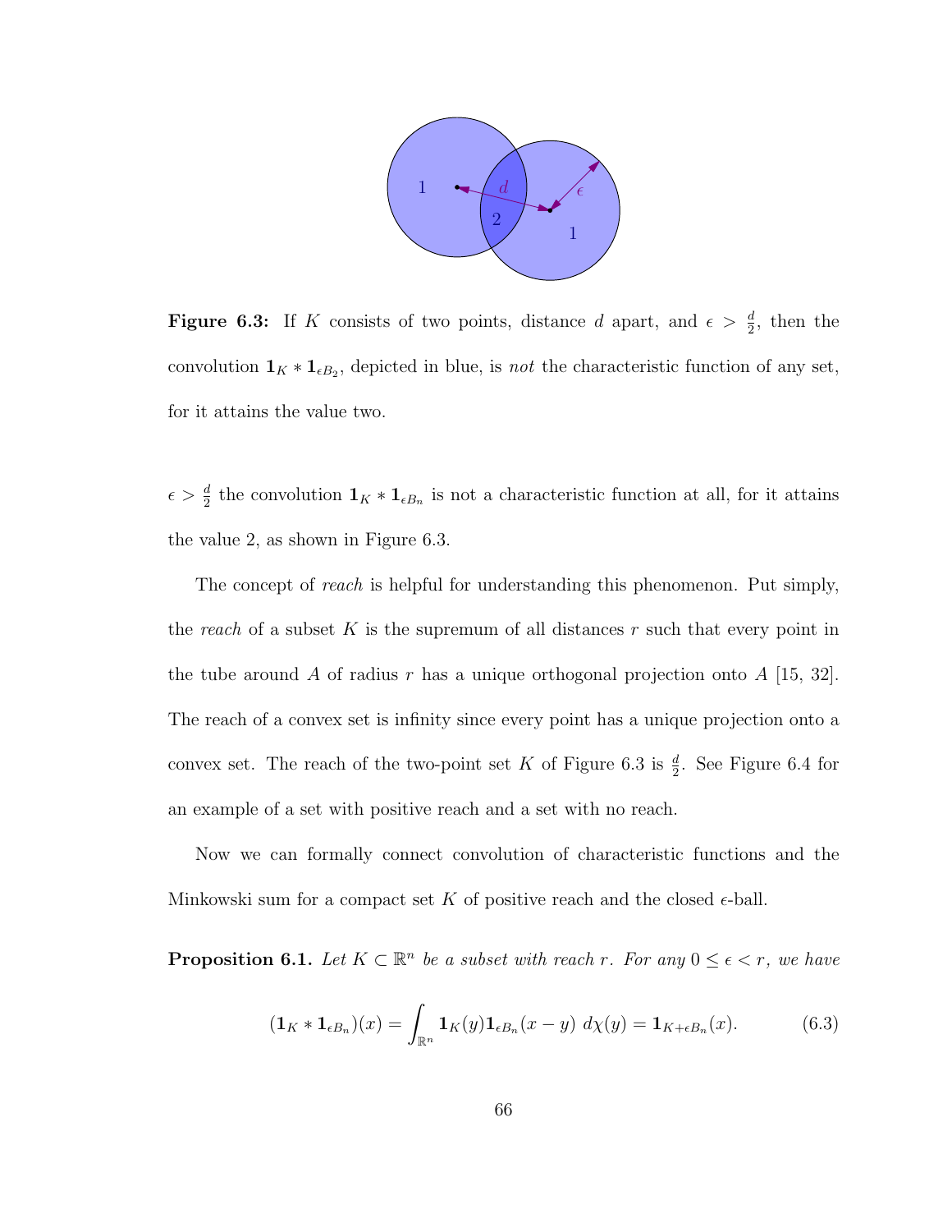**Figure 6.3:** If $K$ consists of two points, distance $d$ apart, and $\epsilon > \frac{d}{2}$, then the convolution $\mathbf{1}_K * \mathbf{1}_{\epsilon B_2}$, depicted in blue, is *not* the characteristic function of any set, for it attains the value two.

$\epsilon > \frac{d}{2}$ the convolution $\mathbf{1}_K * \mathbf{1}_{\epsilon B_n}$ is not a characteristic function at all, for it attains the value 2, as shown in Figure 6.3.

The concept of *reach* is helpful for understanding this phenomenon. Put simply, the *reach* of a subset $K$ is the supremum of all distances $r$ such that every point in the tube around $A$ of radius $r$ has a unique orthogonal projection onto $A$ [15, 32]. The reach of a convex set is infinity since every point has a unique projection onto a convex set. The reach of the two-point set $K$ of Figure 6.3 is $\frac{d}{2}$. See Figure 6.4 for an example of a set with positive reach and a set with no reach.

Now we can formally connect convolution of characteristic functions and the Minkowski sum for a compact set $K$ of positive reach and the closed $\epsilon$-ball.

**Proposition 6.1.** *Let $K \subset \mathbb{R}^n$ be a subset with reach $r$. For any $0 \leq \epsilon < r$, we have*

$$(\mathbf{1}_K * \mathbf{1}_{\epsilon B_n})(x) = \int_{\mathbb{R}^n} \mathbf{1}_K(y) \mathbf{1}_{\epsilon B_n}(x - y) \; d\chi(y) = \mathbf{1}_{K + \epsilon B_n}(x). \tag{6.3}$$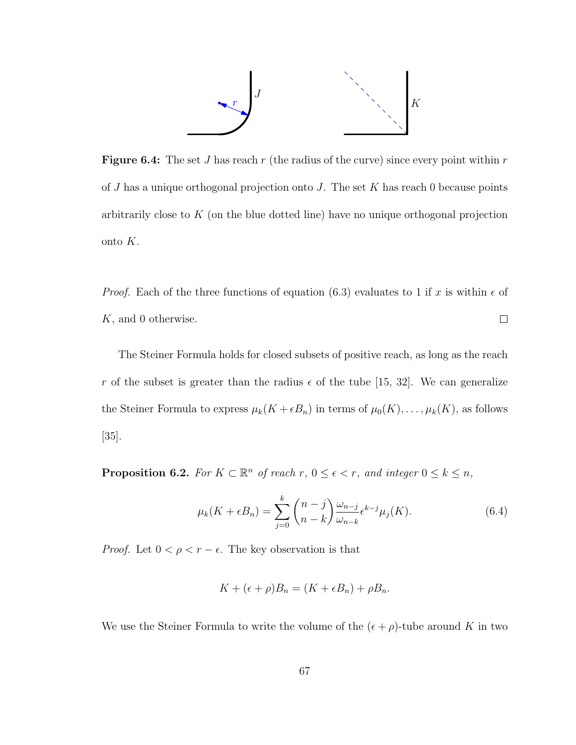**Figure 6.4:** The set $J$ has reach $r$ (the radius of the curve) since every point within $r$ of $J$ has a unique orthogonal projection onto $J$. The set $K$ has reach 0 because points arbitrarily close to $K$ (on the blue dotted line) have no unique orthogonal projection onto $K$.

*Proof.* Each of the three functions of equation (6.3) evaluates to 1 if $x$ is within $\epsilon$ of $K$, and 0 otherwise. □

The Steiner Formula holds for closed subsets of positive reach, as long as the reach $r$ of the subset is greater than the radius $\epsilon$ of the tube [15, 32]. We can generalize the Steiner Formula to express $\mu_k(K + \epsilon B_n)$ in terms of $\mu_0(K), \ldots, \mu_k(K)$, as follows [35].

**Proposition 6.2.** *For $K \subset \mathbb{R}^n$ of reach $r$, $0 \leq \epsilon < r$, and integer $0 \leq k \leq n$,*

$$\mu_k(K + \epsilon B_n) = \sum_{j=0}^{k} \binom{n-j}{n-k} \frac{\omega_{n-j}}{\omega_{n-k}} \epsilon^{k-j} \mu_j(K). \tag{6.4}$$

*Proof.* Let $0 < \rho < r - \epsilon$. The key observation is that

$$K + (\epsilon + \rho)B_n = (K + \epsilon B_n) + \rho B_n.$$

We use the Steiner Formula to write the volume of the $(\epsilon + \rho)$-tube around $K$ in two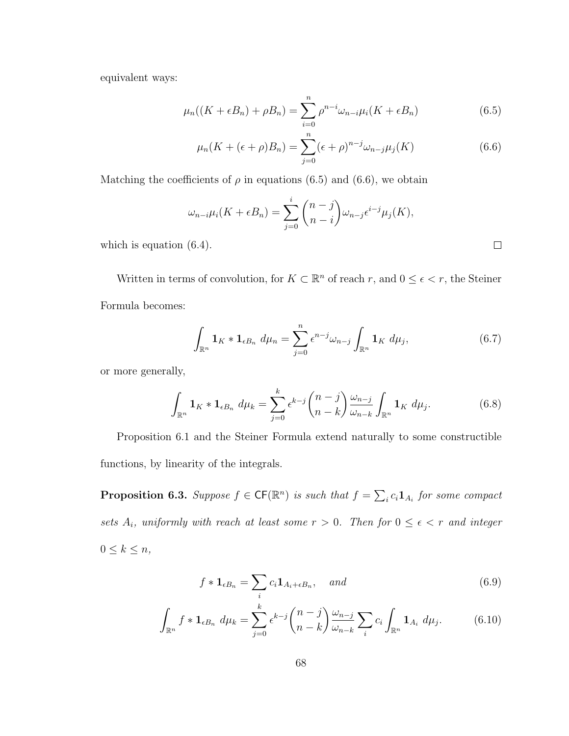equivalent ways:

$$\mu_n((K + \epsilon B_n) + \rho B_n) = \sum_{i=0}^{n} \rho^{n-i} \omega_{n-i} \mu_i(K + \epsilon B_n) \tag{6.5}$$

$$\mu_n(K + (\epsilon + \rho) B_n) = \sum_{j=0}^{n} (\epsilon + \rho)^{n-j} \omega_{n-j} \mu_j(K) \tag{6.6}$$

Matching the coefficients of $\rho$ in equations (6.5) and (6.6), we obtain

$$\omega_{n-i}\mu_i(K + \epsilon B_n) = \sum_{j=0}^{i} \binom{n-j}{n-i} \omega_{n-j} \epsilon^{i-j} \mu_j(K),$$

which is equation (6.4). $\square$

Written in terms of convolution, for $K \subset \mathbb{R}^n$ of reach $r$, and $0 \leq \epsilon < r$, the Steiner Formula becomes:

$$\int_{\mathbb{R}^n} \mathbf{1}_K * \mathbf{1}_{\epsilon B_n} \; d\mu_n = \sum_{j=0}^{n} \epsilon^{n-j} \omega_{n-j} \int_{\mathbb{R}^n} \mathbf{1}_K \; d\mu_j, \tag{6.7}$$

or more generally,

$$\int_{\mathbb{R}^n} \mathbf{1}_K * \mathbf{1}_{\epsilon B_n} \; d\mu_k = \sum_{j=0}^{k} \epsilon^{k-j} \binom{n-j}{n-k} \frac{\omega_{n-j}}{\omega_{n-k}} \int_{\mathbb{R}^n} \mathbf{1}_K \; d\mu_j. \tag{6.8}$$

Proposition 6.1 and the Steiner Formula extend naturally to some constructible functions, by linearity of the integrals.

**Proposition 6.3.** *Suppose $f \in \mathsf{CF}(\mathbb{R}^n)$ is such that $f = \sum_i c_i \mathbf{1}_{A_i}$ for some compact sets $A_i$, uniformly with reach at least some $r > 0$. Then for $0 \leq \epsilon < r$ and integer $0 \leq k \leq n$,*

$$f * \mathbf{1}_{\epsilon B_n} = \sum_i c_i \mathbf{1}_{A_i + \epsilon B_n}, \quad \textit{and} \tag{6.9}$$

$$\int_{\mathbb{R}^n} f * \mathbf{1}_{\epsilon B_n} \; d\mu_k = \sum_{j=0}^{k} \epsilon^{k-j} \binom{n-j}{n-k} \frac{\omega_{n-j}}{\omega_{n-k}} \sum_i c_i \int_{\mathbb{R}^n} \mathbf{1}_{A_i} \; d\mu_j. \tag{6.10}$$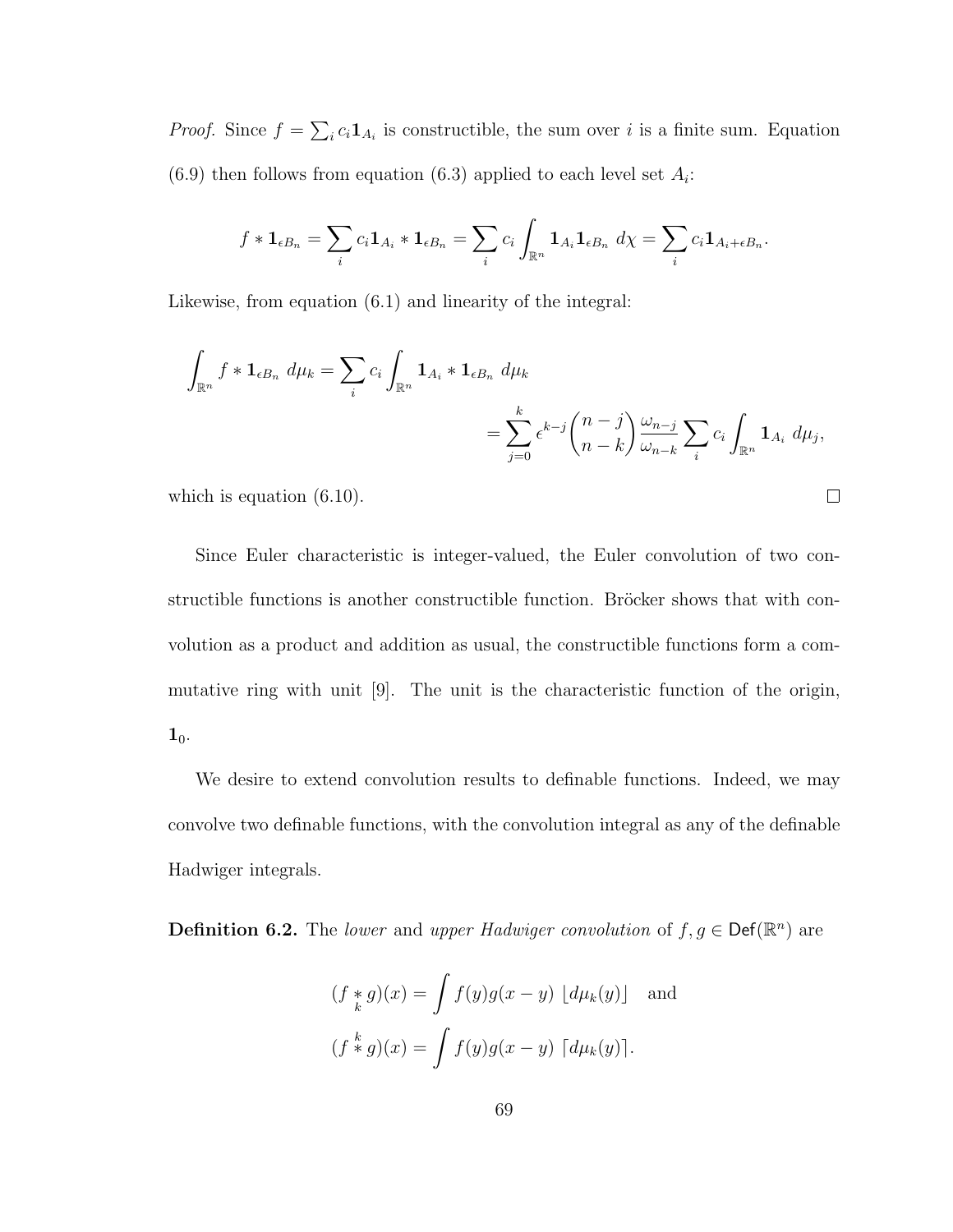*Proof.* Since $f = \sum_i c_i \mathbf{1}_{A_i}$ is constructible, the sum over $i$ is a finite sum. Equation (6.9) then follows from equation (6.3) applied to each level set $A_i$:

$$f * \mathbf{1}_{\epsilon B_n} = \sum_i c_i \mathbf{1}_{A_i} * \mathbf{1}_{\epsilon B_n} = \sum_i c_i \int_{\mathbb{R}^n} \mathbf{1}_{A_i} \mathbf{1}_{\epsilon B_n} \, d\chi = \sum_i c_i \mathbf{1}_{A_i + \epsilon B_n}.$$

Likewise, from equation (6.1) and linearity of the integral:

$$\int_{\mathbb{R}^n} f * \mathbf{1}_{\epsilon B_n} \, d\mu_k = \sum_i c_i \int_{\mathbb{R}^n} \mathbf{1}_{A_i} * \mathbf{1}_{\epsilon B_n} \, d\mu_k$$

$$= \sum_{j=0}^{k} \epsilon^{k-j} \binom{n-j}{n-k} \frac{\omega_{n-j}}{\omega_{n-k}} \sum_i c_i \int_{\mathbb{R}^n} \mathbf{1}_{A_i} \, d\mu_j,$$

which is equation (6.10). □

Since Euler characteristic is integer-valued, the Euler convolution of two constructible functions is another constructible function. Bröcker shows that with convolution as a product and addition as usual, the constructible functions form a commutative ring with unit [9]. The unit is the characteristic function of the origin, $\mathbf{1}_0$.

We desire to extend convolution results to definable functions. Indeed, we may convolve two definable functions, with the convolution integral as any of the definable Hadwiger integrals.

**Definition 6.2.** The *lower* and *upper Hadwiger convolution* of $f, g \in \mathsf{Def}(\mathbb{R}^n)$ are

$$(f \underset{k}{*} g)(x) = \int f(y) g(x-y) \; \lfloor d\mu_k(y) \rfloor \quad \text{and}$$

$$(f \overset{k}{*} g)(x) = \int f(y) g(x-y) \; \lceil d\mu_k(y) \rceil.$$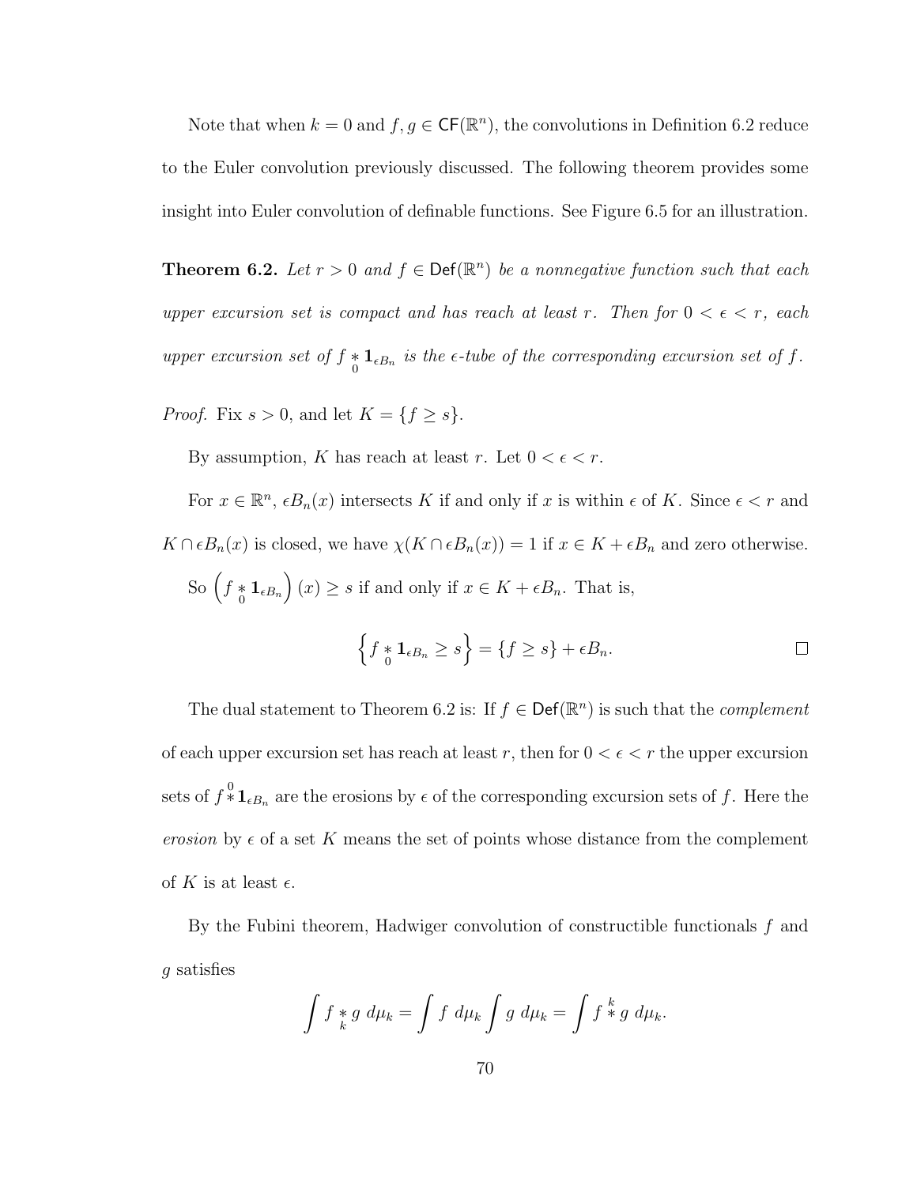Note that when $k = 0$ and $f, g \in \mathsf{CF}(\mathbb{R}^n)$, the convolutions in Definition 6.2 reduce to the Euler convolution previously discussed. The following theorem provides some insight into Euler convolution of definable functions. See Figure 6.5 for an illustration.

**Theorem 6.2.** *Let $r > 0$ and $f \in \mathsf{Def}(\mathbb{R}^n)$ be a nonnegative function such that each upper excursion set is compact and has reach at least $r$. Then for $0 < \epsilon < r$, each upper excursion set of $f \underset{0}{*} \mathbf{1}_{\epsilon B_n}$ is the $\epsilon$-tube of the corresponding excursion set of $f$.*

*Proof.* Fix $s > 0$, and let $K = \{f \geq s\}$.

By assumption, $K$ has reach at least $r$. Let $0 < \epsilon < r$.

For $x \in \mathbb{R}^n$, $\epsilon B_n(x)$ intersects $K$ if and only if $x$ is within $\epsilon$ of $K$. Since $\epsilon < r$ and $K \cap \epsilon B_n(x)$ is closed, we have $\chi(K \cap \epsilon B_n(x)) = 1$ if $x \in K + \epsilon B_n$ and zero otherwise.

So $\left(f \underset{0}{*} \mathbf{1}_{\epsilon B_n}\right)(x) \geq s$ if and only if $x \in K + \epsilon B_n$. That is,

$$\left\{f \underset{0}{*} \mathbf{1}_{\epsilon B_n} \geq s\right\} = \{f \geq s\} + \epsilon B_n.$$

□

The dual statement to Theorem 6.2 is: If $f \in \mathsf{Def}(\mathbb{R}^n)$ is such that the *complement* of each upper excursion set has reach at least $r$, then for $0 < \epsilon < r$ the upper excursion sets of $f \overset{0}{*} \mathbf{1}_{\epsilon B_n}$ are the erosions by $\epsilon$ of the corresponding excursion sets of $f$. Here the *erosion* by $\epsilon$ of a set $K$ means the set of points whose distance from the complement of $K$ is at least $\epsilon$.

By the Fubini theorem, Hadwiger convolution of constructible functionals $f$ and $g$ satisfies

$$\int f \underset{k}{*} g \; d\mu_k = \int f \; d\mu_k \int g \; d\mu_k = \int f \overset{k}{*} g \; d\mu_k.$$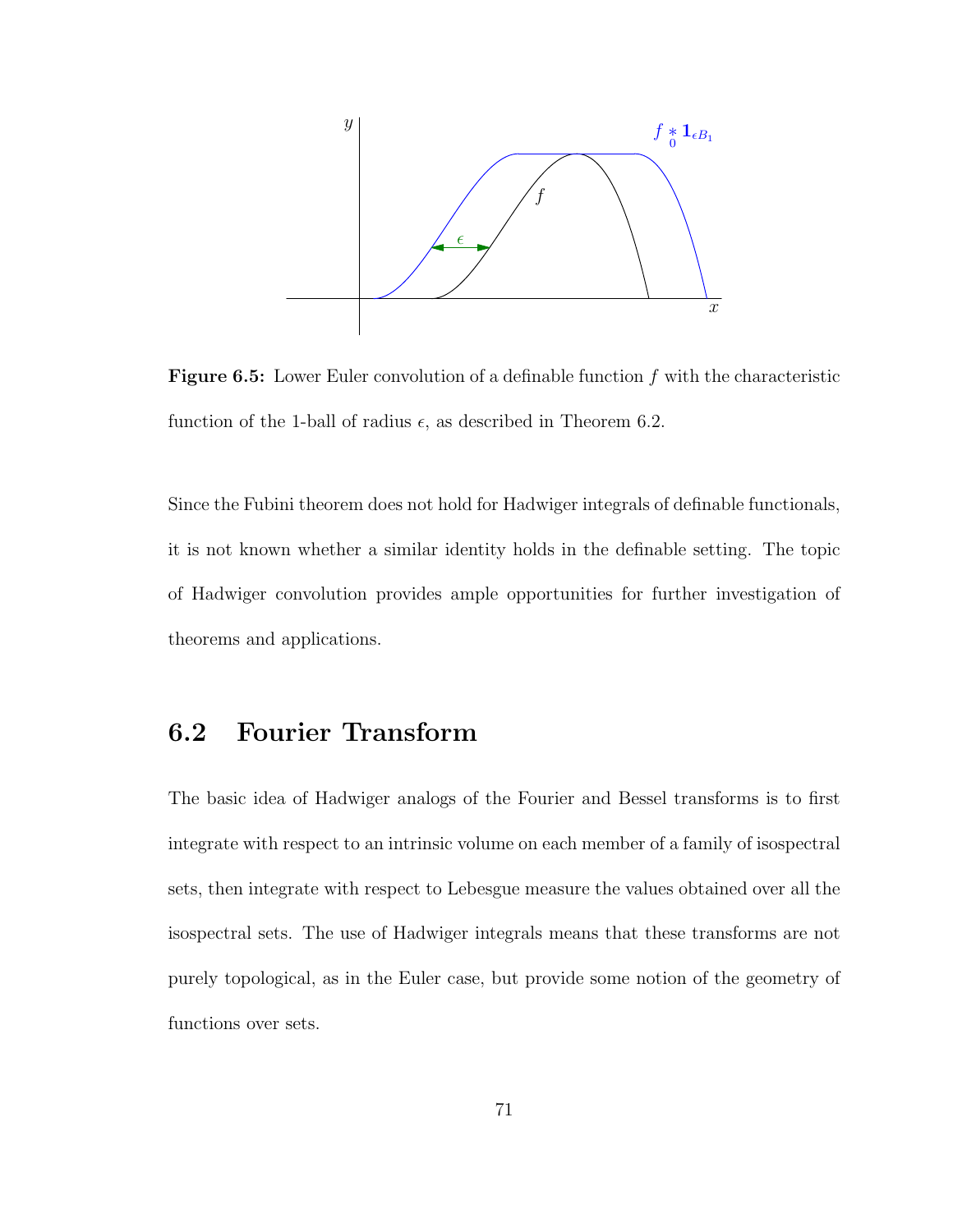**Figure 6.5:** Lower Euler convolution of a definable function $f$ with the characteristic function of the 1-ball of radius $\epsilon$, as described in Theorem 6.2.

Since the Fubini theorem does not hold for Hadwiger integrals of definable functionals, it is not known whether a similar identity holds in the definable setting. The topic of Hadwiger convolution provides ample opportunities for further investigation of theorems and applications.

## 6.2 Fourier Transform

The basic idea of Hadwiger analogs of the Fourier and Bessel transforms is to first integrate with respect to an intrinsic volume on each member of a family of isospectral sets, then integrate with respect to Lebesgue measure the values obtained over all the isospectral sets. The use of Hadwiger integrals means that these transforms are not purely topological, as in the Euler case, but provide some notion of the geometry of functions over sets.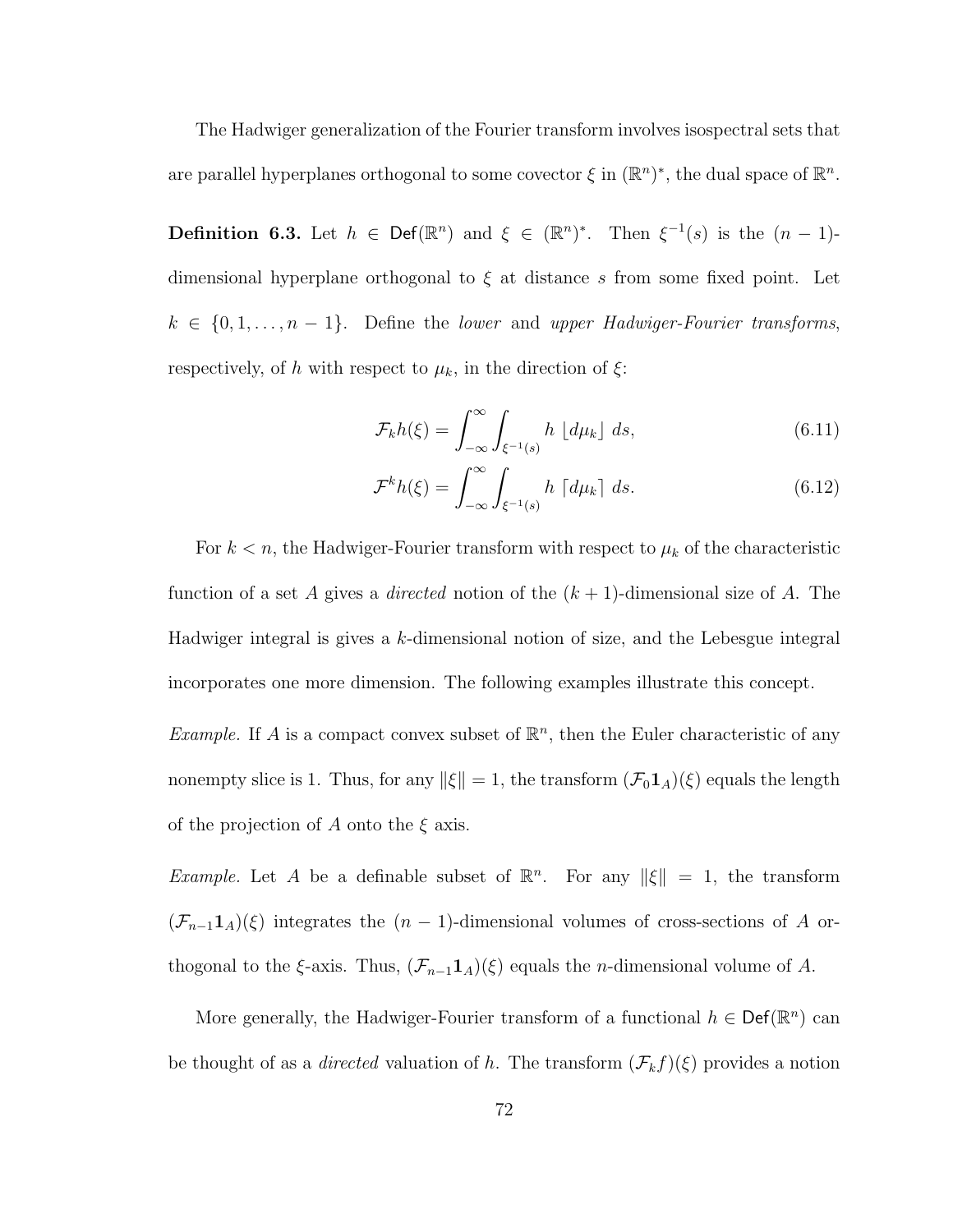The Hadwiger generalization of the Fourier transform involves isospectral sets that are parallel hyperplanes orthogonal to some covector $\xi$ in $(\mathbb{R}^n)^*$, the dual space of $\mathbb{R}^n$.

**Definition 6.3.** Let $h \in \mathsf{Def}(\mathbb{R}^n)$ and $\xi \in (\mathbb{R}^n)^*$. Then $\xi^{-1}(s)$ is the $(n-1)$-dimensional hyperplane orthogonal to $\xi$ at distance $s$ from some fixed point. Let $k \in \{0, 1, \ldots, n-1\}$. Define the *lower* and *upper Hadwiger-Fourier transforms*, respectively, of $h$ with respect to $\mu_k$, in the direction of $\xi$:

$$\mathcal{F}_k h(\xi) = \int_{-\infty}^{\infty} \int_{\xi^{-1}(s)} h \, \lfloor d\mu_k \rfloor \, ds, \tag{6.11}$$

$$\mathcal{F}^k h(\xi) = \int_{-\infty}^{\infty} \int_{\xi^{-1}(s)} h \, \lceil d\mu_k \rceil \, ds. \tag{6.12}$$

For $k < n$, the Hadwiger-Fourier transform with respect to $\mu_k$ of the characteristic function of a set $A$ gives a *directed* notion of the $(k+1)$-dimensional size of $A$. The Hadwiger integral is gives a $k$-dimensional notion of size, and the Lebesgue integral incorporates one more dimension. The following examples illustrate this concept.

*Example.* If $A$ is a compact convex subset of $\mathbb{R}^n$, then the Euler characteristic of any nonempty slice is 1. Thus, for any $\|\xi\| = 1$, the transform $(\mathcal{F}_0 \mathbf{1}_A)(\xi)$ equals the length of the projection of $A$ onto the $\xi$ axis.

*Example.* Let $A$ be a definable subset of $\mathbb{R}^n$. For any $\|\xi\| = 1$, the transform $(\mathcal{F}_{n-1} \mathbf{1}_A)(\xi)$ integrates the $(n-1)$-dimensional volumes of cross-sections of $A$ orthogonal to the $\xi$-axis. Thus, $(\mathcal{F}_{n-1} \mathbf{1}_A)(\xi)$ equals the $n$-dimensional volume of $A$.

More generally, the Hadwiger-Fourier transform of a functional $h \in \mathsf{Def}(\mathbb{R}^n)$ can be thought of as a *directed* valuation of $h$. The transform $(\mathcal{F}_k f)(\xi)$ provides a notion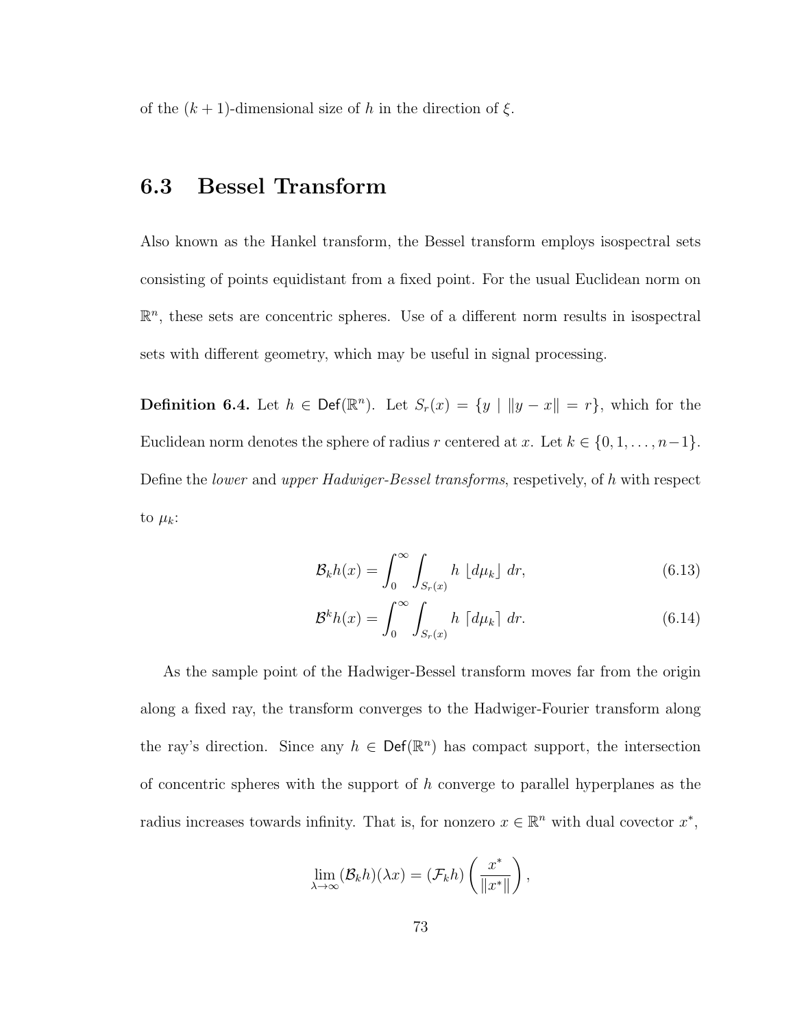of the $(k+1)$-dimensional size of $h$ in the direction of $\xi$.

## 6.3 Bessel Transform

Also known as the Hankel transform, the Bessel transform employs isospectral sets consisting of points equidistant from a fixed point. For the usual Euclidean norm on $\mathbb{R}^n$, these sets are concentric spheres. Use of a different norm results in isospectral sets with different geometry, which may be useful in signal processing.

**Definition 6.4.** Let $h \in \mathsf{Def}(\mathbb{R}^n)$. Let $S_r(x) = \{y \mid \|y - x\| = r\}$, which for the Euclidean norm denotes the sphere of radius $r$ centered at $x$. Let $k \in \{0, 1, \ldots, n-1\}$. Define the *lower* and *upper Hadwiger-Bessel transforms*, respetively, of $h$ with respect to $\mu_k$:

$$\mathcal{B}_k h(x) = \int_0^\infty \int_{S_r(x)} h \,\lfloor d\mu_k \rfloor \, dr, \tag{6.13}$$

$$\mathcal{B}^k h(x) = \int_0^\infty \int_{S_r(x)} h \,\lceil d\mu_k \rceil \, dr. \tag{6.14}$$

As the sample point of the Hadwiger-Bessel transform moves far from the origin along a fixed ray, the transform converges to the Hadwiger-Fourier transform along the ray's direction. Since any $h \in \mathsf{Def}(\mathbb{R}^n)$ has compact support, the intersection of concentric spheres with the support of $h$ converge to parallel hyperplanes as the radius increases towards infinity. That is, for nonzero $x \in \mathbb{R}^n$ with dual covector $x^*$,

$$\lim_{\lambda \to \infty} (\mathcal{B}_k h)(\lambda x) = (\mathcal{F}_k h)\left(\frac{x^*}{\|x^*\|}\right),$$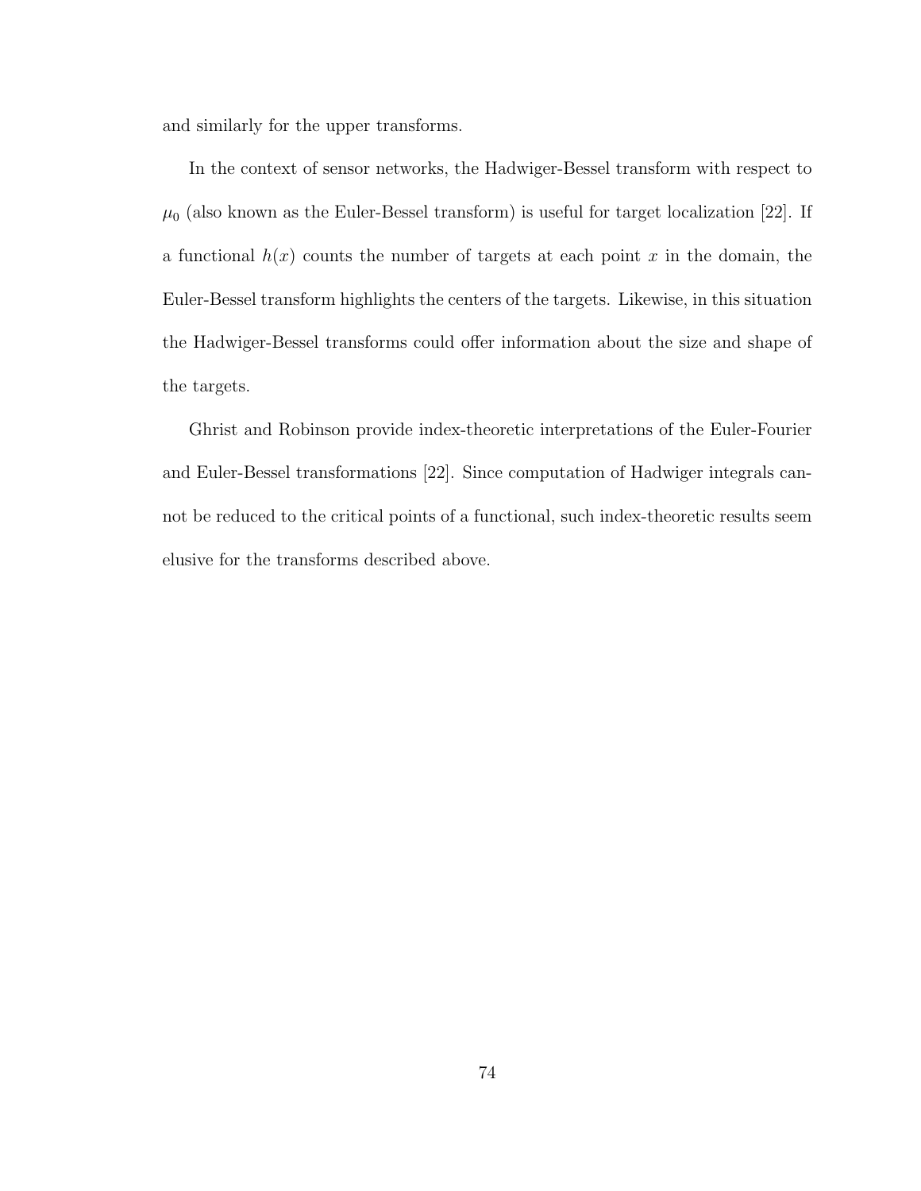and similarly for the upper transforms.

In the context of sensor networks, the Hadwiger-Bessel transform with respect to $\mu_0$ (also known as the Euler-Bessel transform) is useful for target localization [22]. If a functional $h(x)$ counts the number of targets at each point $x$ in the domain, the Euler-Bessel transform highlights the centers of the targets. Likewise, in this situation the Hadwiger-Bessel transforms could offer information about the size and shape of the targets.

Ghrist and Robinson provide index-theoretic interpretations of the Euler-Fourier and Euler-Bessel transformations [22]. Since computation of Hadwiger integrals cannot be reduced to the critical points of a functional, such index-theoretic results seem elusive for the transforms described above.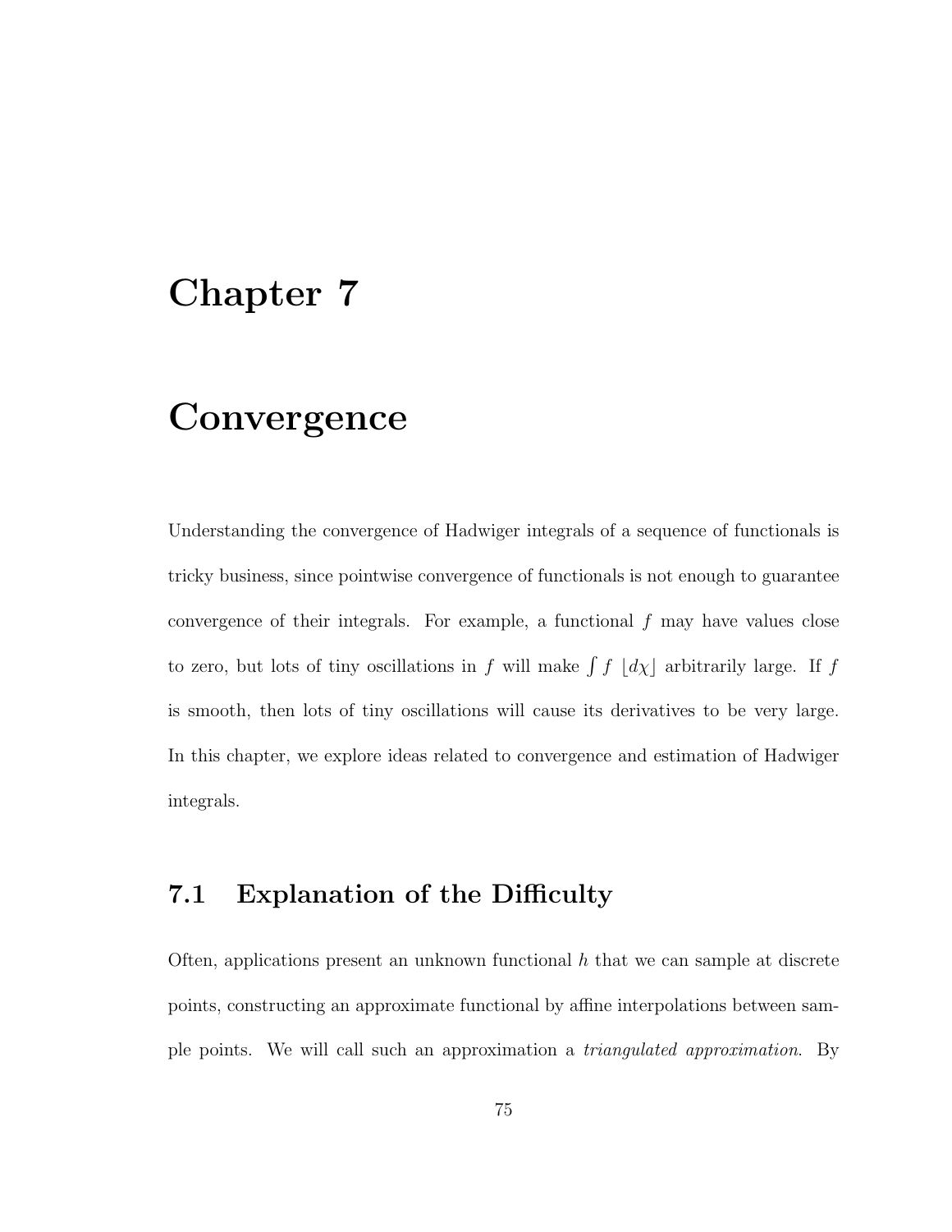# Chapter 7

# Convergence

Understanding the convergence of Hadwiger integrals of a sequence of functionals is tricky business, since pointwise convergence of functionals is not enough to guarantee convergence of their integrals. For example, a functional $f$ may have values close to zero, but lots of tiny oscillations in $f$ will make $\int f \lfloor d\chi \rfloor$ arbitrarily large. If $f$ is smooth, then lots of tiny oscillations will cause its derivatives to be very large. In this chapter, we explore ideas related to convergence and estimation of Hadwiger integrals.

## 7.1 Explanation of the Difficulty

Often, applications present an unknown functional $h$ that we can sample at discrete points, constructing an approximate functional by affine interpolations between sample points. We will call such an approximation a *triangulated approximation.* By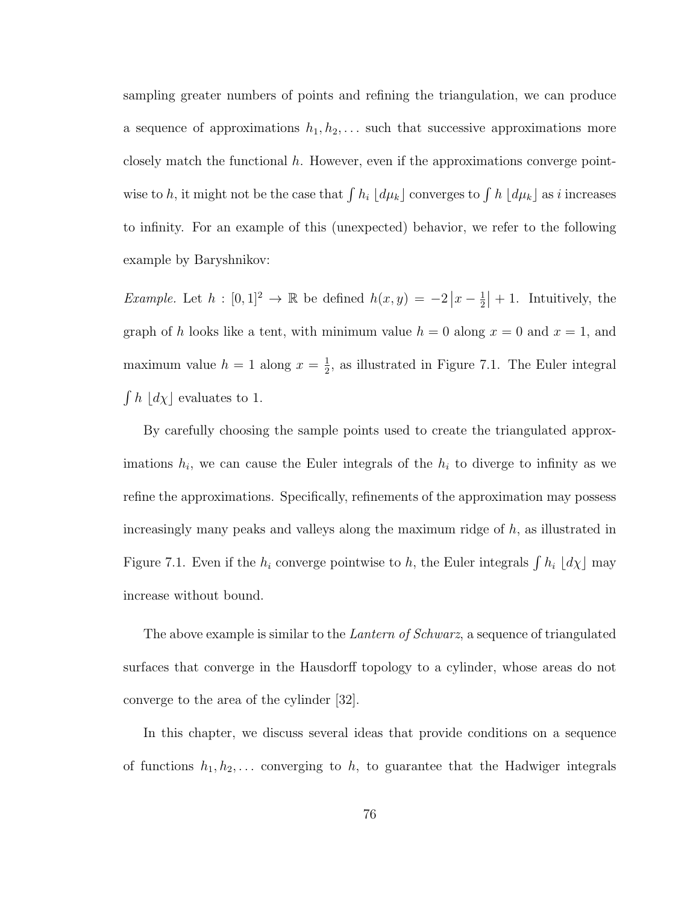sampling greater numbers of points and refining the triangulation, we can produce a sequence of approximations $h_1, h_2, \ldots$ such that successive approximations more closely match the functional $h$. However, even if the approximations converge pointwise to $h$, it might not be the case that $\int h_i \lfloor d\mu_k \rfloor$ converges to $\int h \lfloor d\mu_k \rfloor$ as $i$ increases to infinity. For an example of this (unexpected) behavior, we refer to the following example by Baryshnikov:

*Example.* Let $h : [0,1]^2 \to \mathbb{R}$ be defined $h(x,y) = -2\left|x - \frac{1}{2}\right| + 1$. Intuitively, the graph of $h$ looks like a tent, with minimum value $h = 0$ along $x = 0$ and $x = 1$, and maximum value $h = 1$ along $x = \frac{1}{2}$, as illustrated in Figure 7.1. The Euler integral $\int h \lfloor d\chi \rfloor$ evaluates to 1.

By carefully choosing the sample points used to create the triangulated approximations $h_i$, we can cause the Euler integrals of the $h_i$ to diverge to infinity as we refine the approximations. Specifically, refinements of the approximation may possess increasingly many peaks and valleys along the maximum ridge of $h$, as illustrated in Figure 7.1. Even if the $h_i$ converge pointwise to $h$, the Euler integrals $\int h_i \lfloor d\chi \rfloor$ may increase without bound.

The above example is similar to the *Lantern of Schwarz*, a sequence of triangulated surfaces that converge in the Hausdorff topology to a cylinder, whose areas do not converge to the area of the cylinder [32].

In this chapter, we discuss several ideas that provide conditions on a sequence of functions $h_1, h_2, \ldots$ converging to $h$, to guarantee that the Hadwiger integrals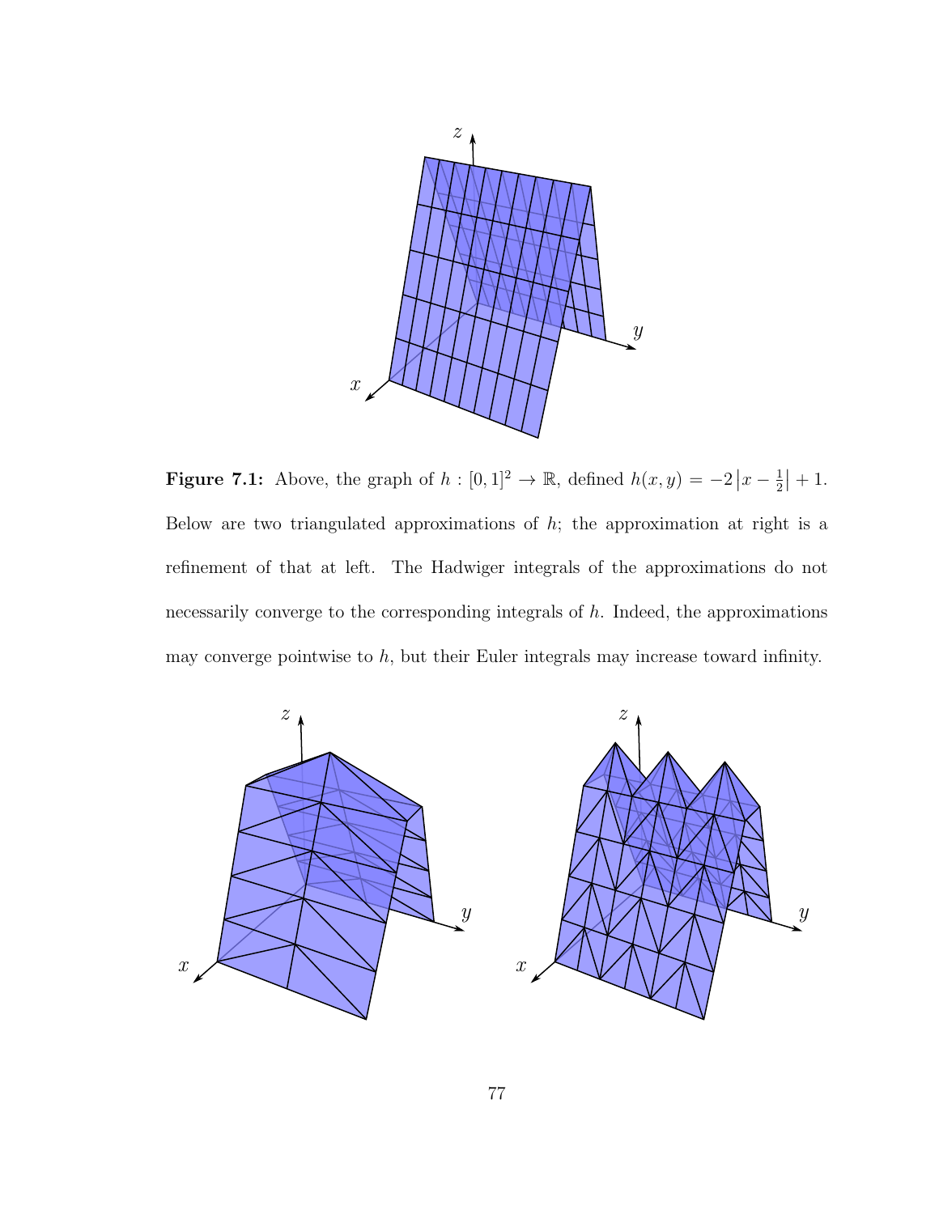**Figure 7.1:** Above, the graph of $h : [0,1]^2 \to \mathbb{R}$, defined $h(x,y) = -2\left|x - \frac{1}{2}\right| + 1$. Below are two triangulated approximations of $h$; the approximation at right is a refinement of that at left. The Hadwiger integrals of the approximations do not necessarily converge to the corresponding integrals of $h$. Indeed, the approximations may converge pointwise to $h$, but their Euler integrals may increase toward infinity.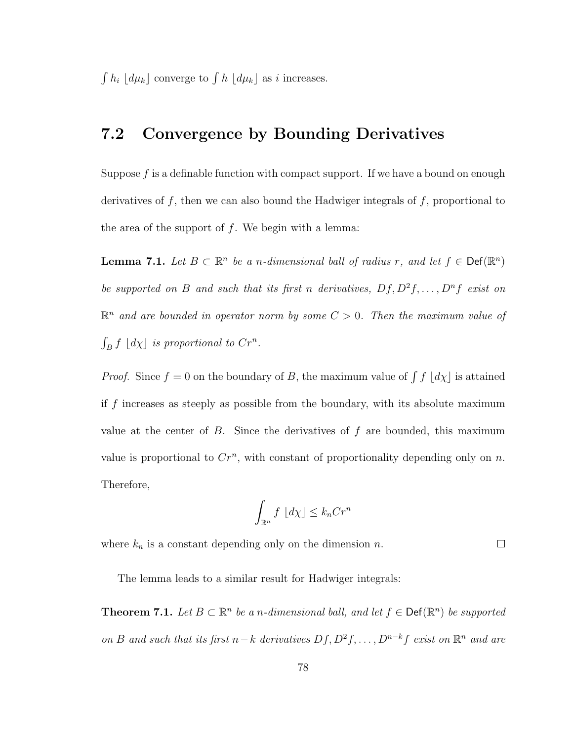$\int h_i \lfloor d\mu_k \rfloor$ converge to $\int h \lfloor d\mu_k \rfloor$ as $i$ increases.

## 7.2 Convergence by Bounding Derivatives

Suppose $f$ is a definable function with compact support. If we have a bound on enough derivatives of $f$, then we can also bound the Hadwiger integrals of $f$, proportional to the area of the support of $f$. We begin with a lemma:

**Lemma 7.1.** *Let $B \subset \mathbb{R}^n$ be a $n$-dimensional ball of radius $r$, and let $f \in \mathsf{Def}(\mathbb{R}^n)$ be supported on $B$ and such that its first $n$ derivatives, $Df, D^2f, \ldots, D^nf$ exist on $\mathbb{R}^n$ and are bounded in operator norm by some $C > 0$. Then the maximum value of $\int_B f \lfloor d\chi \rfloor$ is proportional to $Cr^n$.*

*Proof.* Since $f = 0$ on the boundary of $B$, the maximum value of $\int f \lfloor d\chi \rfloor$ is attained if $f$ increases as steeply as possible from the boundary, with its absolute maximum value at the center of $B$. Since the derivatives of $f$ are bounded, this maximum value is proportional to $Cr^n$, with constant of proportionality depending only on $n$. Therefore,

$$\int_{\mathbb{R}^n} f \lfloor d\chi \rfloor \leq k_n C r^n$$

where $k_n$ is a constant depending only on the dimension $n$. □

The lemma leads to a similar result for Hadwiger integrals:

**Theorem 7.1.** *Let $B \subset \mathbb{R}^n$ be a $n$-dimensional ball, and let $f \in \mathsf{Def}(\mathbb{R}^n)$ be supported on $B$ and such that its first $n-k$ derivatives $Df, D^2f, \ldots, D^{n-k}f$ exist on $\mathbb{R}^n$ and are*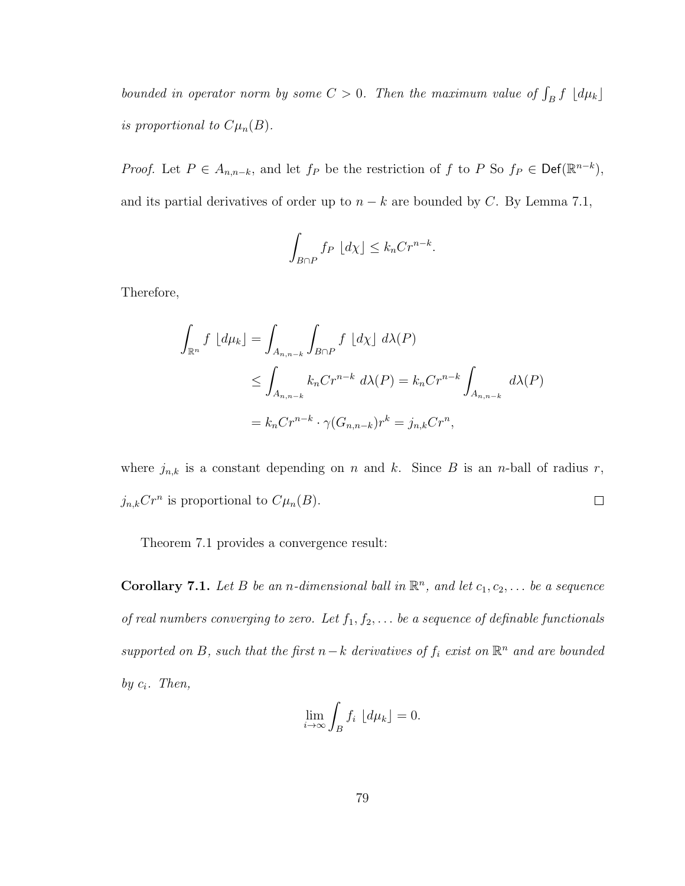*bounded in operator norm by some $C > 0$. Then the maximum value of $\int_B f \ \lfloor d\mu_k \rfloor$ is proportional to $C\mu_n(B)$.*

*Proof.* Let $P \in A_{n,n-k}$, and let $f_P$ be the restriction of $f$ to $P$ So $f_P \in \mathsf{Def}(\mathbb{R}^{n-k})$, and its partial derivatives of order up to $n-k$ are bounded by $C$. By Lemma 7.1,

$$\int_{B \cap P} f_P \ \lfloor d\chi \rfloor \leq k_n C r^{n-k}.$$

Therefore,

$$\begin{aligned}
\int_{\mathbb{R}^n} f \ \lfloor d\mu_k \rfloor &= \int_{A_{n,n-k}} \int_{B \cap P} f \ \lfloor d\chi \rfloor \ d\lambda(P) \\
&\leq \int_{A_{n,n-k}} k_n C r^{n-k} \ d\lambda(P) = k_n C r^{n-k} \int_{A_{n,n-k}} d\lambda(P) \\
&= k_n C r^{n-k} \cdot \gamma(G_{n,n-k}) r^k = j_{n,k} C r^n,
\end{aligned}$$

where $j_{n,k}$ is a constant depending on $n$ and $k$. Since $B$ is an $n$-ball of radius $r$, $j_{n,k} C r^n$ is proportional to $C\mu_n(B)$. □

Theorem 7.1 provides a convergence result:

**Corollary 7.1.** *Let $B$ be an $n$-dimensional ball in $\mathbb{R}^n$, and let $c_1, c_2, \ldots$ be a sequence of real numbers converging to zero. Let $f_1, f_2, \ldots$ be a sequence of definable functionals supported on $B$, such that the first $n-k$ derivatives of $f_i$ exist on $\mathbb{R}^n$ and are bounded by $c_i$. Then,*

$$\lim_{i \to \infty} \int_B f_i \ \lfloor d\mu_k \rfloor = 0.$$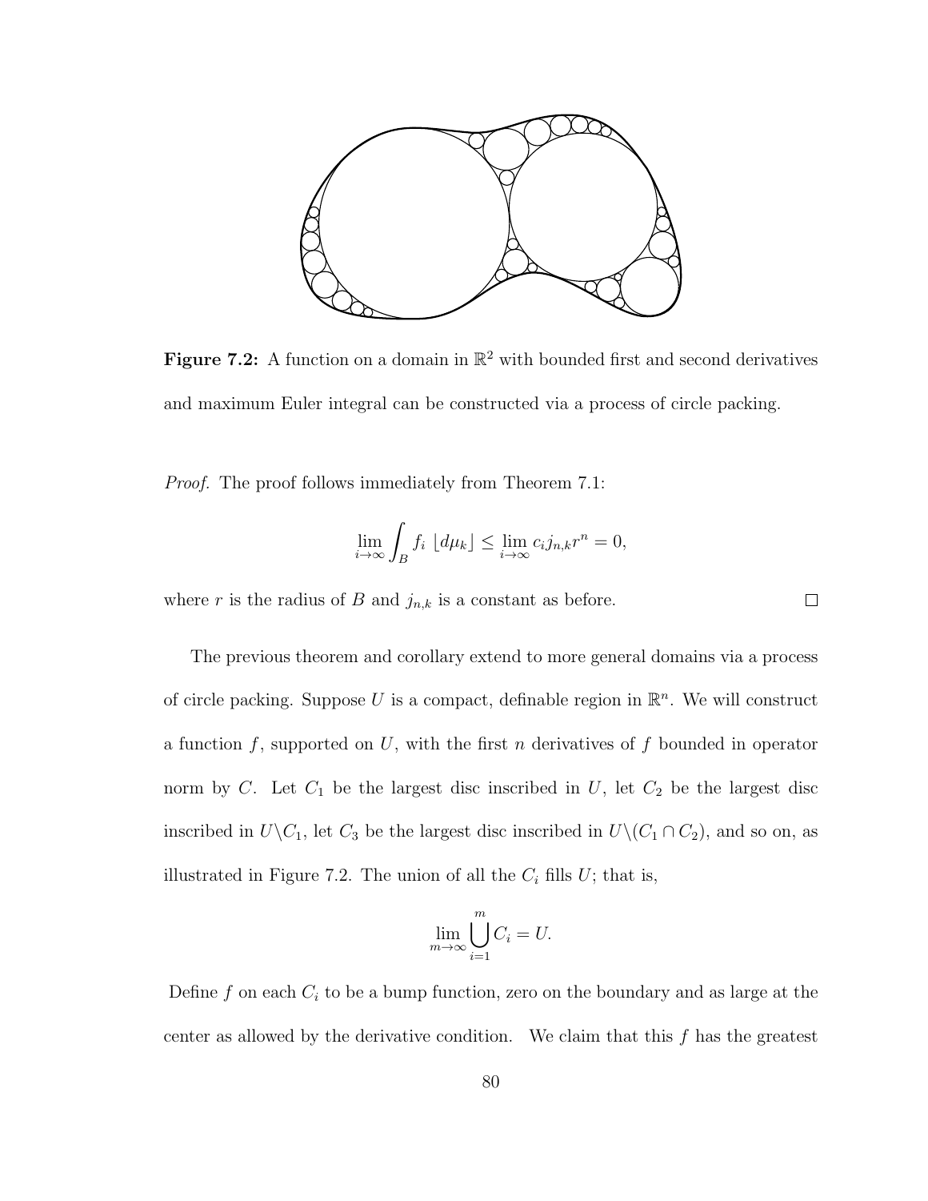**Figure 7.2:** A function on a domain in $\mathbb{R}^2$ with bounded first and second derivatives and maximum Euler integral can be constructed via a process of circle packing.

*Proof.* The proof follows immediately from Theorem 7.1:

$$\lim_{i\to\infty} \int_B f_i \lfloor d\mu_k \rfloor \leq \lim_{i\to\infty} c_i j_{n,k} r^n = 0,$$

where $r$ is the radius of $B$ and $j_{n,k}$ is a constant as before. □

The previous theorem and corollary extend to more general domains via a process of circle packing. Suppose $U$ is a compact, definable region in $\mathbb{R}^n$. We will construct a function $f$, supported on $U$, with the first $n$ derivatives of $f$ bounded in operator norm by $C$. Let $C_1$ be the largest disc inscribed in $U$, let $C_2$ be the largest disc inscribed in $U\backslash C_1$, let $C_3$ be the largest disc inscribed in $U\backslash(C_1 \cap C_2)$, and so on, as illustrated in Figure 7.2. The union of all the $C_i$ fills $U$; that is,

$$\lim_{m\to\infty} \bigcup_{i=1}^{m} C_i = U.$$

Define $f$ on each $C_i$ to be a bump function, zero on the boundary and as large at the center as allowed by the derivative condition. We claim that this $f$ has the greatest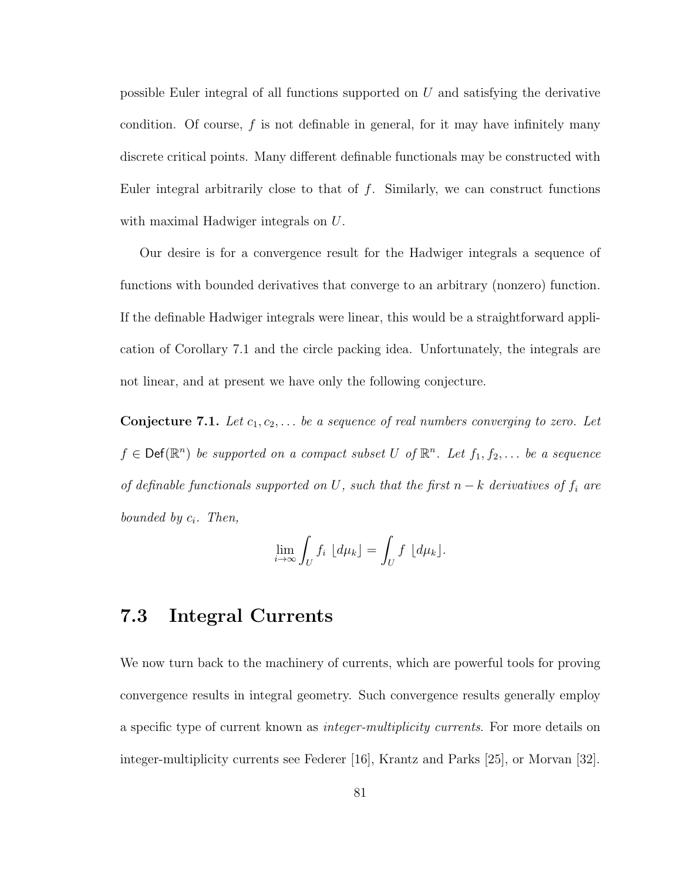possible Euler integral of all functions supported on $U$ and satisfying the derivative condition. Of course, $f$ is not definable in general, for it may have infinitely many discrete critical points. Many different definable functionals may be constructed with Euler integral arbitrarily close to that of $f$. Similarly, we can construct functions with maximal Hadwiger integrals on $U$.

Our desire is for a convergence result for the Hadwiger integrals a sequence of functions with bounded derivatives that converge to an arbitrary (nonzero) function. If the definable Hadwiger integrals were linear, this would be a straightforward application of Corollary 7.1 and the circle packing idea. Unfortunately, the integrals are not linear, and at present we have only the following conjecture.

**Conjecture 7.1.** *Let $c_1, c_2, \ldots$ be a sequence of real numbers converging to zero. Let $f \in \mathsf{Def}(\mathbb{R}^n)$ be supported on a compact subset $U$ of $\mathbb{R}^n$. Let $f_1, f_2, \ldots$ be a sequence of definable functionals supported on $U$, such that the first $n-k$ derivatives of $f_i$ are bounded by $c_i$. Then,*

$$\lim_{i \to \infty} \int_U f_i \ \lfloor d\mu_k \rfloor = \int_U f \ \lfloor d\mu_k \rfloor.$$

## 7.3 Integral Currents

We now turn back to the machinery of currents, which are powerful tools for proving convergence results in integral geometry. Such convergence results generally employ a specific type of current known as *integer-multiplicity currents*. For more details on integer-multiplicity currents see Federer [16], Krantz and Parks [25], or Morvan [32].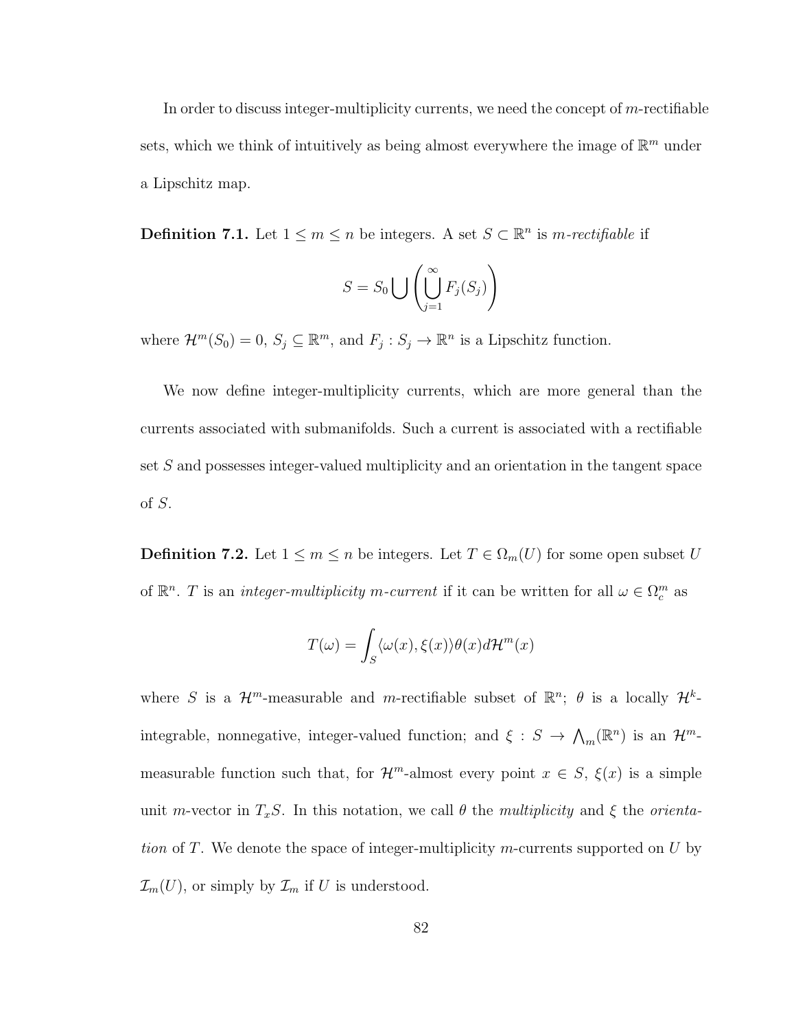In order to discuss integer-multiplicity currents, we need the concept of $m$-rectifiable sets, which we think of intuitively as being almost everywhere the image of $\mathbb{R}^m$ under a Lipschitz map.

**Definition 7.1.** Let $1 \leq m \leq n$ be integers. A set $S \subset \mathbb{R}^n$ is *$m$-rectifiable* if

$$S = S_0 \bigcup \left( \bigcup_{j=1}^{\infty} F_j(S_j) \right)$$

where $\mathcal{H}^m(S_0) = 0$, $S_j \subseteq \mathbb{R}^m$, and $F_j : S_j \to \mathbb{R}^n$ is a Lipschitz function.

We now define integer-multiplicity currents, which are more general than the currents associated with submanifolds. Such a current is associated with a rectifiable set $S$ and possesses integer-valued multiplicity and an orientation in the tangent space of $S$.

**Definition 7.2.** Let $1 \leq m \leq n$ be integers. Let $T \in \Omega_m(U)$ for some open subset $U$ of $\mathbb{R}^n$. $T$ is an *integer-multiplicity $m$-current* if it can be written for all $\omega \in \Omega_c^m$ as

$$T(\omega) = \int_S \langle \omega(x), \xi(x) \rangle \theta(x) d\mathcal{H}^m(x)$$

where $S$ is a $\mathcal{H}^m$-measurable and $m$-rectifiable subset of $\mathbb{R}^n$; $\theta$ is a locally $\mathcal{H}^k$-integrable, nonnegative, integer-valued function; and $\xi : S \to \bigwedge_m(\mathbb{R}^n)$ is an $\mathcal{H}^m$-measurable function such that, for $\mathcal{H}^m$-almost every point $x \in S$, $\xi(x)$ is a simple unit $m$-vector in $T_x S$. In this notation, we call $\theta$ the *multiplicity* and $\xi$ the *orientation* of $T$. We denote the space of integer-multiplicity $m$-currents supported on $U$ by $\mathcal{I}_m(U)$, or simply by $\mathcal{I}_m$ if $U$ is understood.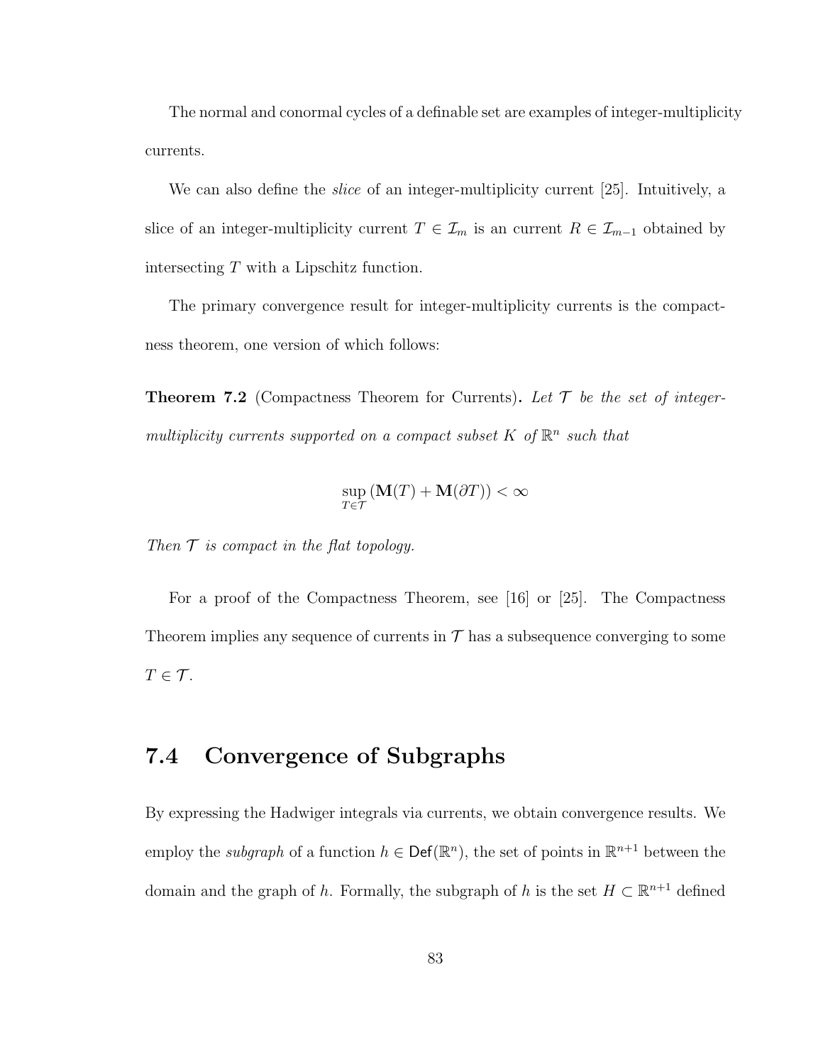The normal and conormal cycles of a definable set are examples of integer-multiplicity currents.

We can also define the *slice* of an integer-multiplicity current [25]. Intuitively, a slice of an integer-multiplicity current $T \in \mathcal{I}_m$ is an current $R \in \mathcal{I}_{m-1}$ obtained by intersecting $T$ with a Lipschitz function.

The primary convergence result for integer-multiplicity currents is the compactness theorem, one version of which follows:

**Theorem 7.2** (Compactness Theorem for Currents)**.** *Let $\mathcal{T}$ be the set of integer-multiplicity currents supported on a compact subset $K$ of $\mathbb{R}^n$ such that*

$$\sup_{T \in \mathcal{T}} (\mathbf{M}(T) + \mathbf{M}(\partial T)) < \infty$$

*Then $\mathcal{T}$ is compact in the flat topology.*

For a proof of the Compactness Theorem, see [16] or [25]. The Compactness Theorem implies any sequence of currents in $\mathcal{T}$ has a subsequence converging to some $T \in \mathcal{T}$.

## 7.4 Convergence of Subgraphs

By expressing the Hadwiger integrals via currents, we obtain convergence results. We employ the *subgraph* of a function $h \in \mathsf{Def}(\mathbb{R}^n)$, the set of points in $\mathbb{R}^{n+1}$ between the domain and the graph of $h$. Formally, the subgraph of $h$ is the set $H \subset \mathbb{R}^{n+1}$ defined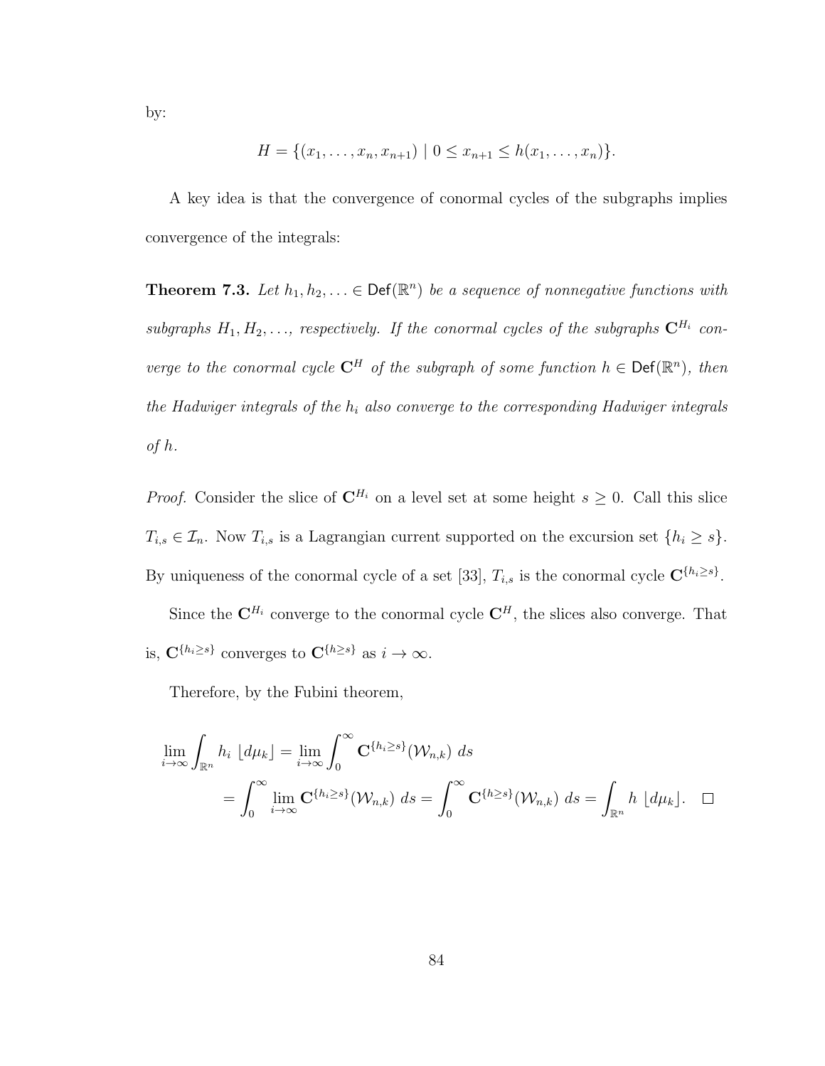by:

$$H = \{(x_1, \ldots, x_n, x_{n+1}) \mid 0 \leq x_{n+1} \leq h(x_1, \ldots, x_n)\}.$$

A key idea is that the convergence of conormal cycles of the subgraphs implies convergence of the integrals:

**Theorem 7.3.** *Let $h_1, h_2, \ldots \in \mathsf{Def}(\mathbb{R}^n)$ be a sequence of nonnegative functions with subgraphs $H_1, H_2, \ldots$, respectively. If the conormal cycles of the subgraphs $\mathbf{C}^{H_i}$ converge to the conormal cycle $\mathbf{C}^H$ of the subgraph of some function $h \in \mathsf{Def}(\mathbb{R}^n)$, then the Hadwiger integrals of the $h_i$ also converge to the corresponding Hadwiger integrals of $h$.*

*Proof.* Consider the slice of $\mathbf{C}^{H_i}$ on a level set at some height $s \geq 0$. Call this slice $T_{i,s} \in \mathcal{I}_n$. Now $T_{i,s}$ is a Lagrangian current supported on the excursion set $\{h_i \geq s\}$. By uniqueness of the conormal cycle of a set [33], $T_{i,s}$ is the conormal cycle $\mathbf{C}^{\{h_i \geq s\}}$.

Since the $\mathbf{C}^{H_i}$ converge to the conormal cycle $\mathbf{C}^H$, the slices also converge. That is, $\mathbf{C}^{\{h_i \geq s\}}$ converges to $\mathbf{C}^{\{h \geq s\}}$ as $i \to \infty$.

Therefore, by the Fubini theorem,

$$\begin{aligned}
\lim_{i\to\infty} \int_{\mathbb{R}^n} h_i \, \lfloor d\mu_k \rfloor &= \lim_{i\to\infty} \int_0^\infty \mathbf{C}^{\{h_i \geq s\}}(\mathcal{W}_{n,k}) \, ds \\
&= \int_0^\infty \lim_{i\to\infty} \mathbf{C}^{\{h_i \geq s\}}(\mathcal{W}_{n,k}) \, ds = \int_0^\infty \mathbf{C}^{\{h \geq s\}}(\mathcal{W}_{n,k}) \, ds = \int_{\mathbb{R}^n} h \, \lfloor d\mu_k \rfloor. \quad \square
\end{aligned}$$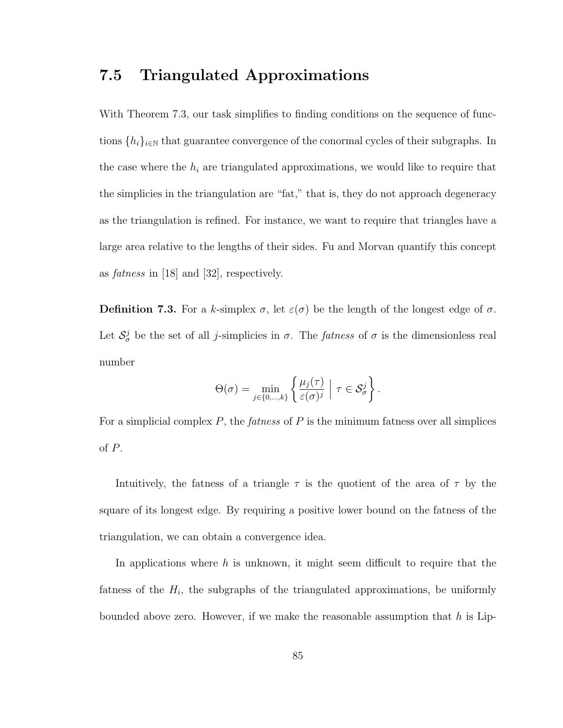## 7.5 Triangulated Approximations

With Theorem 7.3, our task simplifies to finding conditions on the sequence of functions $\{h_i\}_{i\in\mathbb{N}}$ that guarantee convergence of the conormal cycles of their subgraphs. In the case where the $h_i$ are triangulated approximations, we would like to require that the simplicies in the triangulation are "fat," that is, they do not approach degeneracy as the triangulation is refined. For instance, we want to require that triangles have a large area relative to the lengths of their sides. Fu and Morvan quantify this concept as *fatness* in [18] and [32], respectively.

**Definition 7.3.** For a $k$-simplex $\sigma$, let $\varepsilon(\sigma)$ be the length of the longest edge of $\sigma$. Let $\mathcal{S}_\sigma^j$ be the set of all $j$-simplicies in $\sigma$. The *fatness* of $\sigma$ is the dimensionless real number

$$\Theta(\sigma) = \min_{j\in\{0,\ldots,k\}} \left\{ \frac{\mu_j(\tau)}{\varepsilon(\sigma)^j} \;\Big|\; \tau \in \mathcal{S}_\sigma^j \right\}.$$

For a simplicial complex $P$, the *fatness* of $P$ is the minimum fatness over all simplices of $P$.

Intuitively, the fatness of a triangle $\tau$ is the quotient of the area of $\tau$ by the square of its longest edge. By requiring a positive lower bound on the fatness of the triangulation, we can obtain a convergence idea.

In applications where $h$ is unknown, it might seem difficult to require that the fatness of the $H_i$, the subgraphs of the triangulated approximations, be uniformly bounded above zero. However, if we make the reasonable assumption that $h$ is Lip-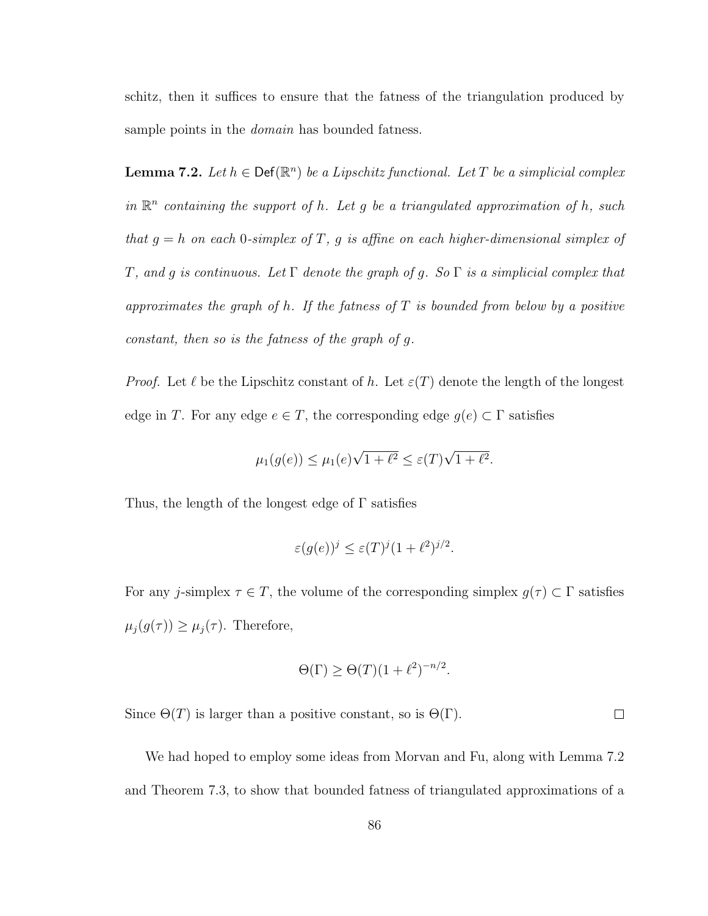schitz, then it suffices to ensure that the fatness of the triangulation produced by sample points in the *domain* has bounded fatness.

**Lemma 7.2.** *Let $h \in \mathsf{Def}(\mathbb{R}^n)$ be a Lipschitz functional. Let $T$ be a simplicial complex in $\mathbb{R}^n$ containing the support of $h$. Let $g$ be a triangulated approximation of $h$, such that $g = h$ on each 0-simplex of $T$, $g$ is affine on each higher-dimensional simplex of $T$, and $g$ is continuous. Let $\Gamma$ denote the graph of $g$. So $\Gamma$ is a simplicial complex that approximates the graph of $h$. If the fatness of $T$ is bounded from below by a positive constant, then so is the fatness of the graph of $g$.*

*Proof.* Let $\ell$ be the Lipschitz constant of $h$. Let $\varepsilon(T)$ denote the length of the longest edge in $T$. For any edge $e \in T$, the corresponding edge $g(e) \subset \Gamma$ satisfies

$$\mu_1(g(e)) \leq \mu_1(e)\sqrt{1+\ell^2} \leq \varepsilon(T)\sqrt{1+\ell^2}.$$

Thus, the length of the longest edge of $\Gamma$ satisfies

$$\varepsilon(g(e))^j \leq \varepsilon(T)^j(1+\ell^2)^{j/2}.$$

For any $j$-simplex $\tau \in T$, the volume of the corresponding simplex $g(\tau) \subset \Gamma$ satisfies $\mu_j(g(\tau)) \geq \mu_j(\tau)$. Therefore,

$$\Theta(\Gamma) \geq \Theta(T)(1+\ell^2)^{-n/2}.$$

Since $\Theta(T)$ is larger than a positive constant, so is $\Theta(\Gamma)$. ∎

We had hoped to employ some ideas from Morvan and Fu, along with Lemma 7.2 and Theorem 7.3, to show that bounded fatness of triangulated approximations of a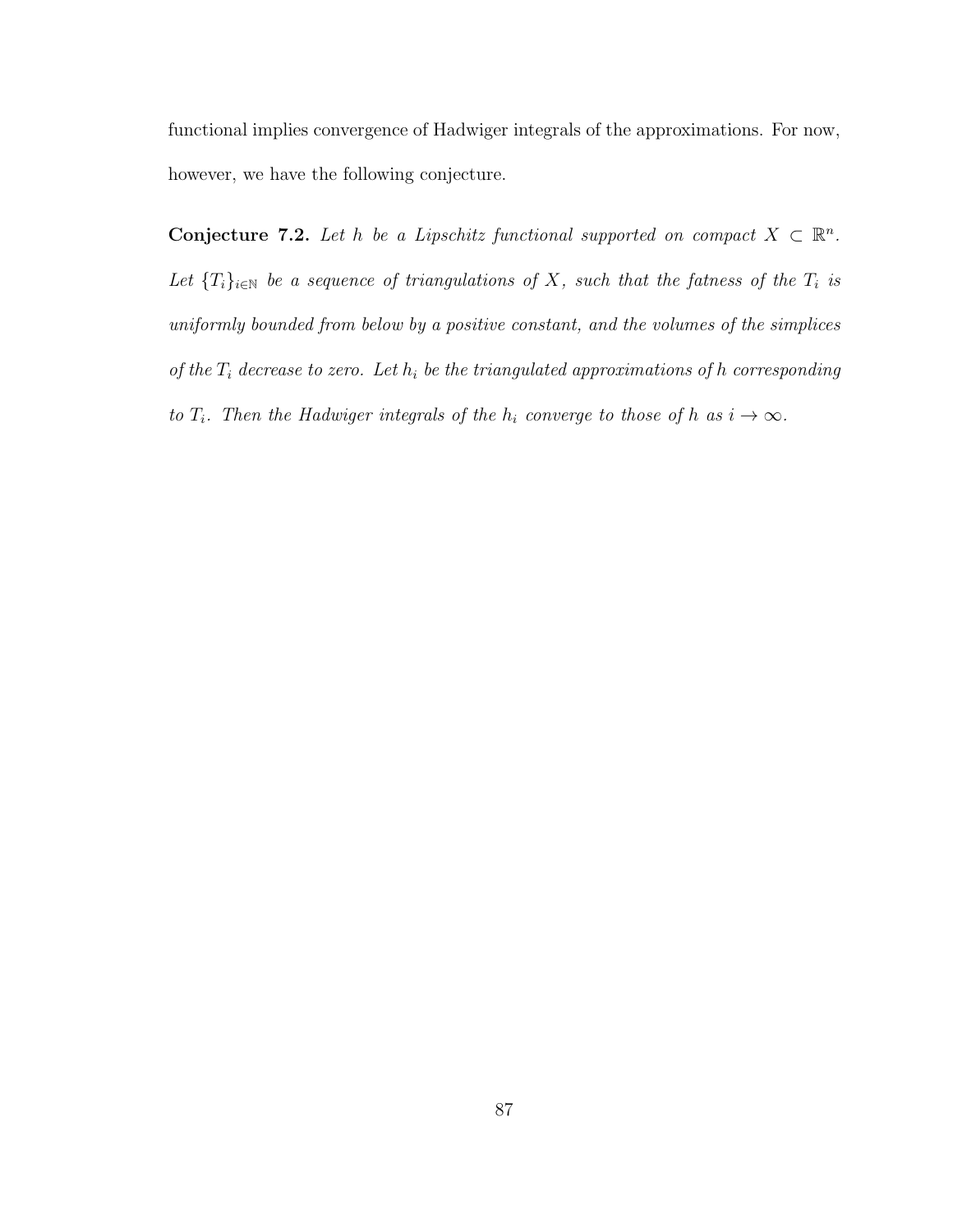functional implies convergence of Hadwiger integrals of the approximations. For now, however, we have the following conjecture.

**Conjecture 7.2.** *Let $h$ be a Lipschitz functional supported on compact $X \subset \mathbb{R}^n$. Let $\{T_i\}_{i \in \mathbb{N}}$ be a sequence of triangulations of $X$, such that the fatness of the $T_i$ is uniformly bounded from below by a positive constant, and the volumes of the simplices of the $T_i$ decrease to zero. Let $h_i$ be the triangulated approximations of $h$ corresponding to $T_i$. Then the Hadwiger integrals of the $h_i$ converge to those of $h$ as $i \to \infty$.*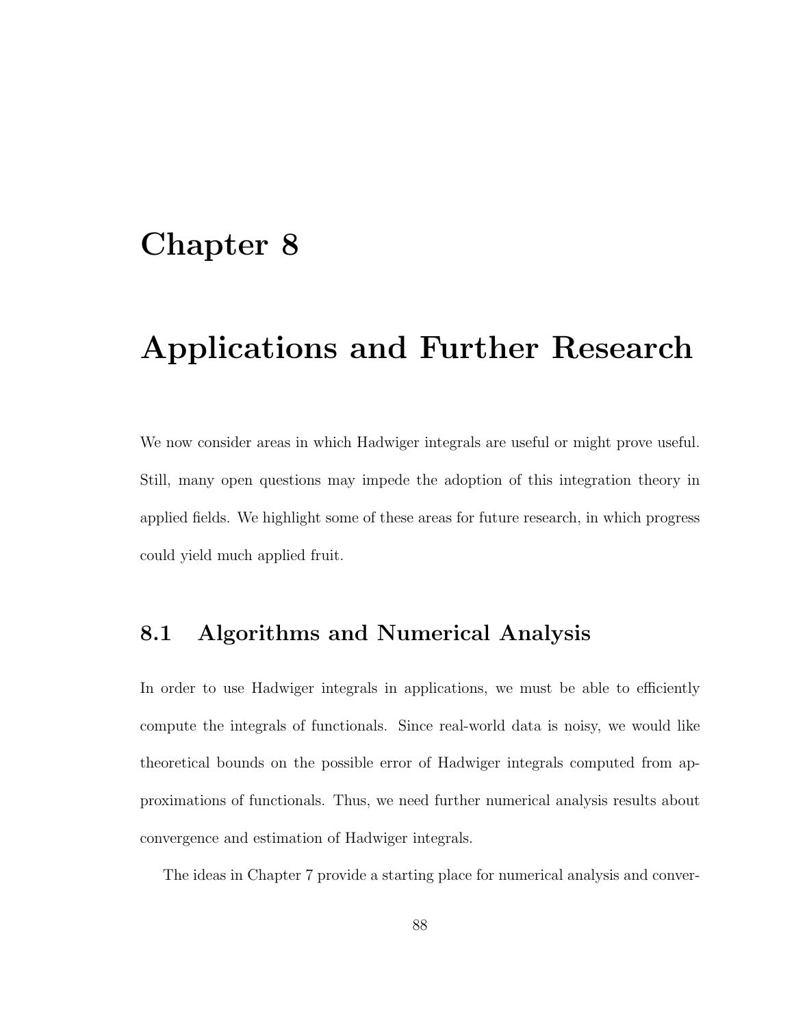# Chapter 8

# Applications and Further Research

We now consider areas in which Hadwiger integrals are useful or might prove useful. Still, many open questions may impede the adoption of this integration theory in applied fields. We highlight some of these areas for future research, in which progress could yield much applied fruit.

## 8.1 Algorithms and Numerical Analysis

In order to use Hadwiger integrals in applications, we must be able to efficiently compute the integrals of functionals. Since real-world data is noisy, we would like theoretical bounds on the possible error of Hadwiger integrals computed from approximations of functionals. Thus, we need further numerical analysis results about convergence and estimation of Hadwiger integrals.

The ideas in Chapter 7 provide a starting place for numerical analysis and conver-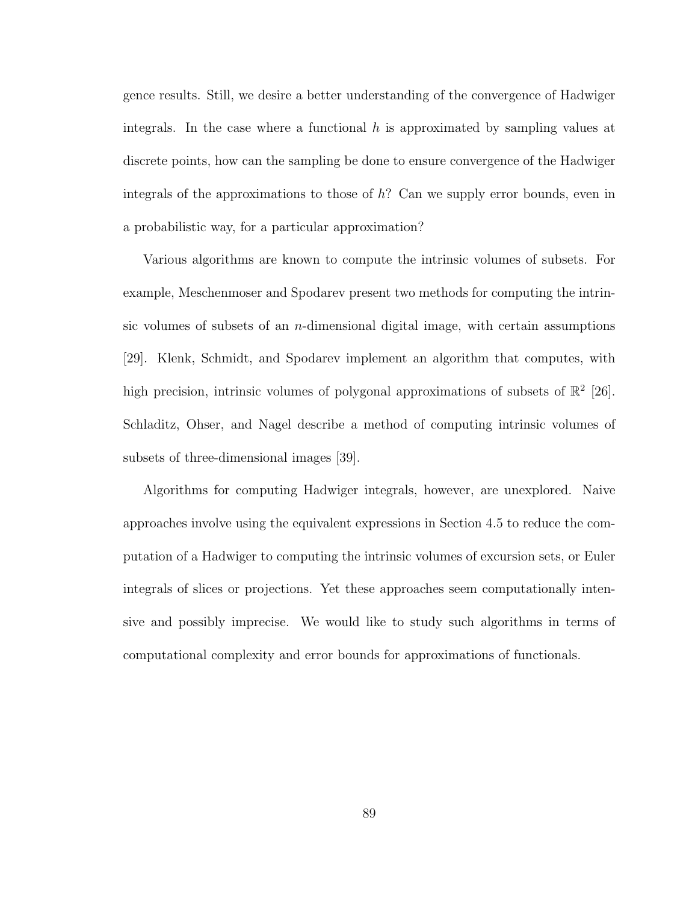gence results. Still, we desire a better understanding of the convergence of Hadwiger integrals. In the case where a functional $h$ is approximated by sampling values at discrete points, how can the sampling be done to ensure convergence of the Hadwiger integrals of the approximations to those of $h$? Can we supply error bounds, even in a probabilistic way, for a particular approximation?

Various algorithms are known to compute the intrinsic volumes of subsets. For example, Meschenmoser and Spodarev present two methods for computing the intrinsic volumes of subsets of an $n$-dimensional digital image, with certain assumptions [29]. Klenk, Schmidt, and Spodarev implement an algorithm that computes, with high precision, intrinsic volumes of polygonal approximations of subsets of $\mathbb{R}^2$ [26]. Schladitz, Ohser, and Nagel describe a method of computing intrinsic volumes of subsets of three-dimensional images [39].

Algorithms for computing Hadwiger integrals, however, are unexplored. Naive approaches involve using the equivalent expressions in Section 4.5 to reduce the computation of a Hadwiger to computing the intrinsic volumes of excursion sets, or Euler integrals of slices or projections. Yet these approaches seem computationally intensive and possibly imprecise. We would like to study such algorithms in terms of computational complexity and error bounds for approximations of functionals.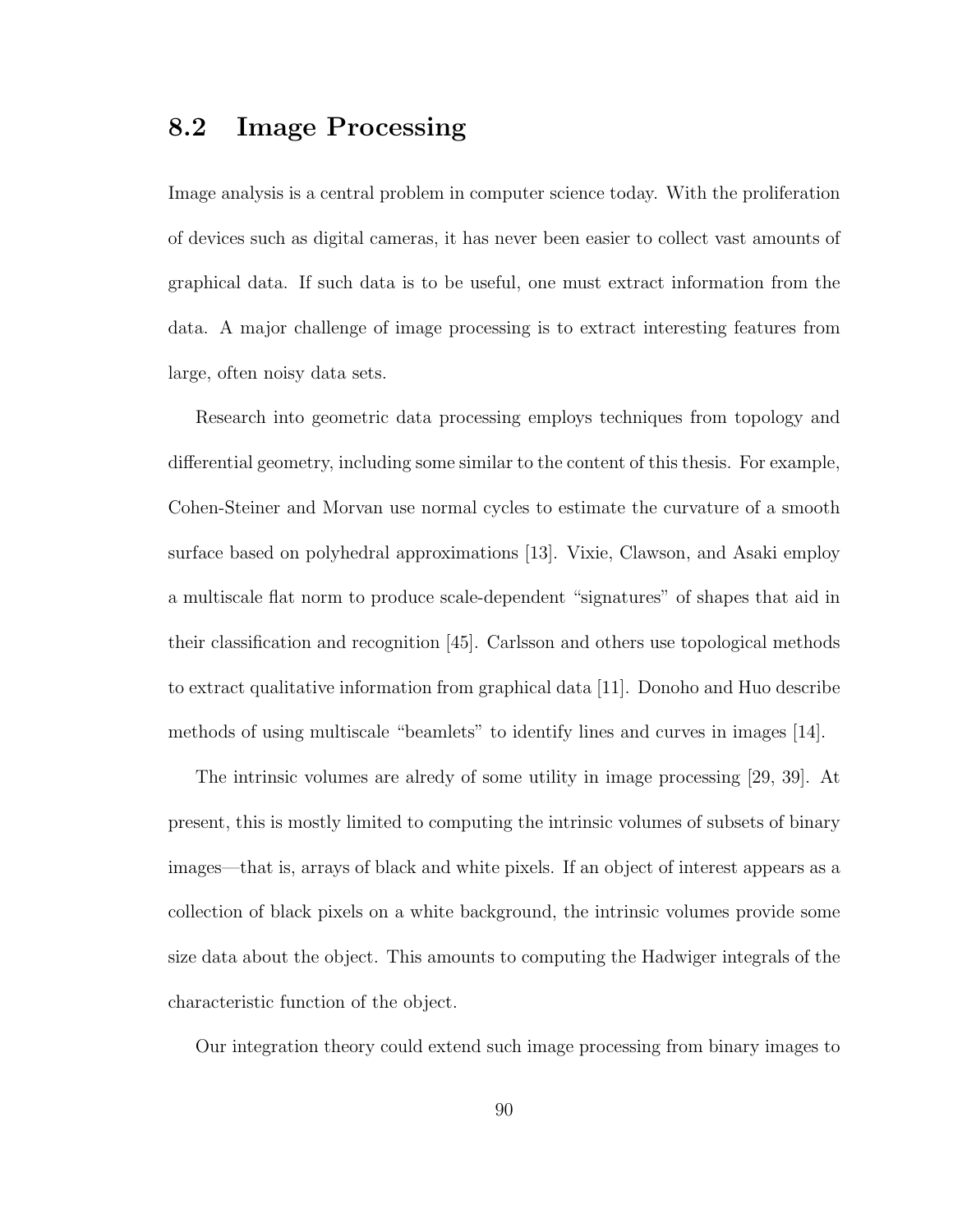## 8.2 Image Processing

Image analysis is a central problem in computer science today. With the proliferation of devices such as digital cameras, it has never been easier to collect vast amounts of graphical data. If such data is to be useful, one must extract information from the data. A major challenge of image processing is to extract interesting features from large, often noisy data sets.

Research into geometric data processing employs techniques from topology and differential geometry, including some similar to the content of this thesis. For example, Cohen-Steiner and Morvan use normal cycles to estimate the curvature of a smooth surface based on polyhedral approximations [13]. Vixie, Clawson, and Asaki employ a multiscale flat norm to produce scale-dependent "signatures" of shapes that aid in their classification and recognition [45]. Carlsson and others use topological methods to extract qualitative information from graphical data [11]. Donoho and Huo describe methods of using multiscale "beamlets" to identify lines and curves in images [14].

The intrinsic volumes are alredy of some utility in image processing [29, 39]. At present, this is mostly limited to computing the intrinsic volumes of subsets of binary images—that is, arrays of black and white pixels. If an object of interest appears as a collection of black pixels on a white background, the intrinsic volumes provide some size data about the object. This amounts to computing the Hadwiger integrals of the characteristic function of the object.

Our integration theory could extend such image processing from binary images to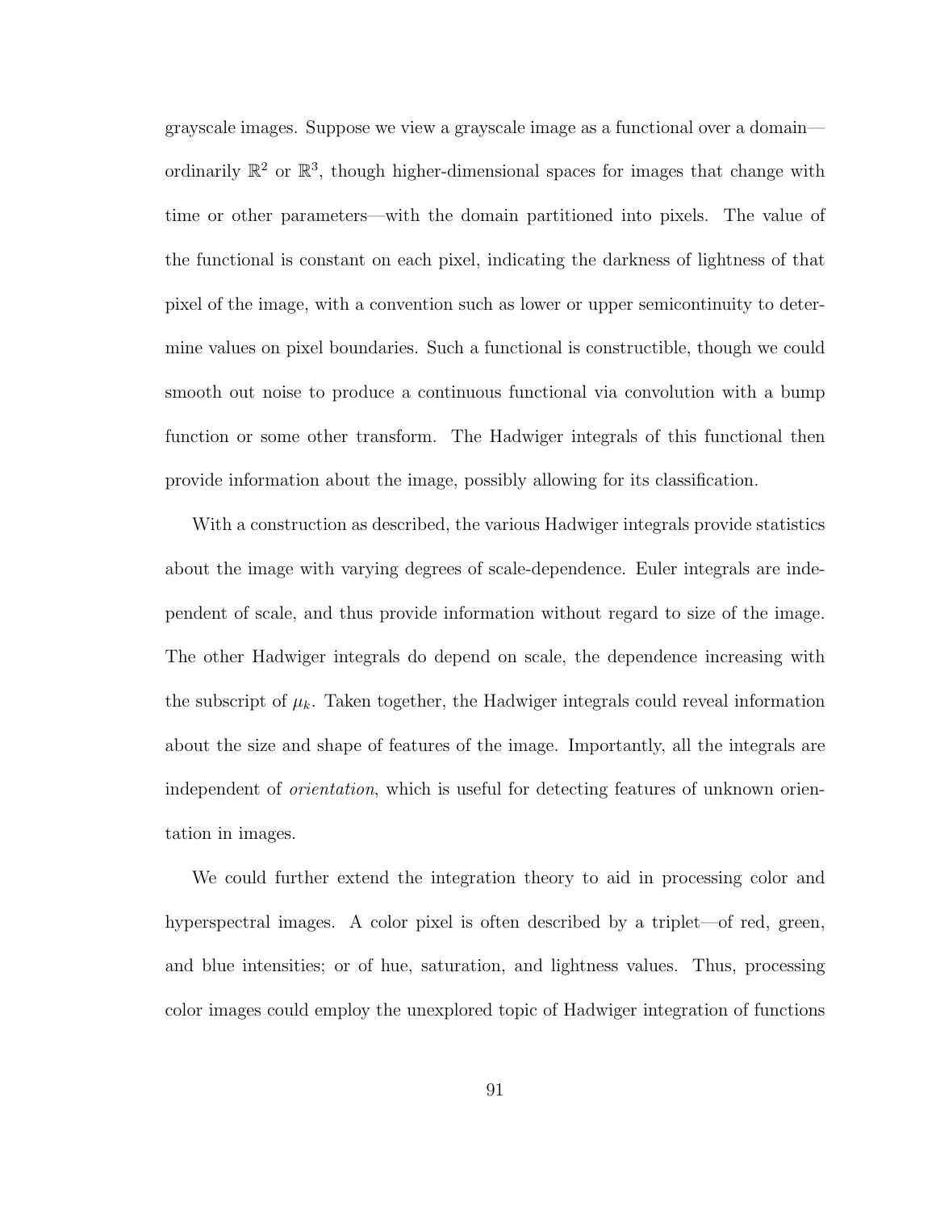grayscale images. Suppose we view a grayscale image as a functional over a domain—ordinarily $\mathbb{R}^2$ or $\mathbb{R}^3$, though higher-dimensional spaces for images that change with time or other parameters—with the domain partitioned into pixels. The value of the functional is constant on each pixel, indicating the darkness of lightness of that pixel of the image, with a convention such as lower or upper semicontinuity to determine values on pixel boundaries. Such a functional is constructible, though we could smooth out noise to produce a continuous functional via convolution with a bump function or some other transform. The Hadwiger integrals of this functional then provide information about the image, possibly allowing for its classification.

With a construction as described, the various Hadwiger integrals provide statistics about the image with varying degrees of scale-dependence. Euler integrals are independent of scale, and thus provide information without regard to size of the image. The other Hadwiger integrals do depend on scale, the dependence increasing with the subscript of $\mu_k$. Taken together, the Hadwiger integrals could reveal information about the size and shape of features of the image. Importantly, all the integrals are independent of *orientation*, which is useful for detecting features of unknown orientation in images.

We could further extend the integration theory to aid in processing color and hyperspectral images. A color pixel is often described by a triplet—of red, green, and blue intensities; or of hue, saturation, and lightness values. Thus, processing color images could employ the unexplored topic of Hadwiger integration of functions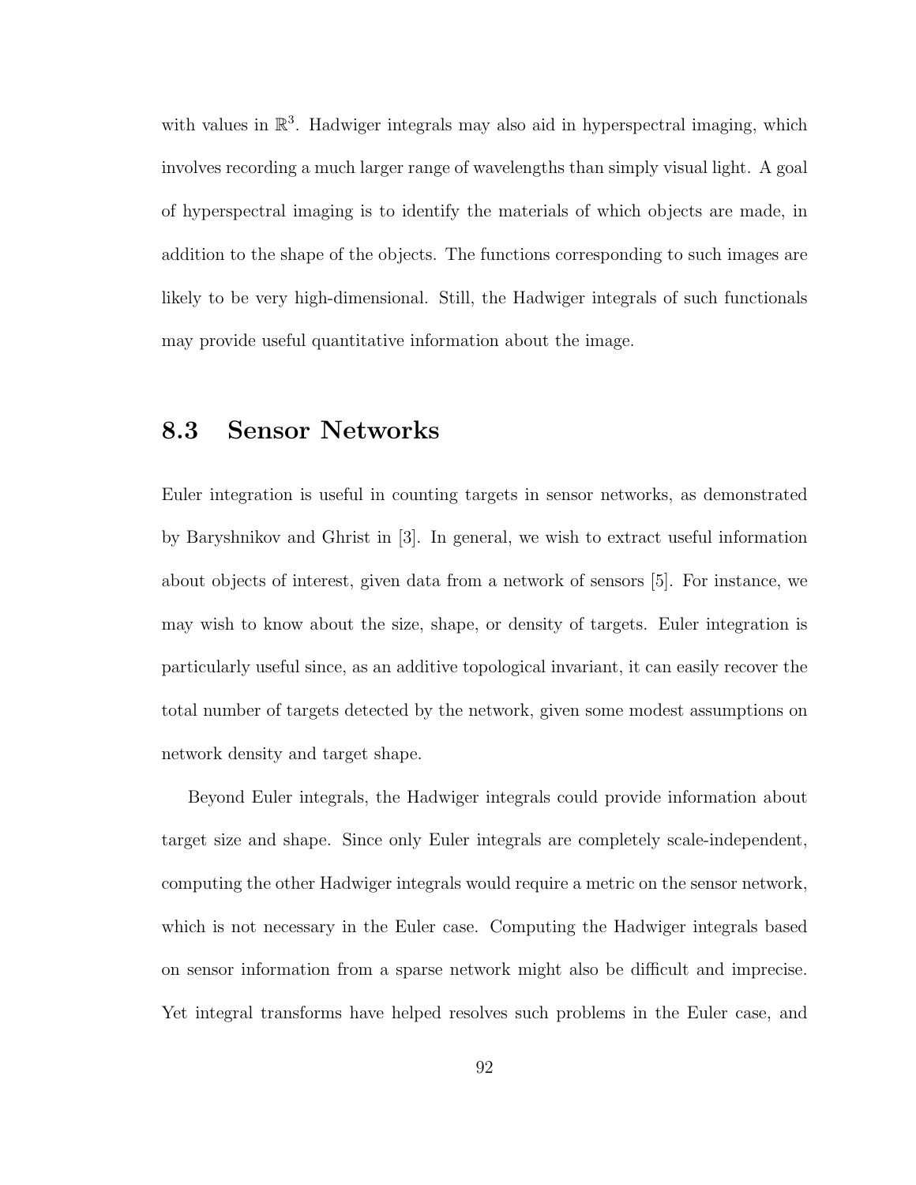with values in $\mathbb{R}^3$. Hadwiger integrals may also aid in hyperspectral imaging, which involves recording a much larger range of wavelengths than simply visual light. A goal of hyperspectral imaging is to identify the materials of which objects are made, in addition to the shape of the objects. The functions corresponding to such images are likely to be very high-dimensional. Still, the Hadwiger integrals of such functionals may provide useful quantitative information about the image.

## 8.3 Sensor Networks

Euler integration is useful in counting targets in sensor networks, as demonstrated by Baryshnikov and Ghrist in [3]. In general, we wish to extract useful information about objects of interest, given data from a network of sensors [5]. For instance, we may wish to know about the size, shape, or density of targets. Euler integration is particularly useful since, as an additive topological invariant, it can easily recover the total number of targets detected by the network, given some modest assumptions on network density and target shape.

Beyond Euler integrals, the Hadwiger integrals could provide information about target size and shape. Since only Euler integrals are completely scale-independent, computing the other Hadwiger integrals would require a metric on the sensor network, which is not necessary in the Euler case. Computing the Hadwiger integrals based on sensor information from a sparse network might also be difficult and imprecise. Yet integral transforms have helped resolves such problems in the Euler case, and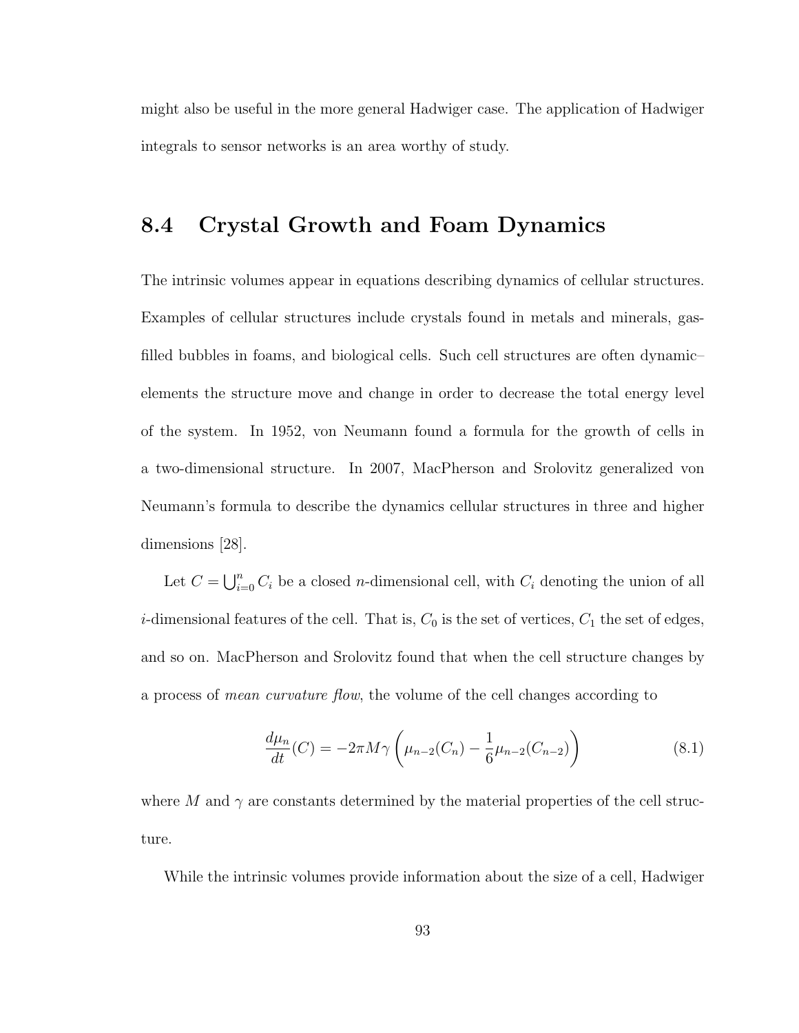might also be useful in the more general Hadwiger case. The application of Hadwiger integrals to sensor networks is an area worthy of study.

## 8.4 Crystal Growth and Foam Dynamics

The intrinsic volumes appear in equations describing dynamics of cellular structures. Examples of cellular structures include crystals found in metals and minerals, gas-filled bubbles in foams, and biological cells. Such cell structures are often dynamic–elements the structure move and change in order to decrease the total energy level of the system. In 1952, von Neumann found a formula for the growth of cells in a two-dimensional structure. In 2007, MacPherson and Srolovitz generalized von Neumann's formula to describe the dynamics cellular structures in three and higher dimensions [28].

Let $C = \bigcup_{i=0}^{n} C_i$ be a closed $n$-dimensional cell, with $C_i$ denoting the union of all $i$-dimensional features of the cell. That is, $C_0$ is the set of vertices, $C_1$ the set of edges, and so on. MacPherson and Srolovitz found that when the cell structure changes by a process of *mean curvature flow*, the volume of the cell changes according to

$$\frac{d\mu_n}{dt}(C) = -2\pi M\gamma \left( \mu_{n-2}(C_n) - \frac{1}{6}\mu_{n-2}(C_{n-2}) \right) \tag{8.1}$$

where $M$ and $\gamma$ are constants determined by the material properties of the cell structure.

While the intrinsic volumes provide information about the size of a cell, Hadwiger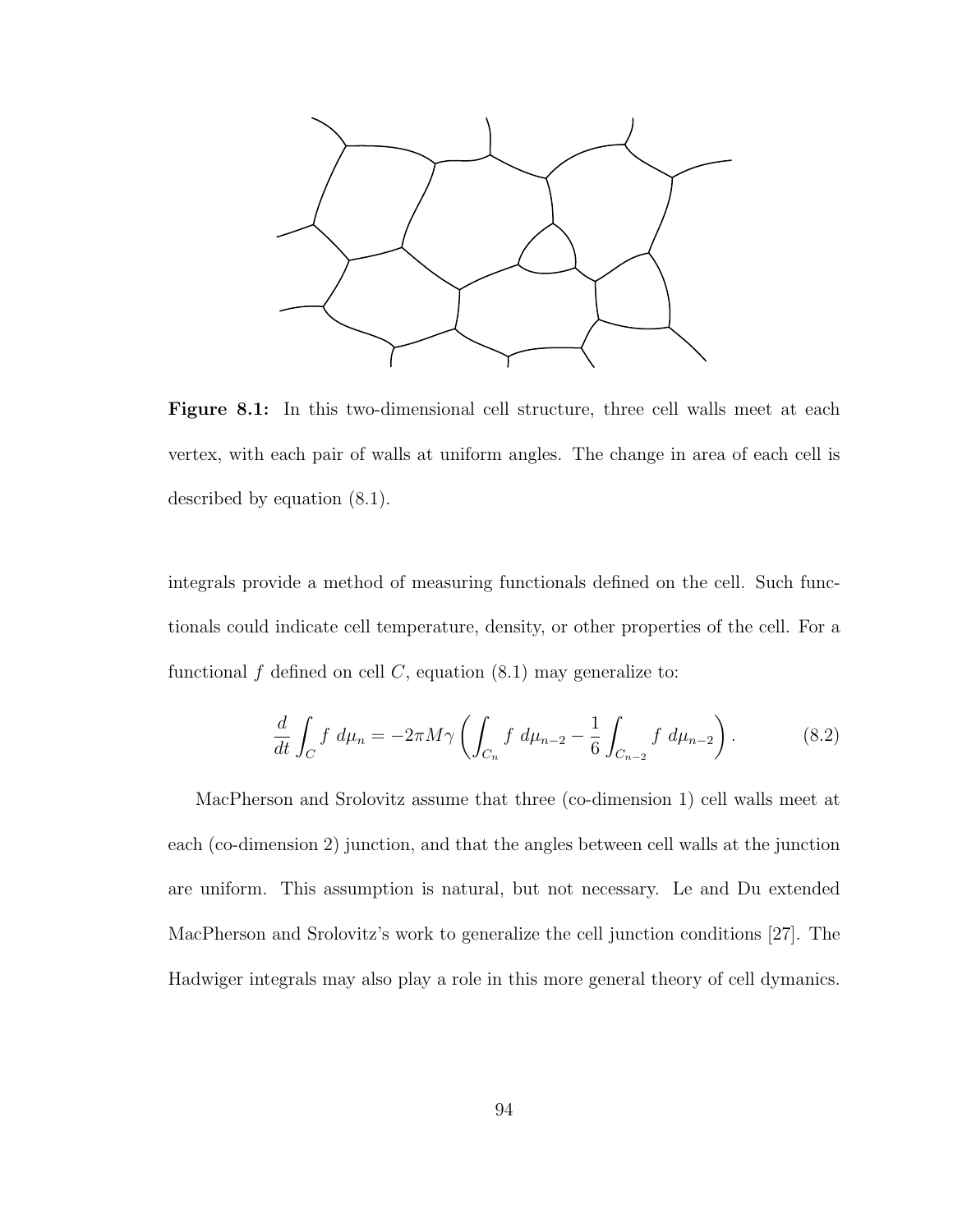**Figure 8.1:** In this two-dimensional cell structure, three cell walls meet at each vertex, with each pair of walls at uniform angles. The change in area of each cell is described by equation (8.1).

integrals provide a method of measuring functionals defined on the cell. Such functionals could indicate cell temperature, density, or other properties of the cell. For a functional $f$ defined on cell $C$, equation (8.1) may generalize to:

$$\frac{d}{dt}\int_C f \; d\mu_n = -2\pi M\gamma \left( \int_{C_n} f \; d\mu_{n-2} - \frac{1}{6}\int_{C_{n-2}} f \; d\mu_{n-2} \right). \tag{8.2}$$

MacPherson and Srolovitz assume that three (co-dimension 1) cell walls meet at each (co-dimension 2) junction, and that the angles between cell walls at the junction are uniform. This assumption is natural, but not necessary. Le and Du extended MacPherson and Srolovitz's work to generalize the cell junction conditions [27]. The Hadwiger integrals may also play a role in this more general theory of cell dymanics.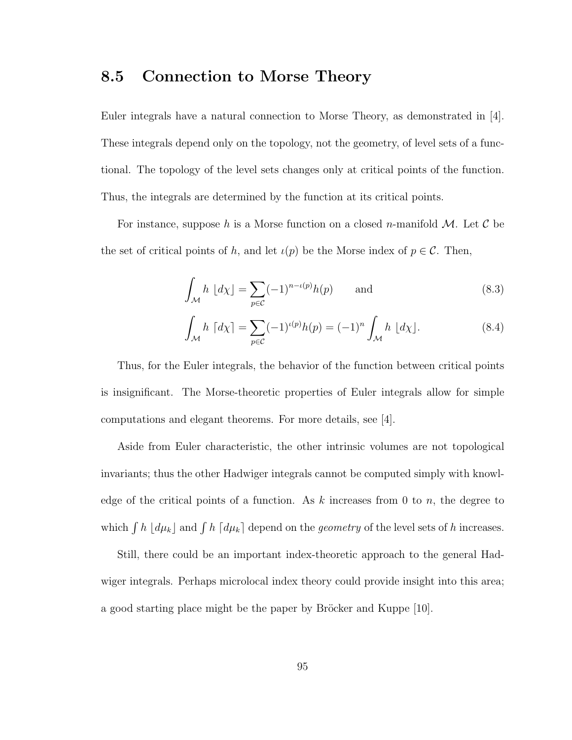## 8.5 Connection to Morse Theory

Euler integrals have a natural connection to Morse Theory, as demonstrated in [4]. These integrals depend only on the topology, not the geometry, of level sets of a functional. The topology of the level sets changes only at critical points of the function. Thus, the integrals are determined by the function at its critical points.

For instance, suppose $h$ is a Morse function on a closed $n$-manifold $\mathcal{M}$. Let $\mathcal{C}$ be the set of critical points of $h$, and let $\iota(p)$ be the Morse index of $p \in \mathcal{C}$. Then,

$$\int_{\mathcal{M}} h \ \lfloor d\chi \rfloor = \sum_{p \in \mathcal{C}} (-1)^{n-\iota(p)} h(p) \qquad \text{and} \tag{8.3}$$

$$\int_{\mathcal{M}} h \ \lceil d\chi \rceil = \sum_{p \in \mathcal{C}} (-1)^{\iota(p)} h(p) = (-1)^n \int_{\mathcal{M}} h \ \lfloor d\chi \rfloor. \tag{8.4}$$

Thus, for the Euler integrals, the behavior of the function between critical points is insignificant. The Morse-theoretic properties of Euler integrals allow for simple computations and elegant theorems. For more details, see [4].

Aside from Euler characteristic, the other intrinsic volumes are not topological invariants; thus the other Hadwiger integrals cannot be computed simply with knowledge of the critical points of a function. As $k$ increases from 0 to $n$, the degree to which $\int h \ \lfloor d\mu_k \rfloor$ and $\int h \ \lceil d\mu_k \rceil$ depend on the *geometry* of the level sets of $h$ increases.

Still, there could be an important index-theoretic approach to the general Hadwiger integrals. Perhaps microlocal index theory could provide insight into this area; a good starting place might be the paper by Bröcker and Kuppe [10].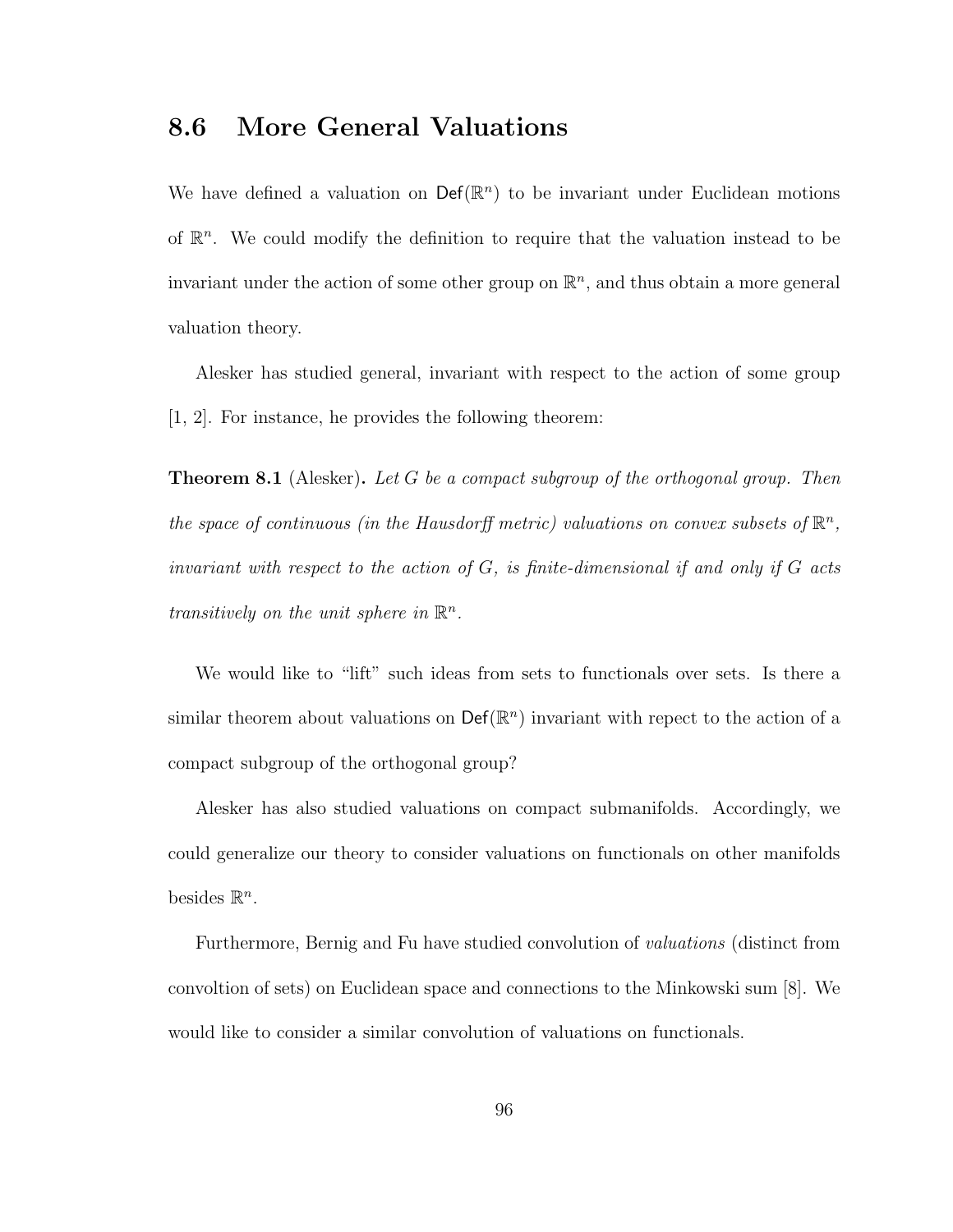## 8.6 More General Valuations

We have defined a valuation on $\mathsf{Def}(\mathbb{R}^n)$ to be invariant under Euclidean motions of $\mathbb{R}^n$. We could modify the definition to require that the valuation instead to be invariant under the action of some other group on $\mathbb{R}^n$, and thus obtain a more general valuation theory.

Alesker has studied general, invariant with respect to the action of some group [1, 2]. For instance, he provides the following theorem:

**Theorem 8.1** (Alesker)**.** *Let $G$ be a compact subgroup of the orthogonal group. Then the space of continuous (in the Hausdorff metric) valuations on convex subsets of $\mathbb{R}^n$, invariant with respect to the action of $G$, is finite-dimensional if and only if $G$ acts transitively on the unit sphere in $\mathbb{R}^n$.*

We would like to "lift" such ideas from sets to functionals over sets. Is there a similar theorem about valuations on $\mathsf{Def}(\mathbb{R}^n)$ invariant with repect to the action of a compact subgroup of the orthogonal group?

Alesker has also studied valuations on compact submanifolds. Accordingly, we could generalize our theory to consider valuations on functionals on other manifolds besides $\mathbb{R}^n$.

Furthermore, Bernig and Fu have studied convolution of *valuations* (distinct from convoltion of sets) on Euclidean space and connections to the Minkowski sum [8]. We would like to consider a similar convolution of valuations on functionals.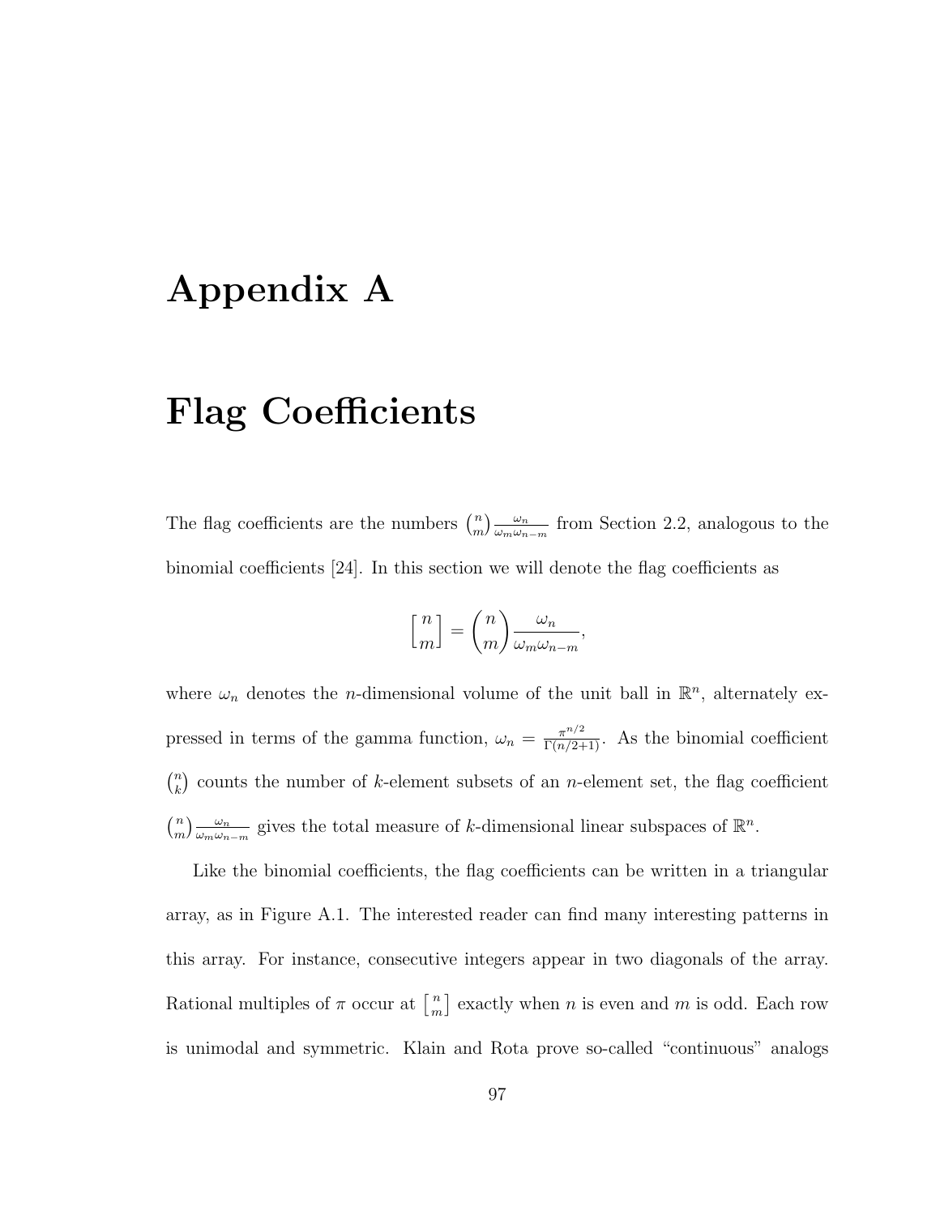# Appendix A

# Flag Coefficients

The flag coefficients are the numbers $\binom{n}{m}\frac{\omega_n}{\omega_m \omega_{n-m}}$ from Section 2.2, analogous to the binomial coefficients [24]. In this section we will denote the flag coefficients as

$$\begin{bmatrix} n \\ m \end{bmatrix} = \binom{n}{m}\frac{\omega_n}{\omega_m \omega_{n-m}},$$

where $\omega_n$ denotes the $n$-dimensional volume of the unit ball in $\mathbb{R}^n$, alternately expressed in terms of the gamma function, $\omega_n = \frac{\pi^{n/2}}{\Gamma(n/2+1)}$. As the binomial coefficient $\binom{n}{k}$ counts the number of $k$-element subsets of an $n$-element set, the flag coefficient $\binom{n}{m}\frac{\omega_n}{\omega_m \omega_{n-m}}$ gives the total measure of $k$-dimensional linear subspaces of $\mathbb{R}^n$.

Like the binomial coefficients, the flag coefficients can be written in a triangular array, as in Figure A.1. The interested reader can find many interesting patterns in this array. For instance, consecutive integers appear in two diagonals of the array. Rational multiples of $\pi$ occur at $\begin{bmatrix} n \\ m \end{bmatrix}$ exactly when $n$ is even and $m$ is odd. Each row is unimodal and symmetric. Klain and Rota prove so-called "continuous" analogs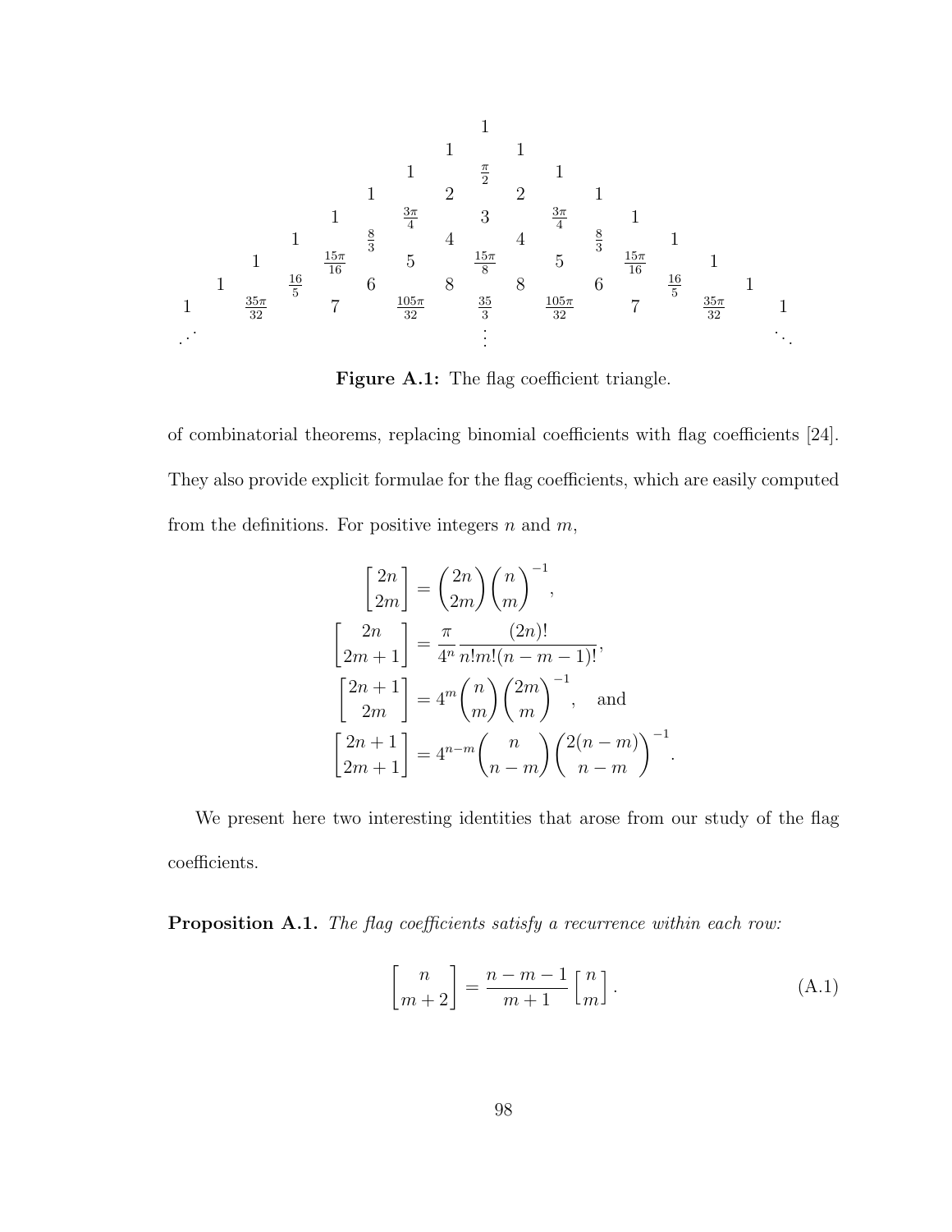$$
\begin{array}{ccccccccccccccccc}
 & & & & & & & & 1 & & & & & & & & \\
 & & & & & & & 1 & & 1 & & & & & & & \\
 & & & & & & 1 & & \frac{\pi}{2} & & 1 & & & & & & \\
 & & & & & 1 & & 2 & & 2 & & 1 & & & & & \\
 & & & & 1 & & \frac{3\pi}{4} & & 3 & & \frac{3\pi}{4} & & 1 & & & & \\
 & & & 1 & & \frac{8}{3} & & 4 & & 4 & & \frac{8}{3} & & 1 & & & \\
 & & 1 & & \frac{15\pi}{16} & & 5 & & \frac{15\pi}{8} & & 5 & & \frac{15\pi}{16} & & 1 & & \\
 & 1 & & \frac{16}{5} & & 6 & & 8 & & 8 & & 6 & & \frac{16}{5} & & 1 & \\
1 & & \frac{35\pi}{32} & & 7 & & \frac{105\pi}{32} & & \frac{35}{3} & & \frac{105\pi}{32} & & 7 & & \frac{35\pi}{32} & & 1 \\
\iddots & & & & & & & & \vdots & & & & & & & & \ddots
\end{array}
$$

**Figure A.1:** The flag coefficient triangle.

of combinatorial theorems, replacing binomial coefficients with flag coefficients [24]. They also provide explicit formulae for the flag coefficients, which are easily computed from the definitions. For positive integers $n$ and $m$,

$$
\begin{aligned}
\begin{bmatrix} 2n \\ 2m \end{bmatrix} &= \binom{2n}{2m}\binom{n}{m}^{-1}, \\
\begin{bmatrix} 2n \\ 2m+1 \end{bmatrix} &= \frac{\pi}{4^n}\frac{(2n)!}{n!m!(n-m-1)!}, \\
\begin{bmatrix} 2n+1 \\ 2m \end{bmatrix} &= 4^m\binom{n}{m}\binom{2m}{m}^{-1}, \quad \text{and} \\
\begin{bmatrix} 2n+1 \\ 2m+1 \end{bmatrix} &= 4^{n-m}\binom{n}{n-m}\binom{2(n-m)}{n-m}^{-1}.
\end{aligned}
$$

We present here two interesting identities that arose from our study of the flag coefficients.

**Proposition A.1.** *The flag coefficients satisfy a recurrence within each row:*

$$
\begin{bmatrix} n \\ m+2 \end{bmatrix} = \frac{n-m-1}{m+1}\begin{bmatrix} n \\ m \end{bmatrix}. \tag{A.1}
$$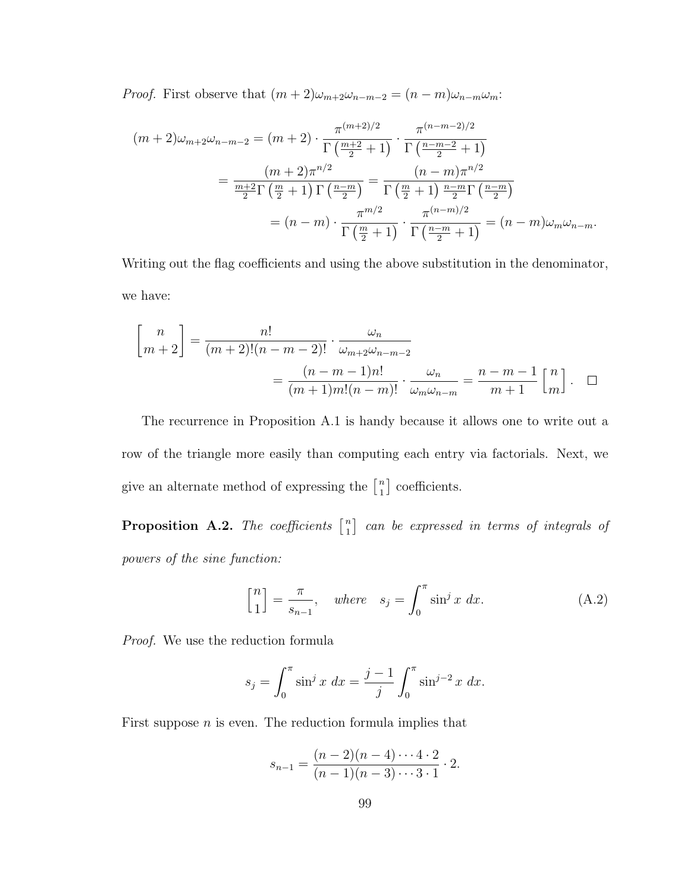*Proof.* First observe that $(m+2)\omega_{m+2}\omega_{n-m-2} = (n-m)\omega_{n-m}\omega_m$:

$$
\begin{aligned}
(m+2)\omega_{m+2}\omega_{n-m-2} &= (m+2) \cdot \frac{\pi^{(m+2)/2}}{\Gamma\left(\frac{m+2}{2}+1\right)} \cdot \frac{\pi^{(n-m-2)/2}}{\Gamma\left(\frac{n-m-2}{2}+1\right)} \\
&= \frac{(m+2)\pi^{n/2}}{\frac{m+2}{2}\Gamma\left(\frac{m}{2}+1\right)\Gamma\left(\frac{n-m}{2}\right)} = \frac{(n-m)\pi^{n/2}}{\Gamma\left(\frac{m}{2}+1\right)\frac{n-m}{2}\Gamma\left(\frac{n-m}{2}\right)} \\
&= (n-m) \cdot \frac{\pi^{m/2}}{\Gamma\left(\frac{m}{2}+1\right)} \cdot \frac{\pi^{(n-m)/2}}{\Gamma\left(\frac{n-m}{2}+1\right)} = (n-m)\omega_m\omega_{n-m}.
\end{aligned}
$$

Writing out the flag coefficients and using the above substitution in the denominator, we have:

$$
\begin{aligned}
\begin{bmatrix} n \\ m+2 \end{bmatrix} &= \frac{n!}{(m+2)!(n-m-2)!} \cdot \frac{\omega_n}{\omega_{m+2}\omega_{n-m-2}} \\
&= \frac{(n-m-1)n!}{(m+1)m!(n-m)!} \cdot \frac{\omega_n}{\omega_m\omega_{n-m}} = \frac{n-m-1}{m+1}\begin{bmatrix} n \\ m \end{bmatrix}. \quad \square
\end{aligned}
$$

The recurrence in Proposition A.1 is handy because it allows one to write out a row of the triangle more easily than computing each entry via factorials. Next, we give an alternate method of expressing the $\left[\begin{smallmatrix} n \\ 1 \end{smallmatrix}\right]$ coefficients.

**Proposition A.2.** *The coefficients $\left[\begin{smallmatrix} n \\ 1 \end{smallmatrix}\right]$ can be expressed in terms of integrals of powers of the sine function:*

$$
\begin{bmatrix} n \\ 1 \end{bmatrix} = \frac{\pi}{s_{n-1}}, \quad \text{where} \quad s_j = \int_0^\pi \sin^j x \, dx. \tag{A.2}
$$

*Proof.* We use the reduction formula

$$
s_j = \int_0^\pi \sin^j x \, dx = \frac{j-1}{j}\int_0^\pi \sin^{j-2} x \, dx.
$$

First suppose $n$ is even. The reduction formula implies that

$$
s_{n-1} = \frac{(n-2)(n-4)\cdots 4 \cdot 2}{(n-1)(n-3)\cdots 3 \cdot 1} \cdot 2.
$$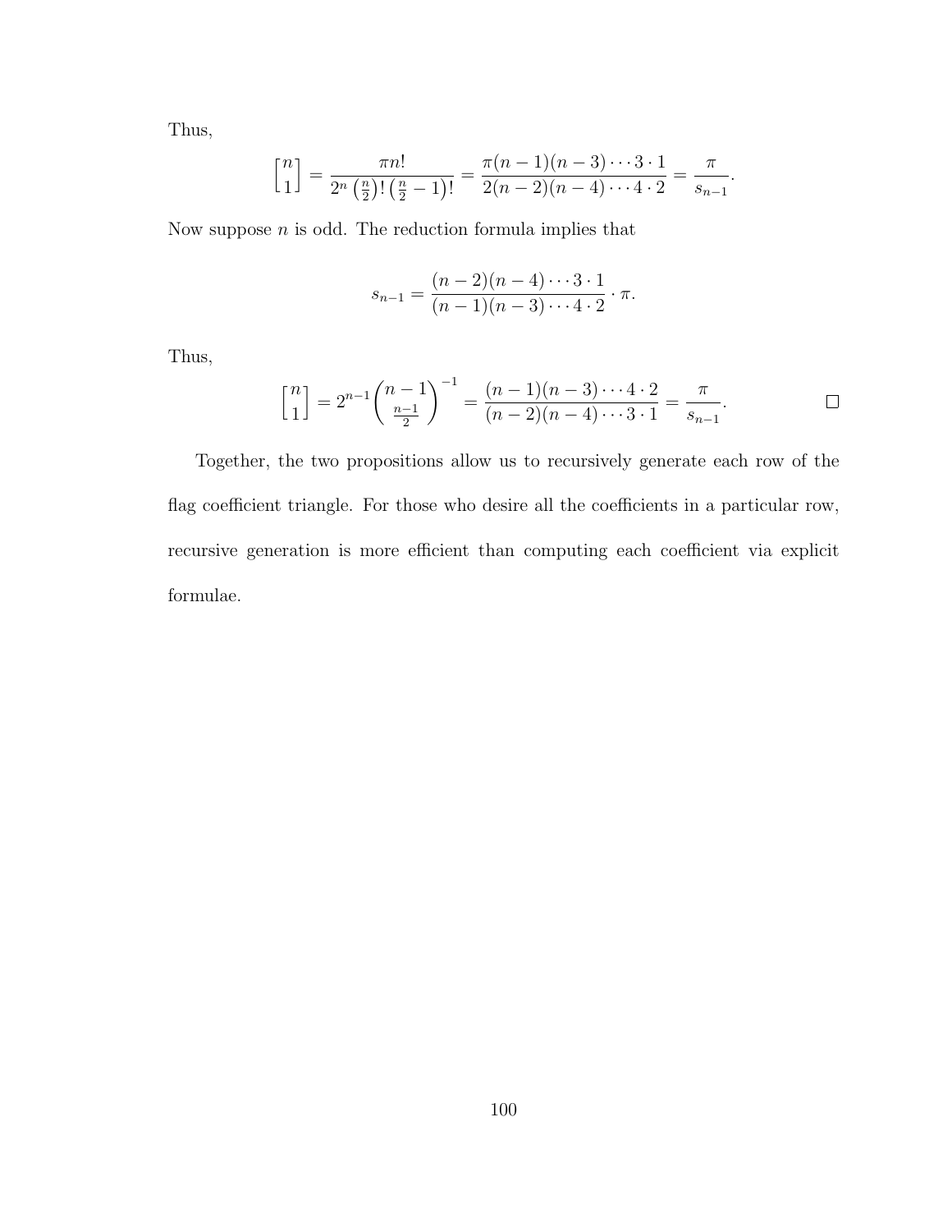Thus,

$$\begin{bmatrix} n \\ 1 \end{bmatrix} = \frac{\pi n!}{2^n \left(\frac{n}{2}\right)! \left(\frac{n}{2}-1\right)!} = \frac{\pi (n-1)(n-3)\cdots 3 \cdot 1}{2(n-2)(n-4)\cdots 4 \cdot 2} = \frac{\pi}{s_{n-1}}.$$

Now suppose $n$ is odd. The reduction formula implies that

$$s_{n-1} = \frac{(n-2)(n-4)\cdots 3 \cdot 1}{(n-1)(n-3)\cdots 4 \cdot 2} \cdot \pi.$$

Thus,

$$\begin{bmatrix} n \\ 1 \end{bmatrix} = 2^{n-1} \binom{n-1}{\frac{n-1}{2}}^{-1} = \frac{(n-1)(n-3)\cdots 4 \cdot 2}{(n-2)(n-4)\cdots 3 \cdot 1} = \frac{\pi}{s_{n-1}}. \qquad \square$$

Together, the two propositions allow us to recursively generate each row of the flag coefficient triangle. For those who desire all the coefficients in a particular row, recursive generation is more efficient than computing each coefficient via explicit formulae.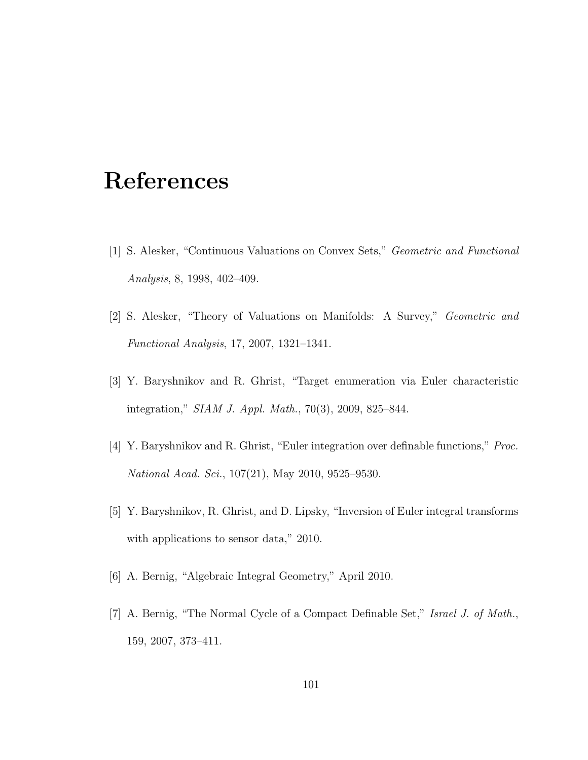# References

[1] S. Alesker, "Continuous Valuations on Convex Sets," *Geometric and Functional Analysis*, 8, 1998, 402–409.

[2] S. Alesker, "Theory of Valuations on Manifolds: A Survey," *Geometric and Functional Analysis*, 17, 2007, 1321–1341.

[3] Y. Baryshnikov and R. Ghrist, "Target enumeration via Euler characteristic integration," *SIAM J. Appl. Math.*, 70(3), 2009, 825–844.

[4] Y. Baryshnikov and R. Ghrist, "Euler integration over definable functions," *Proc. National Acad. Sci.*, 107(21), May 2010, 9525–9530.

[5] Y. Baryshnikov, R. Ghrist, and D. Lipsky, "Inversion of Euler integral transforms with applications to sensor data," 2010.

[6] A. Bernig, "Algebraic Integral Geometry," April 2010.

[7] A. Bernig, "The Normal Cycle of a Compact Definable Set," *Israel J. of Math.*, 159, 2007, 373–411.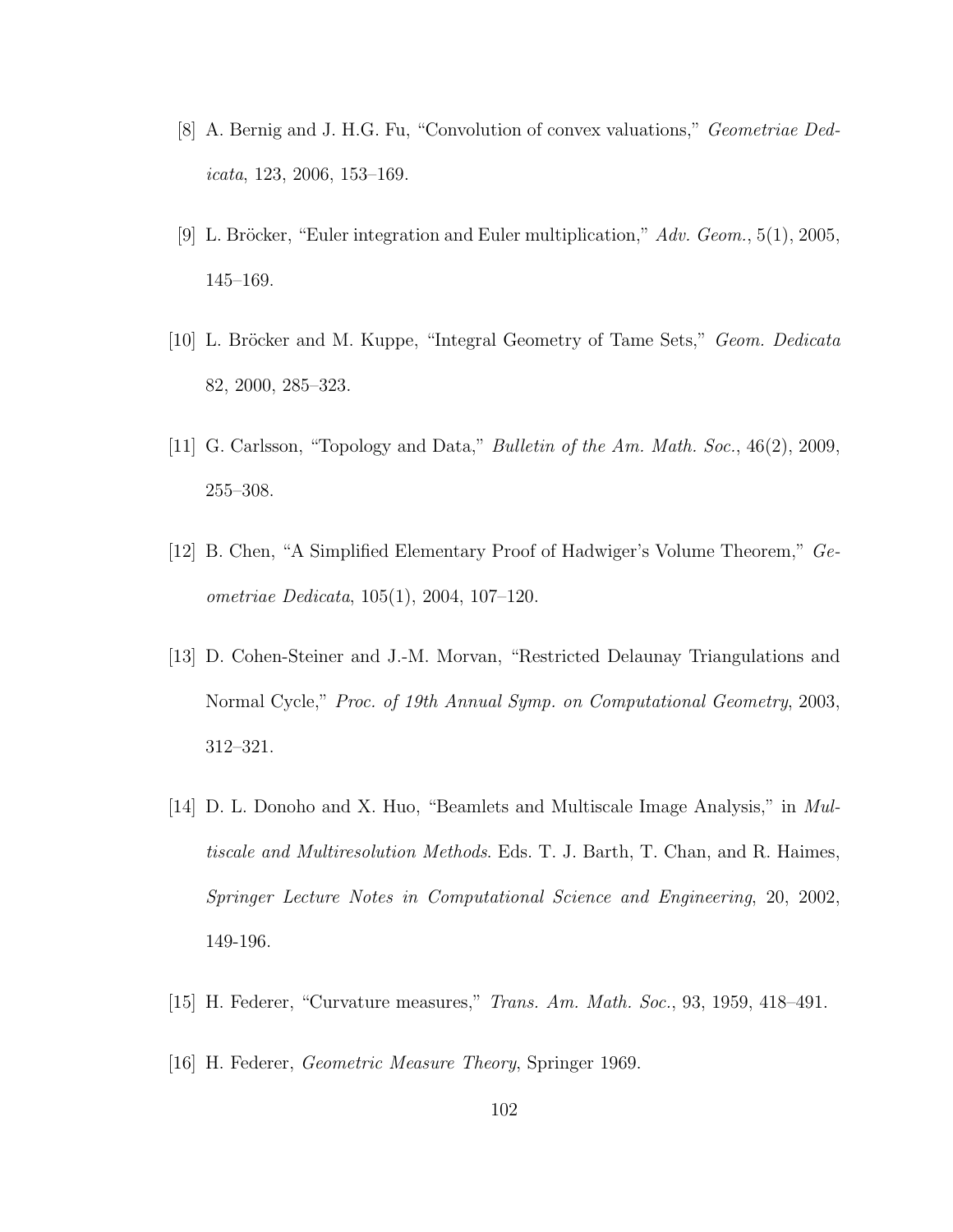[8] A. Bernig and J. H.G. Fu, "Convolution of convex valuations," *Geometriae Dedicata*, 123, 2006, 153–169.

[9] L. Bröcker, "Euler integration and Euler multiplication," *Adv. Geom.*, 5(1), 2005, 145–169.

[10] L. Bröcker and M. Kuppe, "Integral Geometry of Tame Sets," *Geom. Dedicata* 82, 2000, 285–323.

[11] G. Carlsson, "Topology and Data," *Bulletin of the Am. Math. Soc.*, 46(2), 2009, 255–308.

[12] B. Chen, "A Simplified Elementary Proof of Hadwiger's Volume Theorem," *Geometriae Dedicata*, 105(1), 2004, 107–120.

[13] D. Cohen-Steiner and J.-M. Morvan, "Restricted Delaunay Triangulations and Normal Cycle," *Proc. of 19th Annual Symp. on Computational Geometry*, 2003, 312–321.

[14] D. L. Donoho and X. Huo, "Beamlets and Multiscale Image Analysis," in *Multiscale and Multiresolution Methods*. Eds. T. J. Barth, T. Chan, and R. Haimes, *Springer Lecture Notes in Computational Science and Engineering*, 20, 2002, 149-196.

[15] H. Federer, "Curvature measures," *Trans. Am. Math. Soc.*, 93, 1959, 418–491.

[16] H. Federer, *Geometric Measure Theory*, Springer 1969.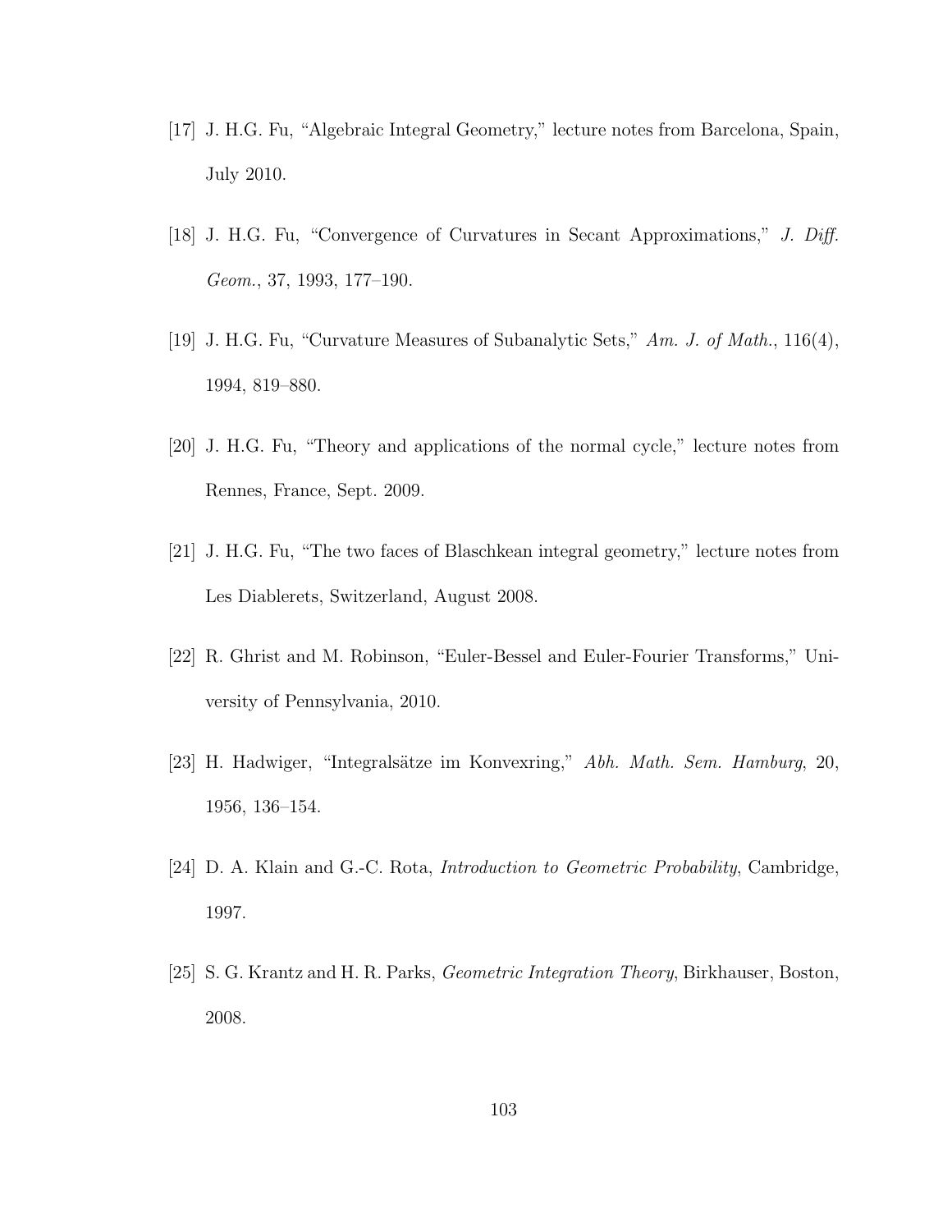[17] J. H.G. Fu, "Algebraic Integral Geometry," lecture notes from Barcelona, Spain, July 2010.

[18] J. H.G. Fu, "Convergence of Curvatures in Secant Approximations," *J. Diff. Geom.*, 37, 1993, 177–190.

[19] J. H.G. Fu, "Curvature Measures of Subanalytic Sets," *Am. J. of Math.*, 116(4), 1994, 819–880.

[20] J. H.G. Fu, "Theory and applications of the normal cycle," lecture notes from Rennes, France, Sept. 2009.

[21] J. H.G. Fu, "The two faces of Blaschkean integral geometry," lecture notes from Les Diablerets, Switzerland, August 2008.

[22] R. Ghrist and M. Robinson, "Euler-Bessel and Euler-Fourier Transforms," University of Pennsylvania, 2010.

[23] H. Hadwiger, "Integralsätze im Konvexring," *Abh. Math. Sem. Hamburg*, 20, 1956, 136–154.

[24] D. A. Klain and G.-C. Rota, *Introduction to Geometric Probability*, Cambridge, 1997.

[25] S. G. Krantz and H. R. Parks, *Geometric Integration Theory*, Birkhauser, Boston, 2008.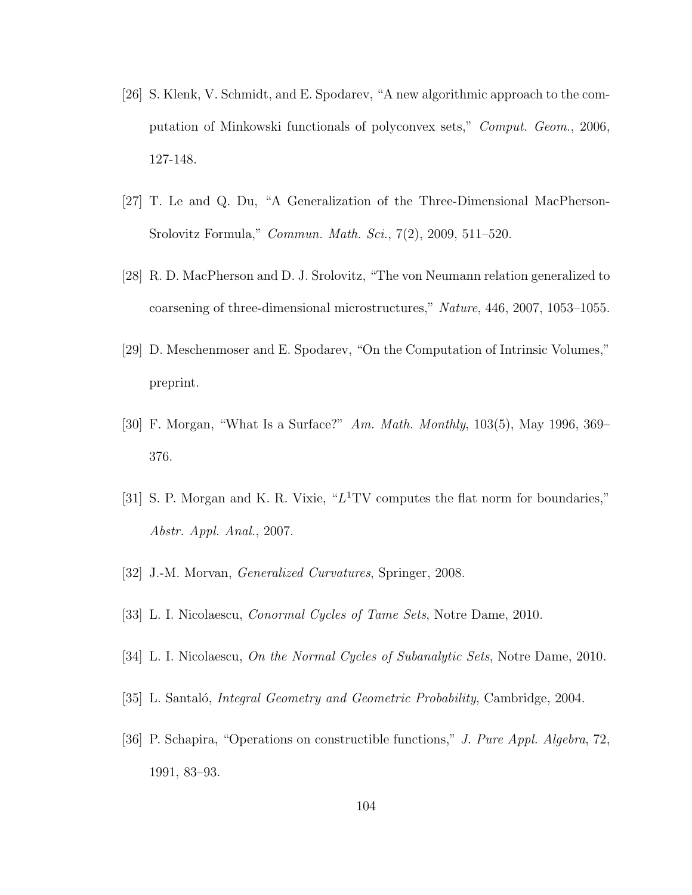[26] S. Klenk, V. Schmidt, and E. Spodarev, "A new algorithmic approach to the computation of Minkowski functionals of polyconvex sets," *Comput. Geom.*, 2006, 127-148.

[27] T. Le and Q. Du, "A Generalization of the Three-Dimensional MacPherson-Srolovitz Formula," *Commun. Math. Sci.*, 7(2), 2009, 511–520.

[28] R. D. MacPherson and D. J. Srolovitz, "The von Neumann relation generalized to coarsening of three-dimensional microstructures," *Nature*, 446, 2007, 1053–1055.

[29] D. Meschenmoser and E. Spodarev, "On the Computation of Intrinsic Volumes," preprint.

[30] F. Morgan, "What Is a Surface?" *Am. Math. Monthly*, 103(5), May 1996, 369–376.

[31] S. P. Morgan and K. R. Vixie, "$L^1$TV computes the flat norm for boundaries," *Abstr. Appl. Anal.*, 2007.

[32] J.-M. Morvan, *Generalized Curvatures*, Springer, 2008.

[33] L. I. Nicolaescu, *Conormal Cycles of Tame Sets*, Notre Dame, 2010.

[34] L. I. Nicolaescu, *On the Normal Cycles of Subanalytic Sets*, Notre Dame, 2010.

[35] L. Santaló, *Integral Geometry and Geometric Probability*, Cambridge, 2004.

[36] P. Schapira, "Operations on constructible functions," *J. Pure Appl. Algebra*, 72, 1991, 83–93.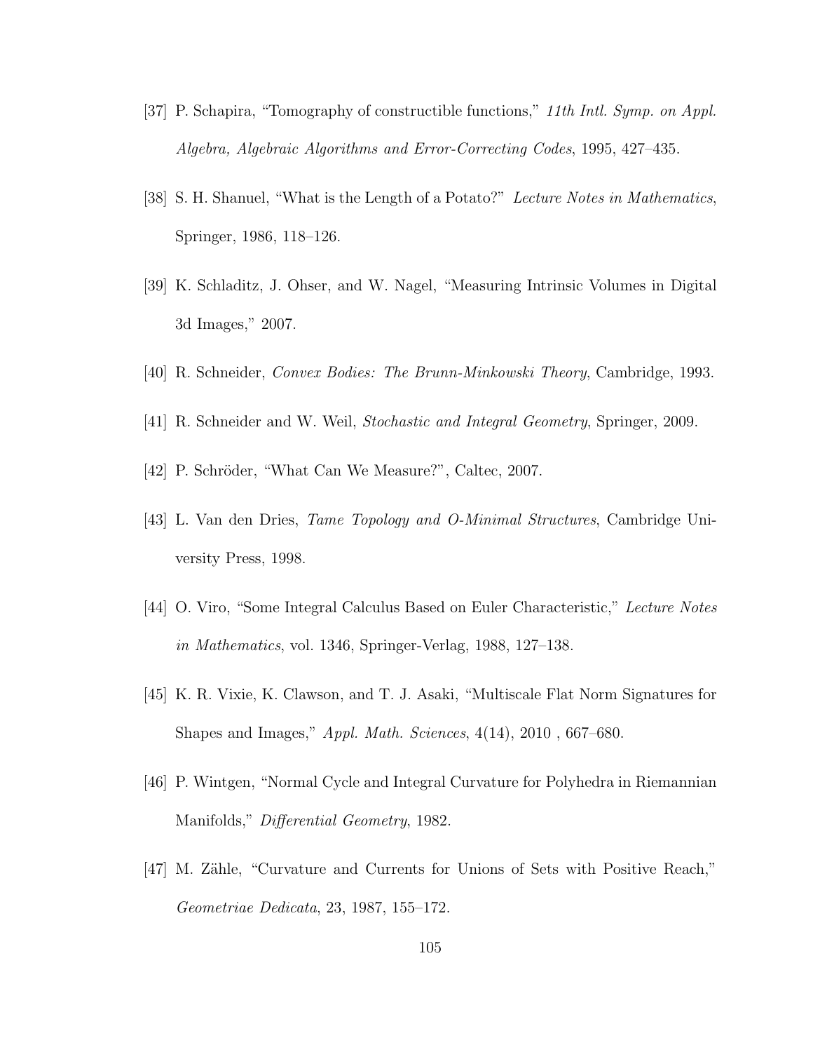[37] P. Schapira, "Tomography of constructible functions," *11th Intl. Symp. on Appl. Algebra, Algebraic Algorithms and Error-Correcting Codes*, 1995, 427–435.

[38] S. H. Shanuel, "What is the Length of a Potato?" *Lecture Notes in Mathematics*, Springer, 1986, 118–126.

[39] K. Schladitz, J. Ohser, and W. Nagel, "Measuring Intrinsic Volumes in Digital 3d Images," 2007.

[40] R. Schneider, *Convex Bodies: The Brunn-Minkowski Theory*, Cambridge, 1993.

[41] R. Schneider and W. Weil, *Stochastic and Integral Geometry*, Springer, 2009.

[42] P. Schröder, "What Can We Measure?", Caltec, 2007.

[43] L. Van den Dries, *Tame Topology and O-Minimal Structures*, Cambridge University Press, 1998.

[44] O. Viro, "Some Integral Calculus Based on Euler Characteristic," *Lecture Notes in Mathematics*, vol. 1346, Springer-Verlag, 1988, 127–138.

[45] K. R. Vixie, K. Clawson, and T. J. Asaki, "Multiscale Flat Norm Signatures for Shapes and Images," *Appl. Math. Sciences*, 4(14), 2010 , 667–680.

[46] P. Wintgen, "Normal Cycle and Integral Curvature for Polyhedra in Riemannian Manifolds," *Differential Geometry*, 1982.

[47] M. Zähle, "Curvature and Currents for Unions of Sets with Positive Reach," *Geometriae Dedicata*, 23, 1987, 155–172.